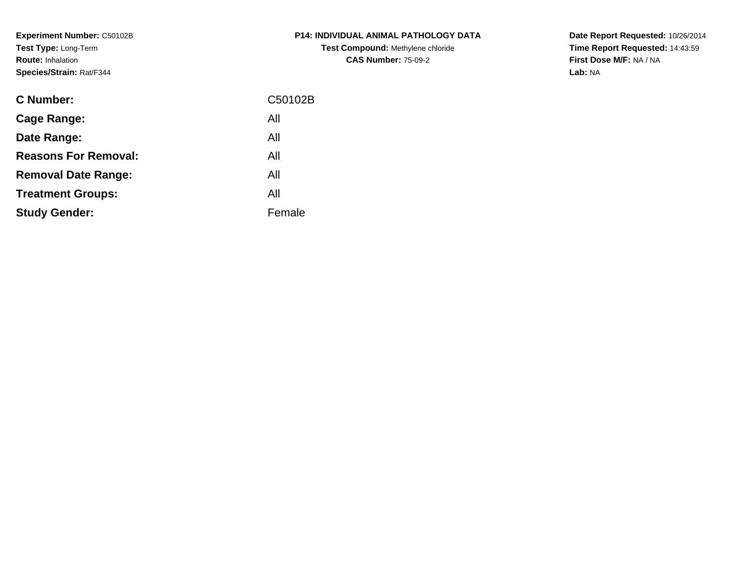**Experiment Number:** C50102B
**Test Type:** Long-Term
**Route:** Inhalation
**Species/Strain:** Rat/F344

**P14: INDIVIDUAL ANIMAL PATHOLOGY DATA**
**Test Compound:** Methylene chloride
**CAS Number:** 75-09-2

**Date Report Requested:** 10/26/2014
**Time Report Requested:** 14:43:59
**First Dose M/F:** NA / NA
**Lab:** NA

| | |
|---|---|
| **C Number:** | C50102B |
| **Cage Range:** | All |
| **Date Range:** | All |
| **Reasons For Removal:** | All |
| **Removal Date Range:** | All |
| **Treatment Groups:** | All |
| **Study Gender:** | Female |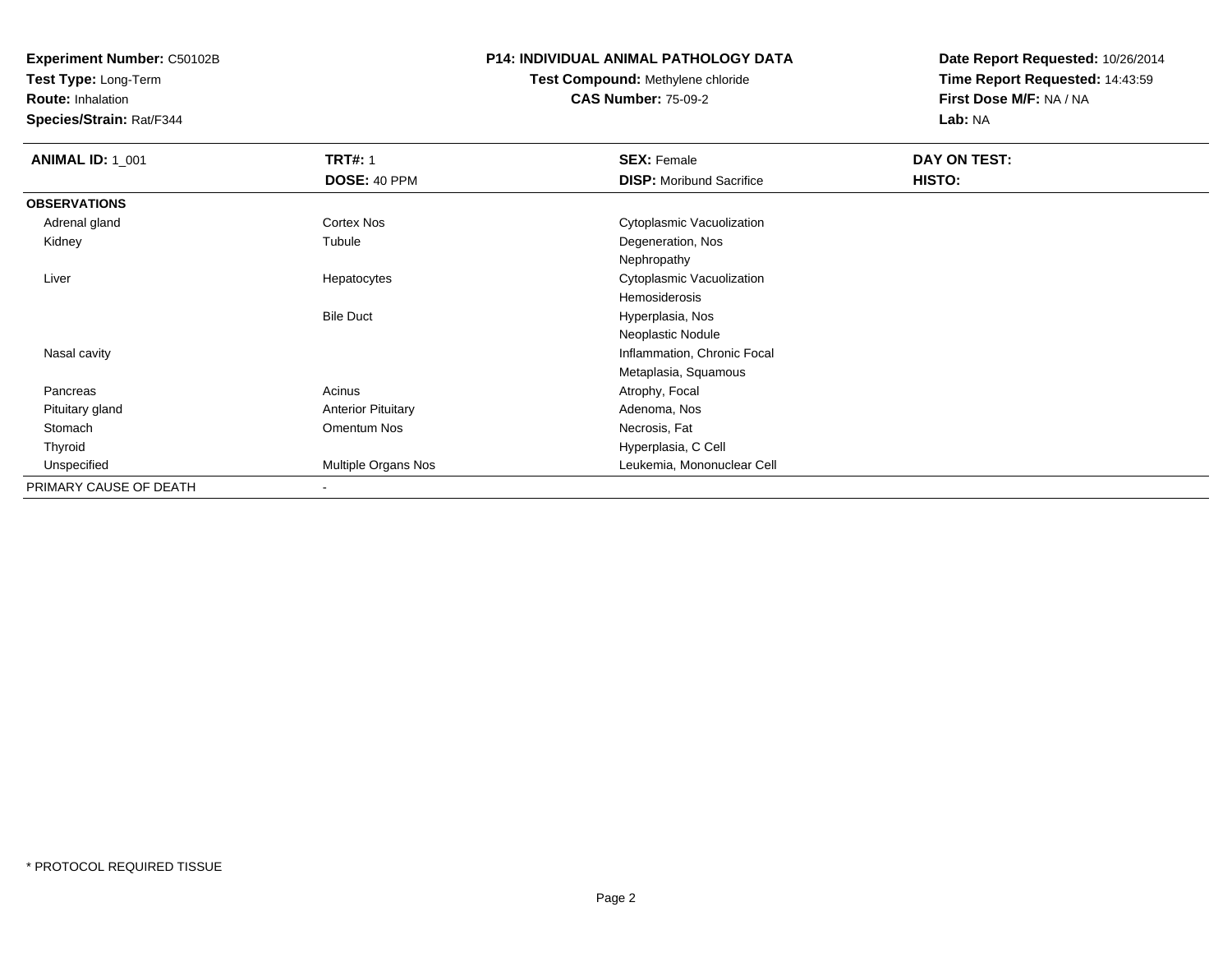**Experiment Number:** C50102B
**Test Type:** Long-Term
**Route:** Inhalation
**Species/Strain:** Rat/F344

## P14: INDIVIDUAL ANIMAL PATHOLOGY DATA

**Test Compound:** Methylene chloride
**CAS Number:** 75-09-2

**Date Report Requested:** 10/26/2014
**Time Report Requested:** 14:43:59
**First Dose M/F:** NA / NA
**Lab:** NA

| **ANIMAL ID:** 1_001 | **TRT#:** 1 | **SEX:** Female | **DAY ON TEST:** |
|---|---|---|---|
| | **DOSE:** 40 PPM | **DISP:** Moribund Sacrifice | **HISTO:** |
| **OBSERVATIONS** | | | |
| Adrenal gland | Cortex Nos | Cytoplasmic Vacuolization | |
| Kidney | Tubule | Degeneration, Nos | |
| | | Nephropathy | |
| Liver | Hepatocytes | Cytoplasmic Vacuolization | |
| | | Hemosiderosis | |
| | Bile Duct | Hyperplasia, Nos | |
| | | Neoplastic Nodule | |
| Nasal cavity | | Inflammation, Chronic Focal | |
| | | Metaplasia, Squamous | |
| Pancreas | Acinus | Atrophy, Focal | |
| Pituitary gland | Anterior Pituitary | Adenoma, Nos | |
| Stomach | Omentum Nos | Necrosis, Fat | |
| Thyroid | | Hyperplasia, C Cell | |
| Unspecified | Multiple Organs Nos | Leukemia, Mononuclear Cell | |
| PRIMARY CAUSE OF DEATH | - | | |

* PROTOCOL REQUIRED TISSUE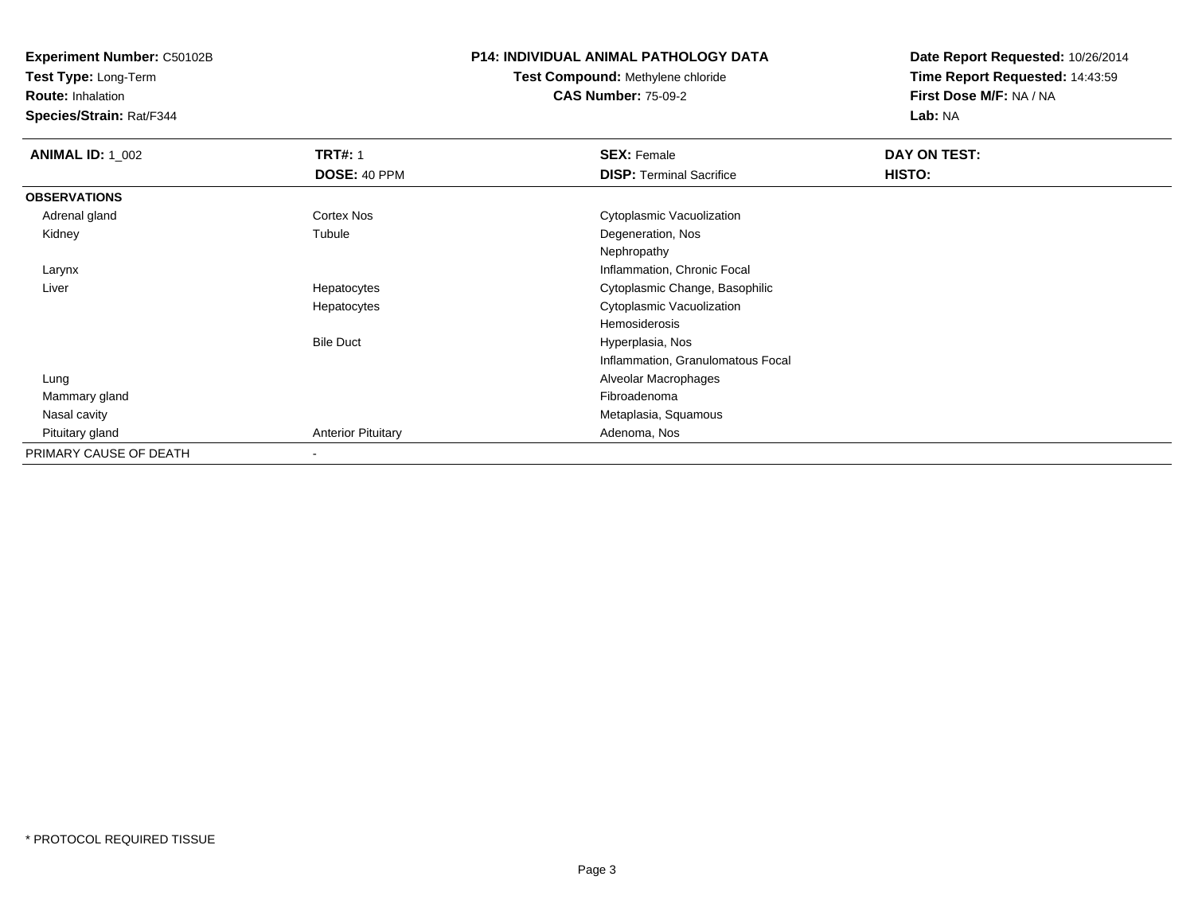**Experiment Number:** C50102B
**Test Type:** Long-Term
**Route:** Inhalation
**Species/Strain:** Rat/F344

**P14: INDIVIDUAL ANIMAL PATHOLOGY DATA**
**Test Compound:** Methylene chloride
**CAS Number:** 75-09-2

**Date Report Requested:** 10/26/2014
**Time Report Requested:** 14:43:59
**First Dose M/F:** NA / NA
**Lab:** NA

| **ANIMAL ID:** 1_002 | **TRT#:** 1 | **SEX:** Female | **DAY ON TEST:** |
|---|---|---|---|
| | **DOSE:** 40 PPM | **DISP:** Terminal Sacrifice | **HISTO:** |
| **OBSERVATIONS** | | | |
| Adrenal gland | Cortex Nos | Cytoplasmic Vacuolization | |
| Kidney | Tubule | Degeneration, Nos | |
| | | Nephropathy | |
| Larynx | | Inflammation, Chronic Focal | |
| Liver | Hepatocytes | Cytoplasmic Change, Basophilic | |
| | Hepatocytes | Cytoplasmic Vacuolization | |
| | | Hemosiderosis | |
| | Bile Duct | Hyperplasia, Nos | |
| | | Inflammation, Granulomatous Focal | |
| Lung | | Alveolar Macrophages | |
| Mammary gland | | Fibroadenoma | |
| Nasal cavity | | Metaplasia, Squamous | |
| Pituitary gland | Anterior Pituitary | Adenoma, Nos | |
| PRIMARY CAUSE OF DEATH | - | | |

* PROTOCOL REQUIRED TISSUE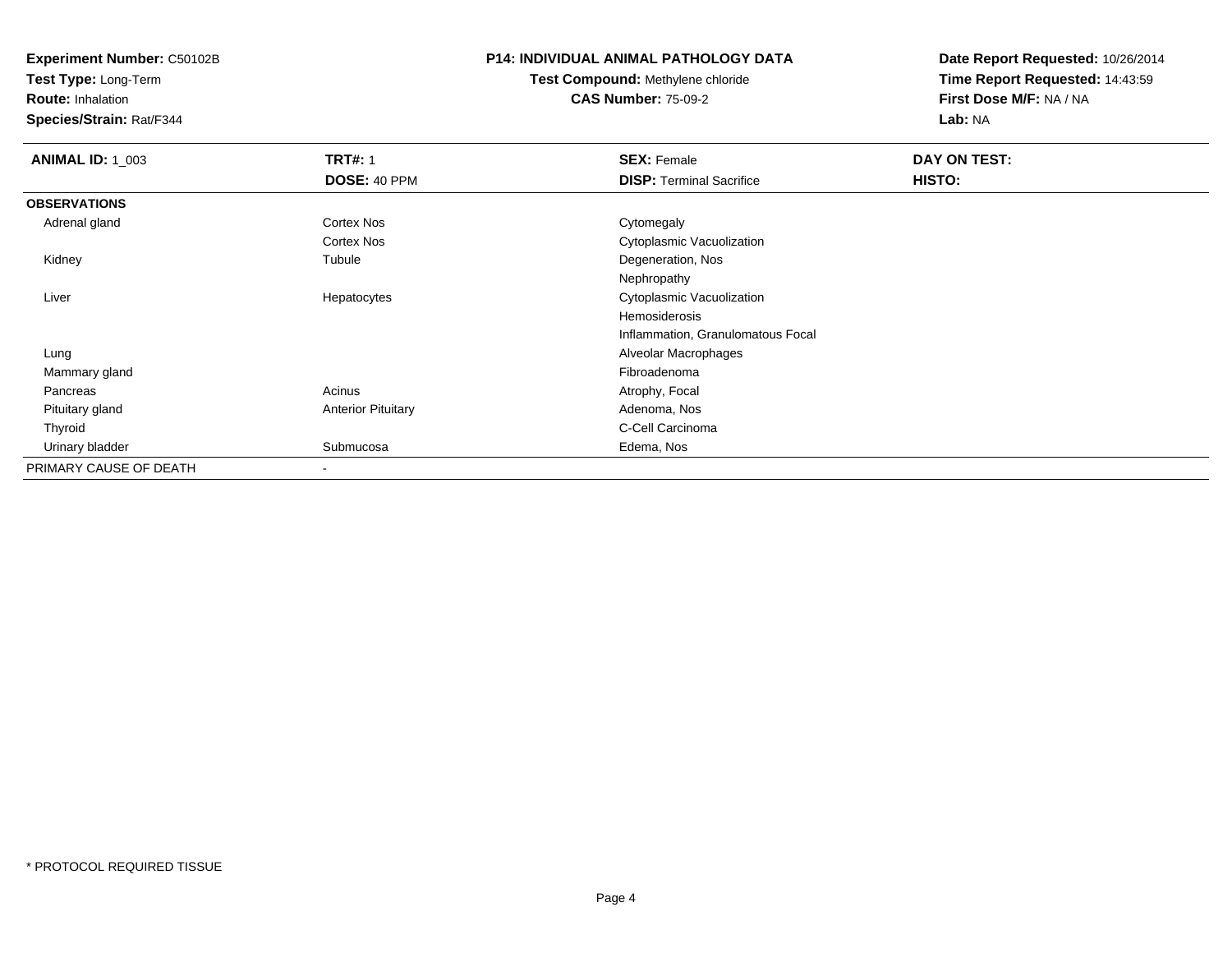**Experiment Number:** C50102B
**Test Type:** Long-Term
**Route:** Inhalation
**Species/Strain:** Rat/F344

**P14: INDIVIDUAL ANIMAL PATHOLOGY DATA**
**Test Compound:** Methylene chloride
**CAS Number:** 75-09-2

**Date Report Requested:** 10/26/2014
**Time Report Requested:** 14:43:59
**First Dose M/F:** NA / NA
**Lab:** NA

| **ANIMAL ID:** 1_003 | **TRT#:** 1 | **SEX:** Female | **DAY ON TEST:** |
|---|---|---|---|
| | **DOSE:** 40 PPM | **DISP:** Terminal Sacrifice | **HISTO:** |
| **OBSERVATIONS** | | | |
| Adrenal gland | Cortex Nos | Cytomegaly | |
| | Cortex Nos | Cytoplasmic Vacuolization | |
| Kidney | Tubule | Degeneration, Nos | |
| | | Nephropathy | |
| Liver | Hepatocytes | Cytoplasmic Vacuolization | |
| | | Hemosiderosis | |
| | | Inflammation, Granulomatous Focal | |
| Lung | | Alveolar Macrophages | |
| Mammary gland | | Fibroadenoma | |
| Pancreas | Acinus | Atrophy, Focal | |
| Pituitary gland | Anterior Pituitary | Adenoma, Nos | |
| Thyroid | | C-Cell Carcinoma | |
| Urinary bladder | Submucosa | Edema, Nos | |
| PRIMARY CAUSE OF DEATH | - | | |

* PROTOCOL REQUIRED TISSUE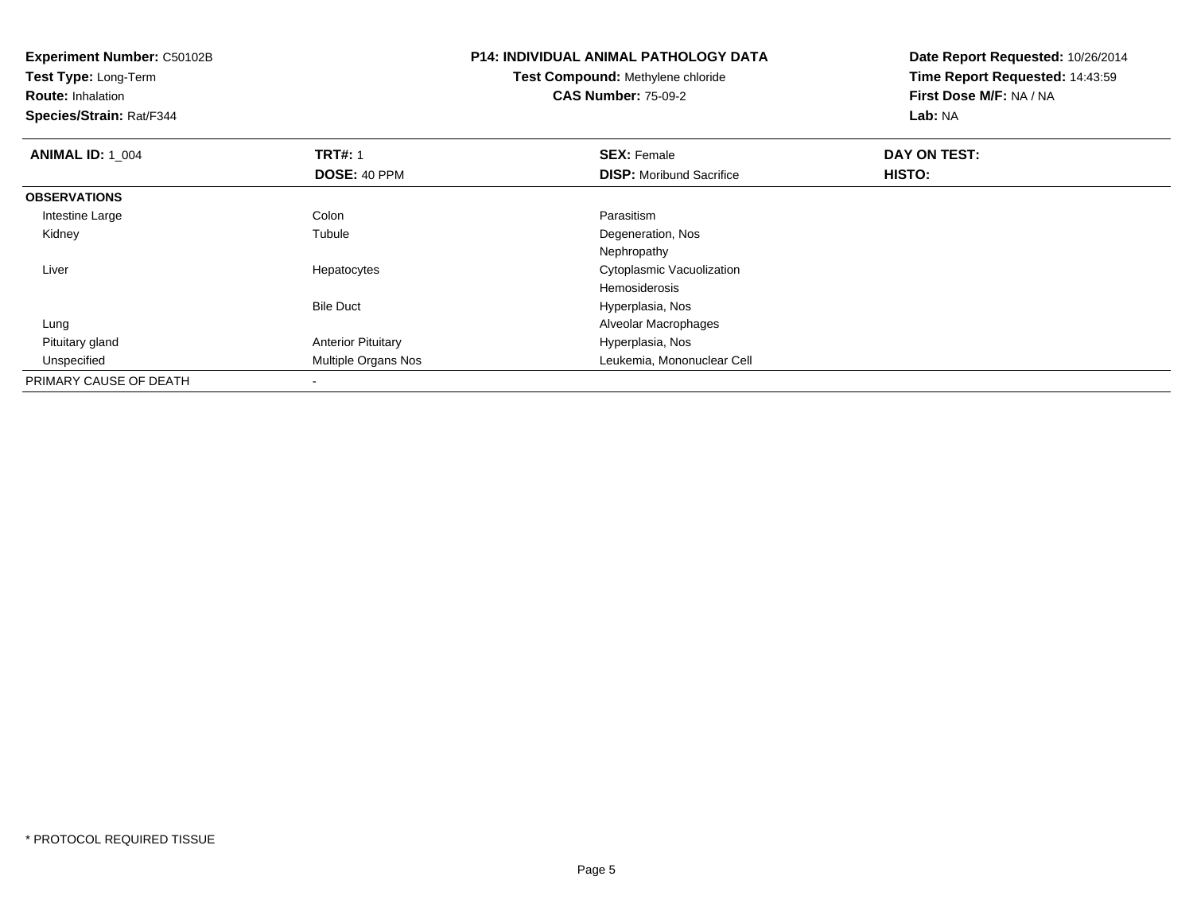**Experiment Number:** C50102B
**Test Type:** Long-Term
**Route:** Inhalation
**Species/Strain:** Rat/F344

**P14: INDIVIDUAL ANIMAL PATHOLOGY DATA**
**Test Compound:** Methylene chloride
**CAS Number:** 75-09-2

**Date Report Requested:** 10/26/2014
**Time Report Requested:** 14:43:59
**First Dose M/F:** NA / NA
**Lab:** NA

| **ANIMAL ID:** 1_004 | **TRT#:** 1 | **SEX:** Female | **DAY ON TEST:** |
|---|---|---|---|
| | **DOSE:** 40 PPM | **DISP:** Moribund Sacrifice | **HISTO:** |
| **OBSERVATIONS** | | | |
| Intestine Large | Colon | Parasitism | |
| Kidney | Tubule | Degeneration, Nos | |
| | | Nephropathy | |
| Liver | Hepatocytes | Cytoplasmic Vacuolization | |
| | | Hemosiderosis | |
| | Bile Duct | Hyperplasia, Nos | |
| Lung | | Alveolar Macrophages | |
| Pituitary gland | Anterior Pituitary | Hyperplasia, Nos | |
| Unspecified | Multiple Organs Nos | Leukemia, Mononuclear Cell | |
| PRIMARY CAUSE OF DEATH | - | | |

* PROTOCOL REQUIRED TISSUE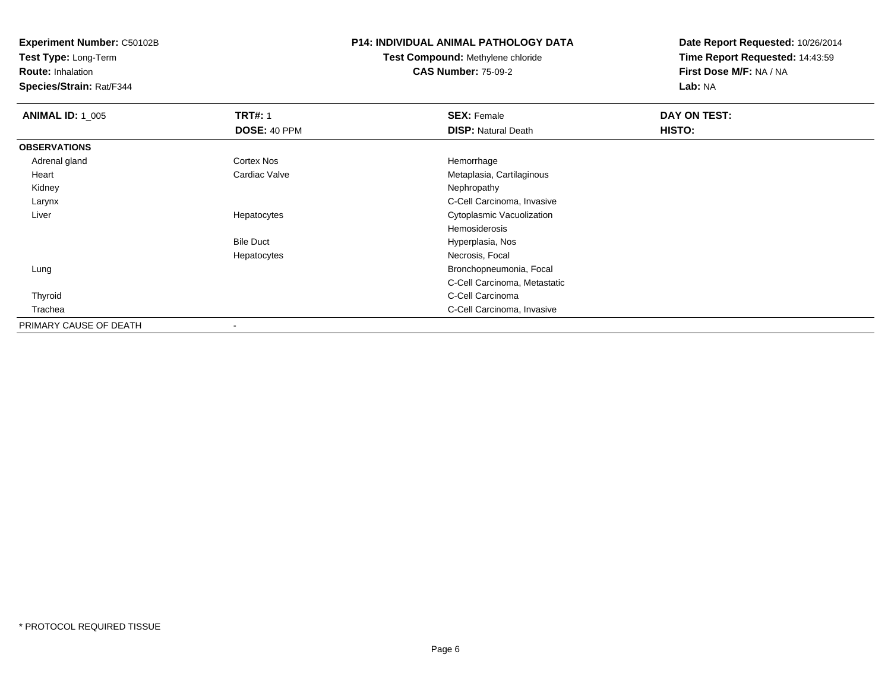**Experiment Number:** C50102B
**Test Type:** Long-Term
**Route:** Inhalation
**Species/Strain:** Rat/F344

## P14: INDIVIDUAL ANIMAL PATHOLOGY DATA

**Test Compound:** Methylene chloride
**CAS Number:** 75-09-2

**Date Report Requested:** 10/26/2014
**Time Report Requested:** 14:43:59
**First Dose M/F:** NA / NA
**Lab:** NA

| **ANIMAL ID:** 1_005 | **TRT#:** 1 | **SEX:** Female | **DAY ON TEST:** |
|---|---|---|---|
| | **DOSE:** 40 PPM | **DISP:** Natural Death | **HISTO:** |
| **OBSERVATIONS** | | | |
| Adrenal gland | Cortex Nos | Hemorrhage | |
| Heart | Cardiac Valve | Metaplasia, Cartilaginous | |
| Kidney | | Nephropathy | |
| Larynx | | C-Cell Carcinoma, Invasive | |
| Liver | Hepatocytes | Cytoplasmic Vacuolization | |
| | | Hemosiderosis | |
| | Bile Duct | Hyperplasia, Nos | |
| | Hepatocytes | Necrosis, Focal | |
| Lung | | Bronchopneumonia, Focal | |
| | | C-Cell Carcinoma, Metastatic | |
| Thyroid | | C-Cell Carcinoma | |
| Trachea | | C-Cell Carcinoma, Invasive | |
| PRIMARY CAUSE OF DEATH | - | | |

* PROTOCOL REQUIRED TISSUE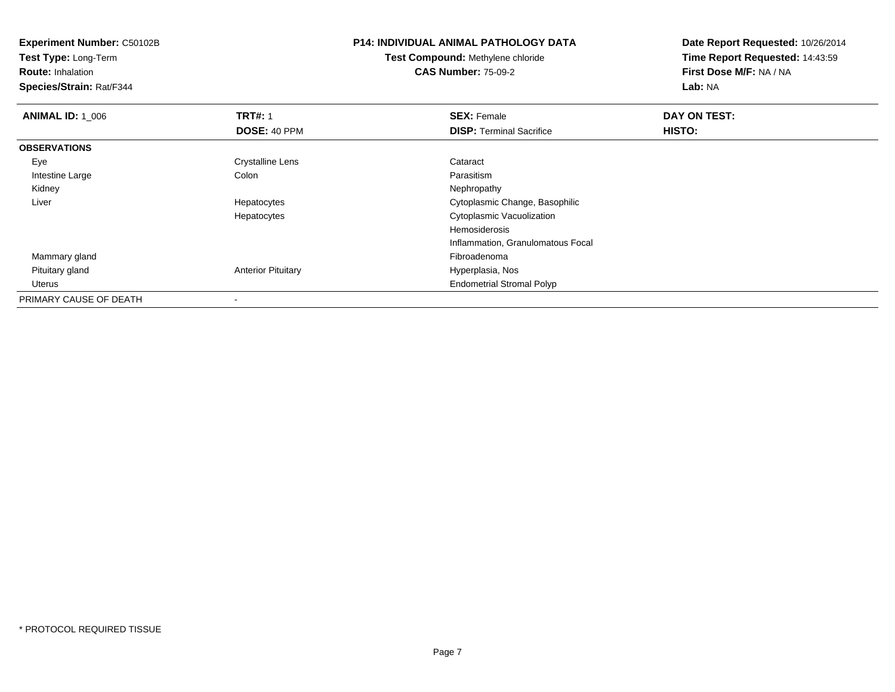**Experiment Number:** C50102B
**Test Type:** Long-Term
**Route:** Inhalation
**Species/Strain:** Rat/F344

**P14: INDIVIDUAL ANIMAL PATHOLOGY DATA**
**Test Compound:** Methylene chloride
**CAS Number:** 75-09-2

**Date Report Requested:** 10/26/2014
**Time Report Requested:** 14:43:59
**First Dose M/F:** NA / NA
**Lab:** NA

| **ANIMAL ID:** 1_006 | **TRT#:** 1 | **SEX:** Female | **DAY ON TEST:** |
|---|---|---|---|
| | **DOSE:** 40 PPM | **DISP:** Terminal Sacrifice | **HISTO:** |
| **OBSERVATIONS** | | | |
| Eye | Crystalline Lens | Cataract | |
| Intestine Large | Colon | Parasitism | |
| Kidney | | Nephropathy | |
| Liver | Hepatocytes | Cytoplasmic Change, Basophilic | |
| | Hepatocytes | Cytoplasmic Vacuolization | |
| | | Hemosiderosis | |
| | | Inflammation, Granulomatous Focal | |
| Mammary gland | | Fibroadenoma | |
| Pituitary gland | Anterior Pituitary | Hyperplasia, Nos | |
| Uterus | | Endometrial Stromal Polyp | |
| PRIMARY CAUSE OF DEATH | - | | |

\* PROTOCOL REQUIRED TISSUE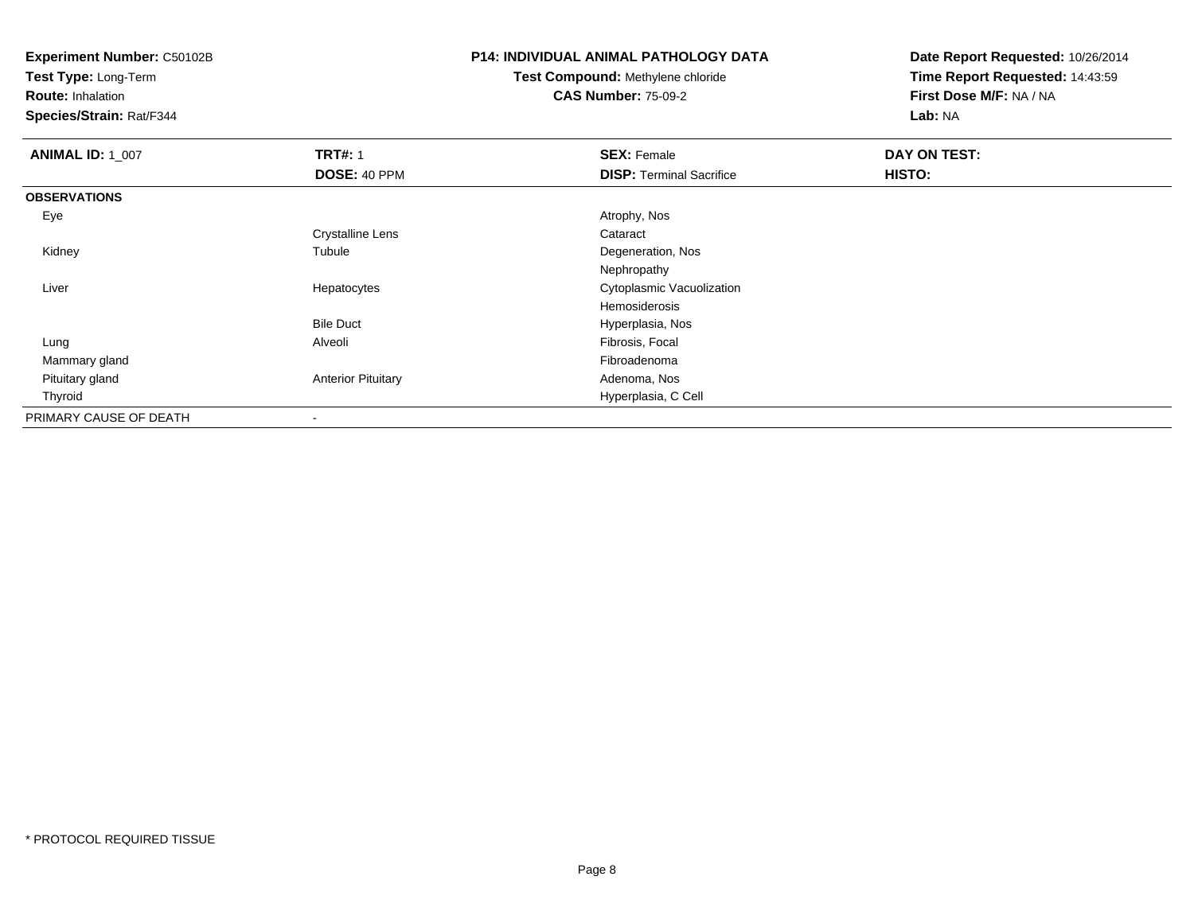**Experiment Number:** C50102B
**Test Type:** Long-Term
**Route:** Inhalation
**Species/Strain:** Rat/F344

## P14: INDIVIDUAL ANIMAL PATHOLOGY DATA

**Test Compound:** Methylene chloride
**CAS Number:** 75-09-2

**Date Report Requested:** 10/26/2014
**Time Report Requested:** 14:43:59
**First Dose M/F:** NA / NA
**Lab:** NA

| **ANIMAL ID:** 1_007 | **TRT#:** 1 | **SEX:** Female | **DAY ON TEST:** |
|---|---|---|---|
| | **DOSE:** 40 PPM | **DISP:** Terminal Sacrifice | **HISTO:** |
| **OBSERVATIONS** | | | |
| Eye | | Atrophy, Nos | |
| | Crystalline Lens | Cataract | |
| Kidney | Tubule | Degeneration, Nos | |
| | | Nephropathy | |
| Liver | Hepatocytes | Cytoplasmic Vacuolization | |
| | | Hemosiderosis | |
| | Bile Duct | Hyperplasia, Nos | |
| Lung | Alveoli | Fibrosis, Focal | |
| Mammary gland | | Fibroadenoma | |
| Pituitary gland | Anterior Pituitary | Adenoma, Nos | |
| Thyroid | | Hyperplasia, C Cell | |
| PRIMARY CAUSE OF DEATH | - | | |

* PROTOCOL REQUIRED TISSUE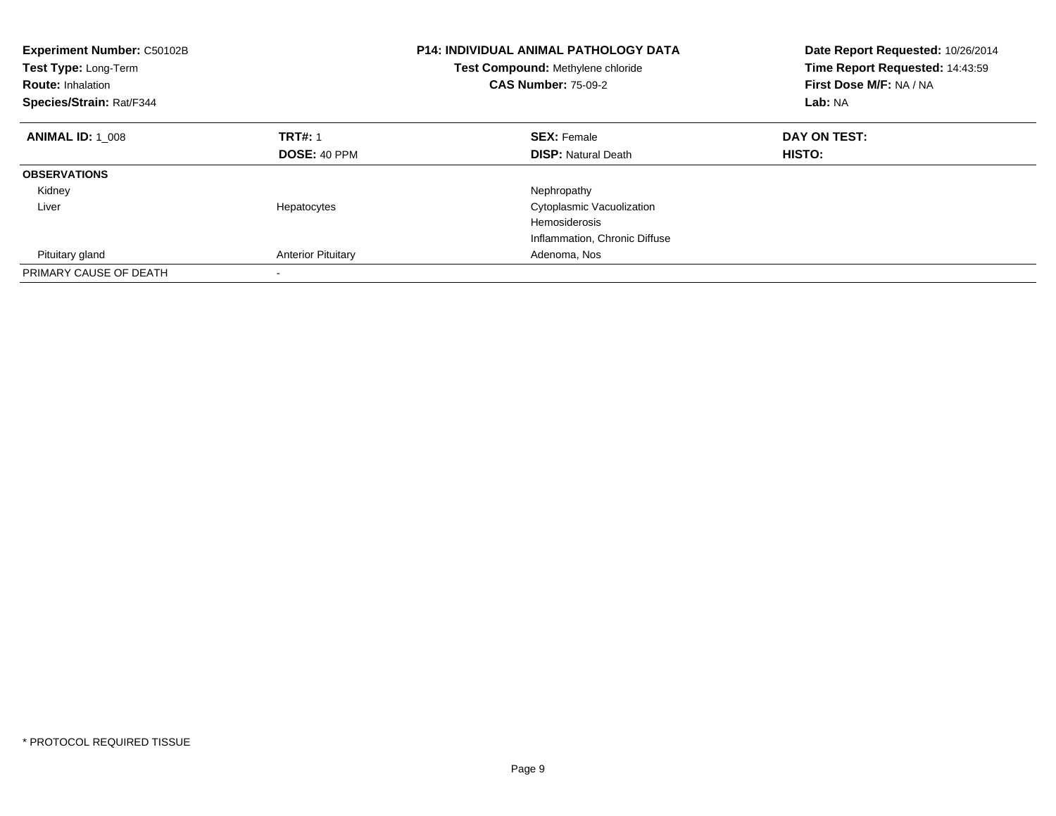**Experiment Number:** C50102B
**Test Type:** Long-Term
**Route:** Inhalation
**Species/Strain:** Rat/F344

**P14: INDIVIDUAL ANIMAL PATHOLOGY DATA**
**Test Compound:** Methylene chloride
**CAS Number:** 75-09-2

**Date Report Requested:** 10/26/2014
**Time Report Requested:** 14:43:59
**First Dose M/F:** NA / NA
**Lab:** NA

| **ANIMAL ID:** 1_008 | **TRT#:** 1 | **SEX:** Female | **DAY ON TEST:** |
|---|---|---|---|
| | **DOSE:** 40 PPM | **DISP:** Natural Death | **HISTO:** |
| **OBSERVATIONS** | | | |
| Kidney | | Nephropathy | |
| Liver | Hepatocytes | Cytoplasmic Vacuolization | |
| | | Hemosiderosis | |
| | | Inflammation, Chronic Diffuse | |
| Pituitary gland | Anterior Pituitary | Adenoma, Nos | |
| PRIMARY CAUSE OF DEATH | - | | |

* PROTOCOL REQUIRED TISSUE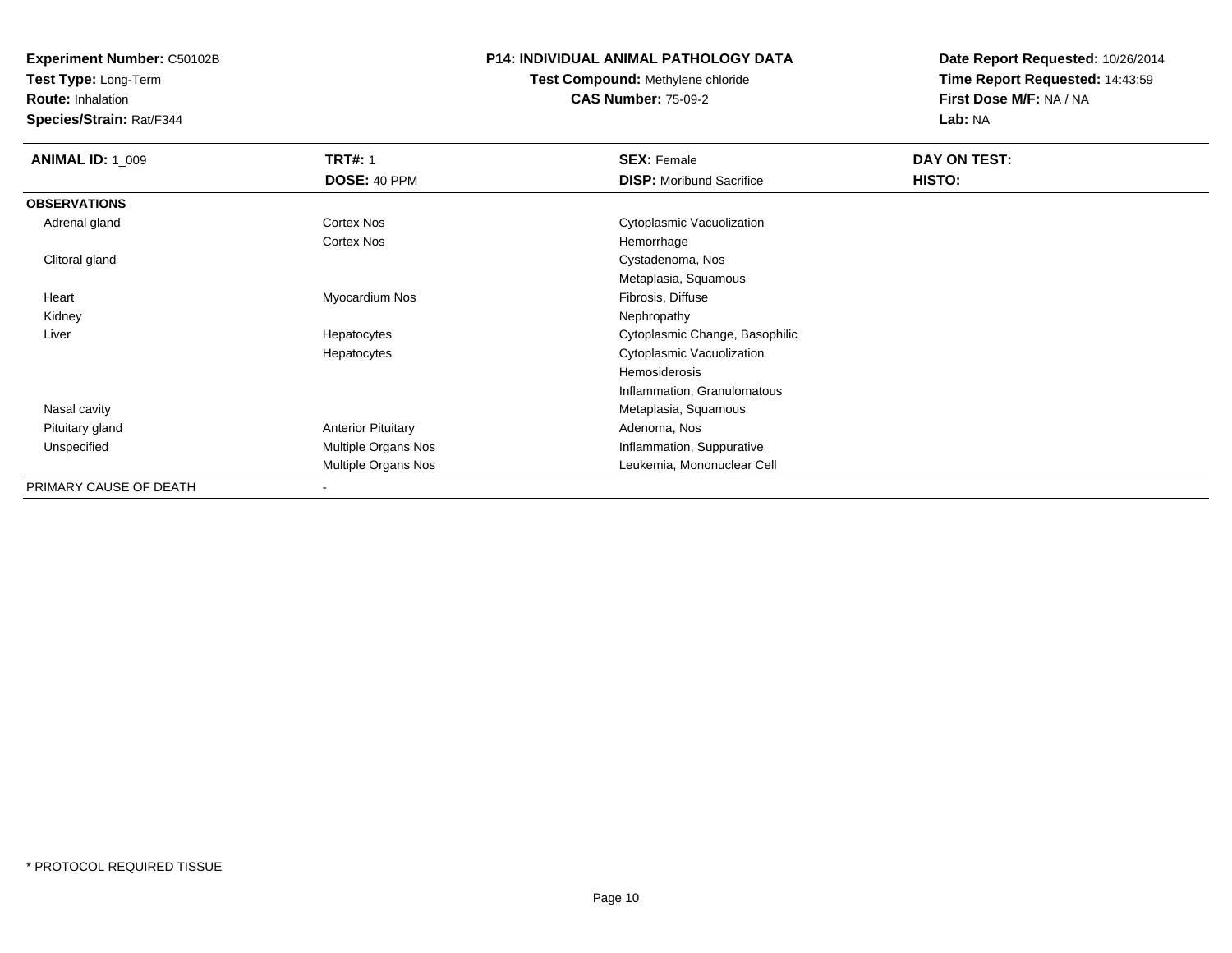**Experiment Number:** C50102B
**Test Type:** Long-Term
**Route:** Inhalation
**Species/Strain:** Rat/F344

**P14: INDIVIDUAL ANIMAL PATHOLOGY DATA**
**Test Compound:** Methylene chloride
**CAS Number:** 75-09-2

**Date Report Requested:** 10/26/2014
**Time Report Requested:** 14:43:59
**First Dose M/F:** NA / NA
**Lab:** NA

| **ANIMAL ID:** 1_009 | **TRT#:** 1 | **SEX:** Female | **DAY ON TEST:** |
|---|---|---|---|
| | **DOSE:** 40 PPM | **DISP:** Moribund Sacrifice | **HISTO:** |
| **OBSERVATIONS** | | | |
| Adrenal gland | Cortex Nos | Cytoplasmic Vacuolization | |
| | Cortex Nos | Hemorrhage | |
| Clitoral gland | | Cystadenoma, Nos | |
| | | Metaplasia, Squamous | |
| Heart | Myocardium Nos | Fibrosis, Diffuse | |
| Kidney | | Nephropathy | |
| Liver | Hepatocytes | Cytoplasmic Change, Basophilic | |
| | Hepatocytes | Cytoplasmic Vacuolization | |
| | | Hemosiderosis | |
| | | Inflammation, Granulomatous | |
| Nasal cavity | | Metaplasia, Squamous | |
| Pituitary gland | Anterior Pituitary | Adenoma, Nos | |
| Unspecified | Multiple Organs Nos | Inflammation, Suppurative | |
| | Multiple Organs Nos | Leukemia, Mononuclear Cell | |
| PRIMARY CAUSE OF DEATH | - | | |

* PROTOCOL REQUIRED TISSUE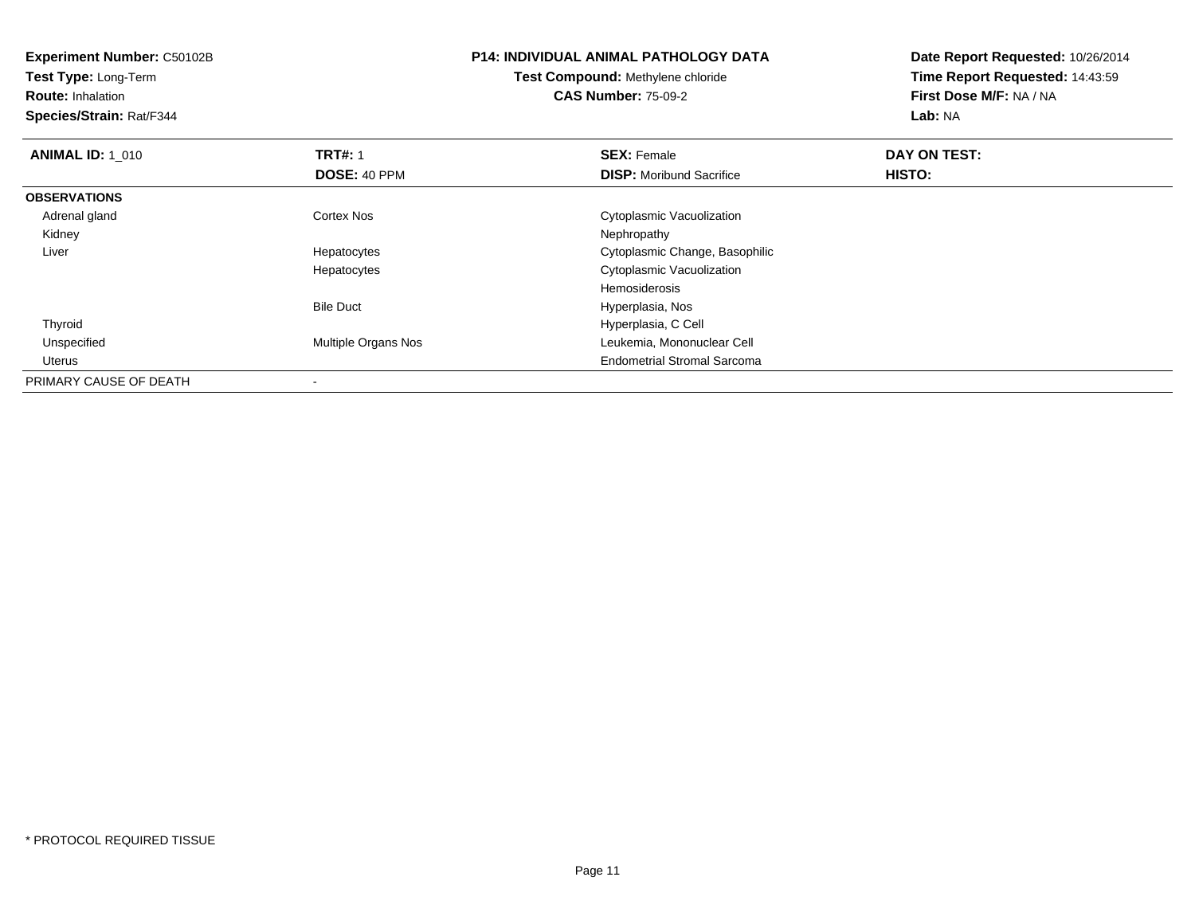**Experiment Number:** C50102B
**Test Type:** Long-Term
**Route:** Inhalation
**Species/Strain:** Rat/F344

**P14: INDIVIDUAL ANIMAL PATHOLOGY DATA**
**Test Compound:** Methylene chloride
**CAS Number:** 75-09-2

**Date Report Requested:** 10/26/2014
**Time Report Requested:** 14:43:59
**First Dose M/F:** NA / NA
**Lab:** NA

| **ANIMAL ID:** 1_010 | **TRT#:** 1 | **SEX:** Female | **DAY ON TEST:** |
|---|---|---|---|
| | **DOSE:** 40 PPM | **DISP:** Moribund Sacrifice | **HISTO:** |
| **OBSERVATIONS** | | | |
| Adrenal gland | Cortex Nos | Cytoplasmic Vacuolization | |
| Kidney | | Nephropathy | |
| Liver | Hepatocytes | Cytoplasmic Change, Basophilic | |
| | Hepatocytes | Cytoplasmic Vacuolization | |
| | | Hemosiderosis | |
| | Bile Duct | Hyperplasia, Nos | |
| Thyroid | | Hyperplasia, C Cell | |
| Unspecified | Multiple Organs Nos | Leukemia, Mononuclear Cell | |
| Uterus | | Endometrial Stromal Sarcoma | |
| PRIMARY CAUSE OF DEATH | - | | |

* PROTOCOL REQUIRED TISSUE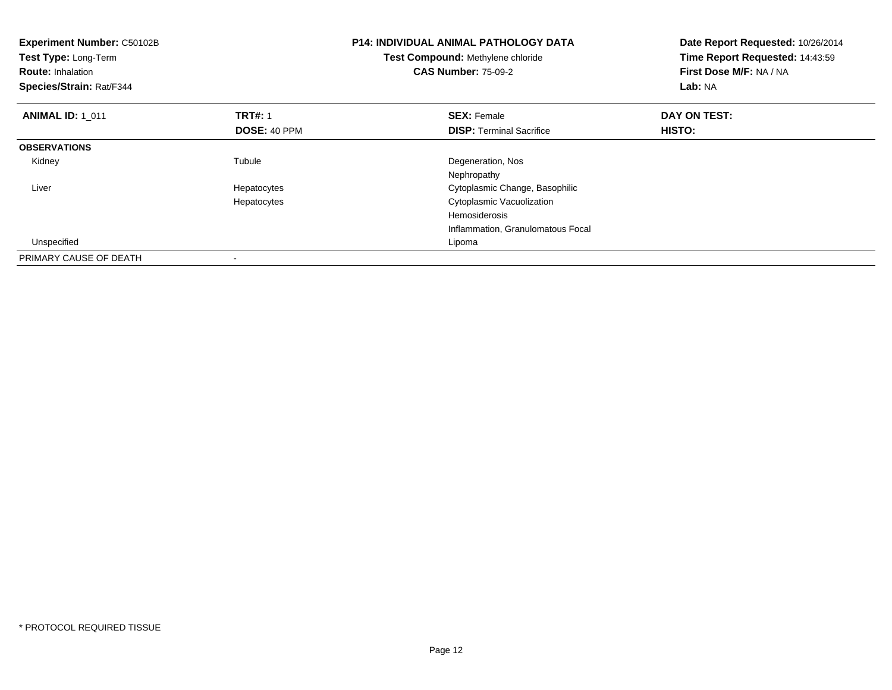**Experiment Number:** C50102B
**Test Type:** Long-Term
**Route:** Inhalation
**Species/Strain:** Rat/F344

**P14: INDIVIDUAL ANIMAL PATHOLOGY DATA**
**Test Compound:** Methylene chloride
**CAS Number:** 75-09-2

**Date Report Requested:** 10/26/2014
**Time Report Requested:** 14:43:59
**First Dose M/F:** NA / NA
**Lab:** NA

| **ANIMAL ID:** 1_011 | **TRT#:** 1 | **SEX:** Female | **DAY ON TEST:** |
|---|---|---|---|
| | **DOSE:** 40 PPM | **DISP:** Terminal Sacrifice | **HISTO:** |
| **OBSERVATIONS** | | | |
| Kidney | Tubule | Degeneration, Nos | |
| | | Nephropathy | |
| Liver | Hepatocytes | Cytoplasmic Change, Basophilic | |
| | Hepatocytes | Cytoplasmic Vacuolization | |
| | | Hemosiderosis | |
| | | Inflammation, Granulomatous Focal | |
| Unspecified | | Lipoma | |
| PRIMARY CAUSE OF DEATH | - | | |

* PROTOCOL REQUIRED TISSUE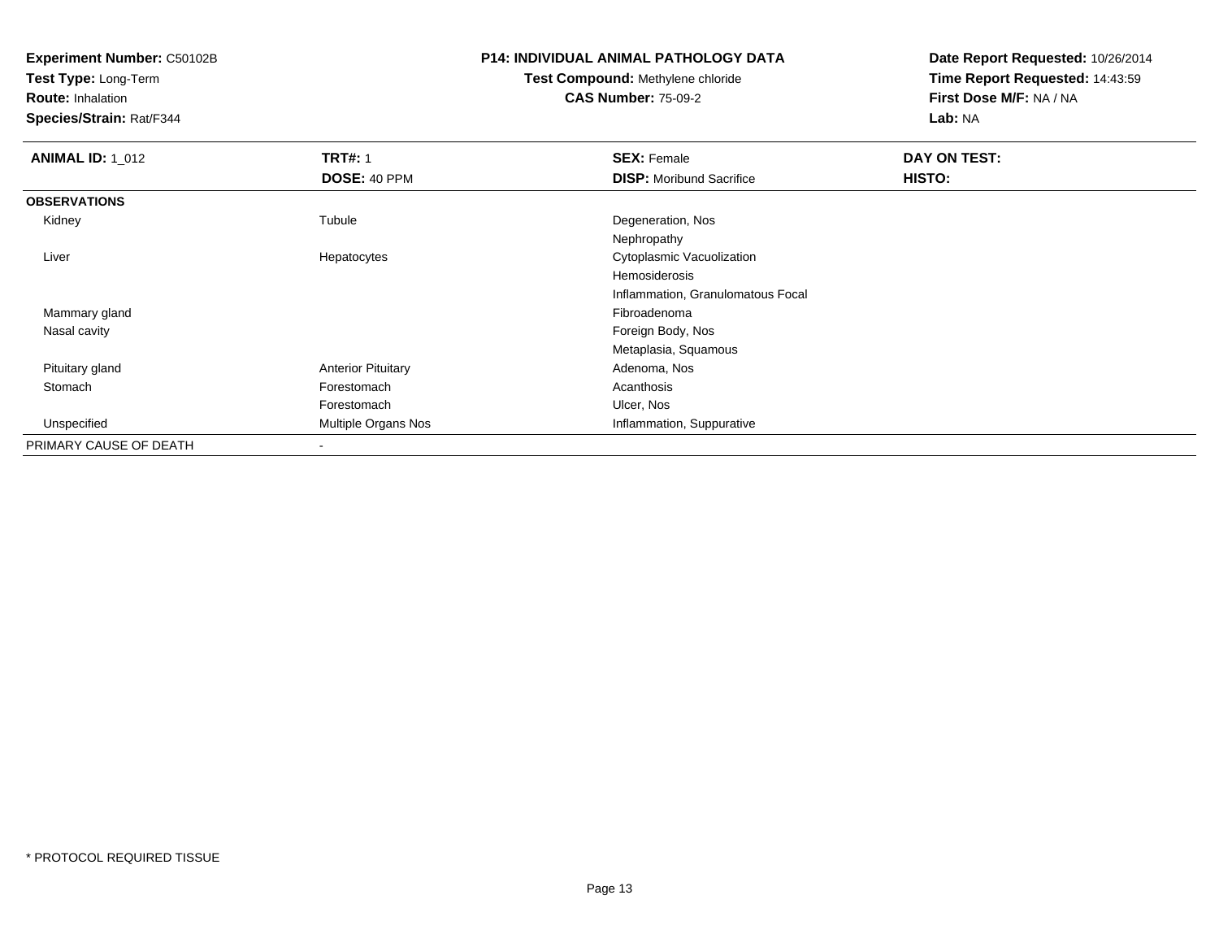**Experiment Number:** C50102B
**Test Type:** Long-Term
**Route:** Inhalation
**Species/Strain:** Rat/F344

**P14: INDIVIDUAL ANIMAL PATHOLOGY DATA**
**Test Compound:** Methylene chloride
**CAS Number:** 75-09-2

**Date Report Requested:** 10/26/2014
**Time Report Requested:** 14:43:59
**First Dose M/F:** NA / NA
**Lab:** NA

| **ANIMAL ID:** 1_012 | **TRT#:** 1 | **SEX:** Female | **DAY ON TEST:** |
|---|---|---|---|
| | **DOSE:** 40 PPM | **DISP:** Moribund Sacrifice | **HISTO:** |
| **OBSERVATIONS** | | | |
| Kidney | Tubule | Degeneration, Nos | |
| | | Nephropathy | |
| Liver | Hepatocytes | Cytoplasmic Vacuolization | |
| | | Hemosiderosis | |
| | | Inflammation, Granulomatous Focal | |
| Mammary gland | | Fibroadenoma | |
| Nasal cavity | | Foreign Body, Nos | |
| | | Metaplasia, Squamous | |
| Pituitary gland | Anterior Pituitary | Adenoma, Nos | |
| Stomach | Forestomach | Acanthosis | |
| | Forestomach | Ulcer, Nos | |
| Unspecified | Multiple Organs Nos | Inflammation, Suppurative | |
| PRIMARY CAUSE OF DEATH | - | | |

\* PROTOCOL REQUIRED TISSUE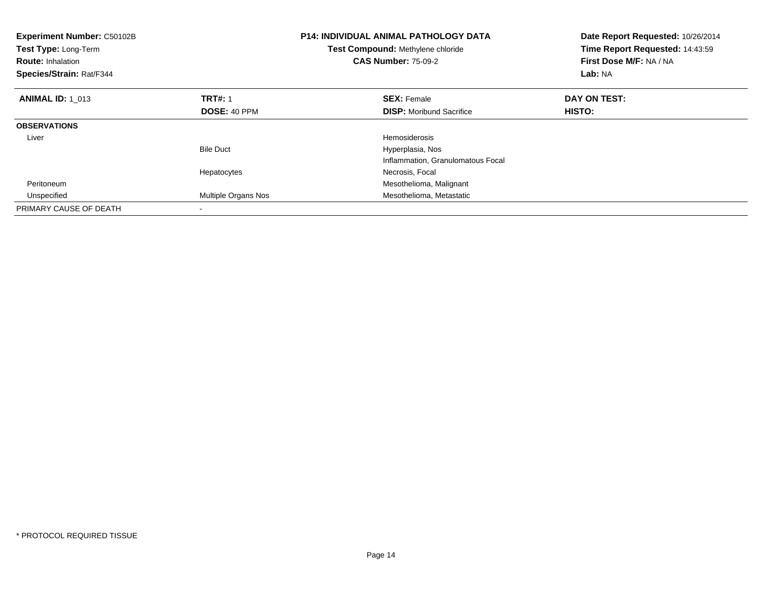**Experiment Number:** C50102B
**Test Type:** Long-Term
**Route:** Inhalation
**Species/Strain:** Rat/F344

**P14: INDIVIDUAL ANIMAL PATHOLOGY DATA**
**Test Compound:** Methylene chloride
**CAS Number:** 75-09-2

**Date Report Requested:** 10/26/2014
**Time Report Requested:** 14:43:59
**First Dose M/F:** NA / NA
**Lab:** NA

| **ANIMAL ID:** 1_013 | **TRT#:** 1 | **SEX:** Female | **DAY ON TEST:** |
|---|---|---|---|
| | **DOSE:** 40 PPM | **DISP:** Moribund Sacrifice | **HISTO:** |
| **OBSERVATIONS** | | | |
| Liver | | Hemosiderosis | |
| | Bile Duct | Hyperplasia, Nos | |
| | | Inflammation, Granulomatous Focal | |
| | Hepatocytes | Necrosis, Focal | |
| Peritoneum | | Mesothelioma, Malignant | |
| Unspecified | Multiple Organs Nos | Mesothelioma, Metastatic | |
| PRIMARY CAUSE OF DEATH | - | | |

* PROTOCOL REQUIRED TISSUE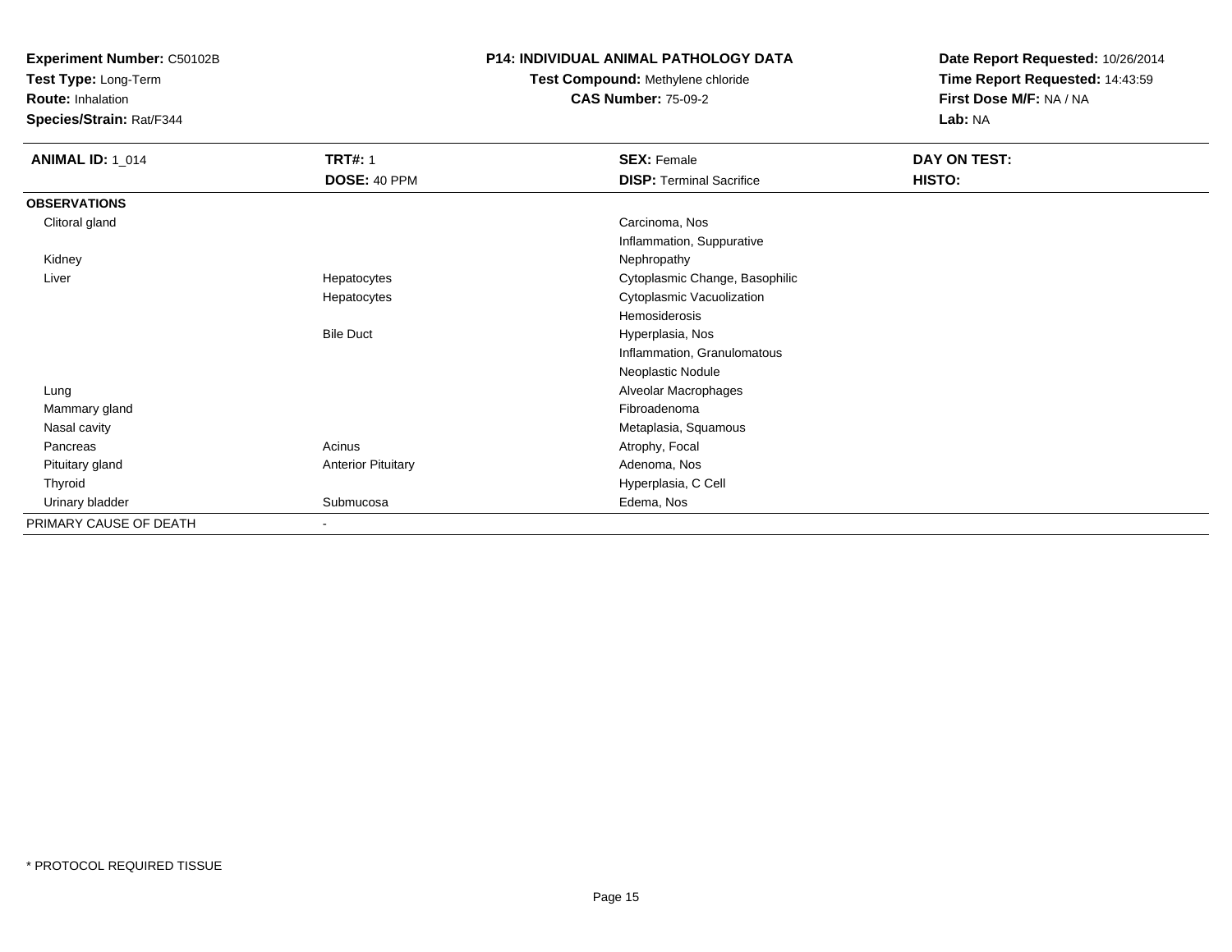**Experiment Number:** C50102B
**Test Type:** Long-Term
**Route:** Inhalation
**Species/Strain:** Rat/F344

**P14: INDIVIDUAL ANIMAL PATHOLOGY DATA**
**Test Compound:** Methylene chloride
**CAS Number:** 75-09-2

**Date Report Requested:** 10/26/2014
**Time Report Requested:** 14:43:59
**First Dose M/F:** NA / NA
**Lab:** NA

| **ANIMAL ID:** 1_014 | **TRT#:** 1 | **SEX:** Female | **DAY ON TEST:** |
|---|---|---|---|
| | **DOSE:** 40 PPM | **DISP:** Terminal Sacrifice | **HISTO:** |
| **OBSERVATIONS** | | | |
| Clitoral gland | | Carcinoma, Nos | |
| | | Inflammation, Suppurative | |
| Kidney | | Nephropathy | |
| Liver | Hepatocytes | Cytoplasmic Change, Basophilic | |
| | Hepatocytes | Cytoplasmic Vacuolization | |
| | | Hemosiderosis | |
| | Bile Duct | Hyperplasia, Nos | |
| | | Inflammation, Granulomatous | |
| | | Neoplastic Nodule | |
| Lung | | Alveolar Macrophages | |
| Mammary gland | | Fibroadenoma | |
| Nasal cavity | | Metaplasia, Squamous | |
| Pancreas | Acinus | Atrophy, Focal | |
| Pituitary gland | Anterior Pituitary | Adenoma, Nos | |
| Thyroid | | Hyperplasia, C Cell | |
| Urinary bladder | Submucosa | Edema, Nos | |
| PRIMARY CAUSE OF DEATH | - | | |

* PROTOCOL REQUIRED TISSUE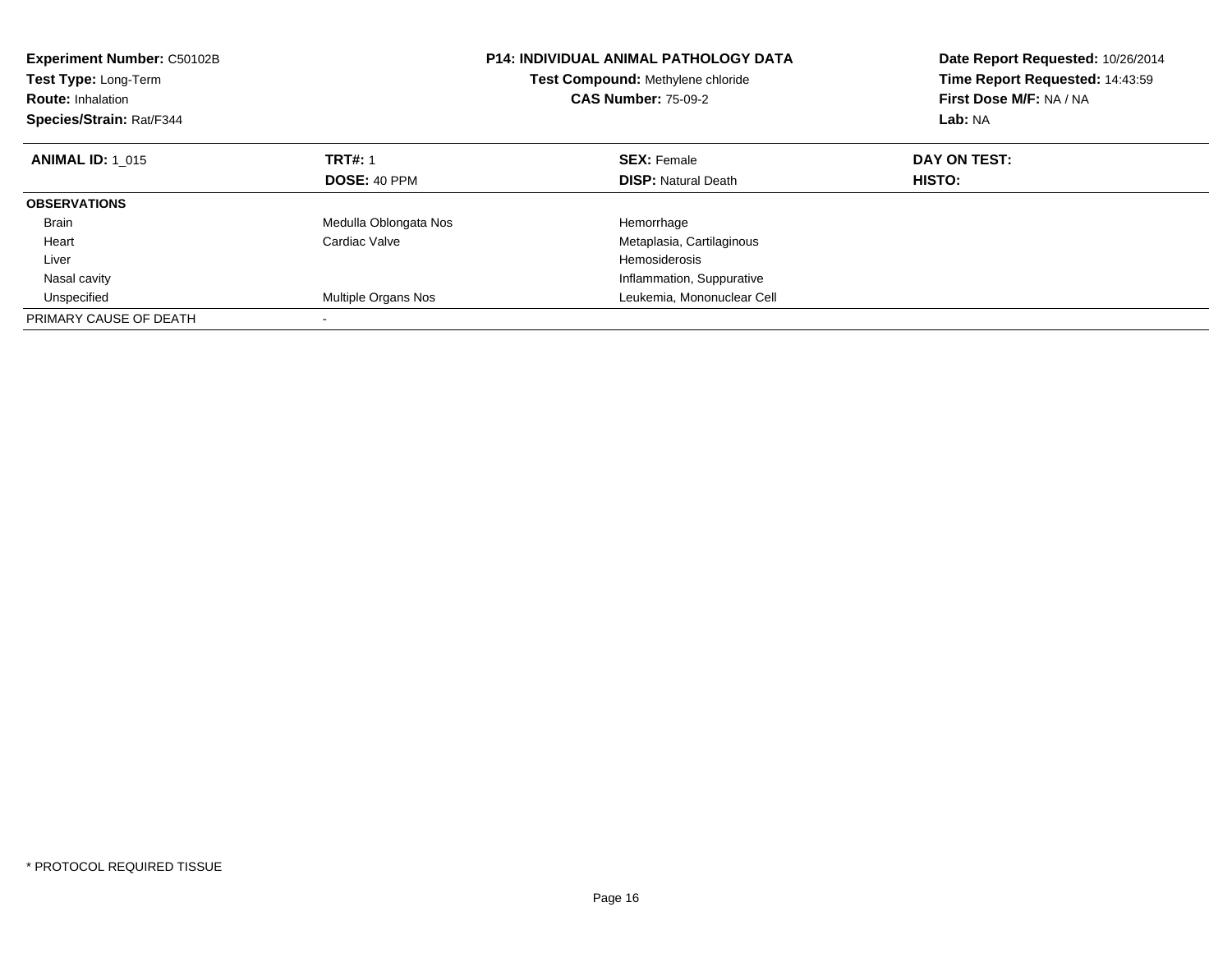**Experiment Number:** C50102B
**Test Type:** Long-Term
**Route:** Inhalation
**Species/Strain:** Rat/F344

**P14: INDIVIDUAL ANIMAL PATHOLOGY DATA**
**Test Compound:** Methylene chloride
**CAS Number:** 75-09-2

**Date Report Requested:** 10/26/2014
**Time Report Requested:** 14:43:59
**First Dose M/F:** NA / NA
**Lab:** NA

| **ANIMAL ID:** 1_015 | **TRT#:** 1 | **SEX:** Female | **DAY ON TEST:** |
|---|---|---|---|
| | **DOSE:** 40 PPM | **DISP:** Natural Death | **HISTO:** |
| **OBSERVATIONS** | | | |
| Brain | Medulla Oblongata Nos | Hemorrhage | |
| Heart | Cardiac Valve | Metaplasia, Cartilaginous | |
| Liver | | Hemosiderosis | |
| Nasal cavity | | Inflammation, Suppurative | |
| Unspecified | Multiple Organs Nos | Leukemia, Mononuclear Cell | |
| PRIMARY CAUSE OF DEATH | - | | |

* PROTOCOL REQUIRED TISSUE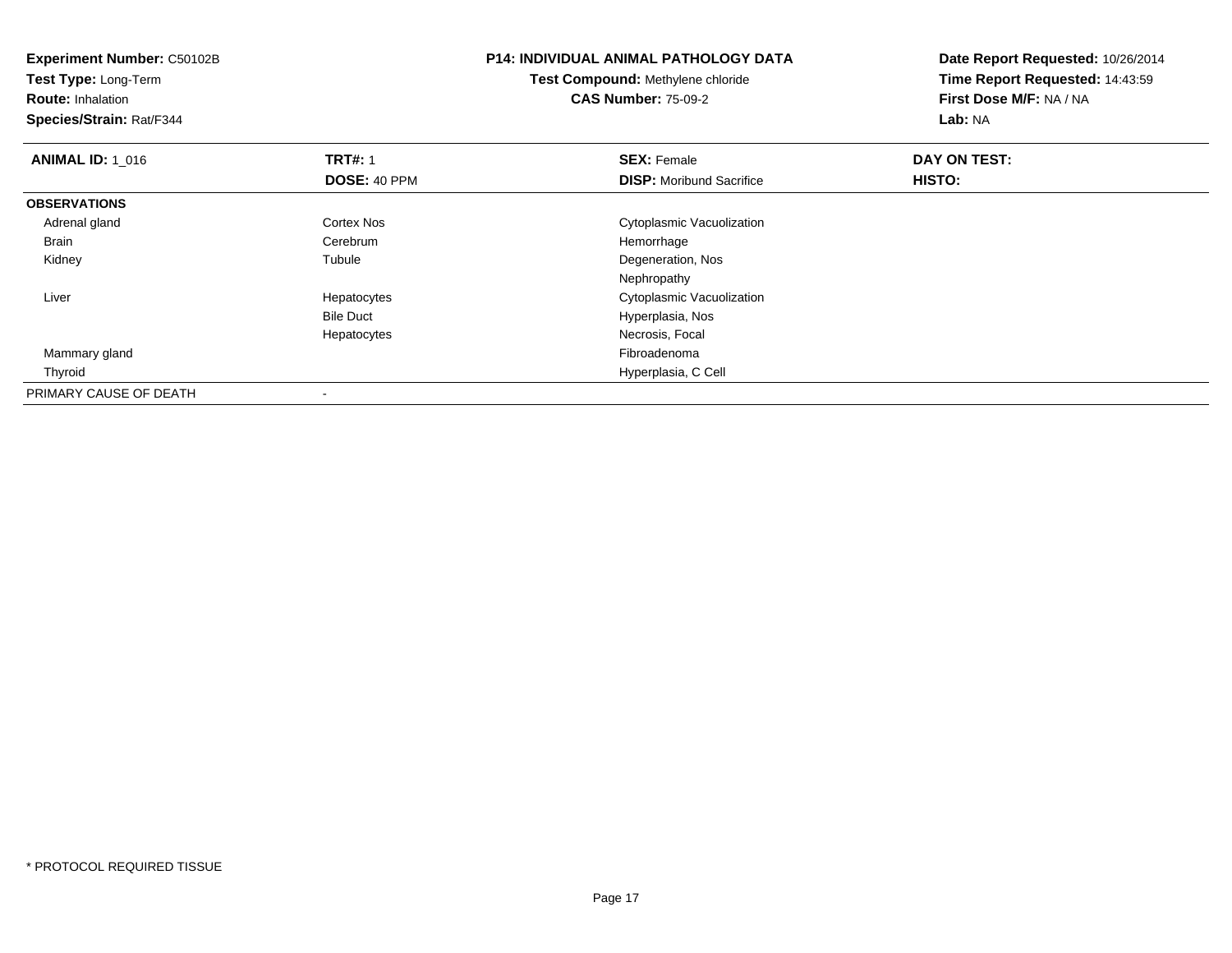**Experiment Number:** C50102B
**Test Type:** Long-Term
**Route:** Inhalation
**Species/Strain:** Rat/F344

**P14: INDIVIDUAL ANIMAL PATHOLOGY DATA**
**Test Compound:** Methylene chloride
**CAS Number:** 75-09-2

**Date Report Requested:** 10/26/2014
**Time Report Requested:** 14:43:59
**First Dose M/F:** NA / NA
**Lab:** NA

| **ANIMAL ID:** 1_016 | **TRT#:** 1 | **SEX:** Female | **DAY ON TEST:** |
|---|---|---|---|
| | **DOSE:** 40 PPM | **DISP:** Moribund Sacrifice | **HISTO:** |
| **OBSERVATIONS** | | | |
| Adrenal gland | Cortex Nos | Cytoplasmic Vacuolization | |
| Brain | Cerebrum | Hemorrhage | |
| Kidney | Tubule | Degeneration, Nos | |
| | | Nephropathy | |
| Liver | Hepatocytes | Cytoplasmic Vacuolization | |
| | Bile Duct | Hyperplasia, Nos | |
| | Hepatocytes | Necrosis, Focal | |
| Mammary gland | | Fibroadenoma | |
| Thyroid | | Hyperplasia, C Cell | |
| PRIMARY CAUSE OF DEATH | - | | |

* PROTOCOL REQUIRED TISSUE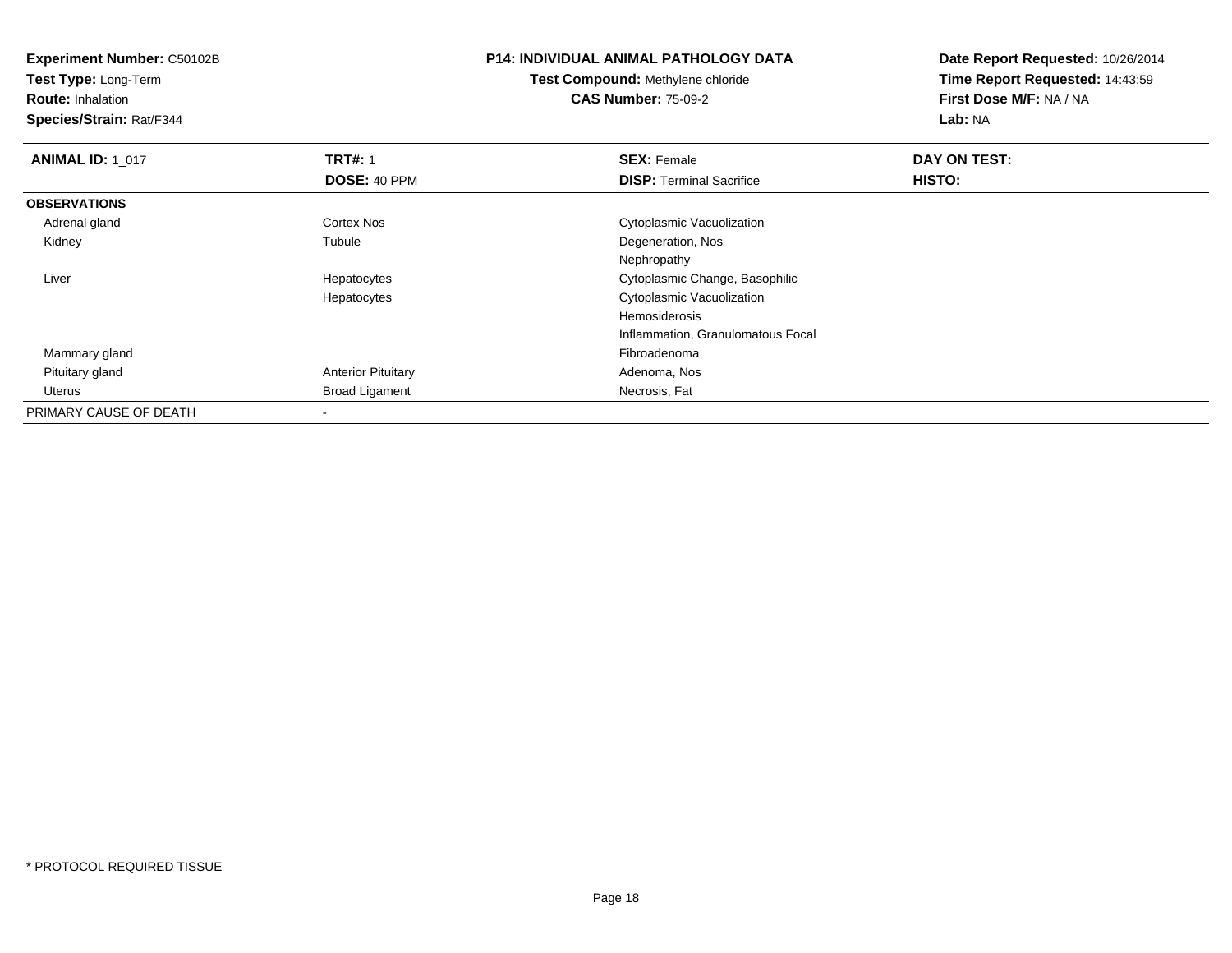**Experiment Number:** C50102B
**Test Type:** Long-Term
**Route:** Inhalation
**Species/Strain:** Rat/F344

**P14: INDIVIDUAL ANIMAL PATHOLOGY DATA**
**Test Compound:** Methylene chloride
**CAS Number:** 75-09-2

**Date Report Requested:** 10/26/2014
**Time Report Requested:** 14:43:59
**First Dose M/F:** NA / NA
**Lab:** NA

| **ANIMAL ID:** 1_017 | **TRT#:** 1 | **SEX:** Female | **DAY ON TEST:** |
|---|---|---|---|
| | **DOSE:** 40 PPM | **DISP:** Terminal Sacrifice | **HISTO:** |
| **OBSERVATIONS** | | | |
| Adrenal gland | Cortex Nos | Cytoplasmic Vacuolization | |
| Kidney | Tubule | Degeneration, Nos | |
| | | Nephropathy | |
| Liver | Hepatocytes | Cytoplasmic Change, Basophilic | |
| | Hepatocytes | Cytoplasmic Vacuolization | |
| | | Hemosiderosis | |
| | | Inflammation, Granulomatous Focal | |
| Mammary gland | | Fibroadenoma | |
| Pituitary gland | Anterior Pituitary | Adenoma, Nos | |
| Uterus | Broad Ligament | Necrosis, Fat | |
| PRIMARY CAUSE OF DEATH | - | | |

* PROTOCOL REQUIRED TISSUE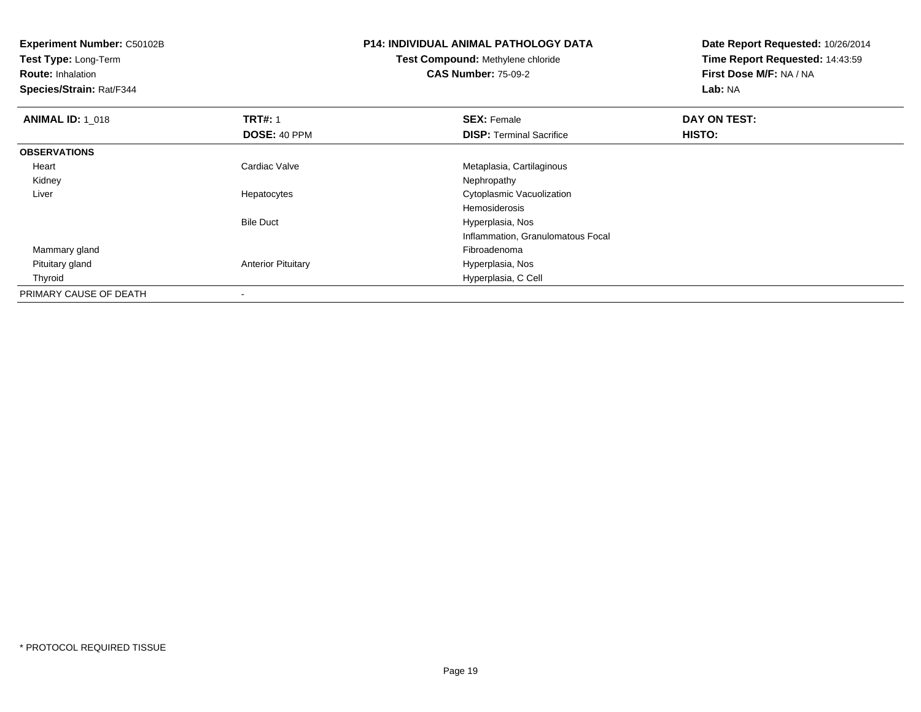**Experiment Number:** C50102B
**Test Type:** Long-Term
**Route:** Inhalation
**Species/Strain:** Rat/F344

**P14: INDIVIDUAL ANIMAL PATHOLOGY DATA**
**Test Compound:** Methylene chloride
**CAS Number:** 75-09-2

**Date Report Requested:** 10/26/2014
**Time Report Requested:** 14:43:59
**First Dose M/F:** NA / NA
**Lab:** NA

| **ANIMAL ID:** 1_018 | **TRT#:** 1 | **SEX:** Female | **DAY ON TEST:** |
|---|---|---|---|
| | **DOSE:** 40 PPM | **DISP:** Terminal Sacrifice | **HISTO:** |
| **OBSERVATIONS** | | | |
| Heart | Cardiac Valve | Metaplasia, Cartilaginous | |
| Kidney | | Nephropathy | |
| Liver | Hepatocytes | Cytoplasmic Vacuolization | |
| | | Hemosiderosis | |
| | Bile Duct | Hyperplasia, Nos | |
| | | Inflammation, Granulomatous Focal | |
| Mammary gland | | Fibroadenoma | |
| Pituitary gland | Anterior Pituitary | Hyperplasia, Nos | |
| Thyroid | | Hyperplasia, C Cell | |
| PRIMARY CAUSE OF DEATH | - | | |

* PROTOCOL REQUIRED TISSUE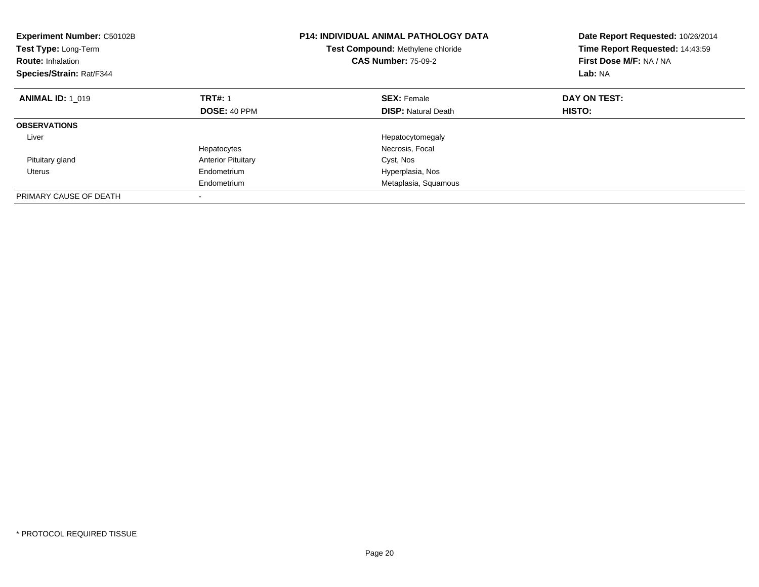**Experiment Number:** C50102B
**Test Type:** Long-Term
**Route:** Inhalation
**Species/Strain:** Rat/F344

**P14: INDIVIDUAL ANIMAL PATHOLOGY DATA**
**Test Compound:** Methylene chloride
**CAS Number:** 75-09-2

**Date Report Requested:** 10/26/2014
**Time Report Requested:** 14:43:59
**First Dose M/F:** NA / NA
**Lab:** NA

| **ANIMAL ID:** 1_019 | **TRT#:** 1 | **SEX:** Female | **DAY ON TEST:** |
|---|---|---|---|
| | **DOSE:** 40 PPM | **DISP:** Natural Death | **HISTO:** |
| **OBSERVATIONS** | | | |
| Liver | | Hepatocytomegaly | |
| | Hepatocytes | Necrosis, Focal | |
| Pituitary gland | Anterior Pituitary | Cyst, Nos | |
| Uterus | Endometrium | Hyperplasia, Nos | |
| | Endometrium | Metaplasia, Squamous | |
| PRIMARY CAUSE OF DEATH | - | | |

* PROTOCOL REQUIRED TISSUE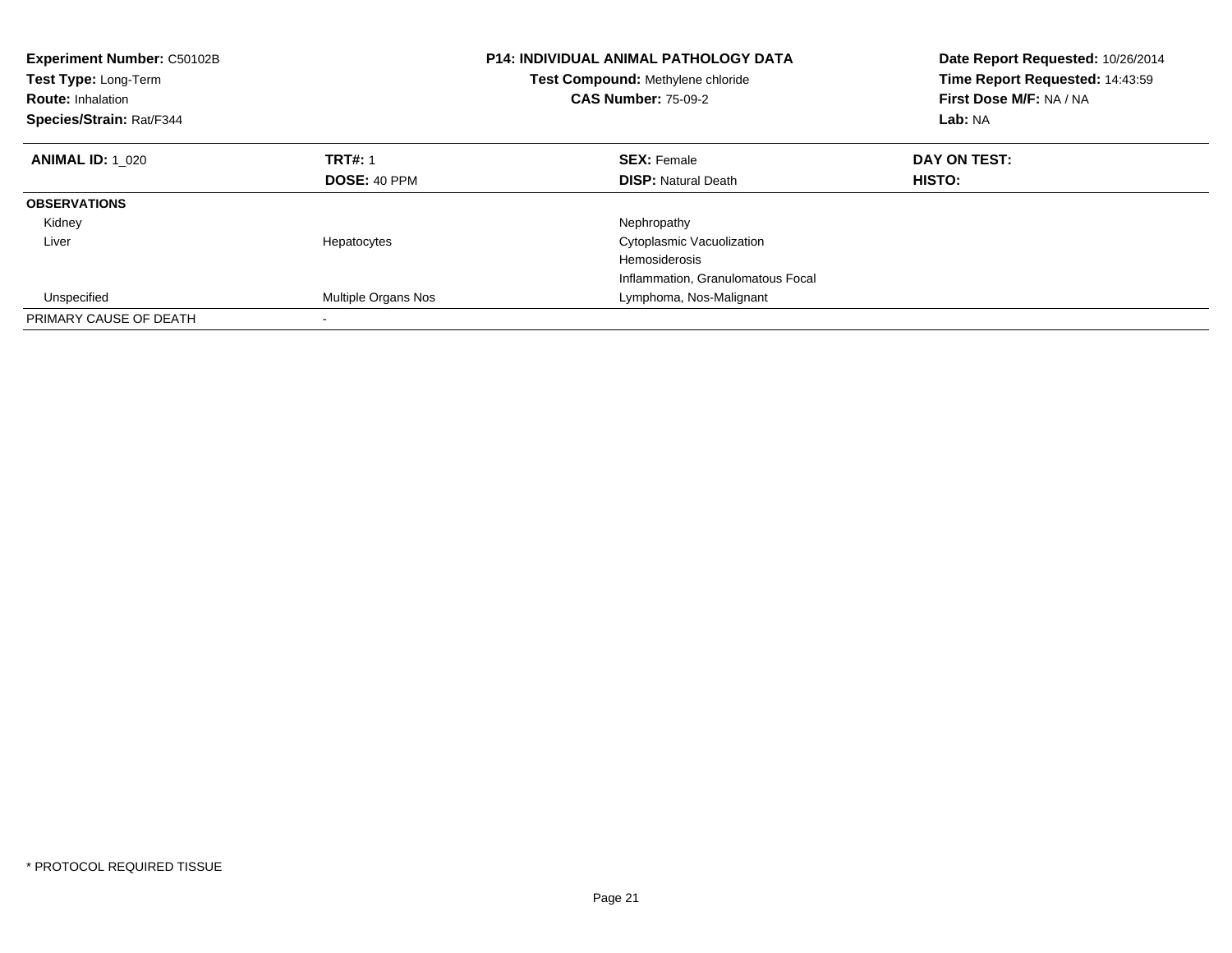**Experiment Number:** C50102B
**Test Type:** Long-Term
**Route:** Inhalation
**Species/Strain:** Rat/F344

**P14: INDIVIDUAL ANIMAL PATHOLOGY DATA**
**Test Compound:** Methylene chloride
**CAS Number:** 75-09-2

**Date Report Requested:** 10/26/2014
**Time Report Requested:** 14:43:59
**First Dose M/F:** NA / NA
**Lab:** NA

| **ANIMAL ID:** 1_020 | **TRT#:** 1 | **SEX:** Female | **DAY ON TEST:** |
|---|---|---|---|
| | **DOSE:** 40 PPM | **DISP:** Natural Death | **HISTO:** |
| **OBSERVATIONS** | | | |
| Kidney | | Nephropathy | |
| Liver | Hepatocytes | Cytoplasmic Vacuolization | |
| | | Hemosiderosis | |
| | | Inflammation, Granulomatous Focal | |
| Unspecified | Multiple Organs Nos | Lymphoma, Nos-Malignant | |
| PRIMARY CAUSE OF DEATH | - | | |

* PROTOCOL REQUIRED TISSUE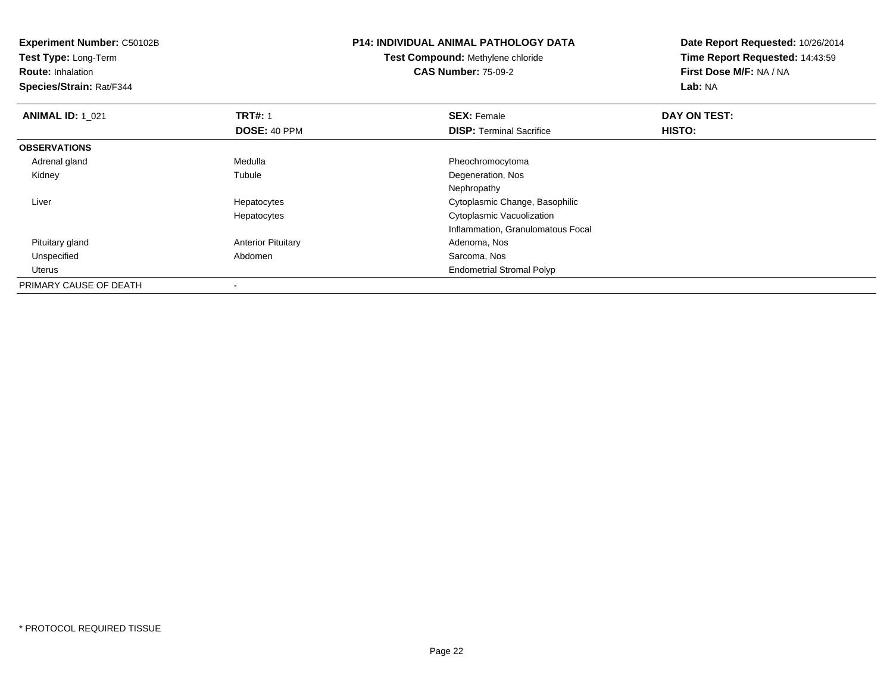**Experiment Number:** C50102B
**Test Type:** Long-Term
**Route:** Inhalation
**Species/Strain:** Rat/F344

**P14: INDIVIDUAL ANIMAL PATHOLOGY DATA**
**Test Compound:** Methylene chloride
**CAS Number:** 75-09-2

**Date Report Requested:** 10/26/2014
**Time Report Requested:** 14:43:59
**First Dose M/F:** NA / NA
**Lab:** NA

| **ANIMAL ID:** 1_021 | **TRT#:** 1 | **SEX:** Female | **DAY ON TEST:** |
|---|---|---|---|
| | **DOSE:** 40 PPM | **DISP:** Terminal Sacrifice | **HISTO:** |
| **OBSERVATIONS** | | | |
| Adrenal gland | Medulla | Pheochromocytoma | |
| Kidney | Tubule | Degeneration, Nos | |
| | | Nephropathy | |
| Liver | Hepatocytes | Cytoplasmic Change, Basophilic | |
| | Hepatocytes | Cytoplasmic Vacuolization | |
| | | Inflammation, Granulomatous Focal | |
| Pituitary gland | Anterior Pituitary | Adenoma, Nos | |
| Unspecified | Abdomen | Sarcoma, Nos | |
| Uterus | | Endometrial Stromal Polyp | |
| PRIMARY CAUSE OF DEATH | - | | |

* PROTOCOL REQUIRED TISSUE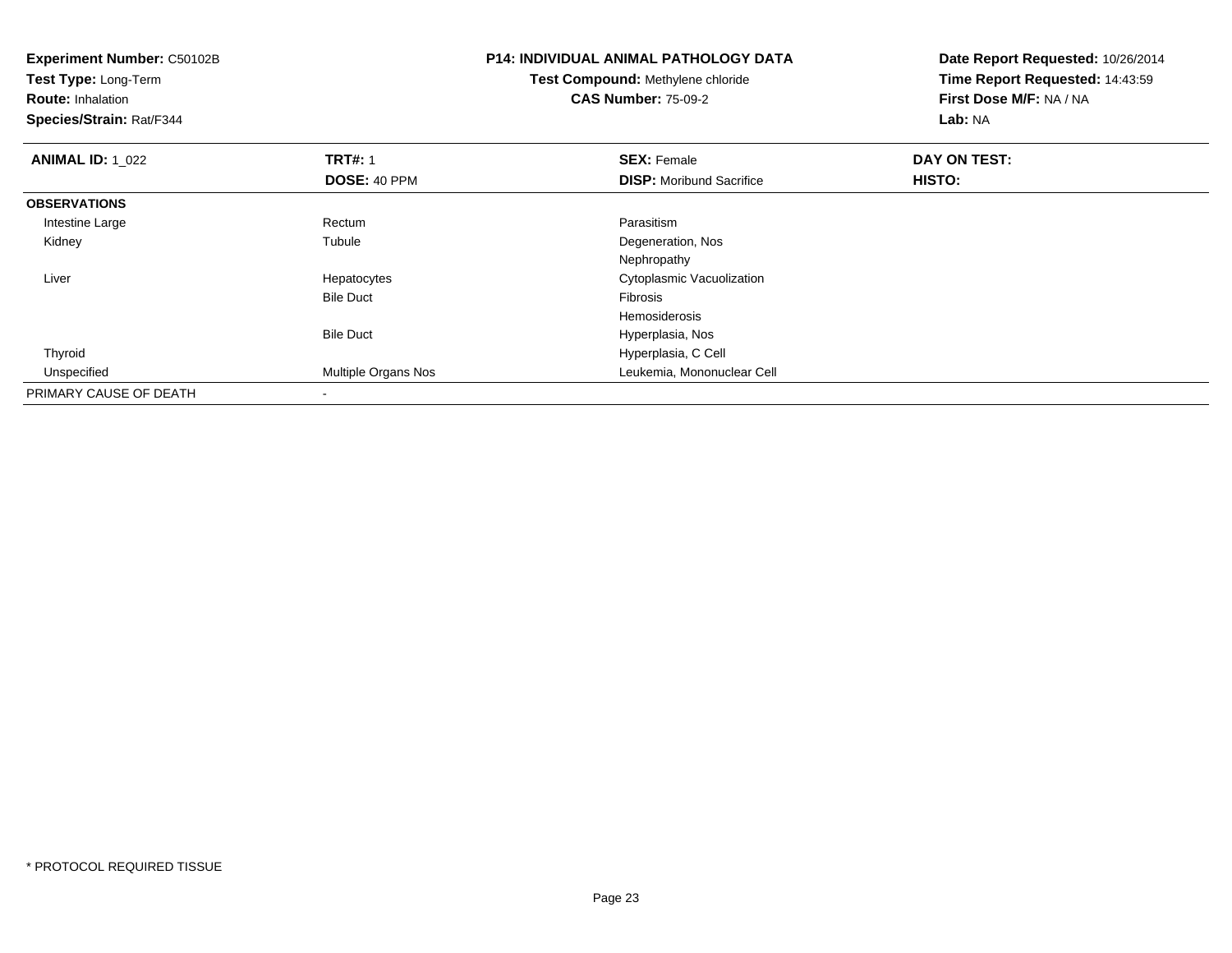**Experiment Number:** C50102B
**Test Type:** Long-Term
**Route:** Inhalation
**Species/Strain:** Rat/F344

**P14: INDIVIDUAL ANIMAL PATHOLOGY DATA**
**Test Compound:** Methylene chloride
**CAS Number:** 75-09-2

**Date Report Requested:** 10/26/2014
**Time Report Requested:** 14:43:59
**First Dose M/F:** NA / NA
**Lab:** NA

| **ANIMAL ID:** 1_022 | **TRT#:** 1 | **SEX:** Female | **DAY ON TEST:** |
|---|---|---|---|
| | **DOSE:** 40 PPM | **DISP:** Moribund Sacrifice | **HISTO:** |
| **OBSERVATIONS** | | | |
| Intestine Large | Rectum | Parasitism | |
| Kidney | Tubule | Degeneration, Nos | |
| | | Nephropathy | |
| Liver | Hepatocytes | Cytoplasmic Vacuolization | |
| | Bile Duct | Fibrosis | |
| | | Hemosiderosis | |
| | Bile Duct | Hyperplasia, Nos | |
| Thyroid | | Hyperplasia, C Cell | |
| Unspecified | Multiple Organs Nos | Leukemia, Mononuclear Cell | |
| PRIMARY CAUSE OF DEATH | - | | |

* PROTOCOL REQUIRED TISSUE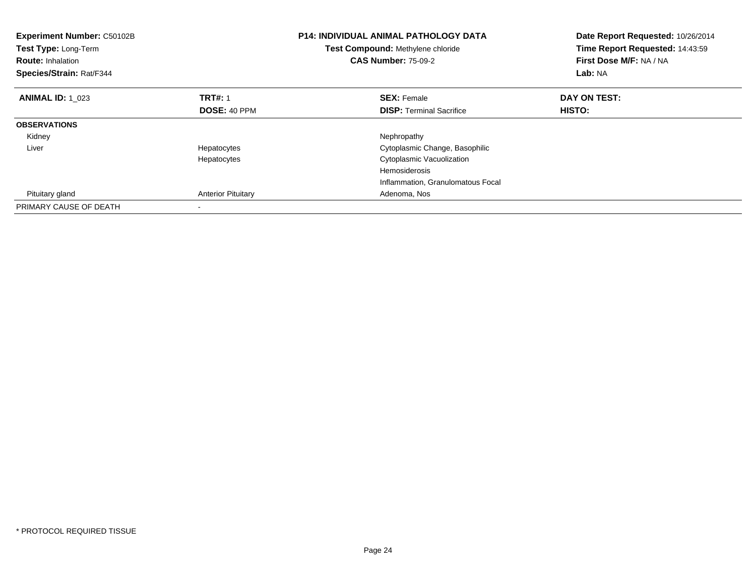**Experiment Number:** C50102B
**Test Type:** Long-Term
**Route:** Inhalation
**Species/Strain:** Rat/F344

**P14: INDIVIDUAL ANIMAL PATHOLOGY DATA**
**Test Compound:** Methylene chloride
**CAS Number:** 75-09-2

**Date Report Requested:** 10/26/2014
**Time Report Requested:** 14:43:59
**First Dose M/F:** NA / NA
**Lab:** NA

| **ANIMAL ID:** 1_023 | **TRT#:** 1 | **SEX:** Female | **DAY ON TEST:** |
|---|---|---|---|
| | **DOSE:** 40 PPM | **DISP:** Terminal Sacrifice | **HISTO:** |
| **OBSERVATIONS** | | | |
| Kidney | | Nephropathy | |
| Liver | Hepatocytes | Cytoplasmic Change, Basophilic | |
| | Hepatocytes | Cytoplasmic Vacuolization | |
| | | Hemosiderosis | |
| | | Inflammation, Granulomatous Focal | |
| Pituitary gland | Anterior Pituitary | Adenoma, Nos | |
| PRIMARY CAUSE OF DEATH | - | | |

* PROTOCOL REQUIRED TISSUE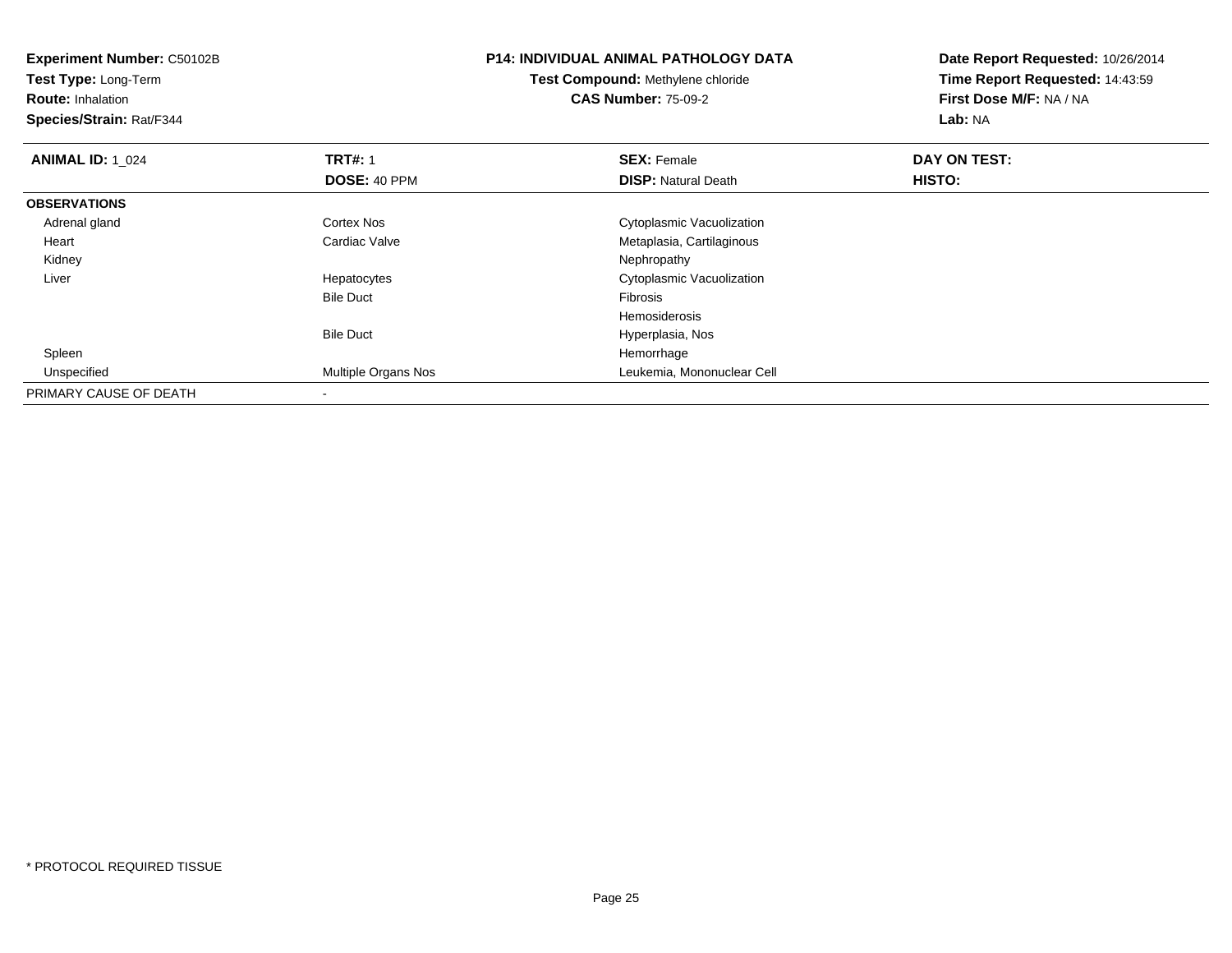**Experiment Number:** C50102B
**Test Type:** Long-Term
**Route:** Inhalation
**Species/Strain:** Rat/F344

**P14: INDIVIDUAL ANIMAL PATHOLOGY DATA**
**Test Compound:** Methylene chloride
**CAS Number:** 75-09-2

**Date Report Requested:** 10/26/2014
**Time Report Requested:** 14:43:59
**First Dose M/F:** NA / NA
**Lab:** NA

| **ANIMAL ID:** 1_024 | **TRT#:** 1 | **SEX:** Female | **DAY ON TEST:** |
|---|---|---|---|
| | **DOSE:** 40 PPM | **DISP:** Natural Death | **HISTO:** |
| **OBSERVATIONS** | | | |
| Adrenal gland | Cortex Nos | Cytoplasmic Vacuolization | |
| Heart | Cardiac Valve | Metaplasia, Cartilaginous | |
| Kidney | | Nephropathy | |
| Liver | Hepatocytes | Cytoplasmic Vacuolization | |
| | Bile Duct | Fibrosis | |
| | | Hemosiderosis | |
| | Bile Duct | Hyperplasia, Nos | |
| Spleen | | Hemorrhage | |
| Unspecified | Multiple Organs Nos | Leukemia, Mononuclear Cell | |
| PRIMARY CAUSE OF DEATH | - | | |

* PROTOCOL REQUIRED TISSUE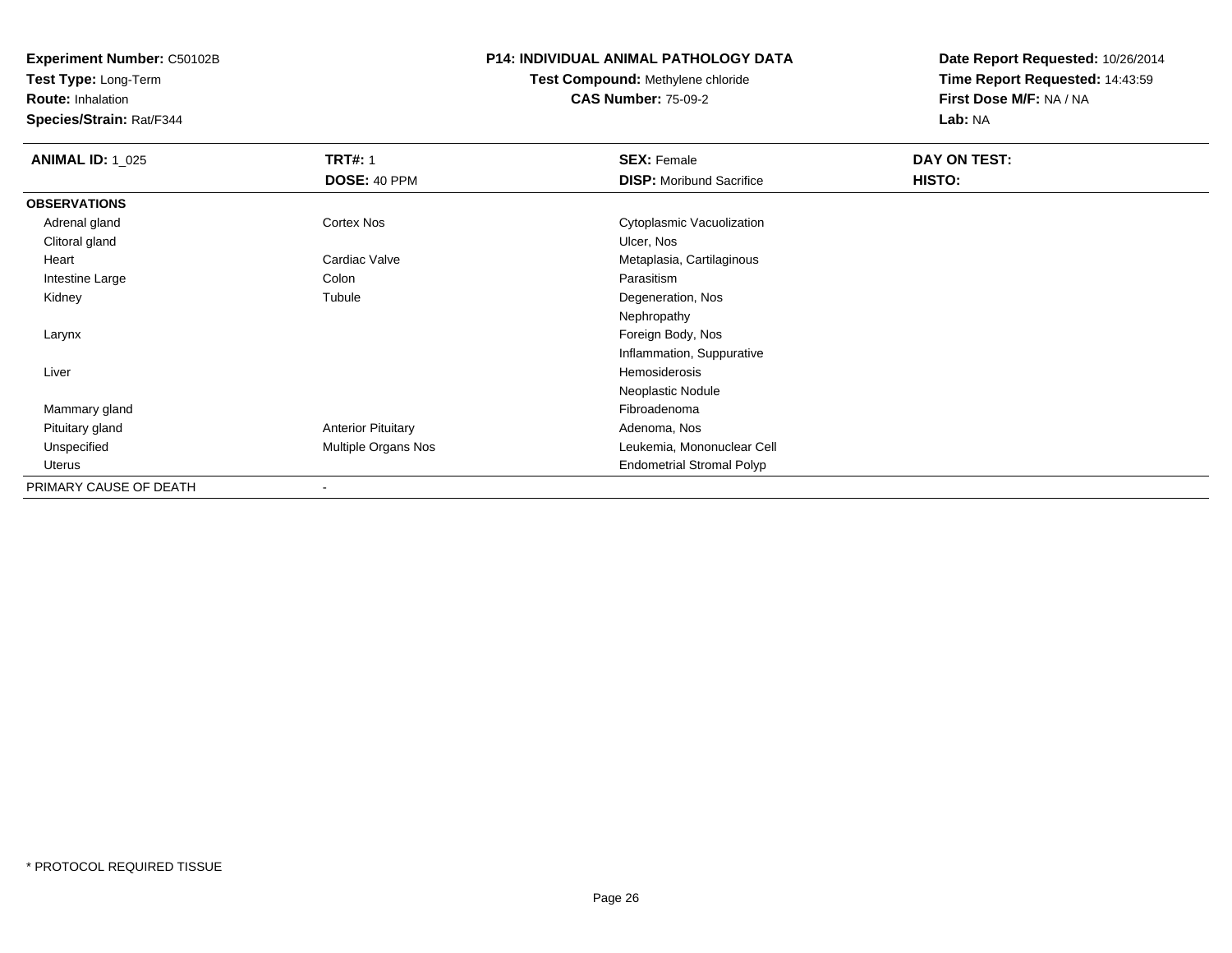**Experiment Number:** C50102B
**Test Type:** Long-Term
**Route:** Inhalation
**Species/Strain:** Rat/F344

**P14: INDIVIDUAL ANIMAL PATHOLOGY DATA**
**Test Compound:** Methylene chloride
**CAS Number:** 75-09-2

**Date Report Requested:** 10/26/2014
**Time Report Requested:** 14:43:59
**First Dose M/F:** NA / NA
**Lab:** NA

| **ANIMAL ID:** 1_025 | **TRT#:** 1 | **SEX:** Female | **DAY ON TEST:** |
|---|---|---|---|
| | **DOSE:** 40 PPM | **DISP:** Moribund Sacrifice | **HISTO:** |
| **OBSERVATIONS** | | | |
| Adrenal gland | Cortex Nos | Cytoplasmic Vacuolization | |
| Clitoral gland | | Ulcer, Nos | |
| Heart | Cardiac Valve | Metaplasia, Cartilaginous | |
| Intestine Large | Colon | Parasitism | |
| Kidney | Tubule | Degeneration, Nos | |
| | | Nephropathy | |
| Larynx | | Foreign Body, Nos | |
| | | Inflammation, Suppurative | |
| Liver | | Hemosiderosis | |
| | | Neoplastic Nodule | |
| Mammary gland | | Fibroadenoma | |
| Pituitary gland | Anterior Pituitary | Adenoma, Nos | |
| Unspecified | Multiple Organs Nos | Leukemia, Mononuclear Cell | |
| Uterus | | Endometrial Stromal Polyp | |
| PRIMARY CAUSE OF DEATH | - | | |

* PROTOCOL REQUIRED TISSUE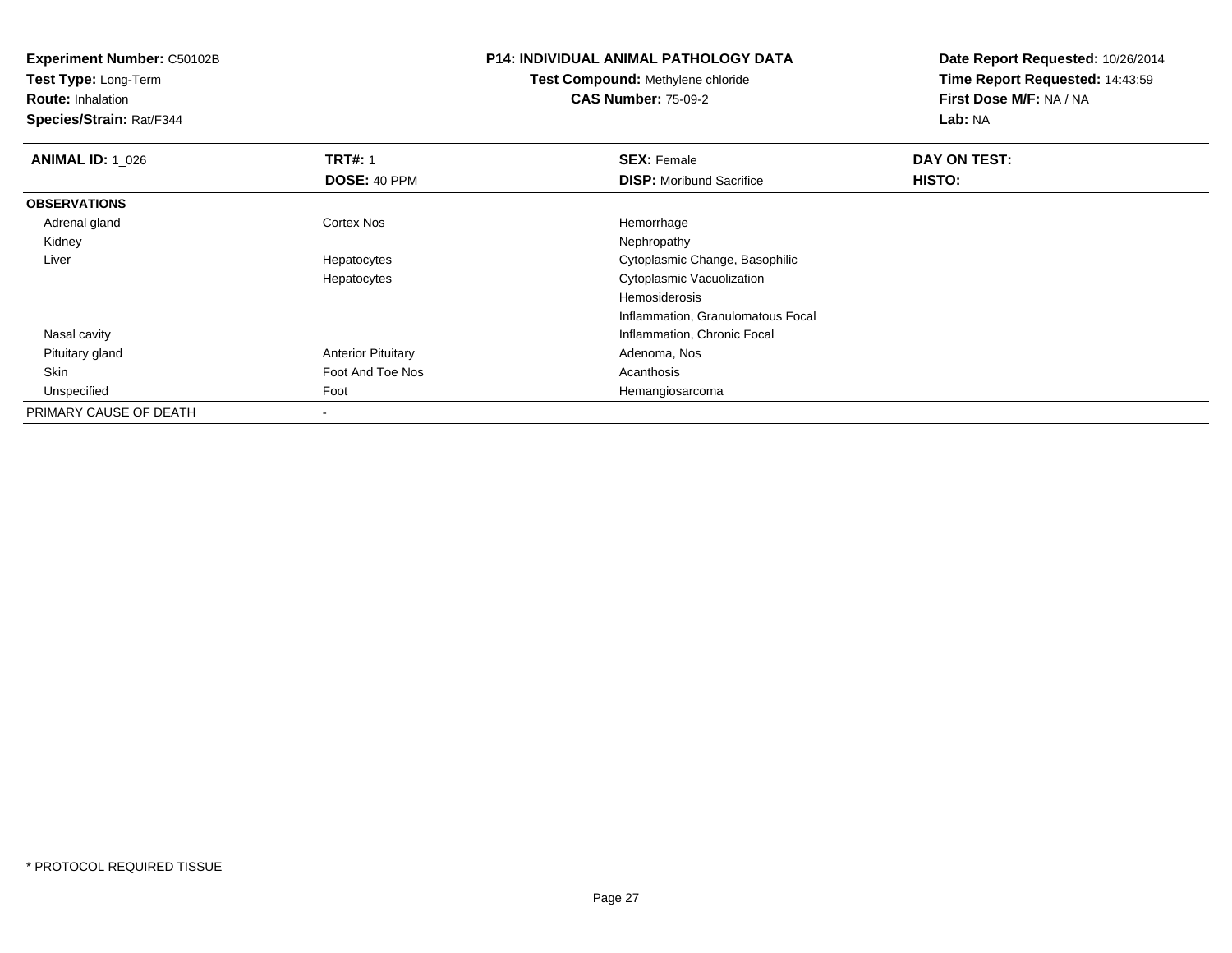**Experiment Number:** C50102B
**Test Type:** Long-Term
**Route:** Inhalation
**Species/Strain:** Rat/F344

**P14: INDIVIDUAL ANIMAL PATHOLOGY DATA**
**Test Compound:** Methylene chloride
**CAS Number:** 75-09-2

**Date Report Requested:** 10/26/2014
**Time Report Requested:** 14:43:59
**First Dose M/F:** NA / NA
**Lab:** NA

| **ANIMAL ID:** 1_026 | **TRT#:** 1 | **SEX:** Female | **DAY ON TEST:** |
|---|---|---|---|
| | **DOSE:** 40 PPM | **DISP:** Moribund Sacrifice | **HISTO:** |
| **OBSERVATIONS** | | | |
| Adrenal gland | Cortex Nos | Hemorrhage | |
| Kidney | | Nephropathy | |
| Liver | Hepatocytes | Cytoplasmic Change, Basophilic | |
| | Hepatocytes | Cytoplasmic Vacuolization | |
| | | Hemosiderosis | |
| | | Inflammation, Granulomatous Focal | |
| Nasal cavity | | Inflammation, Chronic Focal | |
| Pituitary gland | Anterior Pituitary | Adenoma, Nos | |
| Skin | Foot And Toe Nos | Acanthosis | |
| Unspecified | Foot | Hemangiosarcoma | |
| PRIMARY CAUSE OF DEATH | - | | |

* PROTOCOL REQUIRED TISSUE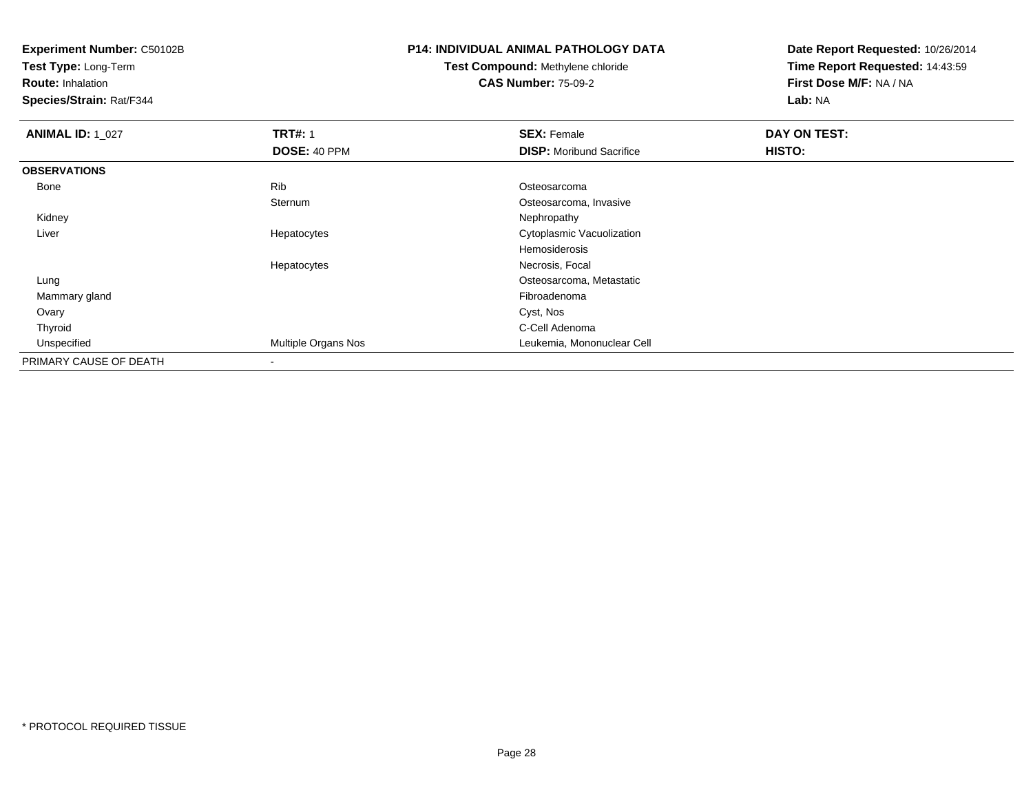**Experiment Number:** C50102B
**Test Type:** Long-Term
**Route:** Inhalation
**Species/Strain:** Rat/F344

**P14: INDIVIDUAL ANIMAL PATHOLOGY DATA**
**Test Compound:** Methylene chloride
**CAS Number:** 75-09-2

**Date Report Requested:** 10/26/2014
**Time Report Requested:** 14:43:59
**First Dose M/F:** NA / NA
**Lab:** NA

| **ANIMAL ID:** 1_027 | **TRT#:** 1 | **SEX:** Female | **DAY ON TEST:** |
|---|---|---|---|
| | **DOSE:** 40 PPM | **DISP:** Moribund Sacrifice | **HISTO:** |
| **OBSERVATIONS** | | | |
| Bone | Rib | Osteosarcoma | |
| | Sternum | Osteosarcoma, Invasive | |
| Kidney | | Nephropathy | |
| Liver | Hepatocytes | Cytoplasmic Vacuolization | |
| | | Hemosiderosis | |
| | Hepatocytes | Necrosis, Focal | |
| Lung | | Osteosarcoma, Metastatic | |
| Mammary gland | | Fibroadenoma | |
| Ovary | | Cyst, Nos | |
| Thyroid | | C-Cell Adenoma | |
| Unspecified | Multiple Organs Nos | Leukemia, Mononuclear Cell | |
| PRIMARY CAUSE OF DEATH | - | | |

* PROTOCOL REQUIRED TISSUE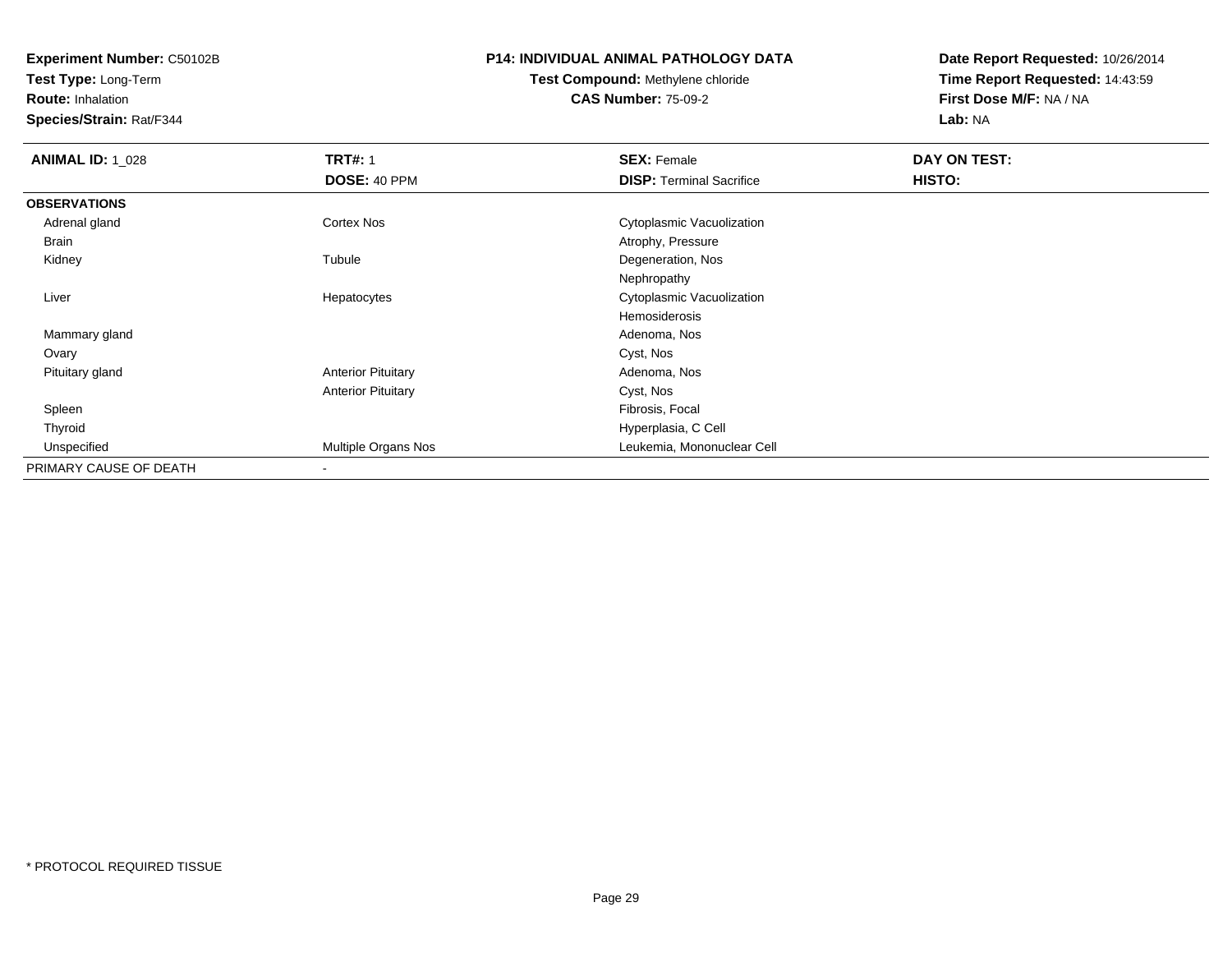**Experiment Number:** C50102B
**Test Type:** Long-Term
**Route:** Inhalation
**Species/Strain:** Rat/F344

**P14: INDIVIDUAL ANIMAL PATHOLOGY DATA**
**Test Compound:** Methylene chloride
**CAS Number:** 75-09-2

**Date Report Requested:** 10/26/2014
**Time Report Requested:** 14:43:59
**First Dose M/F:** NA / NA
**Lab:** NA

| **ANIMAL ID:** 1_028 | **TRT#:** 1 | **SEX:** Female | **DAY ON TEST:** |
|---|---|---|---|
| | **DOSE:** 40 PPM | **DISP:** Terminal Sacrifice | **HISTO:** |
| **OBSERVATIONS** | | | |
| Adrenal gland | Cortex Nos | Cytoplasmic Vacuolization | |
| Brain | | Atrophy, Pressure | |
| Kidney | Tubule | Degeneration, Nos | |
| | | Nephropathy | |
| Liver | Hepatocytes | Cytoplasmic Vacuolization | |
| | | Hemosiderosis | |
| Mammary gland | | Adenoma, Nos | |
| Ovary | | Cyst, Nos | |
| Pituitary gland | Anterior Pituitary | Adenoma, Nos | |
| | Anterior Pituitary | Cyst, Nos | |
| Spleen | | Fibrosis, Focal | |
| Thyroid | | Hyperplasia, C Cell | |
| Unspecified | Multiple Organs Nos | Leukemia, Mononuclear Cell | |
| PRIMARY CAUSE OF DEATH | - | | |

* PROTOCOL REQUIRED TISSUE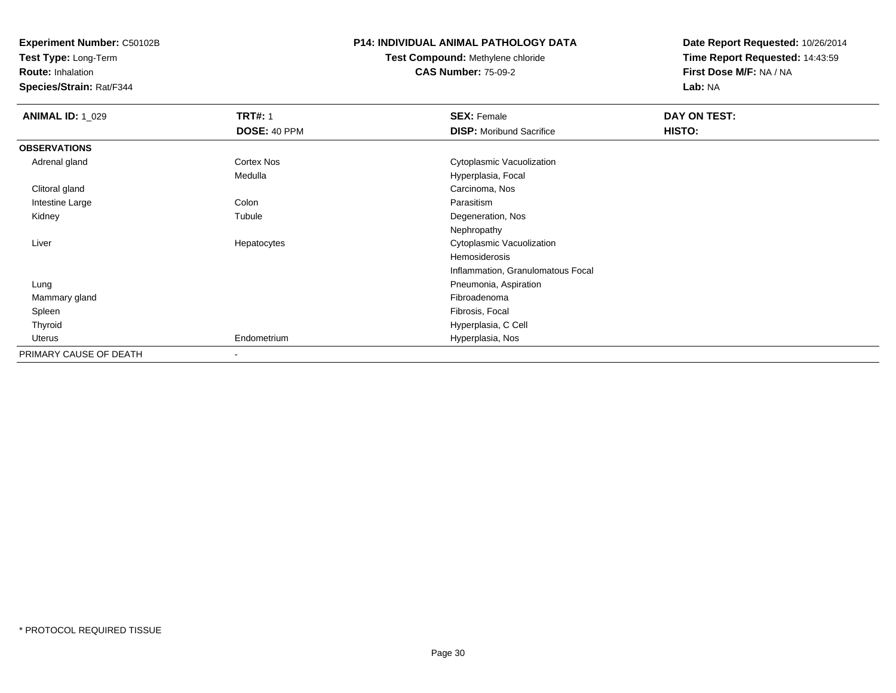**Experiment Number:** C50102B
**Test Type:** Long-Term
**Route:** Inhalation
**Species/Strain:** Rat/F344

**P14: INDIVIDUAL ANIMAL PATHOLOGY DATA**
**Test Compound:** Methylene chloride
**CAS Number:** 75-09-2

**Date Report Requested:** 10/26/2014
**Time Report Requested:** 14:43:59
**First Dose M/F:** NA / NA
**Lab:** NA

| **ANIMAL ID:** 1_029 | **TRT#:** 1 | **SEX:** Female | **DAY ON TEST:** |
|---|---|---|---|
| | **DOSE:** 40 PPM | **DISP:** Moribund Sacrifice | **HISTO:** |
| **OBSERVATIONS** | | | |
| Adrenal gland | Cortex Nos | Cytoplasmic Vacuolization | |
| | Medulla | Hyperplasia, Focal | |
| Clitoral gland | | Carcinoma, Nos | |
| Intestine Large | Colon | Parasitism | |
| Kidney | Tubule | Degeneration, Nos | |
| | | Nephropathy | |
| Liver | Hepatocytes | Cytoplasmic Vacuolization | |
| | | Hemosiderosis | |
| | | Inflammation, Granulomatous Focal | |
| Lung | | Pneumonia, Aspiration | |
| Mammary gland | | Fibroadenoma | |
| Spleen | | Fibrosis, Focal | |
| Thyroid | | Hyperplasia, C Cell | |
| Uterus | Endometrium | Hyperplasia, Nos | |
| PRIMARY CAUSE OF DEATH | - | | |

* PROTOCOL REQUIRED TISSUE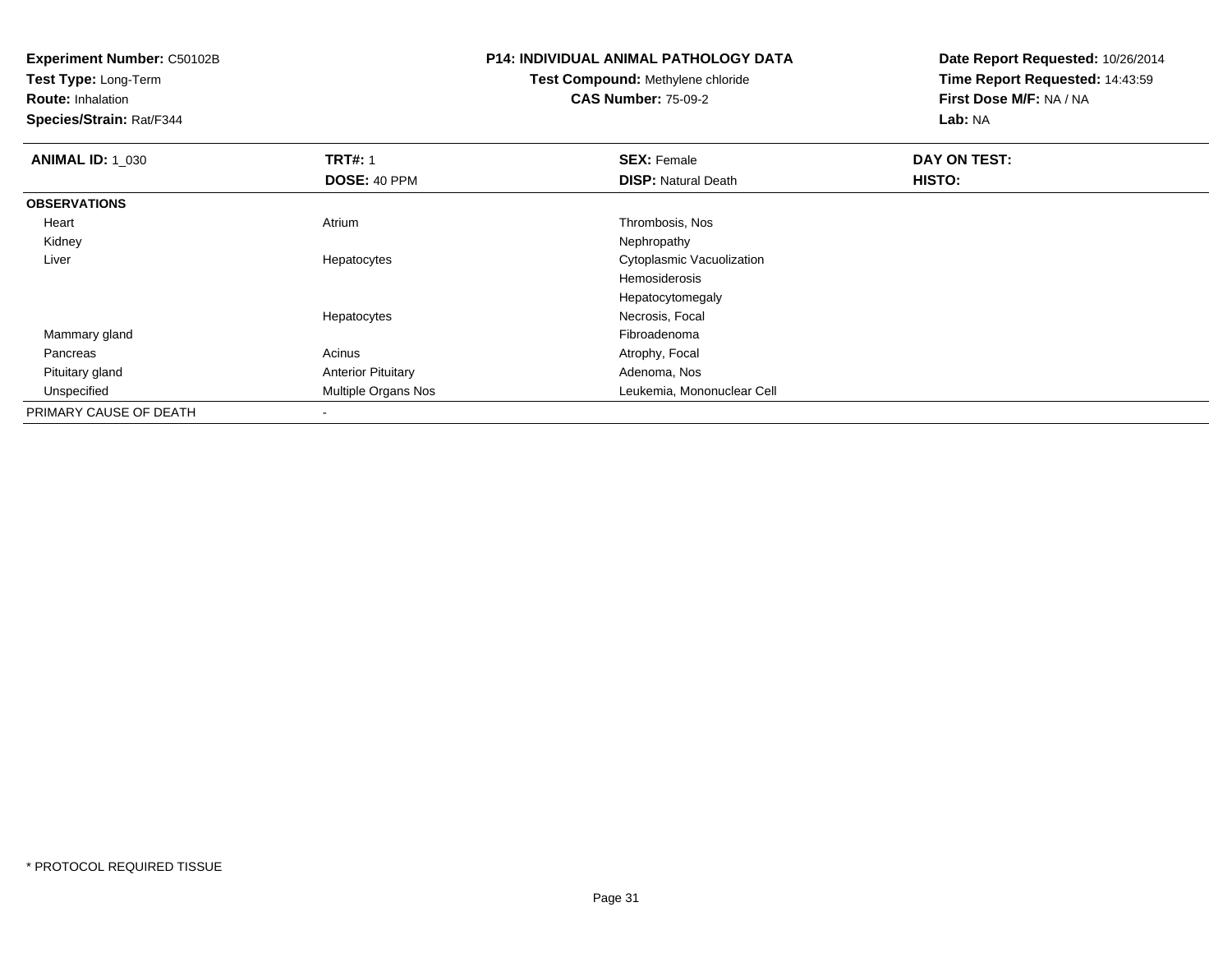**Experiment Number:** C50102B
**Test Type:** Long-Term
**Route:** Inhalation
**Species/Strain:** Rat/F344

**P14: INDIVIDUAL ANIMAL PATHOLOGY DATA**
**Test Compound:** Methylene chloride
**CAS Number:** 75-09-2

**Date Report Requested:** 10/26/2014
**Time Report Requested:** 14:43:59
**First Dose M/F:** NA / NA
**Lab:** NA

| **ANIMAL ID:** 1_030 | **TRT#:** 1 | **SEX:** Female | **DAY ON TEST:** |
|---|---|---|---|
| | **DOSE:** 40 PPM | **DISP:** Natural Death | **HISTO:** |
| **OBSERVATIONS** | | | |
| Heart | Atrium | Thrombosis, Nos | |
| Kidney | | Nephropathy | |
| Liver | Hepatocytes | Cytoplasmic Vacuolization | |
| | | Hemosiderosis | |
| | | Hepatocytomegaly | |
| | Hepatocytes | Necrosis, Focal | |
| Mammary gland | | Fibroadenoma | |
| Pancreas | Acinus | Atrophy, Focal | |
| Pituitary gland | Anterior Pituitary | Adenoma, Nos | |
| Unspecified | Multiple Organs Nos | Leukemia, Mononuclear Cell | |
| PRIMARY CAUSE OF DEATH | - | | |

* PROTOCOL REQUIRED TISSUE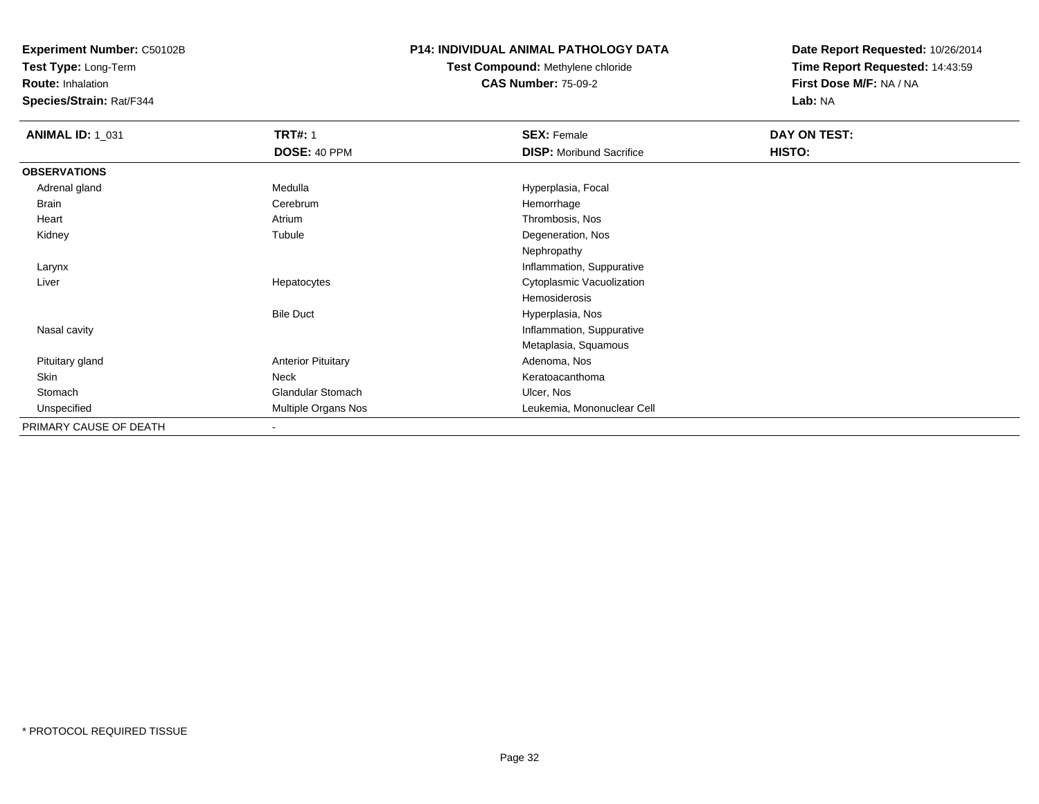**Experiment Number:** C50102B
**Test Type:** Long-Term
**Route:** Inhalation
**Species/Strain:** Rat/F344

**P14: INDIVIDUAL ANIMAL PATHOLOGY DATA**
**Test Compound:** Methylene chloride
**CAS Number:** 75-09-2

**Date Report Requested:** 10/26/2014
**Time Report Requested:** 14:43:59
**First Dose M/F:** NA / NA
**Lab:** NA

| **ANIMAL ID:** 1_031 | **TRT#:** 1 | **SEX:** Female | **DAY ON TEST:** |
|---|---|---|---|
| | **DOSE:** 40 PPM | **DISP:** Moribund Sacrifice | **HISTO:** |
| **OBSERVATIONS** | | | |
| Adrenal gland | Medulla | Hyperplasia, Focal | |
| Brain | Cerebrum | Hemorrhage | |
| Heart | Atrium | Thrombosis, Nos | |
| Kidney | Tubule | Degeneration, Nos | |
| | | Nephropathy | |
| Larynx | | Inflammation, Suppurative | |
| Liver | Hepatocytes | Cytoplasmic Vacuolization | |
| | | Hemosiderosis | |
| | Bile Duct | Hyperplasia, Nos | |
| Nasal cavity | | Inflammation, Suppurative | |
| | | Metaplasia, Squamous | |
| Pituitary gland | Anterior Pituitary | Adenoma, Nos | |
| Skin | Neck | Keratoacanthoma | |
| Stomach | Glandular Stomach | Ulcer, Nos | |
| Unspecified | Multiple Organs Nos | Leukemia, Mononuclear Cell | |
| PRIMARY CAUSE OF DEATH | - | | |

* PROTOCOL REQUIRED TISSUE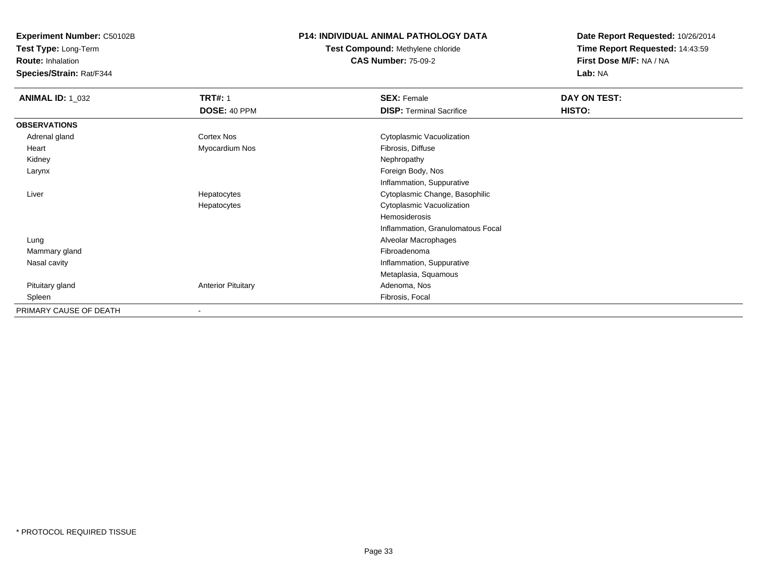**Experiment Number:** C50102B
**Test Type:** Long-Term
**Route:** Inhalation
**Species/Strain:** Rat/F344

**P14: INDIVIDUAL ANIMAL PATHOLOGY DATA**
**Test Compound:** Methylene chloride
**CAS Number:** 75-09-2

**Date Report Requested:** 10/26/2014
**Time Report Requested:** 14:43:59
**First Dose M/F:** NA / NA
**Lab:** NA

| **ANIMAL ID:** 1_032 | **TRT#:** 1 | **SEX:** Female | **DAY ON TEST:** |
|---|---|---|---|
| | **DOSE:** 40 PPM | **DISP:** Terminal Sacrifice | **HISTO:** |
| **OBSERVATIONS** | | | |
| Adrenal gland | Cortex Nos | Cytoplasmic Vacuolization | |
| Heart | Myocardium Nos | Fibrosis, Diffuse | |
| Kidney | | Nephropathy | |
| Larynx | | Foreign Body, Nos | |
| | | Inflammation, Suppurative | |
| Liver | Hepatocytes | Cytoplasmic Change, Basophilic | |
| | Hepatocytes | Cytoplasmic Vacuolization | |
| | | Hemosiderosis | |
| | | Inflammation, Granulomatous Focal | |
| Lung | | Alveolar Macrophages | |
| Mammary gland | | Fibroadenoma | |
| Nasal cavity | | Inflammation, Suppurative | |
| | | Metaplasia, Squamous | |
| Pituitary gland | Anterior Pituitary | Adenoma, Nos | |
| Spleen | | Fibrosis, Focal | |
| PRIMARY CAUSE OF DEATH | - | | |

* PROTOCOL REQUIRED TISSUE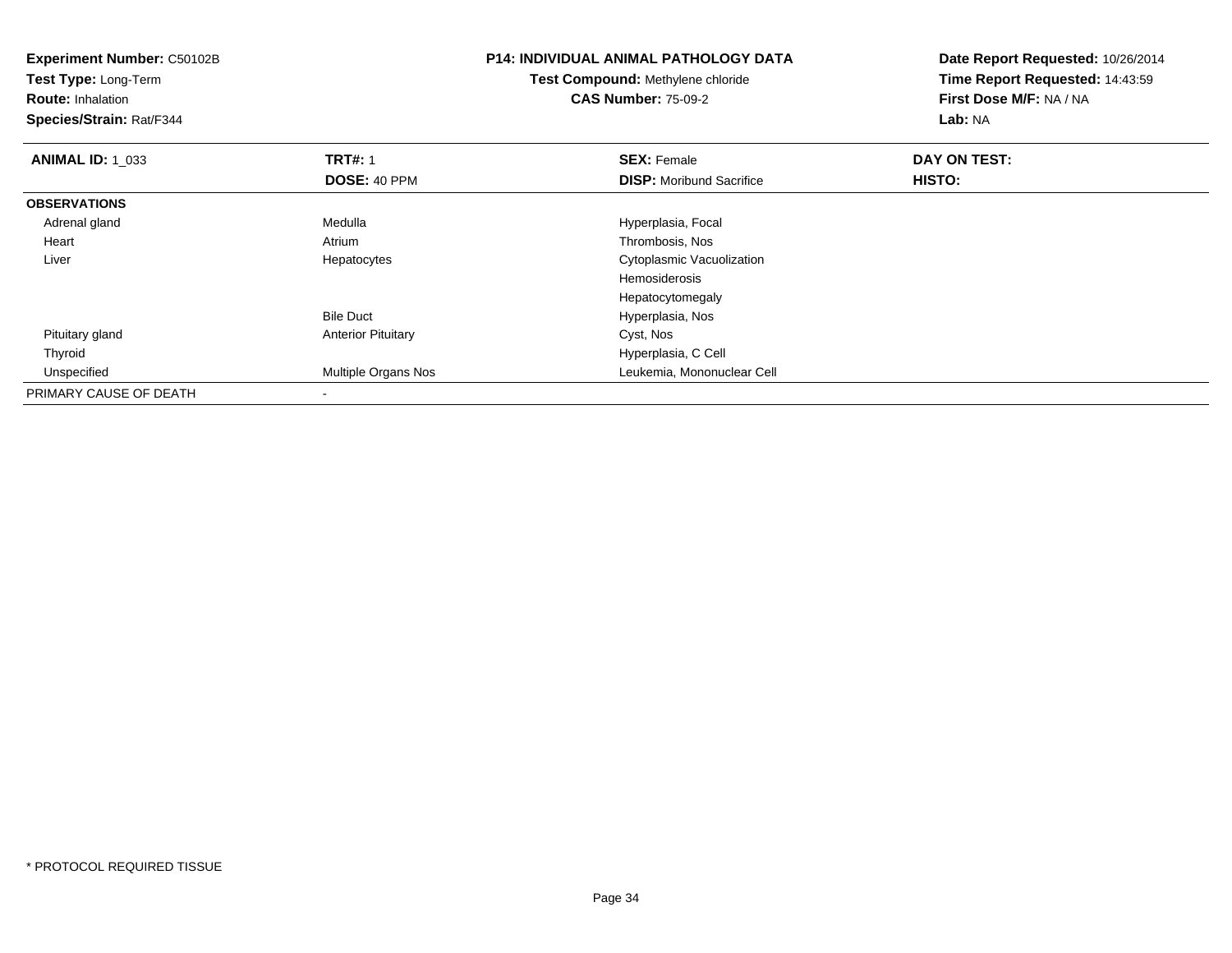**Experiment Number:** C50102B
**Test Type:** Long-Term
**Route:** Inhalation
**Species/Strain:** Rat/F344

**P14: INDIVIDUAL ANIMAL PATHOLOGY DATA**
**Test Compound:** Methylene chloride
**CAS Number:** 75-09-2

**Date Report Requested:** 10/26/2014
**Time Report Requested:** 14:43:59
**First Dose M/F:** NA / NA
**Lab:** NA

| **ANIMAL ID:** 1_033 | **TRT#:** 1 | **SEX:** Female | **DAY ON TEST:** |
|---|---|---|---|
| | **DOSE:** 40 PPM | **DISP:** Moribund Sacrifice | **HISTO:** |
| **OBSERVATIONS** | | | |
| Adrenal gland | Medulla | Hyperplasia, Focal | |
| Heart | Atrium | Thrombosis, Nos | |
| Liver | Hepatocytes | Cytoplasmic Vacuolization | |
| | | Hemosiderosis | |
| | | Hepatocytomegaly | |
| | Bile Duct | Hyperplasia, Nos | |
| Pituitary gland | Anterior Pituitary | Cyst, Nos | |
| Thyroid | | Hyperplasia, C Cell | |
| Unspecified | Multiple Organs Nos | Leukemia, Mononuclear Cell | |
| PRIMARY CAUSE OF DEATH | - | | |

* PROTOCOL REQUIRED TISSUE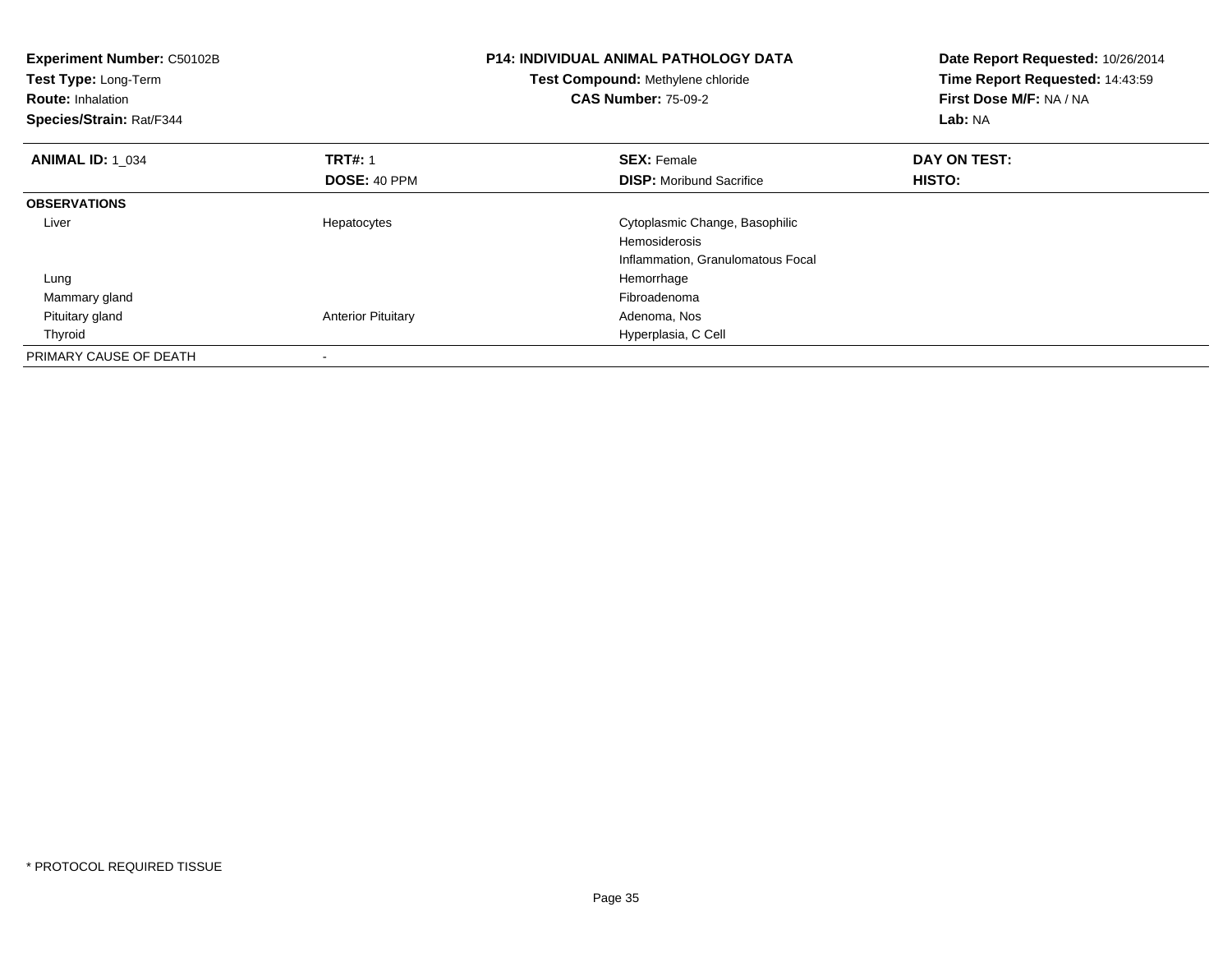**Experiment Number:** C50102B
**Test Type:** Long-Term
**Route:** Inhalation
**Species/Strain:** Rat/F344

**P14: INDIVIDUAL ANIMAL PATHOLOGY DATA**
**Test Compound:** Methylene chloride
**CAS Number:** 75-09-2

**Date Report Requested:** 10/26/2014
**Time Report Requested:** 14:43:59
**First Dose M/F:** NA / NA
**Lab:** NA

| **ANIMAL ID:** 1_034 | **TRT#:** 1 | **SEX:** Female | **DAY ON TEST:** |
|---|---|---|---|
| | **DOSE:** 40 PPM | **DISP:** Moribund Sacrifice | **HISTO:** |
| **OBSERVATIONS** | | | |
| Liver | Hepatocytes | Cytoplasmic Change, Basophilic | |
| | | Hemosiderosis | |
| | | Inflammation, Granulomatous Focal | |
| Lung | | Hemorrhage | |
| Mammary gland | | Fibroadenoma | |
| Pituitary gland | Anterior Pituitary | Adenoma, Nos | |
| Thyroid | | Hyperplasia, C Cell | |
| PRIMARY CAUSE OF DEATH | - | | |

* PROTOCOL REQUIRED TISSUE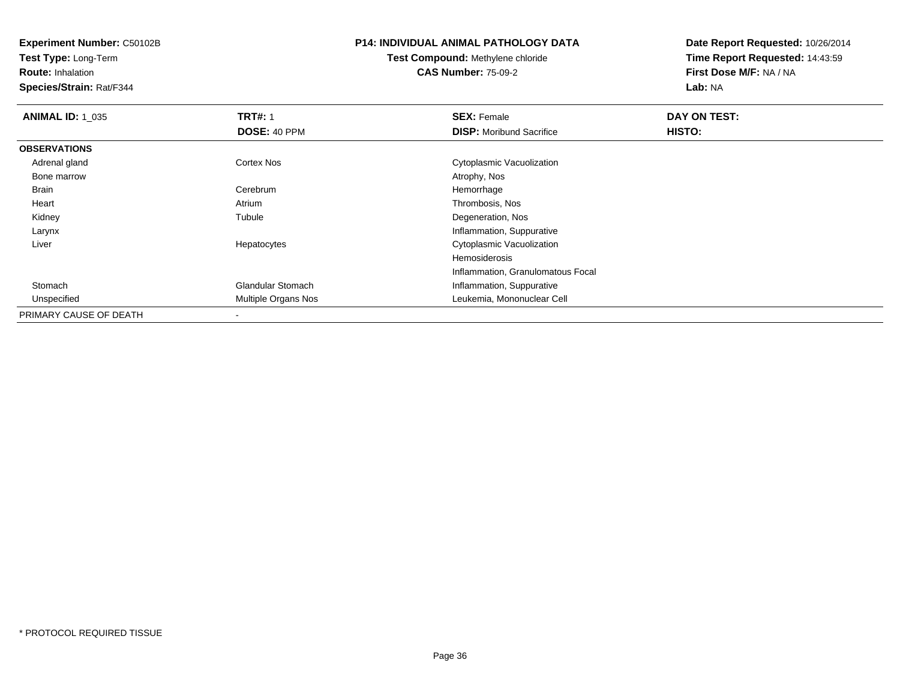**Experiment Number:** C50102B
**Test Type:** Long-Term
**Route:** Inhalation
**Species/Strain:** Rat/F344

**P14: INDIVIDUAL ANIMAL PATHOLOGY DATA**
**Test Compound:** Methylene chloride
**CAS Number:** 75-09-2

**Date Report Requested:** 10/26/2014
**Time Report Requested:** 14:43:59
**First Dose M/F:** NA / NA
**Lab:** NA

| **ANIMAL ID:** 1_035 | **TRT#:** 1 | **SEX:** Female | **DAY ON TEST:** |
|---|---|---|---|
| | **DOSE:** 40 PPM | **DISP:** Moribund Sacrifice | **HISTO:** |
| **OBSERVATIONS** | | | |
| Adrenal gland | Cortex Nos | Cytoplasmic Vacuolization | |
| Bone marrow | | Atrophy, Nos | |
| Brain | Cerebrum | Hemorrhage | |
| Heart | Atrium | Thrombosis, Nos | |
| Kidney | Tubule | Degeneration, Nos | |
| Larynx | | Inflammation, Suppurative | |
| Liver | Hepatocytes | Cytoplasmic Vacuolization | |
| | | Hemosiderosis | |
| | | Inflammation, Granulomatous Focal | |
| Stomach | Glandular Stomach | Inflammation, Suppurative | |
| Unspecified | Multiple Organs Nos | Leukemia, Mononuclear Cell | |
| PRIMARY CAUSE OF DEATH | - | | |

* PROTOCOL REQUIRED TISSUE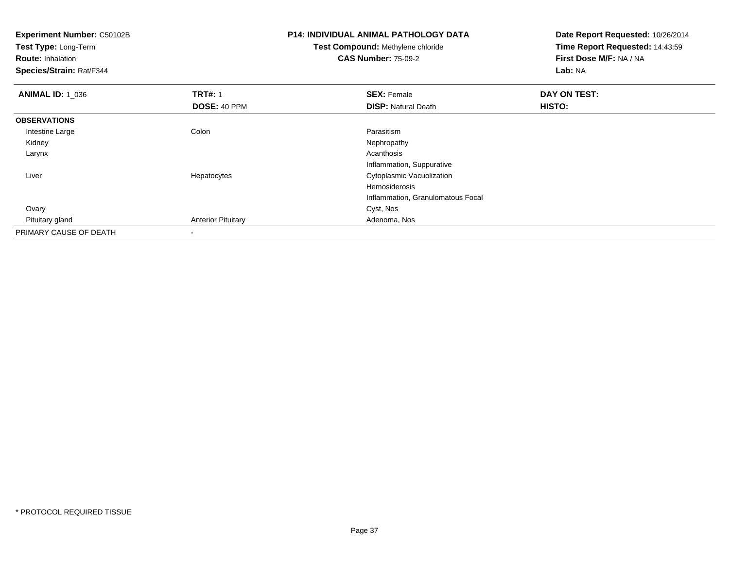**Experiment Number:** C50102B
**Test Type:** Long-Term
**Route:** Inhalation
**Species/Strain:** Rat/F344

**P14: INDIVIDUAL ANIMAL PATHOLOGY DATA**
**Test Compound:** Methylene chloride
**CAS Number:** 75-09-2

**Date Report Requested:** 10/26/2014
**Time Report Requested:** 14:43:59
**First Dose M/F:** NA / NA
**Lab:** NA

| **ANIMAL ID:** 1_036 | **TRT#:** 1 | **SEX:** Female | **DAY ON TEST:** |
|---|---|---|---|
| | **DOSE:** 40 PPM | **DISP:** Natural Death | **HISTO:** |
| **OBSERVATIONS** | | | |
| Intestine Large | Colon | Parasitism | |
| Kidney | | Nephropathy | |
| Larynx | | Acanthosis | |
| | | Inflammation, Suppurative | |
| Liver | Hepatocytes | Cytoplasmic Vacuolization | |
| | | Hemosiderosis | |
| | | Inflammation, Granulomatous Focal | |
| Ovary | | Cyst, Nos | |
| Pituitary gland | Anterior Pituitary | Adenoma, Nos | |
| PRIMARY CAUSE OF DEATH | - | | |

* PROTOCOL REQUIRED TISSUE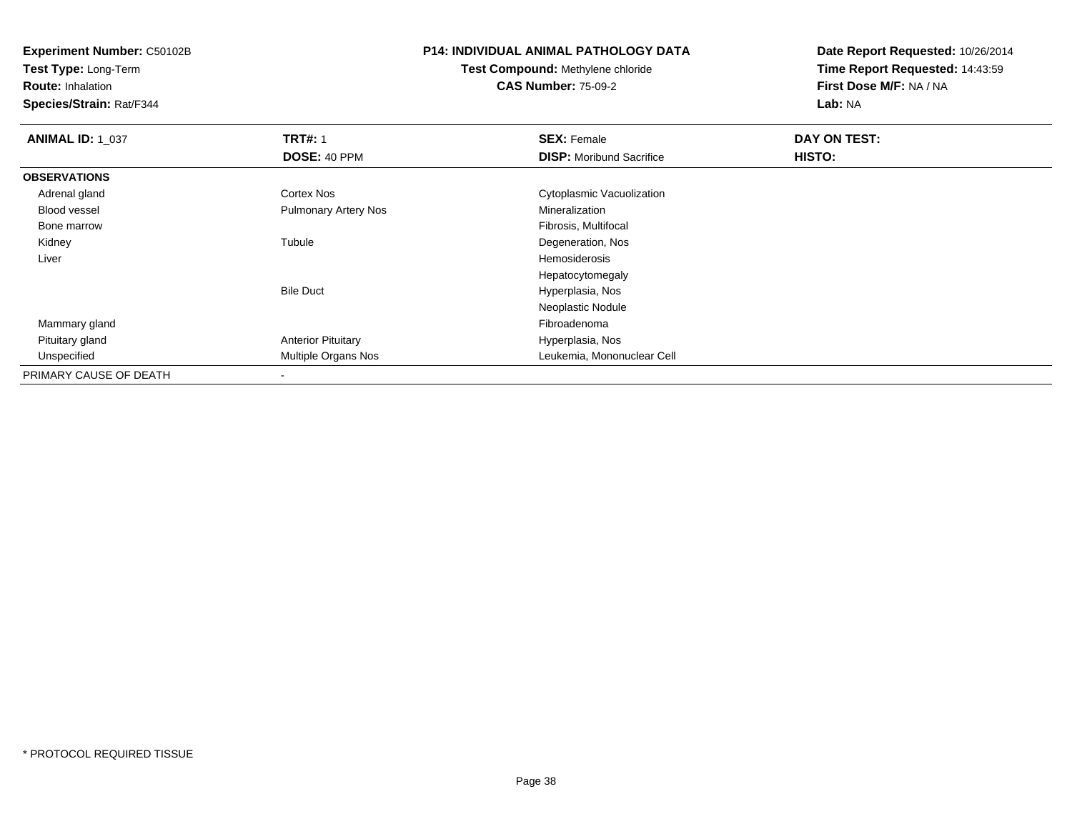**Experiment Number:** C50102B
**Test Type:** Long-Term
**Route:** Inhalation
**Species/Strain:** Rat/F344

**P14: INDIVIDUAL ANIMAL PATHOLOGY DATA**
**Test Compound:** Methylene chloride
**CAS Number:** 75-09-2

**Date Report Requested:** 10/26/2014
**Time Report Requested:** 14:43:59
**First Dose M/F:** NA / NA
**Lab:** NA

| **ANIMAL ID:** 1_037 | **TRT#:** 1 | **SEX:** Female | **DAY ON TEST:** |
|---|---|---|---|
| | **DOSE:** 40 PPM | **DISP:** Moribund Sacrifice | **HISTO:** |
| **OBSERVATIONS** | | | |
| Adrenal gland | Cortex Nos | Cytoplasmic Vacuolization | |
| Blood vessel | Pulmonary Artery Nos | Mineralization | |
| Bone marrow | | Fibrosis, Multifocal | |
| Kidney | Tubule | Degeneration, Nos | |
| Liver | | Hemosiderosis | |
| | | Hepatocytomegaly | |
| | Bile Duct | Hyperplasia, Nos | |
| | | Neoplastic Nodule | |
| Mammary gland | | Fibroadenoma | |
| Pituitary gland | Anterior Pituitary | Hyperplasia, Nos | |
| Unspecified | Multiple Organs Nos | Leukemia, Mononuclear Cell | |
| PRIMARY CAUSE OF DEATH | - | | |

* PROTOCOL REQUIRED TISSUE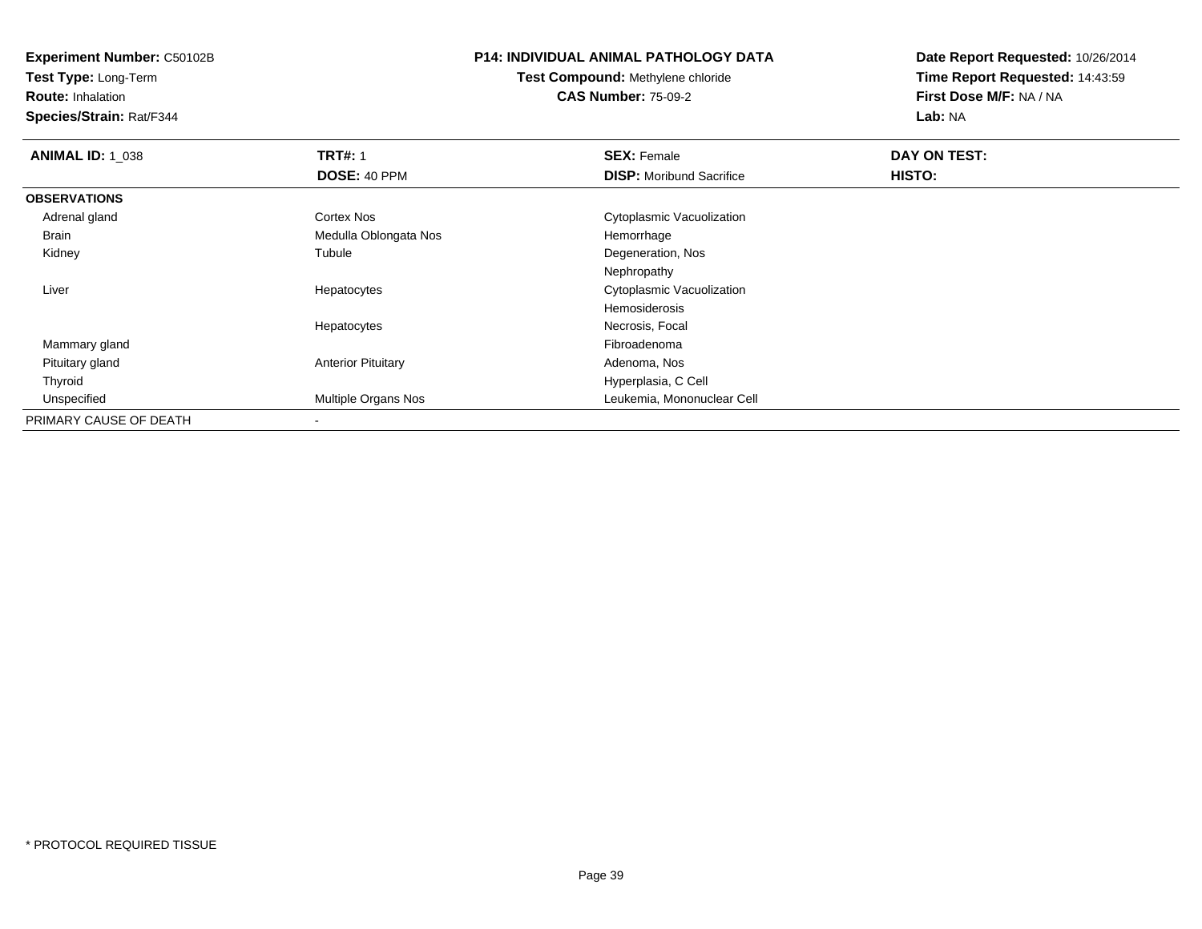**Experiment Number:** C50102B
**Test Type:** Long-Term
**Route:** Inhalation
**Species/Strain:** Rat/F344

**P14: INDIVIDUAL ANIMAL PATHOLOGY DATA**
**Test Compound:** Methylene chloride
**CAS Number:** 75-09-2

**Date Report Requested:** 10/26/2014
**Time Report Requested:** 14:43:59
**First Dose M/F:** NA / NA
**Lab:** NA

| **ANIMAL ID:** 1_038 | **TRT#:** 1 | **SEX:** Female | **DAY ON TEST:** |
|---|---|---|---|
| | **DOSE:** 40 PPM | **DISP:** Moribund Sacrifice | **HISTO:** |
| **OBSERVATIONS** | | | |
| Adrenal gland | Cortex Nos | Cytoplasmic Vacuolization | |
| Brain | Medulla Oblongata Nos | Hemorrhage | |
| Kidney | Tubule | Degeneration, Nos | |
| | | Nephropathy | |
| Liver | Hepatocytes | Cytoplasmic Vacuolization | |
| | | Hemosiderosis | |
| | Hepatocytes | Necrosis, Focal | |
| Mammary gland | | Fibroadenoma | |
| Pituitary gland | Anterior Pituitary | Adenoma, Nos | |
| Thyroid | | Hyperplasia, C Cell | |
| Unspecified | Multiple Organs Nos | Leukemia, Mononuclear Cell | |
| PRIMARY CAUSE OF DEATH | - | | |

* PROTOCOL REQUIRED TISSUE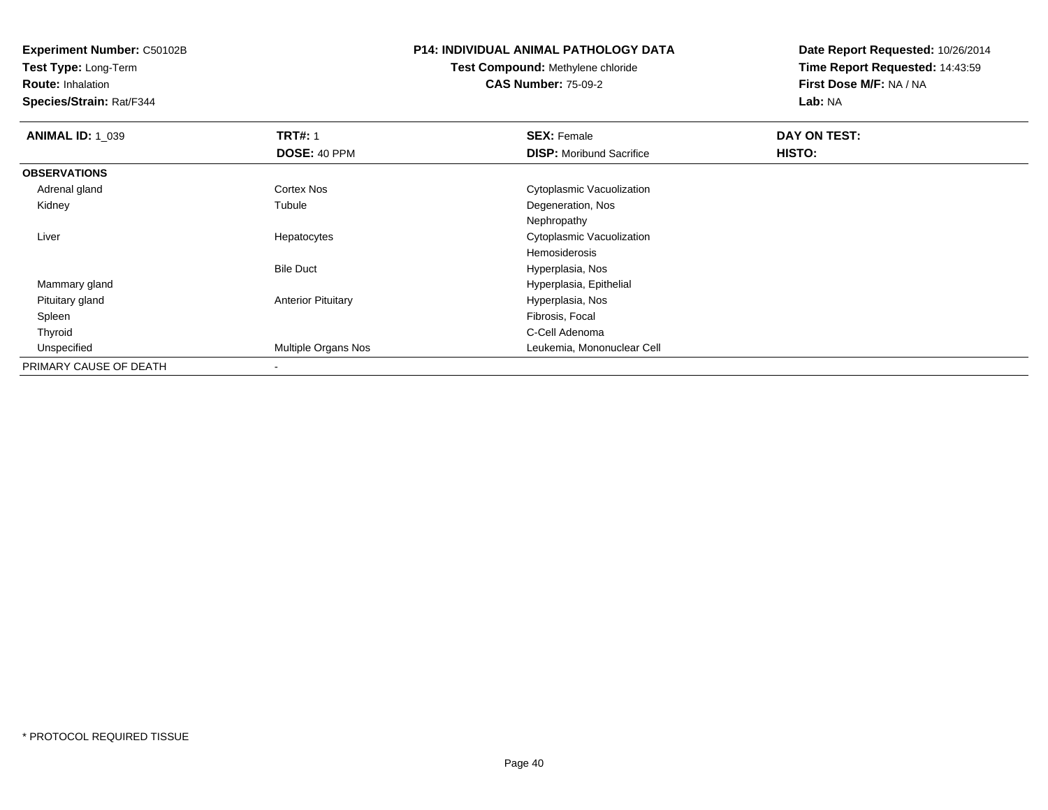**Experiment Number:** C50102B
**Test Type:** Long-Term
**Route:** Inhalation
**Species/Strain:** Rat/F344

**P14: INDIVIDUAL ANIMAL PATHOLOGY DATA**
**Test Compound:** Methylene chloride
**CAS Number:** 75-09-2

**Date Report Requested:** 10/26/2014
**Time Report Requested:** 14:43:59
**First Dose M/F:** NA / NA
**Lab:** NA

| **ANIMAL ID:** 1_039 | **TRT#:** 1 | **SEX:** Female | **DAY ON TEST:** |
|---|---|---|---|
| | **DOSE:** 40 PPM | **DISP:** Moribund Sacrifice | **HISTO:** |
| **OBSERVATIONS** | | | |
| Adrenal gland | Cortex Nos | Cytoplasmic Vacuolization | |
| Kidney | Tubule | Degeneration, Nos | |
| | | Nephropathy | |
| Liver | Hepatocytes | Cytoplasmic Vacuolization | |
| | | Hemosiderosis | |
| | Bile Duct | Hyperplasia, Nos | |
| Mammary gland | | Hyperplasia, Epithelial | |
| Pituitary gland | Anterior Pituitary | Hyperplasia, Nos | |
| Spleen | | Fibrosis, Focal | |
| Thyroid | | C-Cell Adenoma | |
| Unspecified | Multiple Organs Nos | Leukemia, Mononuclear Cell | |
| PRIMARY CAUSE OF DEATH | - | | |

* PROTOCOL REQUIRED TISSUE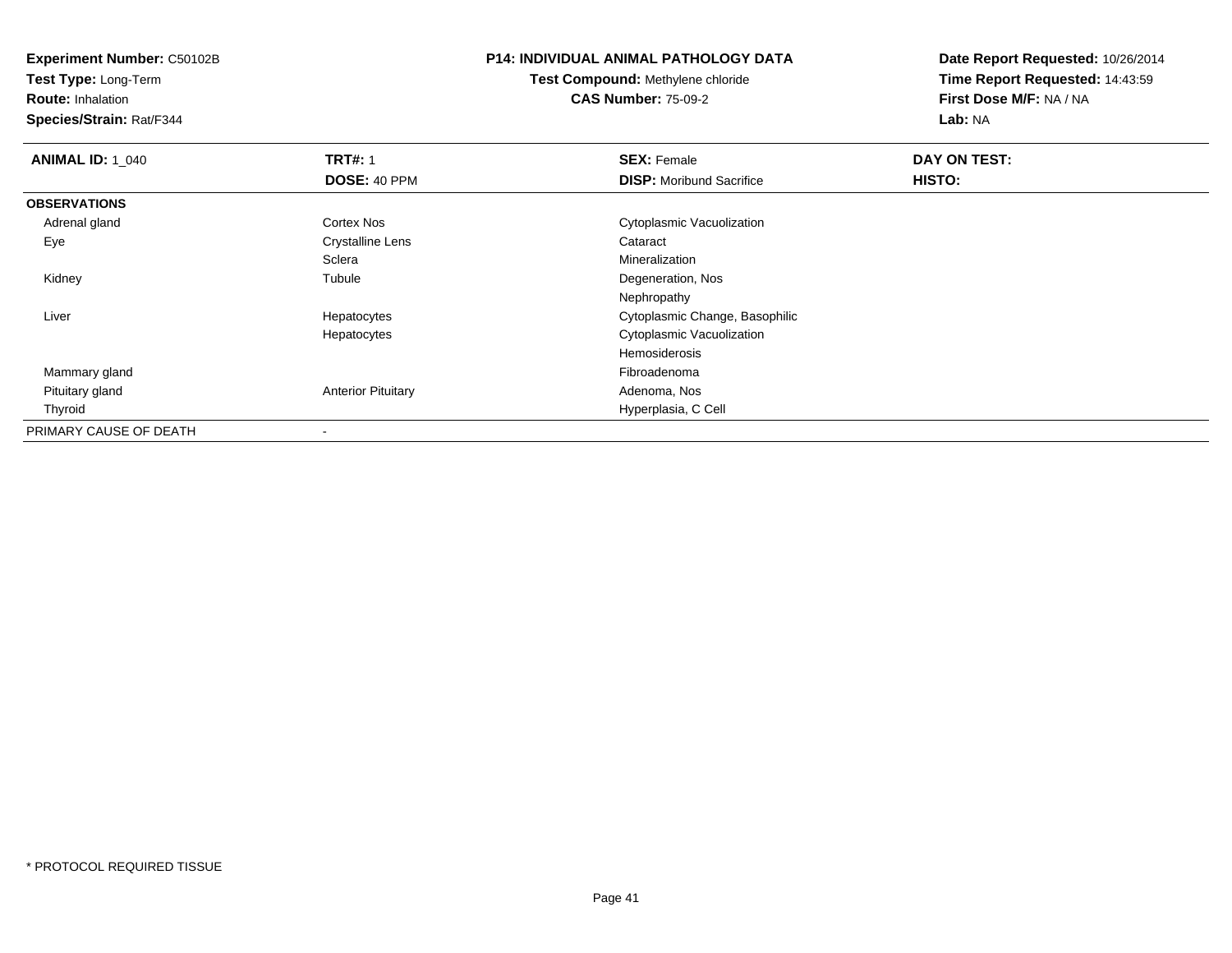**Experiment Number:** C50102B
**Test Type:** Long-Term
**Route:** Inhalation
**Species/Strain:** Rat/F344

**P14: INDIVIDUAL ANIMAL PATHOLOGY DATA**
**Test Compound:** Methylene chloride
**CAS Number:** 75-09-2

**Date Report Requested:** 10/26/2014
**Time Report Requested:** 14:43:59
**First Dose M/F:** NA / NA
**Lab:** NA

| **ANIMAL ID:** 1_040 | **TRT#:** 1 | **SEX:** Female | **DAY ON TEST:** |
|---|---|---|---|
| | **DOSE:** 40 PPM | **DISP:** Moribund Sacrifice | **HISTO:** |
| **OBSERVATIONS** | | | |
| Adrenal gland | Cortex Nos | Cytoplasmic Vacuolization | |
| Eye | Crystalline Lens | Cataract | |
| | Sclera | Mineralization | |
| Kidney | Tubule | Degeneration, Nos | |
| | | Nephropathy | |
| Liver | Hepatocytes | Cytoplasmic Change, Basophilic | |
| | Hepatocytes | Cytoplasmic Vacuolization | |
| | | Hemosiderosis | |
| Mammary gland | | Fibroadenoma | |
| Pituitary gland | Anterior Pituitary | Adenoma, Nos | |
| Thyroid | | Hyperplasia, C Cell | |
| PRIMARY CAUSE OF DEATH | - | | |

* PROTOCOL REQUIRED TISSUE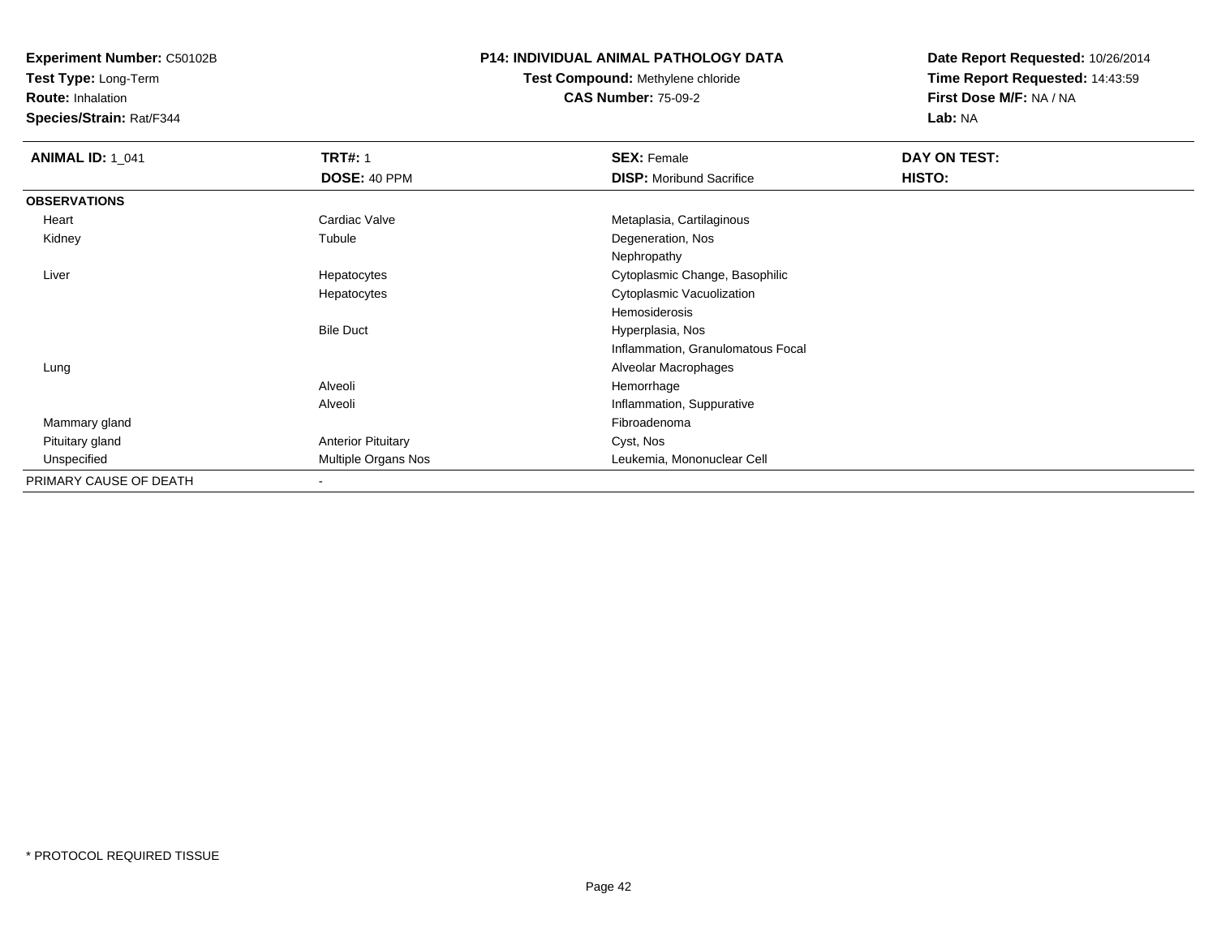**Experiment Number:** C50102B
**Test Type:** Long-Term
**Route:** Inhalation
**Species/Strain:** Rat/F344

# P14: INDIVIDUAL ANIMAL PATHOLOGY DATA

**Test Compound:** Methylene chloride
**CAS Number:** 75-09-2

**Date Report Requested:** 10/26/2014
**Time Report Requested:** 14:43:59
**First Dose M/F:** NA / NA
**Lab:** NA

| **ANIMAL ID:** 1_041 | **TRT#:** 1 | **SEX:** Female | **DAY ON TEST:** |
|---|---|---|---|
| | **DOSE:** 40 PPM | **DISP:** Moribund Sacrifice | **HISTO:** |
| **OBSERVATIONS** | | | |
| Heart | Cardiac Valve | Metaplasia, Cartilaginous | |
| Kidney | Tubule | Degeneration, Nos | |
| | | Nephropathy | |
| Liver | Hepatocytes | Cytoplasmic Change, Basophilic | |
| | Hepatocytes | Cytoplasmic Vacuolization | |
| | | Hemosiderosis | |
| | Bile Duct | Hyperplasia, Nos | |
| | | Inflammation, Granulomatous Focal | |
| Lung | | Alveolar Macrophages | |
| | Alveoli | Hemorrhage | |
| | Alveoli | Inflammation, Suppurative | |
| Mammary gland | | Fibroadenoma | |
| Pituitary gland | Anterior Pituitary | Cyst, Nos | |
| Unspecified | Multiple Organs Nos | Leukemia, Mononuclear Cell | |
| PRIMARY CAUSE OF DEATH | - | | |

* PROTOCOL REQUIRED TISSUE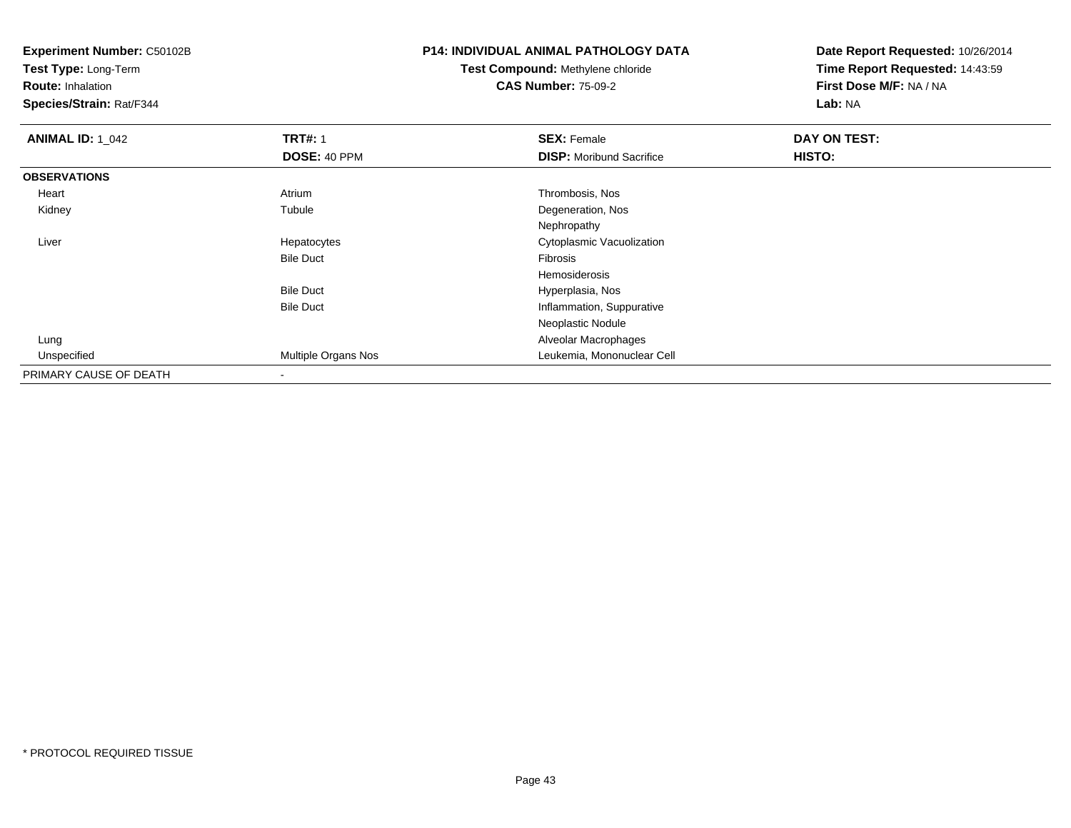**Experiment Number:** C50102B
**Test Type:** Long-Term
**Route:** Inhalation
**Species/Strain:** Rat/F344

**P14: INDIVIDUAL ANIMAL PATHOLOGY DATA**
**Test Compound:** Methylene chloride
**CAS Number:** 75-09-2

**Date Report Requested:** 10/26/2014
**Time Report Requested:** 14:43:59
**First Dose M/F:** NA / NA
**Lab:** NA

| **ANIMAL ID:** 1_042 | **TRT#:** 1 | **SEX:** Female | **DAY ON TEST:** |
|---|---|---|---|
| | **DOSE:** 40 PPM | **DISP:** Moribund Sacrifice | **HISTO:** |
| **OBSERVATIONS** | | | |
| Heart | Atrium | Thrombosis, Nos | |
| Kidney | Tubule | Degeneration, Nos | |
| | | Nephropathy | |
| Liver | Hepatocytes | Cytoplasmic Vacuolization | |
| | Bile Duct | Fibrosis | |
| | | Hemosiderosis | |
| | Bile Duct | Hyperplasia, Nos | |
| | Bile Duct | Inflammation, Suppurative | |
| | | Neoplastic Nodule | |
| Lung | | Alveolar Macrophages | |
| Unspecified | Multiple Organs Nos | Leukemia, Mononuclear Cell | |
| PRIMARY CAUSE OF DEATH | - | | |

* PROTOCOL REQUIRED TISSUE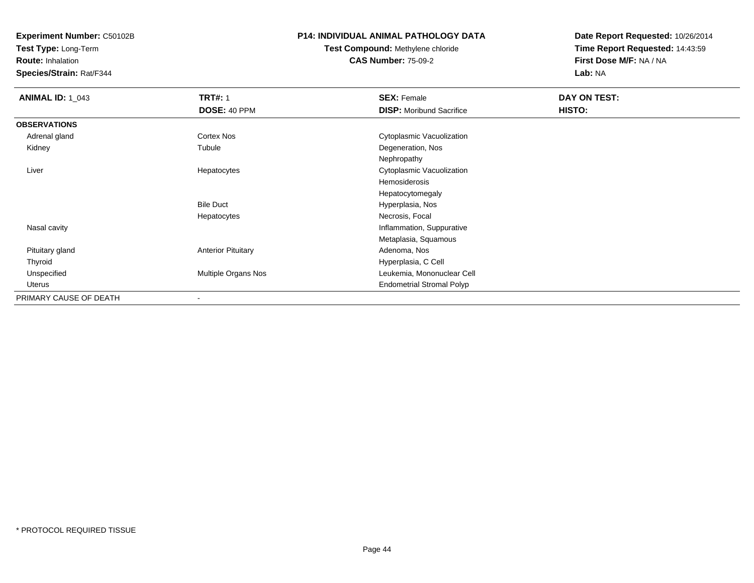**Experiment Number:** C50102B
**Test Type:** Long-Term
**Route:** Inhalation
**Species/Strain:** Rat/F344

**P14: INDIVIDUAL ANIMAL PATHOLOGY DATA**
**Test Compound:** Methylene chloride
**CAS Number:** 75-09-2

**Date Report Requested:** 10/26/2014
**Time Report Requested:** 14:43:59
**First Dose M/F:** NA / NA
**Lab:** NA

| **ANIMAL ID:** 1_043 | **TRT#:** 1 | **SEX:** Female | **DAY ON TEST:** |
|---|---|---|---|
| | **DOSE:** 40 PPM | **DISP:** Moribund Sacrifice | **HISTO:** |
| **OBSERVATIONS** | | | |
| Adrenal gland | Cortex Nos | Cytoplasmic Vacuolization | |
| Kidney | Tubule | Degeneration, Nos | |
| | | Nephropathy | |
| Liver | Hepatocytes | Cytoplasmic Vacuolization | |
| | | Hemosiderosis | |
| | | Hepatocytomegaly | |
| | Bile Duct | Hyperplasia, Nos | |
| | Hepatocytes | Necrosis, Focal | |
| Nasal cavity | | Inflammation, Suppurative | |
| | | Metaplasia, Squamous | |
| Pituitary gland | Anterior Pituitary | Adenoma, Nos | |
| Thyroid | | Hyperplasia, C Cell | |
| Unspecified | Multiple Organs Nos | Leukemia, Mononuclear Cell | |
| Uterus | | Endometrial Stromal Polyp | |
| PRIMARY CAUSE OF DEATH | - | | |

* PROTOCOL REQUIRED TISSUE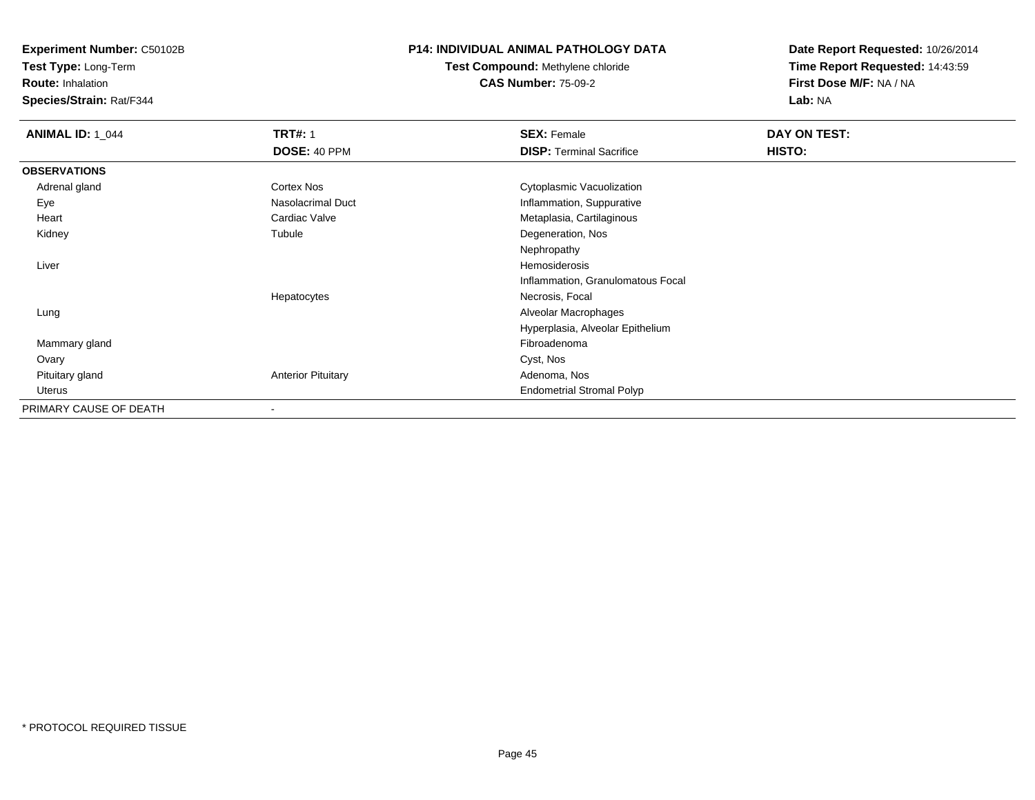**Experiment Number:** C50102B
**Test Type:** Long-Term
**Route:** Inhalation
**Species/Strain:** Rat/F344

**P14: INDIVIDUAL ANIMAL PATHOLOGY DATA**
**Test Compound:** Methylene chloride
**CAS Number:** 75-09-2

**Date Report Requested:** 10/26/2014
**Time Report Requested:** 14:43:59
**First Dose M/F:** NA / NA
**Lab:** NA

| **ANIMAL ID:** 1_044 | **TRT#:** 1<br>**DOSE:** 40 PPM | **SEX:** Female<br>**DISP:** Terminal Sacrifice | **DAY ON TEST:**<br>**HISTO:** |
|---|---|---|---|
| **OBSERVATIONS** | | | |
| Adrenal gland | Cortex Nos | Cytoplasmic Vacuolization | |
| Eye | Nasolacrimal Duct | Inflammation, Suppurative | |
| Heart | Cardiac Valve | Metaplasia, Cartilaginous | |
| Kidney | Tubule | Degeneration, Nos | |
| | | Nephropathy | |
| Liver | | Hemosiderosis | |
| | | Inflammation, Granulomatous Focal | |
| | Hepatocytes | Necrosis, Focal | |
| Lung | | Alveolar Macrophages | |
| | | Hyperplasia, Alveolar Epithelium | |
| Mammary gland | | Fibroadenoma | |
| Ovary | | Cyst, Nos | |
| Pituitary gland | Anterior Pituitary | Adenoma, Nos | |
| Uterus | | Endometrial Stromal Polyp | |
| PRIMARY CAUSE OF DEATH | - | | |

* PROTOCOL REQUIRED TISSUE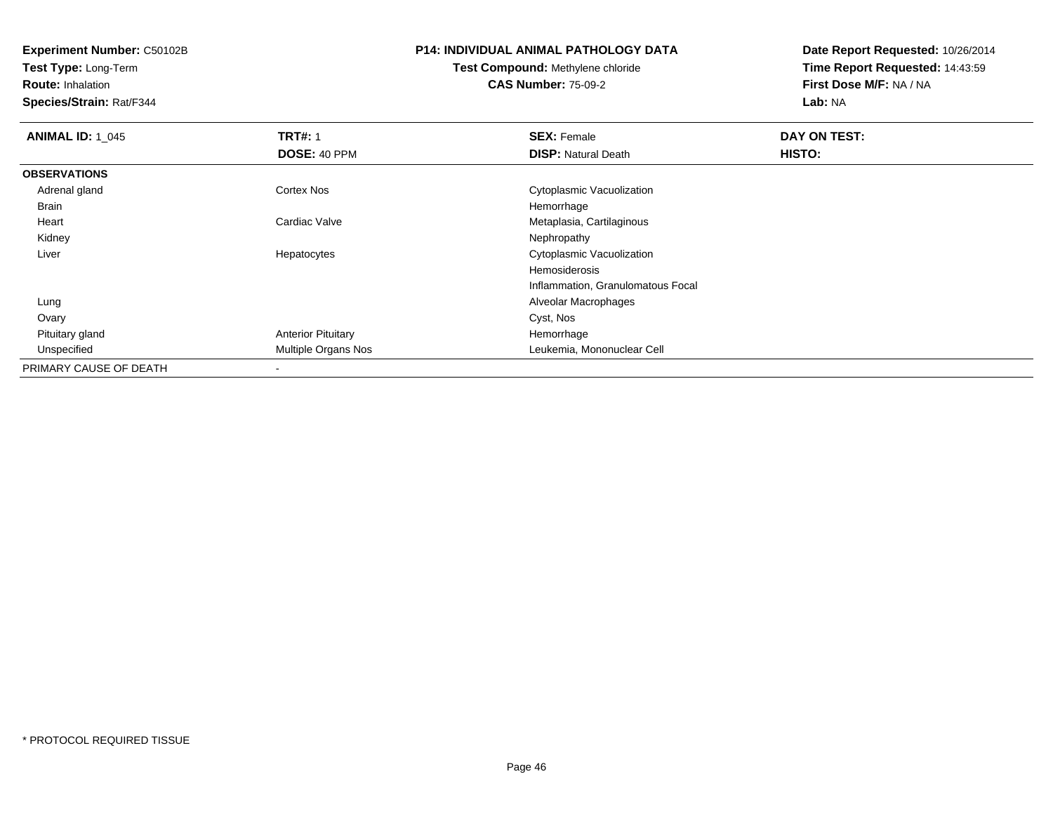**Experiment Number:** C50102B
**Test Type:** Long-Term
**Route:** Inhalation
**Species/Strain:** Rat/F344

**P14: INDIVIDUAL ANIMAL PATHOLOGY DATA**
**Test Compound:** Methylene chloride
**CAS Number:** 75-09-2

**Date Report Requested:** 10/26/2014
**Time Report Requested:** 14:43:59
**First Dose M/F:** NA / NA
**Lab:** NA

| **ANIMAL ID:** 1_045 | **TRT#:** 1 | **SEX:** Female | **DAY ON TEST:** |
|---|---|---|---|
| | **DOSE:** 40 PPM | **DISP:** Natural Death | **HISTO:** |
| **OBSERVATIONS** | | | |
| Adrenal gland | Cortex Nos | Cytoplasmic Vacuolization | |
| Brain | | Hemorrhage | |
| Heart | Cardiac Valve | Metaplasia, Cartilaginous | |
| Kidney | | Nephropathy | |
| Liver | Hepatocytes | Cytoplasmic Vacuolization | |
| | | Hemosiderosis | |
| | | Inflammation, Granulomatous Focal | |
| Lung | | Alveolar Macrophages | |
| Ovary | | Cyst, Nos | |
| Pituitary gland | Anterior Pituitary | Hemorrhage | |
| Unspecified | Multiple Organs Nos | Leukemia, Mononuclear Cell | |
| PRIMARY CAUSE OF DEATH | - | | |

* PROTOCOL REQUIRED TISSUE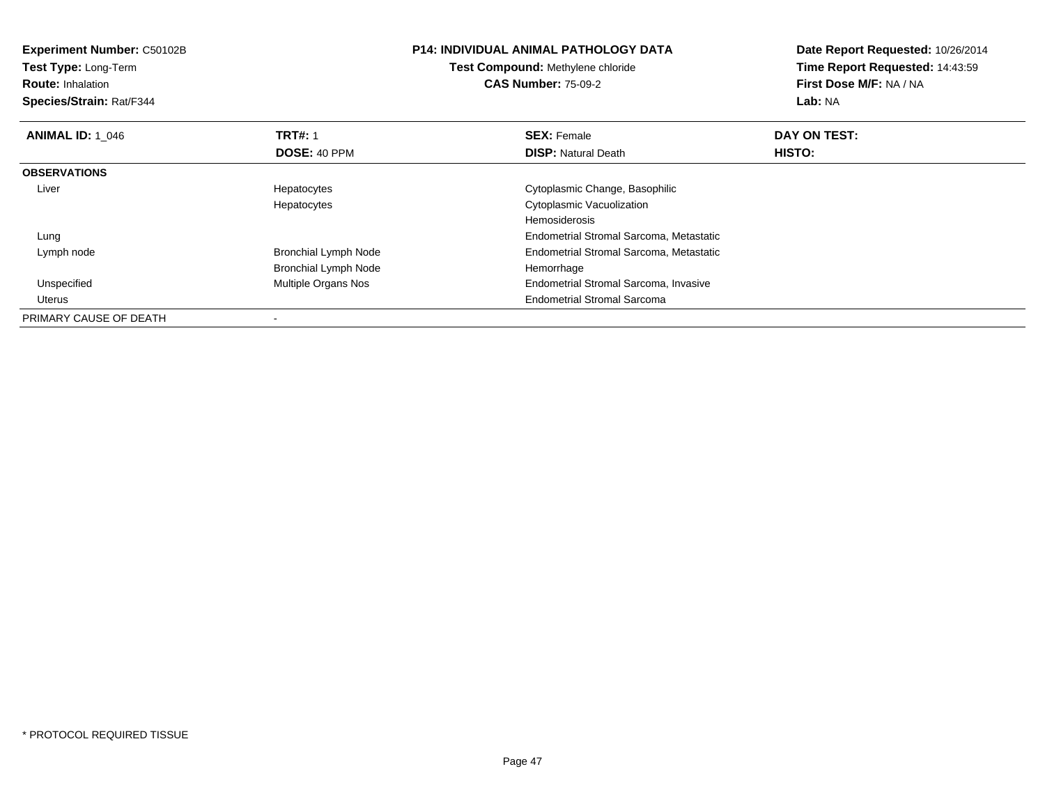**Experiment Number:** C50102B
**Test Type:** Long-Term
**Route:** Inhalation
**Species/Strain:** Rat/F344

**P14: INDIVIDUAL ANIMAL PATHOLOGY DATA**
**Test Compound:** Methylene chloride
**CAS Number:** 75-09-2

**Date Report Requested:** 10/26/2014
**Time Report Requested:** 14:43:59
**First Dose M/F:** NA / NA
**Lab:** NA

| **ANIMAL ID:** 1_046 | **TRT#:** 1 | **SEX:** Female | **DAY ON TEST:** |
|---|---|---|---|
| | **DOSE:** 40 PPM | **DISP:** Natural Death | **HISTO:** |
| **OBSERVATIONS** | | | |
| Liver | Hepatocytes | Cytoplasmic Change, Basophilic | |
| | Hepatocytes | Cytoplasmic Vacuolization | |
| | | Hemosiderosis | |
| Lung | | Endometrial Stromal Sarcoma, Metastatic | |
| Lymph node | Bronchial Lymph Node | Endometrial Stromal Sarcoma, Metastatic | |
| | Bronchial Lymph Node | Hemorrhage | |
| Unspecified | Multiple Organs Nos | Endometrial Stromal Sarcoma, Invasive | |
| Uterus | | Endometrial Stromal Sarcoma | |
| PRIMARY CAUSE OF DEATH | - | | |

* PROTOCOL REQUIRED TISSUE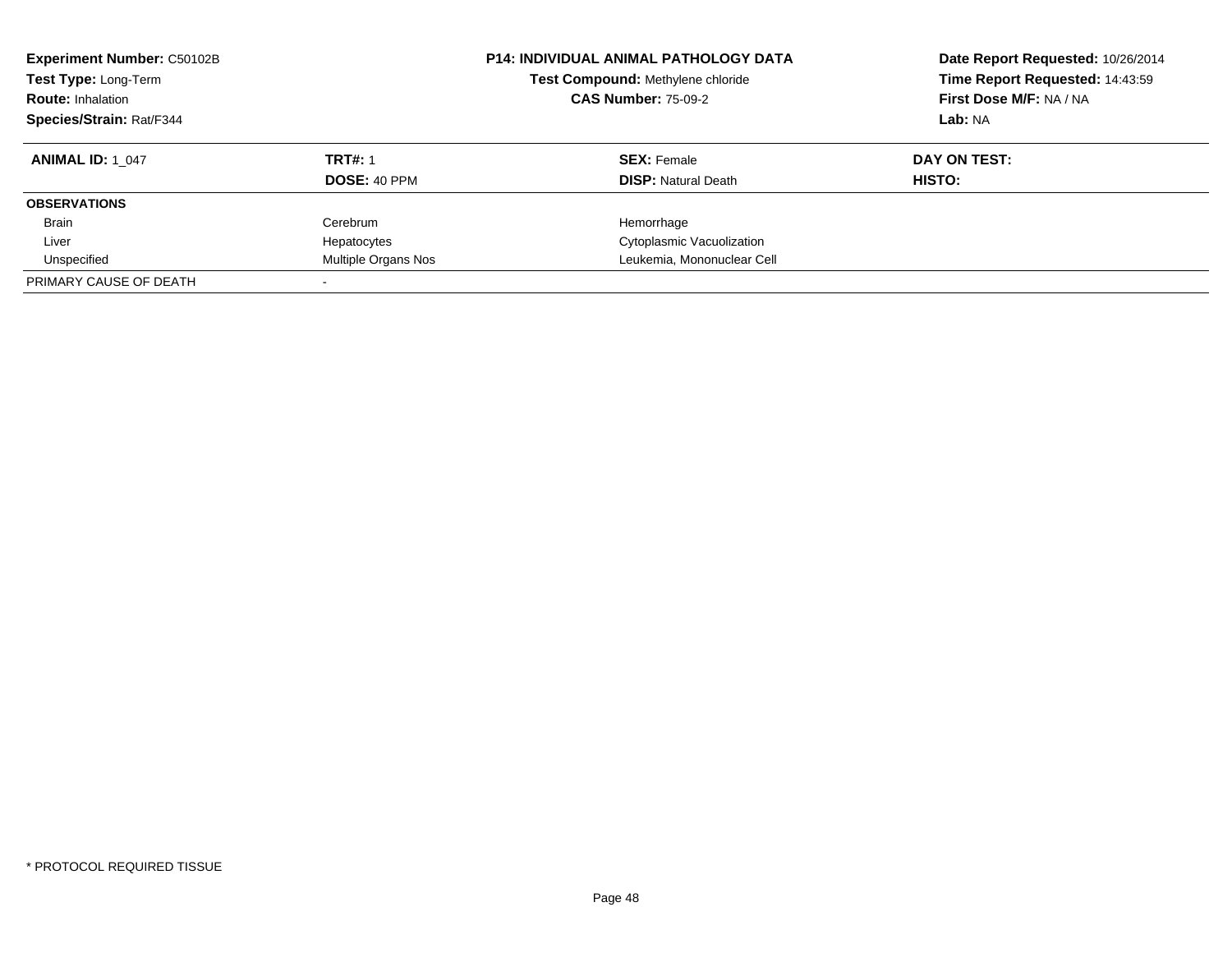**Experiment Number:** C50102B
**Test Type:** Long-Term
**Route:** Inhalation
**Species/Strain:** Rat/F344

**P14: INDIVIDUAL ANIMAL PATHOLOGY DATA**
**Test Compound:** Methylene chloride
**CAS Number:** 75-09-2

**Date Report Requested:** 10/26/2014
**Time Report Requested:** 14:43:59
**First Dose M/F:** NA / NA
**Lab:** NA

| **ANIMAL ID:** 1_047 | **TRT#:** 1 | **SEX:** Female | **DAY ON TEST:** |
|---|---|---|---|
| | **DOSE:** 40 PPM | **DISP:** Natural Death | **HISTO:** |
| **OBSERVATIONS** | | | |
| Brain | Cerebrum | Hemorrhage | |
| Liver | Hepatocytes | Cytoplasmic Vacuolization | |
| Unspecified | Multiple Organs Nos | Leukemia, Mononuclear Cell | |
| PRIMARY CAUSE OF DEATH | - | | |

* PROTOCOL REQUIRED TISSUE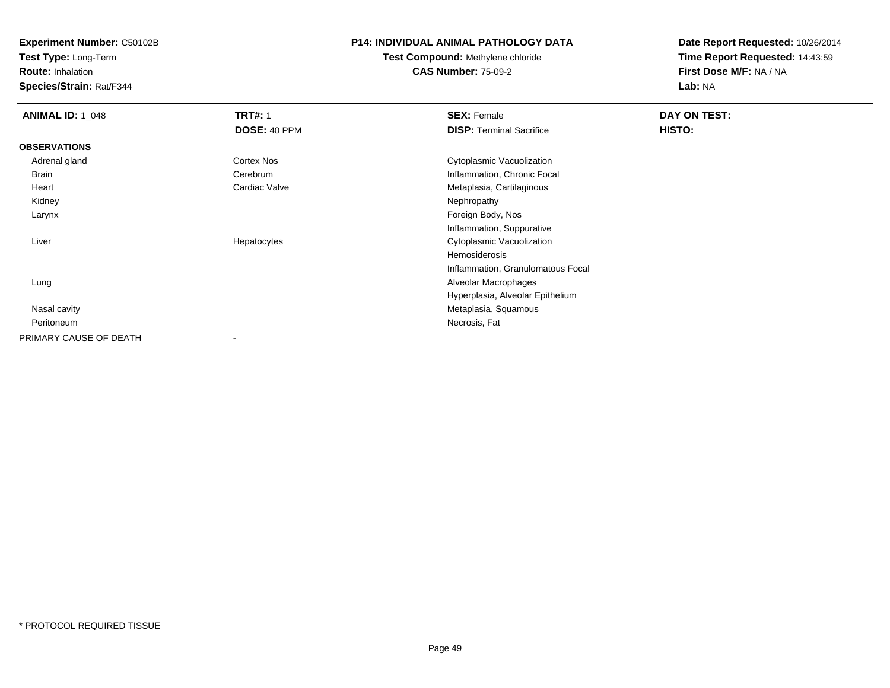**Experiment Number:** C50102B
**Test Type:** Long-Term
**Route:** Inhalation
**Species/Strain:** Rat/F344

**P14: INDIVIDUAL ANIMAL PATHOLOGY DATA**
**Test Compound:** Methylene chloride
**CAS Number:** 75-09-2

**Date Report Requested:** 10/26/2014
**Time Report Requested:** 14:43:59
**First Dose M/F:** NA / NA
**Lab:** NA

| **ANIMAL ID:** 1_048 | **TRT#:** 1 | **SEX:** Female | **DAY ON TEST:** |
|---|---|---|---|
| | **DOSE:** 40 PPM | **DISP:** Terminal Sacrifice | **HISTO:** |
| **OBSERVATIONS** | | | |
| Adrenal gland | Cortex Nos | Cytoplasmic Vacuolization | |
| Brain | Cerebrum | Inflammation, Chronic Focal | |
| Heart | Cardiac Valve | Metaplasia, Cartilaginous | |
| Kidney | | Nephropathy | |
| Larynx | | Foreign Body, Nos | |
| | | Inflammation, Suppurative | |
| Liver | Hepatocytes | Cytoplasmic Vacuolization | |
| | | Hemosiderosis | |
| | | Inflammation, Granulomatous Focal | |
| Lung | | Alveolar Macrophages | |
| | | Hyperplasia, Alveolar Epithelium | |
| Nasal cavity | | Metaplasia, Squamous | |
| Peritoneum | | Necrosis, Fat | |
| PRIMARY CAUSE OF DEATH | - | | |

* PROTOCOL REQUIRED TISSUE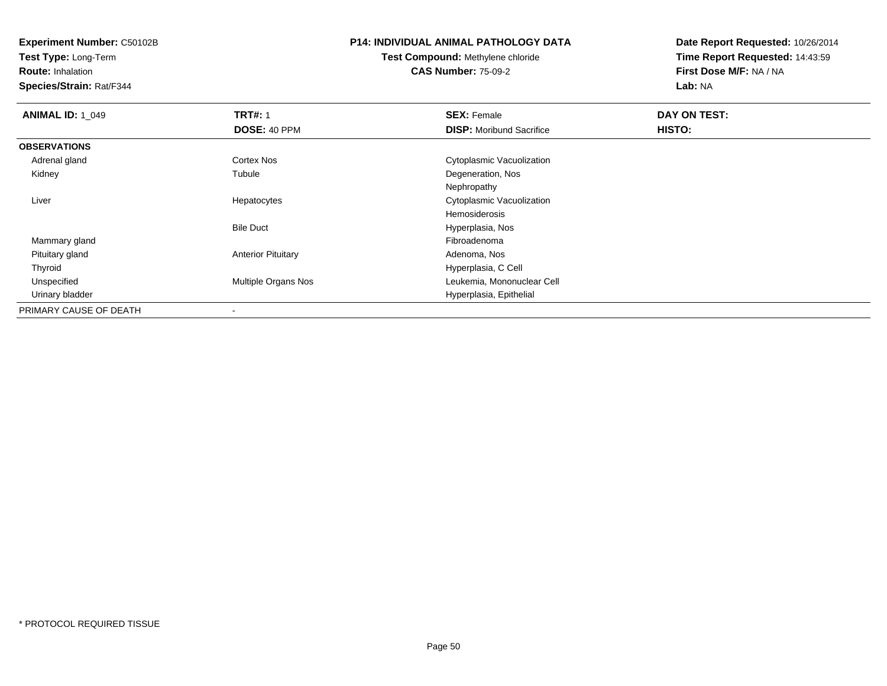**Experiment Number:** C50102B
**Test Type:** Long-Term
**Route:** Inhalation
**Species/Strain:** Rat/F344

**P14: INDIVIDUAL ANIMAL PATHOLOGY DATA**
**Test Compound:** Methylene chloride
**CAS Number:** 75-09-2

**Date Report Requested:** 10/26/2014
**Time Report Requested:** 14:43:59
**First Dose M/F:** NA / NA
**Lab:** NA

| **ANIMAL ID:** 1_049 | **TRT#:** 1 | **SEX:** Female | **DAY ON TEST:** |
|---|---|---|---|
| | **DOSE:** 40 PPM | **DISP:** Moribund Sacrifice | **HISTO:** |
| **OBSERVATIONS** | | | |
| Adrenal gland | Cortex Nos | Cytoplasmic Vacuolization | |
| Kidney | Tubule | Degeneration, Nos | |
| | | Nephropathy | |
| Liver | Hepatocytes | Cytoplasmic Vacuolization | |
| | | Hemosiderosis | |
| | Bile Duct | Hyperplasia, Nos | |
| Mammary gland | | Fibroadenoma | |
| Pituitary gland | Anterior Pituitary | Adenoma, Nos | |
| Thyroid | | Hyperplasia, C Cell | |
| Unspecified | Multiple Organs Nos | Leukemia, Mononuclear Cell | |
| Urinary bladder | | Hyperplasia, Epithelial | |
| PRIMARY CAUSE OF DEATH | - | | |

* PROTOCOL REQUIRED TISSUE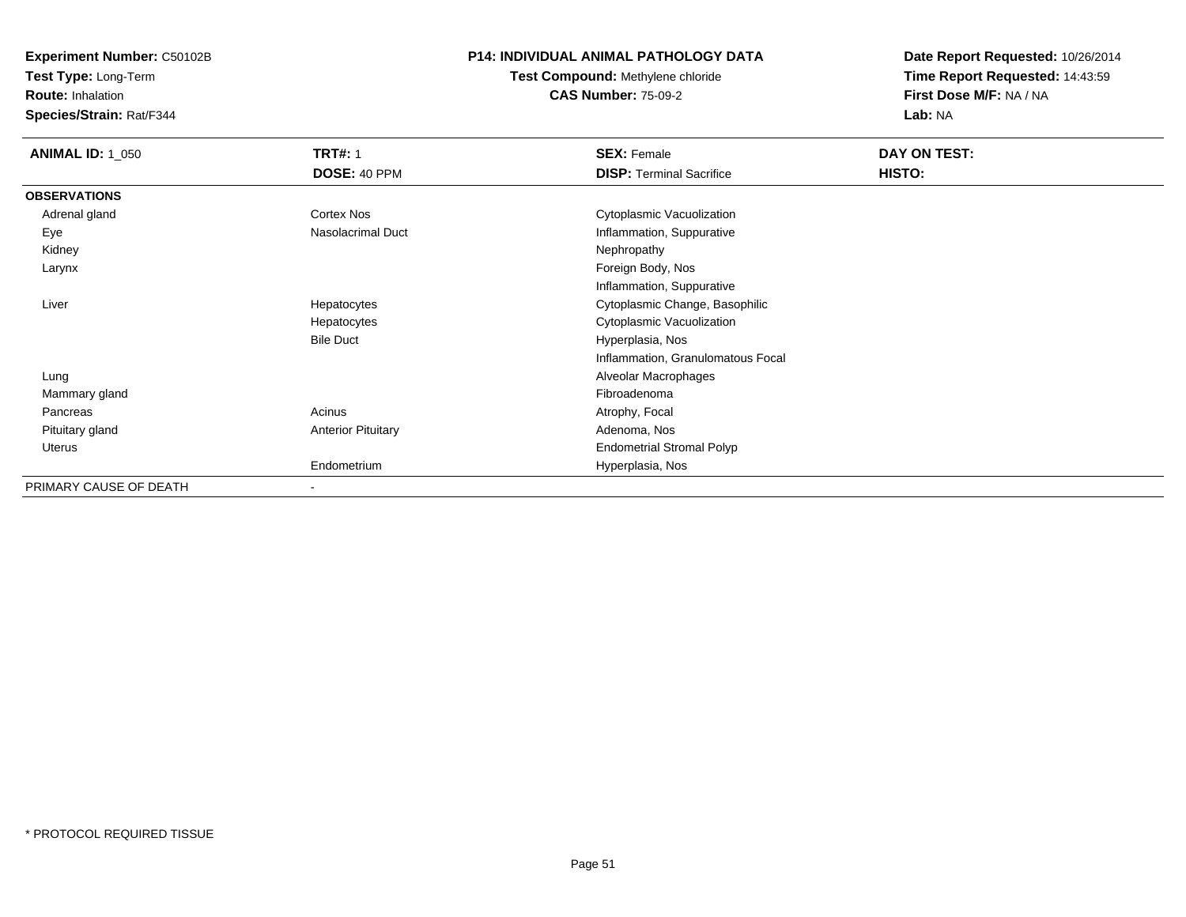**Experiment Number:** C50102B
**Test Type:** Long-Term
**Route:** Inhalation
**Species/Strain:** Rat/F344

**P14: INDIVIDUAL ANIMAL PATHOLOGY DATA**
**Test Compound:** Methylene chloride
**CAS Number:** 75-09-2

**Date Report Requested:** 10/26/2014
**Time Report Requested:** 14:43:59
**First Dose M/F:** NA / NA
**Lab:** NA

| **ANIMAL ID:** 1_050 | **TRT#:** 1 | **SEX:** Female | **DAY ON TEST:** |
|---|---|---|---|
| | **DOSE:** 40 PPM | **DISP:** Terminal Sacrifice | **HISTO:** |
| **OBSERVATIONS** | | | |
| Adrenal gland | Cortex Nos | Cytoplasmic Vacuolization | |
| Eye | Nasolacrimal Duct | Inflammation, Suppurative | |
| Kidney | | Nephropathy | |
| Larynx | | Foreign Body, Nos | |
| | | Inflammation, Suppurative | |
| Liver | Hepatocytes | Cytoplasmic Change, Basophilic | |
| | Hepatocytes | Cytoplasmic Vacuolization | |
| | Bile Duct | Hyperplasia, Nos | |
| | | Inflammation, Granulomatous Focal | |
| Lung | | Alveolar Macrophages | |
| Mammary gland | | Fibroadenoma | |
| Pancreas | Acinus | Atrophy, Focal | |
| Pituitary gland | Anterior Pituitary | Adenoma, Nos | |
| Uterus | | Endometrial Stromal Polyp | |
| | Endometrium | Hyperplasia, Nos | |
| PRIMARY CAUSE OF DEATH | - | | |

* PROTOCOL REQUIRED TISSUE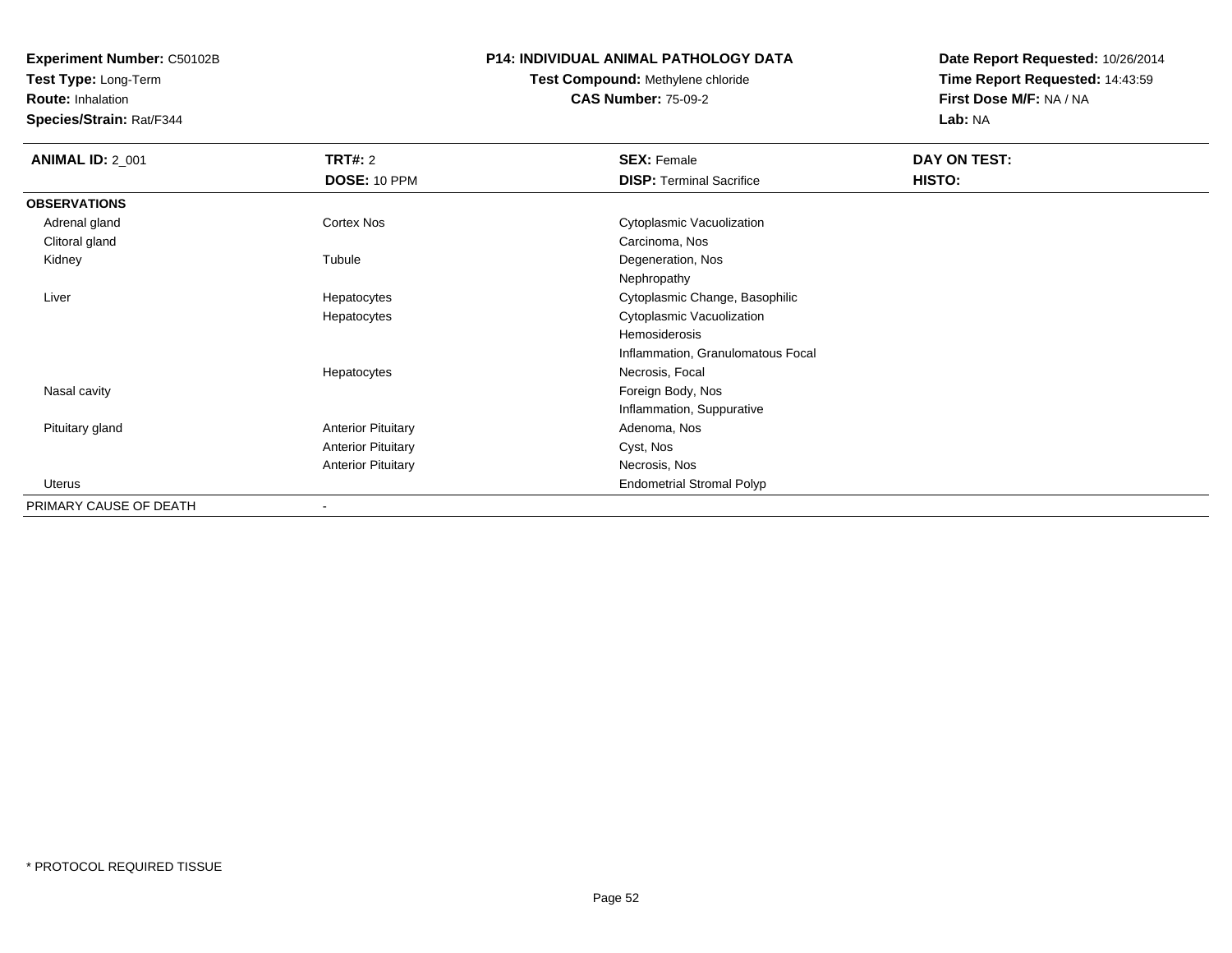**Experiment Number:** C50102B
**Test Type:** Long-Term
**Route:** Inhalation
**Species/Strain:** Rat/F344

**P14: INDIVIDUAL ANIMAL PATHOLOGY DATA**
**Test Compound:** Methylene chloride
**CAS Number:** 75-09-2

**Date Report Requested:** 10/26/2014
**Time Report Requested:** 14:43:59
**First Dose M/F:** NA / NA
**Lab:** NA

| **ANIMAL ID:** 2_001 | **TRT#:** 2 | **SEX:** Female | **DAY ON TEST:** |
|---|---|---|---|
| | **DOSE:** 10 PPM | **DISP:** Terminal Sacrifice | **HISTO:** |
| **OBSERVATIONS** | | | |
| Adrenal gland | Cortex Nos | Cytoplasmic Vacuolization | |
| Clitoral gland | | Carcinoma, Nos | |
| Kidney | Tubule | Degeneration, Nos | |
| | | Nephropathy | |
| Liver | Hepatocytes | Cytoplasmic Change, Basophilic | |
| | Hepatocytes | Cytoplasmic Vacuolization | |
| | | Hemosiderosis | |
| | | Inflammation, Granulomatous Focal | |
| | Hepatocytes | Necrosis, Focal | |
| Nasal cavity | | Foreign Body, Nos | |
| | | Inflammation, Suppurative | |
| Pituitary gland | Anterior Pituitary | Adenoma, Nos | |
| | Anterior Pituitary | Cyst, Nos | |
| | Anterior Pituitary | Necrosis, Nos | |
| Uterus | | Endometrial Stromal Polyp | |
| PRIMARY CAUSE OF DEATH | - | | |

* PROTOCOL REQUIRED TISSUE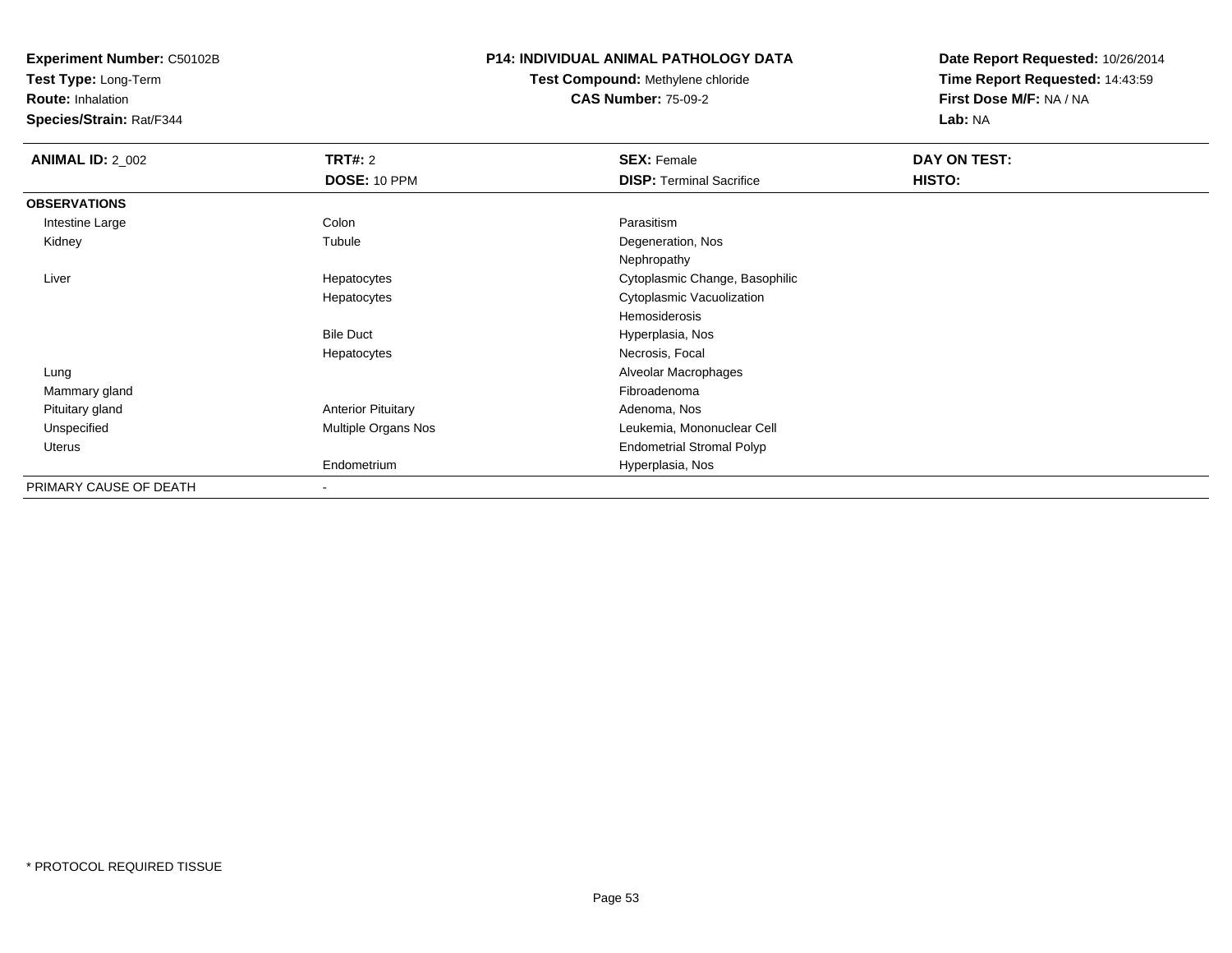**Experiment Number:** C50102B
**Test Type:** Long-Term
**Route:** Inhalation
**Species/Strain:** Rat/F344

**P14: INDIVIDUAL ANIMAL PATHOLOGY DATA**
**Test Compound:** Methylene chloride
**CAS Number:** 75-09-2

**Date Report Requested:** 10/26/2014
**Time Report Requested:** 14:43:59
**First Dose M/F:** NA / NA
**Lab:** NA

| **ANIMAL ID:** 2_002 | **TRT#:** 2 | **SEX:** Female | **DAY ON TEST:** |
|---|---|---|---|
| | **DOSE:** 10 PPM | **DISP:** Terminal Sacrifice | **HISTO:** |
| **OBSERVATIONS** | | | |
| Intestine Large | Colon | Parasitism | |
| Kidney | Tubule | Degeneration, Nos | |
| | | Nephropathy | |
| Liver | Hepatocytes | Cytoplasmic Change, Basophilic | |
| | Hepatocytes | Cytoplasmic Vacuolization | |
| | | Hemosiderosis | |
| | Bile Duct | Hyperplasia, Nos | |
| | Hepatocytes | Necrosis, Focal | |
| Lung | | Alveolar Macrophages | |
| Mammary gland | | Fibroadenoma | |
| Pituitary gland | Anterior Pituitary | Adenoma, Nos | |
| Unspecified | Multiple Organs Nos | Leukemia, Mononuclear Cell | |
| Uterus | | Endometrial Stromal Polyp | |
| | Endometrium | Hyperplasia, Nos | |
| PRIMARY CAUSE OF DEATH | - | | |

* PROTOCOL REQUIRED TISSUE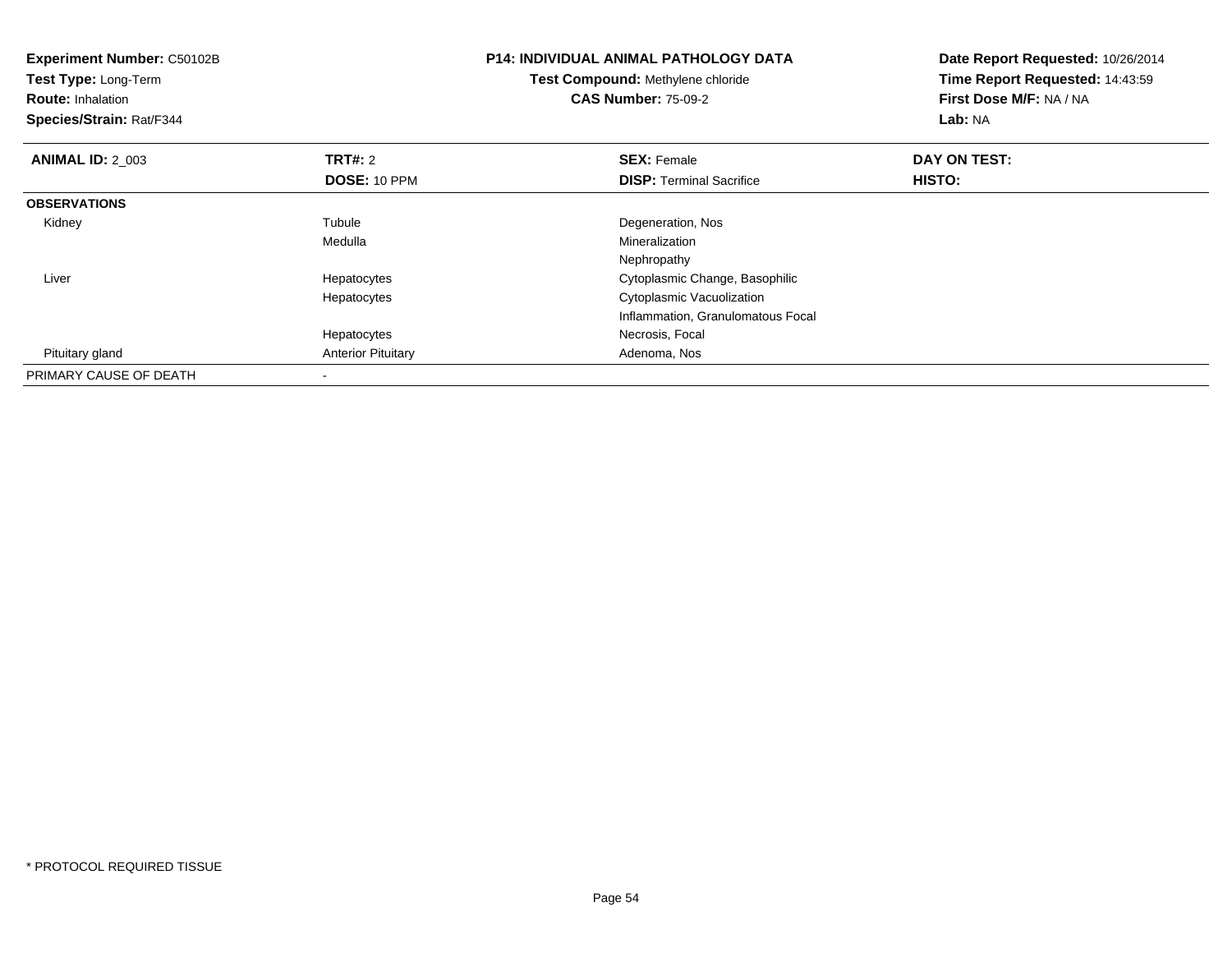**Experiment Number:** C50102B
**Test Type:** Long-Term
**Route:** Inhalation
**Species/Strain:** Rat/F344

**P14: INDIVIDUAL ANIMAL PATHOLOGY DATA**
**Test Compound:** Methylene chloride
**CAS Number:** 75-09-2

**Date Report Requested:** 10/26/2014
**Time Report Requested:** 14:43:59
**First Dose M/F:** NA / NA
**Lab:** NA

| **ANIMAL ID:** 2_003 | **TRT#:** 2 | **SEX:** Female | **DAY ON TEST:** |
|---|---|---|---|
| | **DOSE:** 10 PPM | **DISP:** Terminal Sacrifice | **HISTO:** |
| **OBSERVATIONS** | | | |
| Kidney | Tubule | Degeneration, Nos | |
| | Medulla | Mineralization | |
| | | Nephropathy | |
| Liver | Hepatocytes | Cytoplasmic Change, Basophilic | |
| | Hepatocytes | Cytoplasmic Vacuolization | |
| | | Inflammation, Granulomatous Focal | |
| | Hepatocytes | Necrosis, Focal | |
| Pituitary gland | Anterior Pituitary | Adenoma, Nos | |
| PRIMARY CAUSE OF DEATH | - | | |

* PROTOCOL REQUIRED TISSUE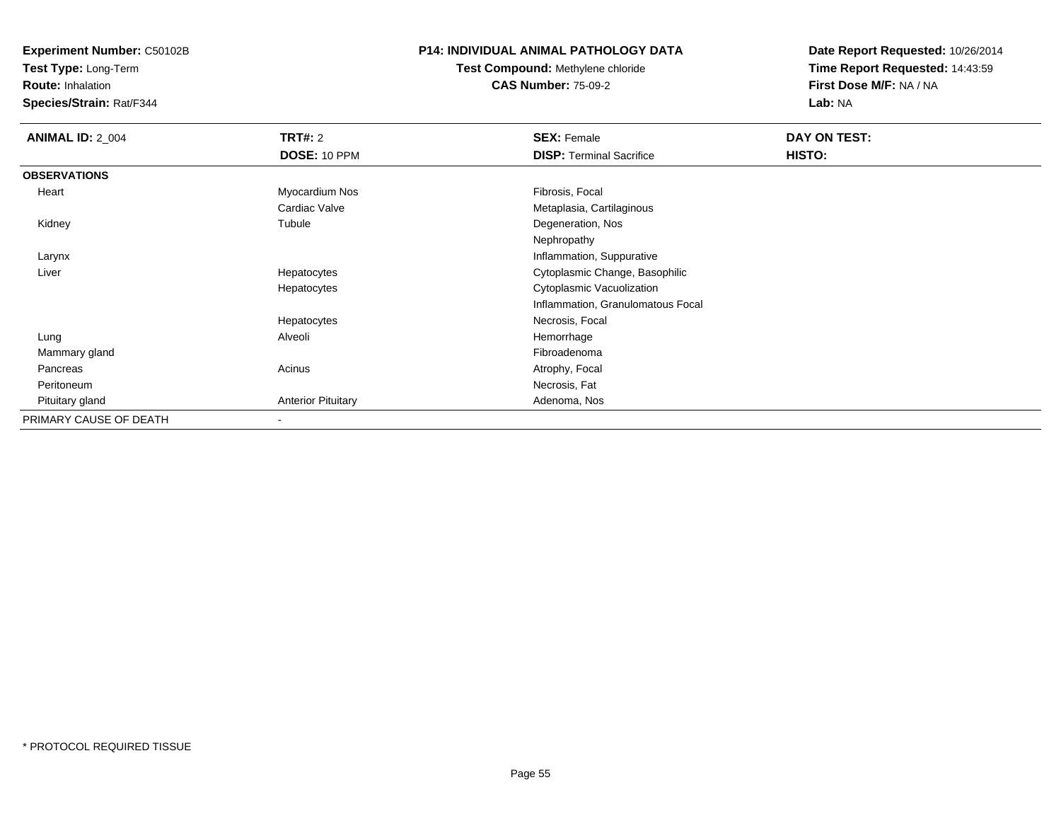**Experiment Number:** C50102B
**Test Type:** Long-Term
**Route:** Inhalation
**Species/Strain:** Rat/F344

**P14: INDIVIDUAL ANIMAL PATHOLOGY DATA**
**Test Compound:** Methylene chloride
**CAS Number:** 75-09-2

**Date Report Requested:** 10/26/2014
**Time Report Requested:** 14:43:59
**First Dose M/F:** NA / NA
**Lab:** NA

| **ANIMAL ID:** 2_004 | **TRT#:** 2 | **SEX:** Female | **DAY ON TEST:** |
|---|---|---|---|
| | **DOSE:** 10 PPM | **DISP:** Terminal Sacrifice | **HISTO:** |
| **OBSERVATIONS** | | | |
| Heart | Myocardium Nos | Fibrosis, Focal | |
| | Cardiac Valve | Metaplasia, Cartilaginous | |
| Kidney | Tubule | Degeneration, Nos | |
| | | Nephropathy | |
| Larynx | | Inflammation, Suppurative | |
| Liver | Hepatocytes | Cytoplasmic Change, Basophilic | |
| | Hepatocytes | Cytoplasmic Vacuolization | |
| | | Inflammation, Granulomatous Focal | |
| | Hepatocytes | Necrosis, Focal | |
| Lung | Alveoli | Hemorrhage | |
| Mammary gland | | Fibroadenoma | |
| Pancreas | Acinus | Atrophy, Focal | |
| Peritoneum | | Necrosis, Fat | |
| Pituitary gland | Anterior Pituitary | Adenoma, Nos | |
| PRIMARY CAUSE OF DEATH | - | | |

* PROTOCOL REQUIRED TISSUE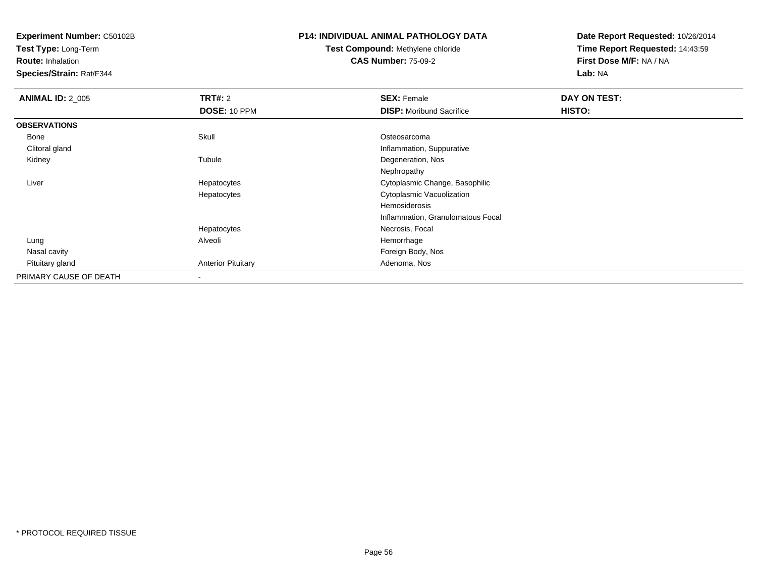**Experiment Number:** C50102B
**Test Type:** Long-Term
**Route:** Inhalation
**Species/Strain:** Rat/F344

**P14: INDIVIDUAL ANIMAL PATHOLOGY DATA**
**Test Compound:** Methylene chloride
**CAS Number:** 75-09-2

**Date Report Requested:** 10/26/2014
**Time Report Requested:** 14:43:59
**First Dose M/F:** NA / NA
**Lab:** NA

| **ANIMAL ID:** 2_005 | **TRT#:** 2 | **SEX:** Female | **DAY ON TEST:** |
|---|---|---|---|
| | **DOSE:** 10 PPM | **DISP:** Moribund Sacrifice | **HISTO:** |
| **OBSERVATIONS** | | | |
| Bone | Skull | Osteosarcoma | |
| Clitoral gland | | Inflammation, Suppurative | |
| Kidney | Tubule | Degeneration, Nos | |
| | | Nephropathy | |
| Liver | Hepatocytes | Cytoplasmic Change, Basophilic | |
| | Hepatocytes | Cytoplasmic Vacuolization | |
| | | Hemosiderosis | |
| | | Inflammation, Granulomatous Focal | |
| | Hepatocytes | Necrosis, Focal | |
| Lung | Alveoli | Hemorrhage | |
| Nasal cavity | | Foreign Body, Nos | |
| Pituitary gland | Anterior Pituitary | Adenoma, Nos | |
| PRIMARY CAUSE OF DEATH | - | | |

\* PROTOCOL REQUIRED TISSUE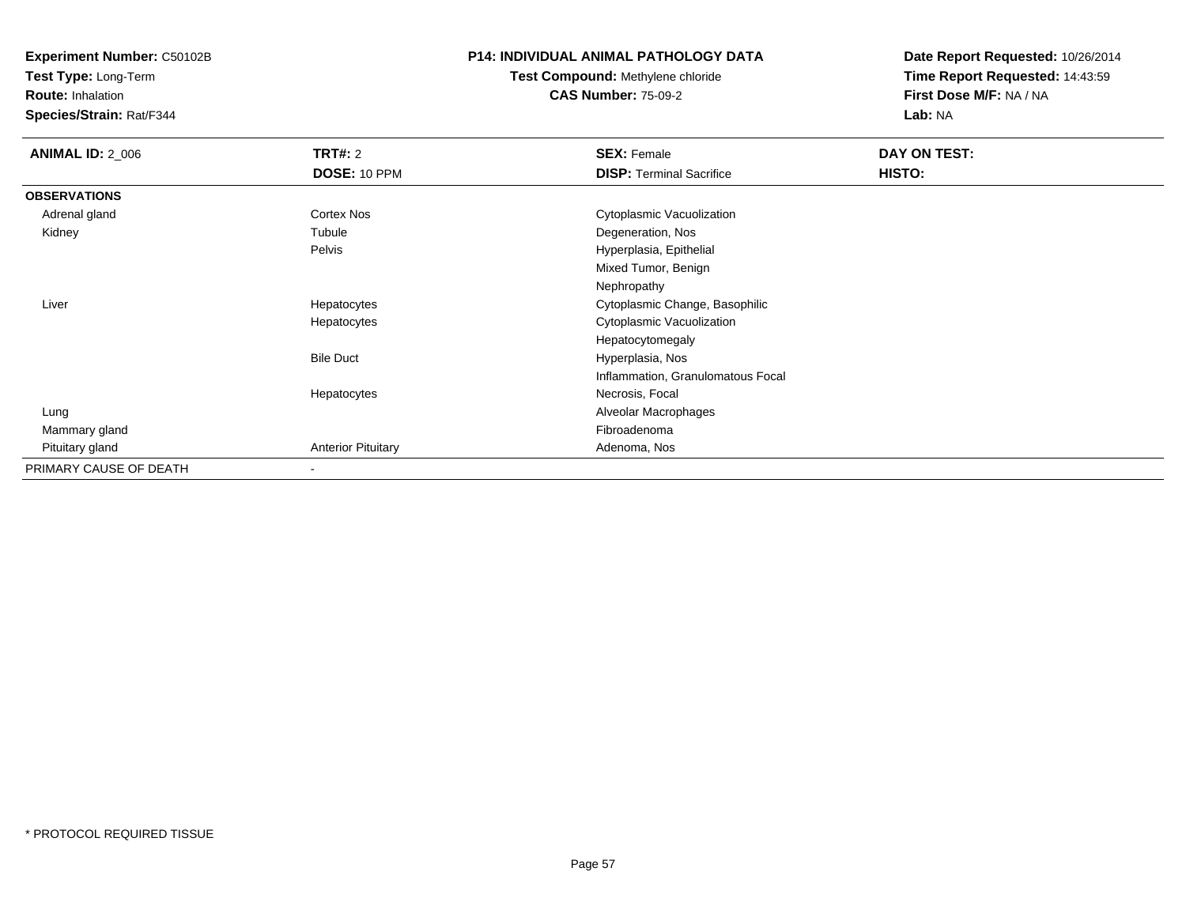**Experiment Number:** C50102B
**Test Type:** Long-Term
**Route:** Inhalation
**Species/Strain:** Rat/F344

**P14: INDIVIDUAL ANIMAL PATHOLOGY DATA**
**Test Compound:** Methylene chloride
**CAS Number:** 75-09-2

**Date Report Requested:** 10/26/2014
**Time Report Requested:** 14:43:59
**First Dose M/F:** NA / NA
**Lab:** NA

| **ANIMAL ID:** 2_006 | **TRT#:** 2 | **SEX:** Female | **DAY ON TEST:** |
|---|---|---|---|
| | **DOSE:** 10 PPM | **DISP:** Terminal Sacrifice | **HISTO:** |
| **OBSERVATIONS** | | | |
| Adrenal gland | Cortex Nos | Cytoplasmic Vacuolization | |
| Kidney | Tubule | Degeneration, Nos | |
| | Pelvis | Hyperplasia, Epithelial | |
| | | Mixed Tumor, Benign | |
| | | Nephropathy | |
| Liver | Hepatocytes | Cytoplasmic Change, Basophilic | |
| | Hepatocytes | Cytoplasmic Vacuolization | |
| | | Hepatocytomegaly | |
| | Bile Duct | Hyperplasia, Nos | |
| | | Inflammation, Granulomatous Focal | |
| | Hepatocytes | Necrosis, Focal | |
| Lung | | Alveolar Macrophages | |
| Mammary gland | | Fibroadenoma | |
| Pituitary gland | Anterior Pituitary | Adenoma, Nos | |
| PRIMARY CAUSE OF DEATH | - | | |

\* PROTOCOL REQUIRED TISSUE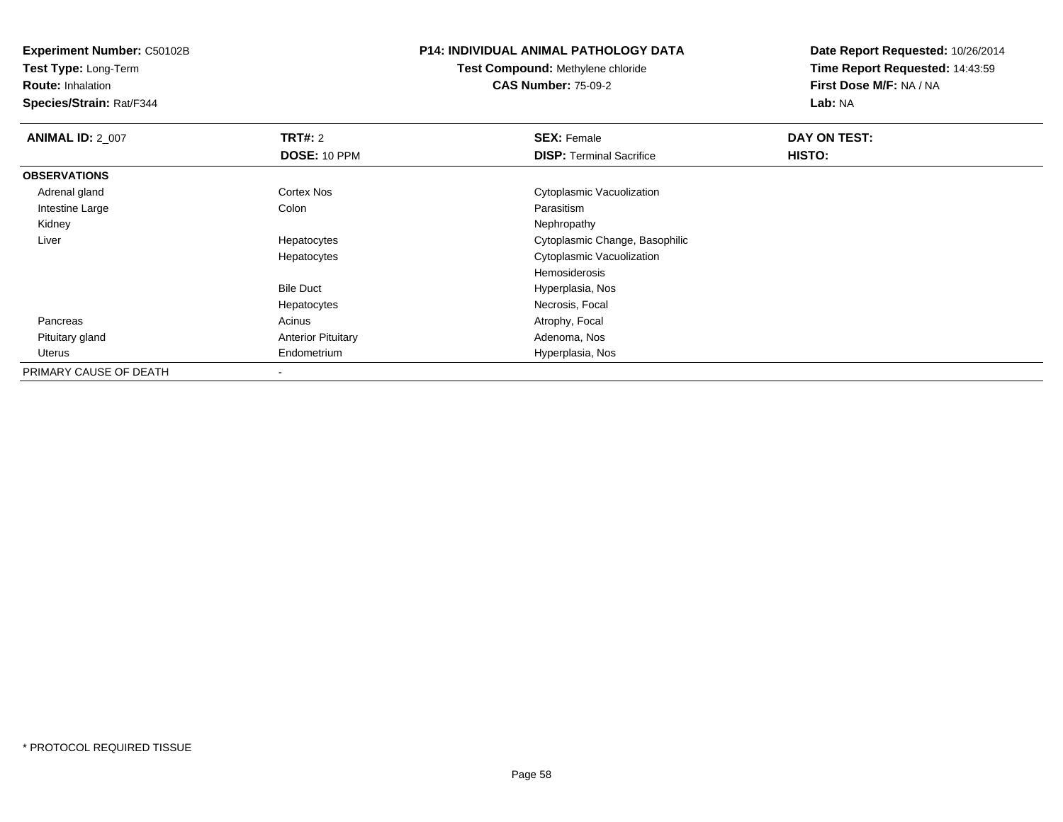**Experiment Number:** C50102B
**Test Type:** Long-Term
**Route:** Inhalation
**Species/Strain:** Rat/F344

**P14: INDIVIDUAL ANIMAL PATHOLOGY DATA**
**Test Compound:** Methylene chloride
**CAS Number:** 75-09-2

**Date Report Requested:** 10/26/2014
**Time Report Requested:** 14:43:59
**First Dose M/F:** NA / NA
**Lab:** NA

| **ANIMAL ID:** 2_007 | **TRT#:** 2 | **SEX:** Female | **DAY ON TEST:** |
|---|---|---|---|
| | **DOSE:** 10 PPM | **DISP:** Terminal Sacrifice | **HISTO:** |
| **OBSERVATIONS** | | | |
| Adrenal gland | Cortex Nos | Cytoplasmic Vacuolization | |
| Intestine Large | Colon | Parasitism | |
| Kidney | | Nephropathy | |
| Liver | Hepatocytes | Cytoplasmic Change, Basophilic | |
| | Hepatocytes | Cytoplasmic Vacuolization | |
| | | Hemosiderosis | |
| | Bile Duct | Hyperplasia, Nos | |
| | Hepatocytes | Necrosis, Focal | |
| Pancreas | Acinus | Atrophy, Focal | |
| Pituitary gland | Anterior Pituitary | Adenoma, Nos | |
| Uterus | Endometrium | Hyperplasia, Nos | |
| PRIMARY CAUSE OF DEATH | - | | |

* PROTOCOL REQUIRED TISSUE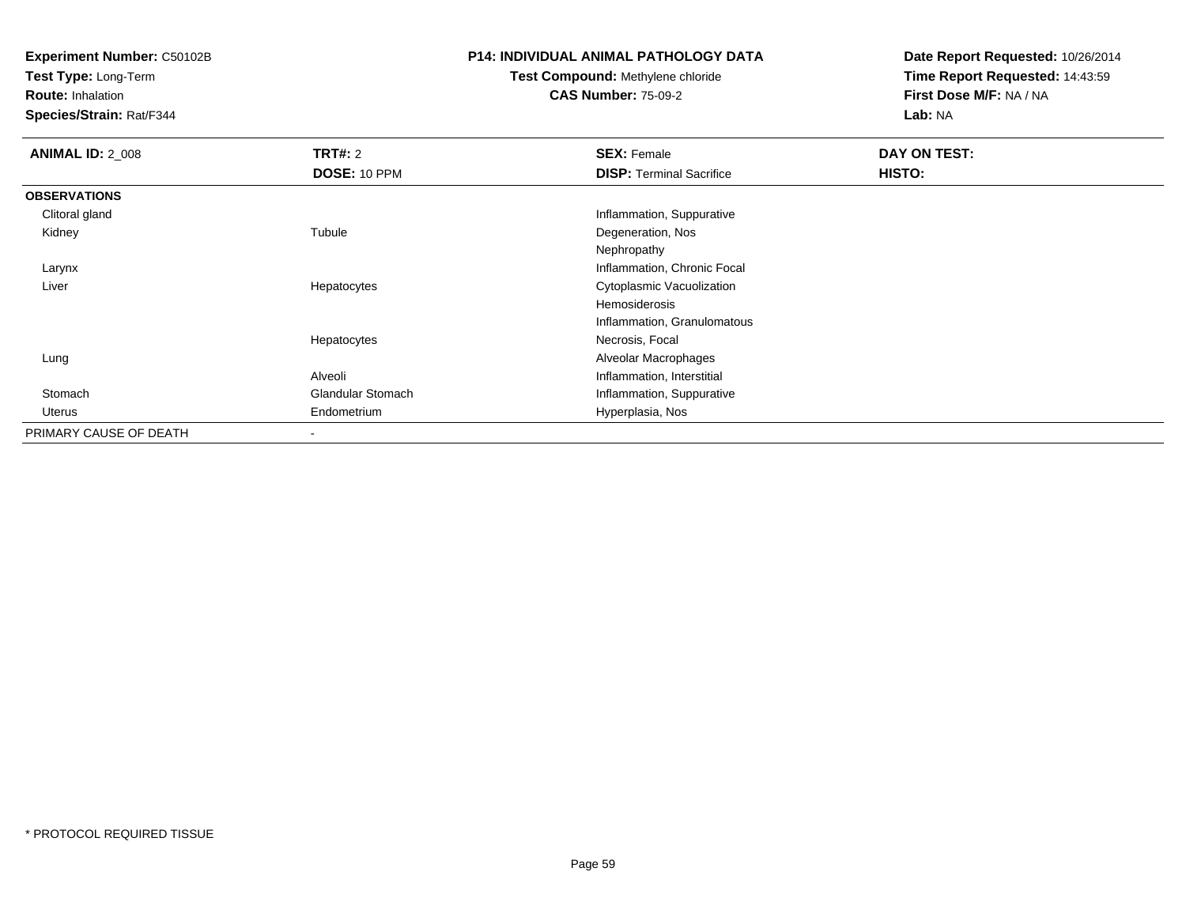**Experiment Number:** C50102B
**Test Type:** Long-Term
**Route:** Inhalation
**Species/Strain:** Rat/F344

**P14: INDIVIDUAL ANIMAL PATHOLOGY DATA**
**Test Compound:** Methylene chloride
**CAS Number:** 75-09-2

**Date Report Requested:** 10/26/2014
**Time Report Requested:** 14:43:59
**First Dose M/F:** NA / NA
**Lab:** NA

| **ANIMAL ID:** 2_008 | **TRT#:** 2 | **SEX:** Female | **DAY ON TEST:** |
|---|---|---|---|
| | **DOSE:** 10 PPM | **DISP:** Terminal Sacrifice | **HISTO:** |
| **OBSERVATIONS** | | | |
| Clitoral gland | | Inflammation, Suppurative | |
| Kidney | Tubule | Degeneration, Nos | |
| | | Nephropathy | |
| Larynx | | Inflammation, Chronic Focal | |
| Liver | Hepatocytes | Cytoplasmic Vacuolization | |
| | | Hemosiderosis | |
| | | Inflammation, Granulomatous | |
| | Hepatocytes | Necrosis, Focal | |
| Lung | | Alveolar Macrophages | |
| | Alveoli | Inflammation, Interstitial | |
| Stomach | Glandular Stomach | Inflammation, Suppurative | |
| Uterus | Endometrium | Hyperplasia, Nos | |
| PRIMARY CAUSE OF DEATH | - | | |

* PROTOCOL REQUIRED TISSUE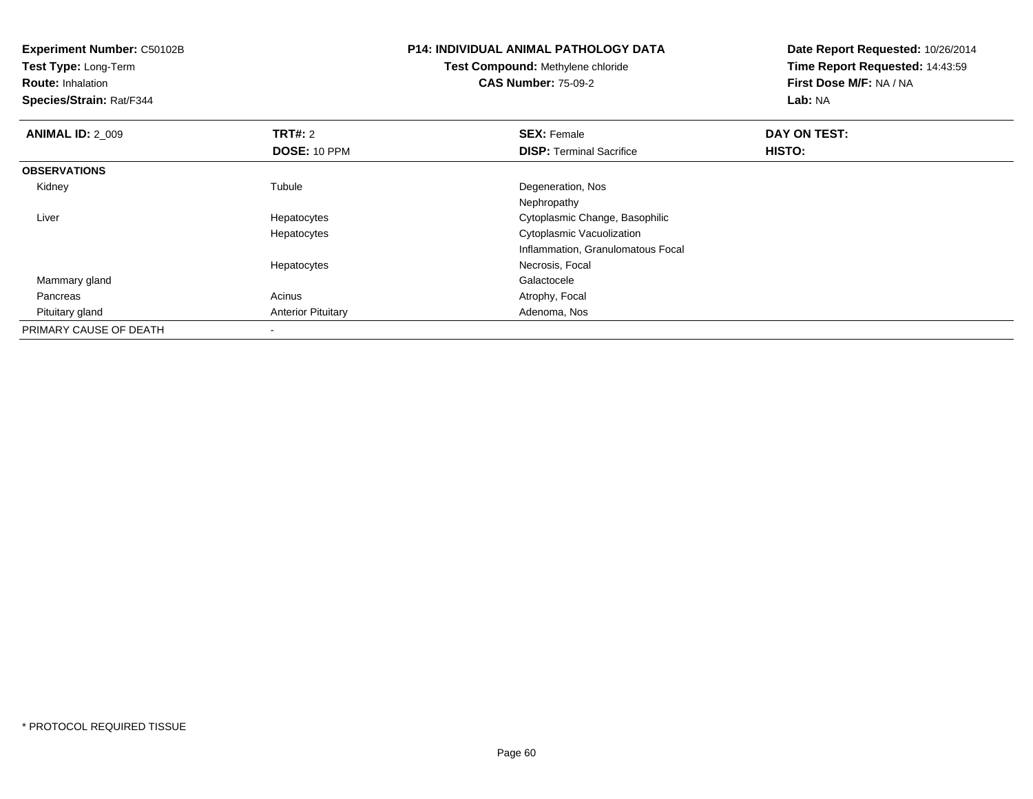**Experiment Number:** C50102B
**Test Type:** Long-Term
**Route:** Inhalation
**Species/Strain:** Rat/F344

**P14: INDIVIDUAL ANIMAL PATHOLOGY DATA**
**Test Compound:** Methylene chloride
**CAS Number:** 75-09-2

**Date Report Requested:** 10/26/2014
**Time Report Requested:** 14:43:59
**First Dose M/F:** NA / NA
**Lab:** NA

| **ANIMAL ID:** 2_009 | **TRT#:** 2 | **SEX:** Female | **DAY ON TEST:** |
|---|---|---|---|
| | **DOSE:** 10 PPM | **DISP:** Terminal Sacrifice | **HISTO:** |
| **OBSERVATIONS** | | | |
| Kidney | Tubule | Degeneration, Nos | |
| | | Nephropathy | |
| Liver | Hepatocytes | Cytoplasmic Change, Basophilic | |
| | Hepatocytes | Cytoplasmic Vacuolization | |
| | | Inflammation, Granulomatous Focal | |
| | Hepatocytes | Necrosis, Focal | |
| Mammary gland | | Galactocele | |
| Pancreas | Acinus | Atrophy, Focal | |
| Pituitary gland | Anterior Pituitary | Adenoma, Nos | |
| PRIMARY CAUSE OF DEATH | - | | |

* PROTOCOL REQUIRED TISSUE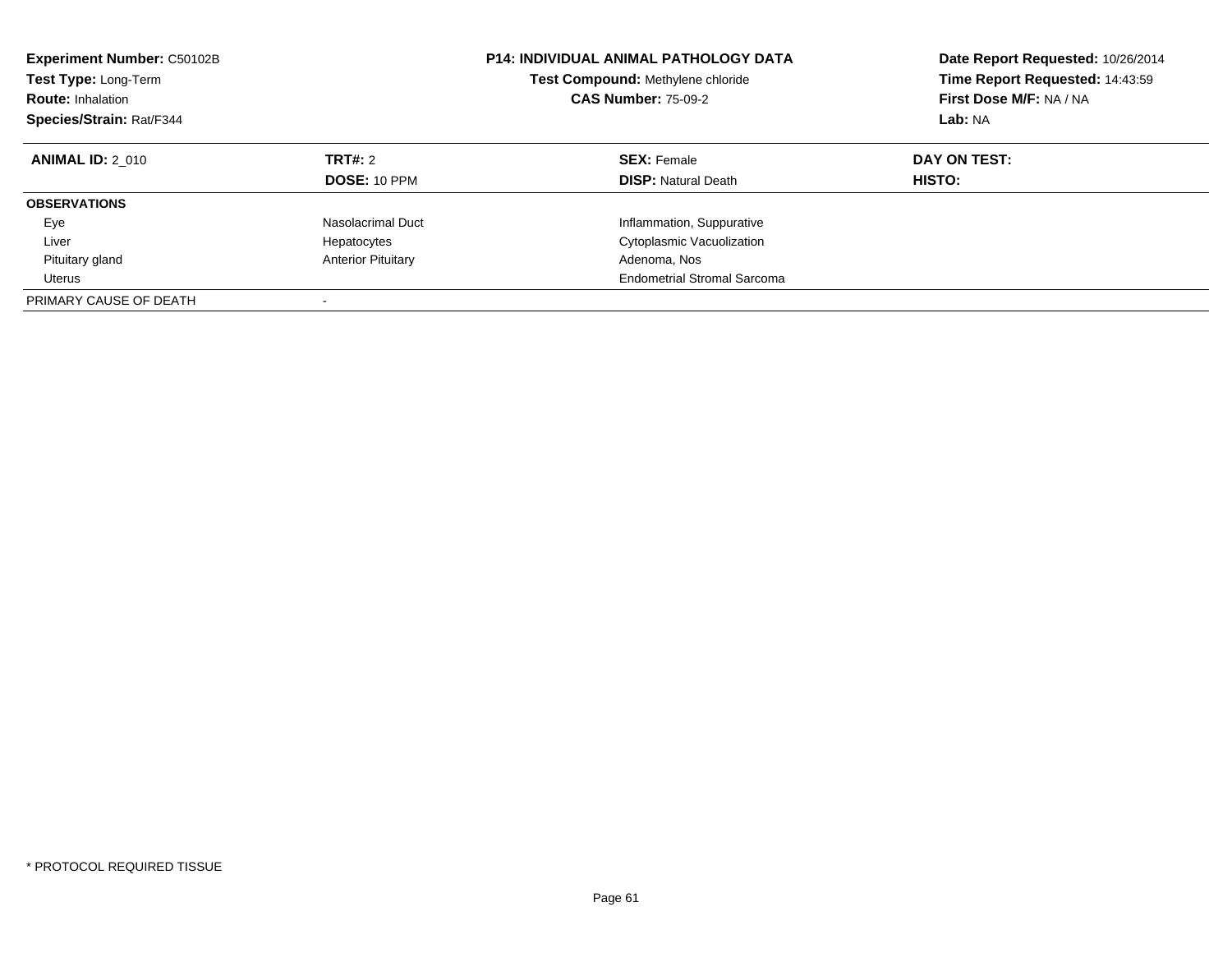**Experiment Number:** C50102B
**Test Type:** Long-Term
**Route:** Inhalation
**Species/Strain:** Rat/F344

**P14: INDIVIDUAL ANIMAL PATHOLOGY DATA**
**Test Compound:** Methylene chloride
**CAS Number:** 75-09-2

**Date Report Requested:** 10/26/2014
**Time Report Requested:** 14:43:59
**First Dose M/F:** NA / NA
**Lab:** NA

| **ANIMAL ID:** 2_010 | **TRT#:** 2 | **SEX:** Female | **DAY ON TEST:** |
|---|---|---|---|
| | **DOSE:** 10 PPM | **DISP:** Natural Death | **HISTO:** |
| **OBSERVATIONS** | | | |
| Eye | Nasolacrimal Duct | Inflammation, Suppurative | |
| Liver | Hepatocytes | Cytoplasmic Vacuolization | |
| Pituitary gland | Anterior Pituitary | Adenoma, Nos | |
| Uterus | | Endometrial Stromal Sarcoma | |
| PRIMARY CAUSE OF DEATH | - | | |

* PROTOCOL REQUIRED TISSUE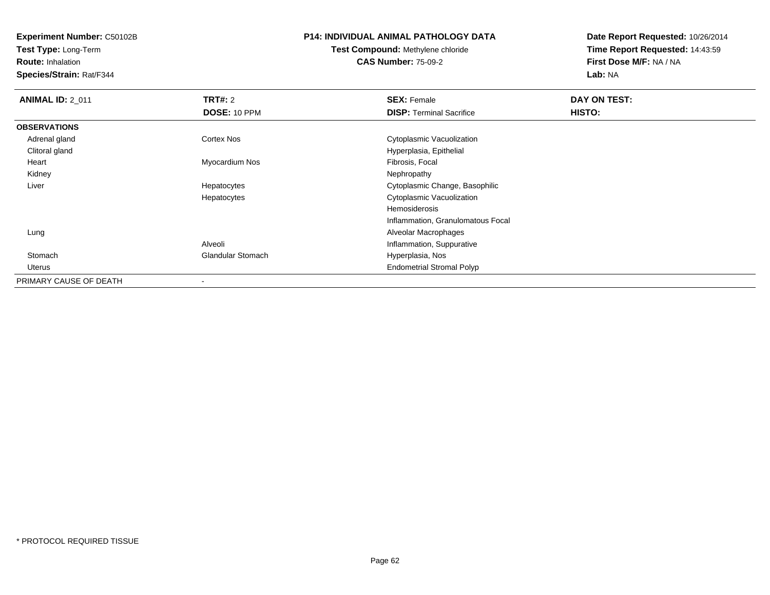**Experiment Number:** C50102B
**Test Type:** Long-Term
**Route:** Inhalation
**Species/Strain:** Rat/F344

**P14: INDIVIDUAL ANIMAL PATHOLOGY DATA**
**Test Compound:** Methylene chloride
**CAS Number:** 75-09-2

**Date Report Requested:** 10/26/2014
**Time Report Requested:** 14:43:59
**First Dose M/F:** NA / NA
**Lab:** NA

| **ANIMAL ID:** 2_011 | **TRT#:** 2 | **SEX:** Female | **DAY ON TEST:** |
|---|---|---|---|
| | **DOSE:** 10 PPM | **DISP:** Terminal Sacrifice | **HISTO:** |
| **OBSERVATIONS** | | | |
| Adrenal gland | Cortex Nos | Cytoplasmic Vacuolization | |
| Clitoral gland | | Hyperplasia, Epithelial | |
| Heart | Myocardium Nos | Fibrosis, Focal | |
| Kidney | | Nephropathy | |
| Liver | Hepatocytes | Cytoplasmic Change, Basophilic | |
| | Hepatocytes | Cytoplasmic Vacuolization | |
| | | Hemosiderosis | |
| | | Inflammation, Granulomatous Focal | |
| Lung | | Alveolar Macrophages | |
| | Alveoli | Inflammation, Suppurative | |
| Stomach | Glandular Stomach | Hyperplasia, Nos | |
| Uterus | | Endometrial Stromal Polyp | |
| PRIMARY CAUSE OF DEATH | - | | |

* PROTOCOL REQUIRED TISSUE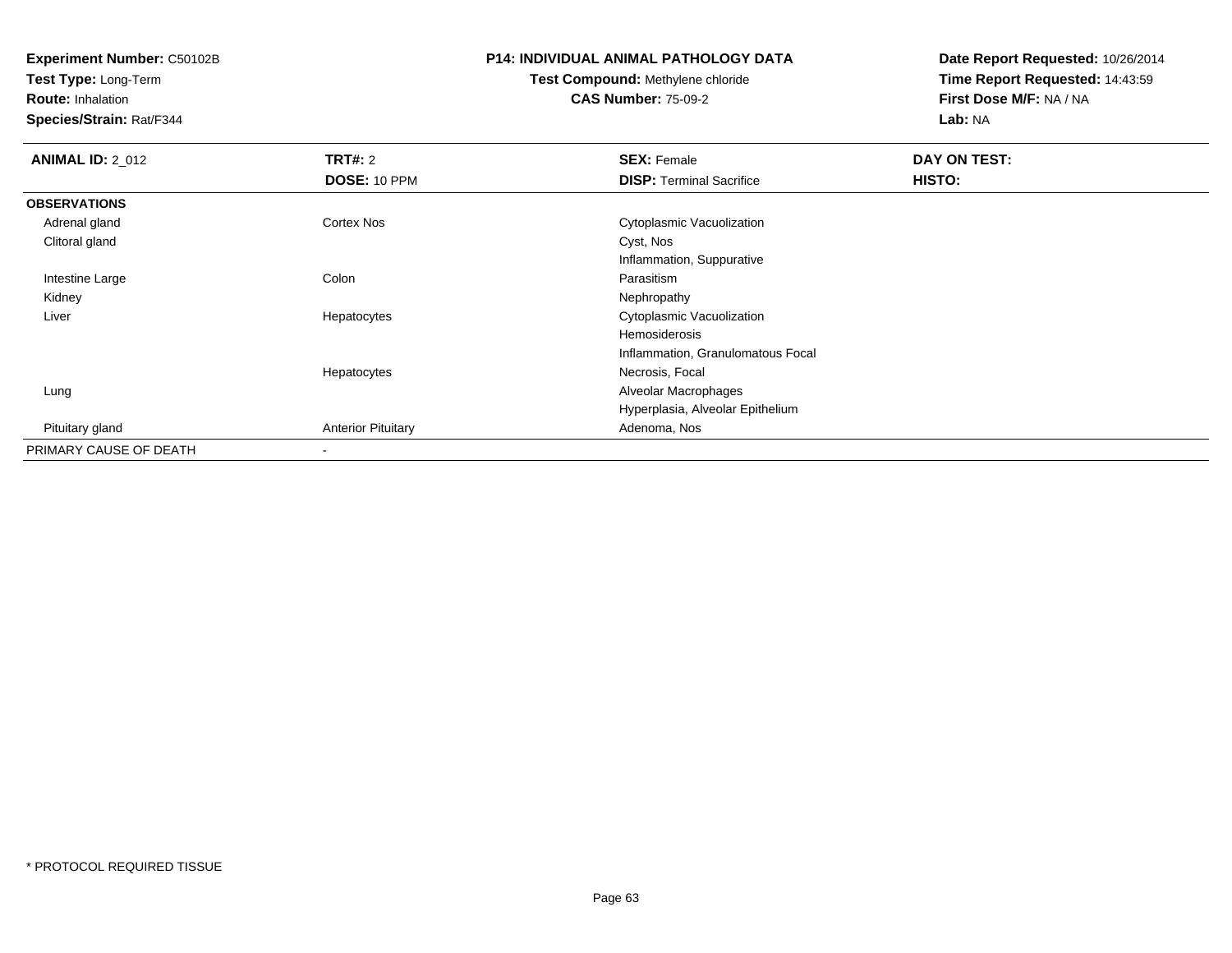**Experiment Number:** C50102B
**Test Type:** Long-Term
**Route:** Inhalation
**Species/Strain:** Rat/F344

**P14: INDIVIDUAL ANIMAL PATHOLOGY DATA**
**Test Compound:** Methylene chloride
**CAS Number:** 75-09-2

**Date Report Requested:** 10/26/2014
**Time Report Requested:** 14:43:59
**First Dose M/F:** NA / NA
**Lab:** NA

| **ANIMAL ID:** 2_012 | **TRT#:** 2 | **SEX:** Female | **DAY ON TEST:** |
|---|---|---|---|
| | **DOSE:** 10 PPM | **DISP:** Terminal Sacrifice | **HISTO:** |
| **OBSERVATIONS** | | | |
| Adrenal gland | Cortex Nos | Cytoplasmic Vacuolization | |
| Clitoral gland | | Cyst, Nos | |
| | | Inflammation, Suppurative | |
| Intestine Large | Colon | Parasitism | |
| Kidney | | Nephropathy | |
| Liver | Hepatocytes | Cytoplasmic Vacuolization | |
| | | Hemosiderosis | |
| | | Inflammation, Granulomatous Focal | |
| | Hepatocytes | Necrosis, Focal | |
| Lung | | Alveolar Macrophages | |
| | | Hyperplasia, Alveolar Epithelium | |
| Pituitary gland | Anterior Pituitary | Adenoma, Nos | |
| PRIMARY CAUSE OF DEATH | - | | |

* PROTOCOL REQUIRED TISSUE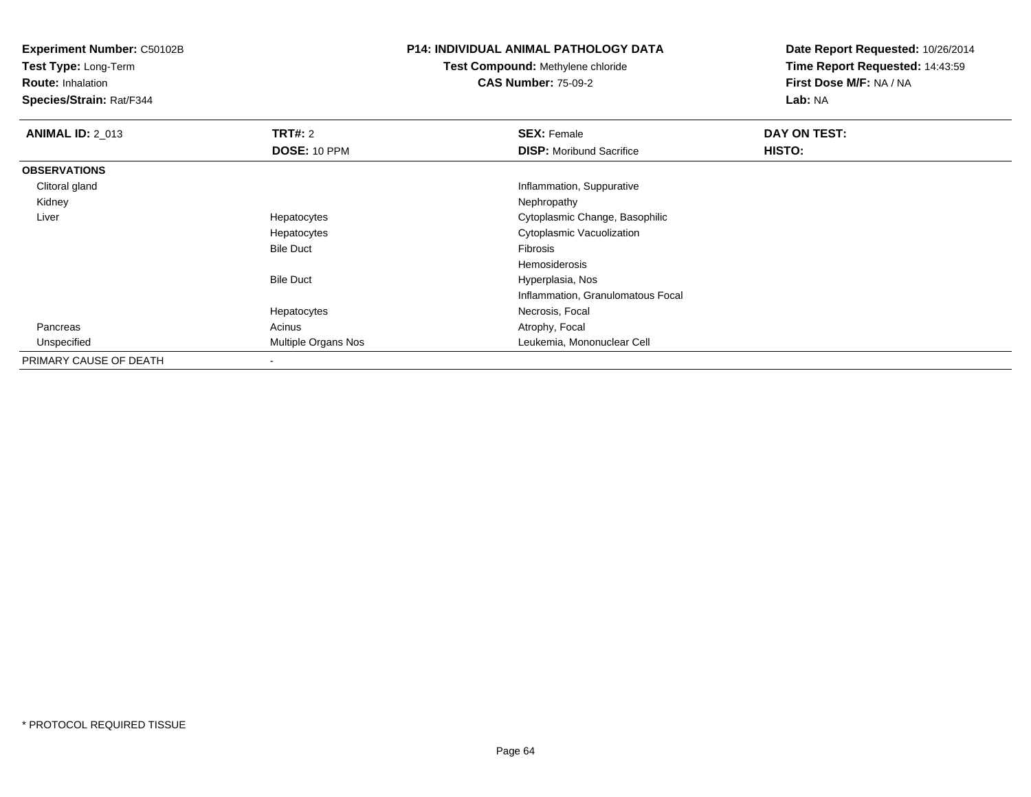**Experiment Number:** C50102B
**Test Type:** Long-Term
**Route:** Inhalation
**Species/Strain:** Rat/F344

**P14: INDIVIDUAL ANIMAL PATHOLOGY DATA**
**Test Compound:** Methylene chloride
**CAS Number:** 75-09-2

**Date Report Requested:** 10/26/2014
**Time Report Requested:** 14:43:59
**First Dose M/F:** NA / NA
**Lab:** NA

| **ANIMAL ID:** 2_013 | **TRT#:** 2 | **SEX:** Female | **DAY ON TEST:** |
|---|---|---|---|
| | **DOSE:** 10 PPM | **DISP:** Moribund Sacrifice | **HISTO:** |
| **OBSERVATIONS** | | | |
| Clitoral gland | | Inflammation, Suppurative | |
| Kidney | | Nephropathy | |
| Liver | Hepatocytes | Cytoplasmic Change, Basophilic | |
| | Hepatocytes | Cytoplasmic Vacuolization | |
| | Bile Duct | Fibrosis | |
| | | Hemosiderosis | |
| | Bile Duct | Hyperplasia, Nos | |
| | | Inflammation, Granulomatous Focal | |
| | Hepatocytes | Necrosis, Focal | |
| Pancreas | Acinus | Atrophy, Focal | |
| Unspecified | Multiple Organs Nos | Leukemia, Mononuclear Cell | |
| PRIMARY CAUSE OF DEATH | - | | |

* PROTOCOL REQUIRED TISSUE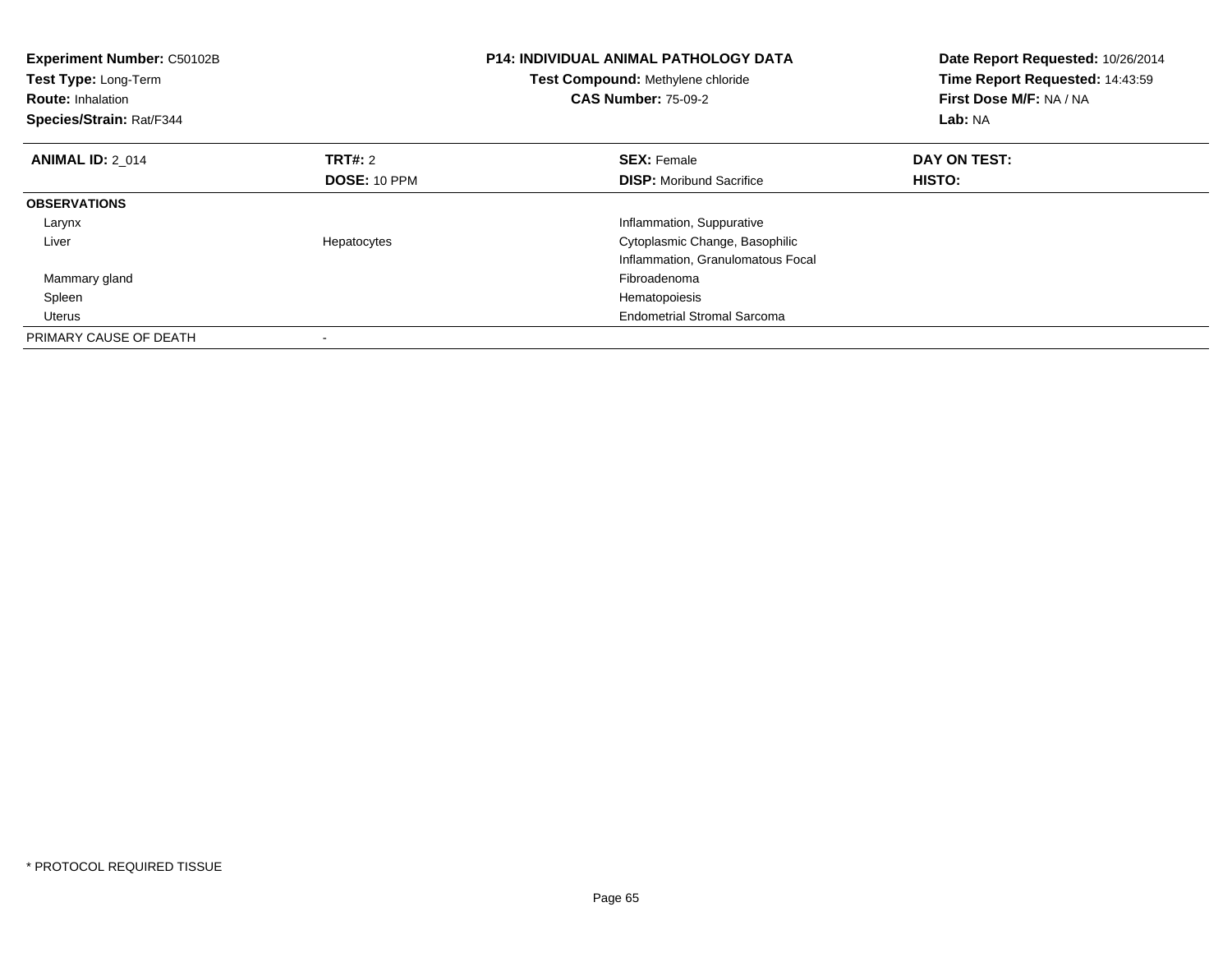**Experiment Number:** C50102B
**Test Type:** Long-Term
**Route:** Inhalation
**Species/Strain:** Rat/F344

**P14: INDIVIDUAL ANIMAL PATHOLOGY DATA**
**Test Compound:** Methylene chloride
**CAS Number:** 75-09-2

**Date Report Requested:** 10/26/2014
**Time Report Requested:** 14:43:59
**First Dose M/F:** NA / NA
**Lab:** NA

| **ANIMAL ID:** 2_014 | **TRT#:** 2 | **SEX:** Female | **DAY ON TEST:** |
|---|---|---|---|
| | **DOSE:** 10 PPM | **DISP:** Moribund Sacrifice | **HISTO:** |
| **OBSERVATIONS** | | | |
| Larynx | | Inflammation, Suppurative | |
| Liver | Hepatocytes | Cytoplasmic Change, Basophilic | |
| | | Inflammation, Granulomatous Focal | |
| Mammary gland | | Fibroadenoma | |
| Spleen | | Hematopoiesis | |
| Uterus | | Endometrial Stromal Sarcoma | |
| PRIMARY CAUSE OF DEATH | - | | |

* PROTOCOL REQUIRED TISSUE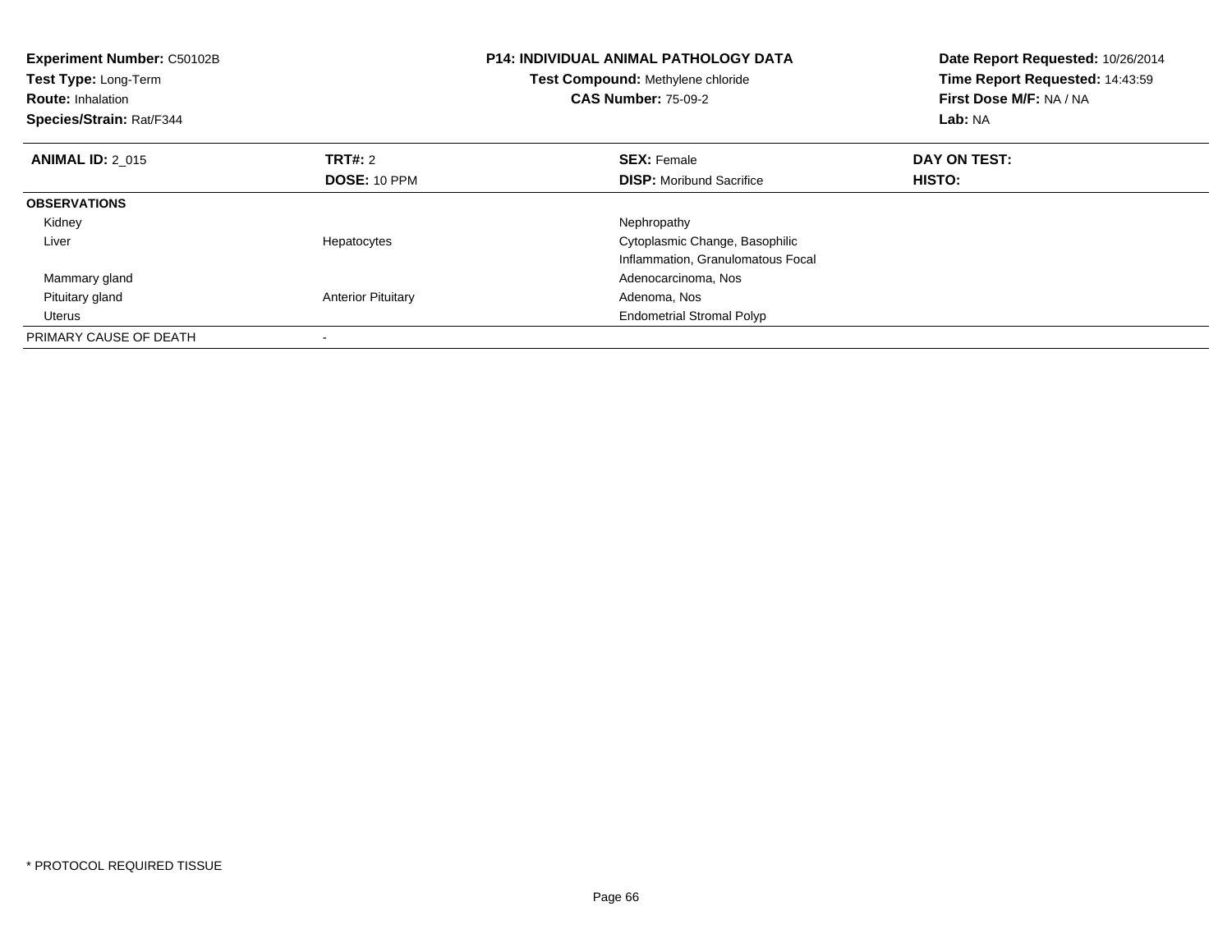**Experiment Number:** C50102B
**Test Type:** Long-Term
**Route:** Inhalation
**Species/Strain:** Rat/F344

**P14: INDIVIDUAL ANIMAL PATHOLOGY DATA**
**Test Compound:** Methylene chloride
**CAS Number:** 75-09-2

**Date Report Requested:** 10/26/2014
**Time Report Requested:** 14:43:59
**First Dose M/F:** NA / NA
**Lab:** NA

| **ANIMAL ID:** 2_015 | **TRT#:** 2 | **SEX:** Female | **DAY ON TEST:** |
|---|---|---|---|
| | **DOSE:** 10 PPM | **DISP:** Moribund Sacrifice | **HISTO:** |
| **OBSERVATIONS** | | | |
| Kidney | | Nephropathy | |
| Liver | Hepatocytes | Cytoplasmic Change, Basophilic | |
| | | Inflammation, Granulomatous Focal | |
| Mammary gland | | Adenocarcinoma, Nos | |
| Pituitary gland | Anterior Pituitary | Adenoma, Nos | |
| Uterus | | Endometrial Stromal Polyp | |
| PRIMARY CAUSE OF DEATH | - | | |

* PROTOCOL REQUIRED TISSUE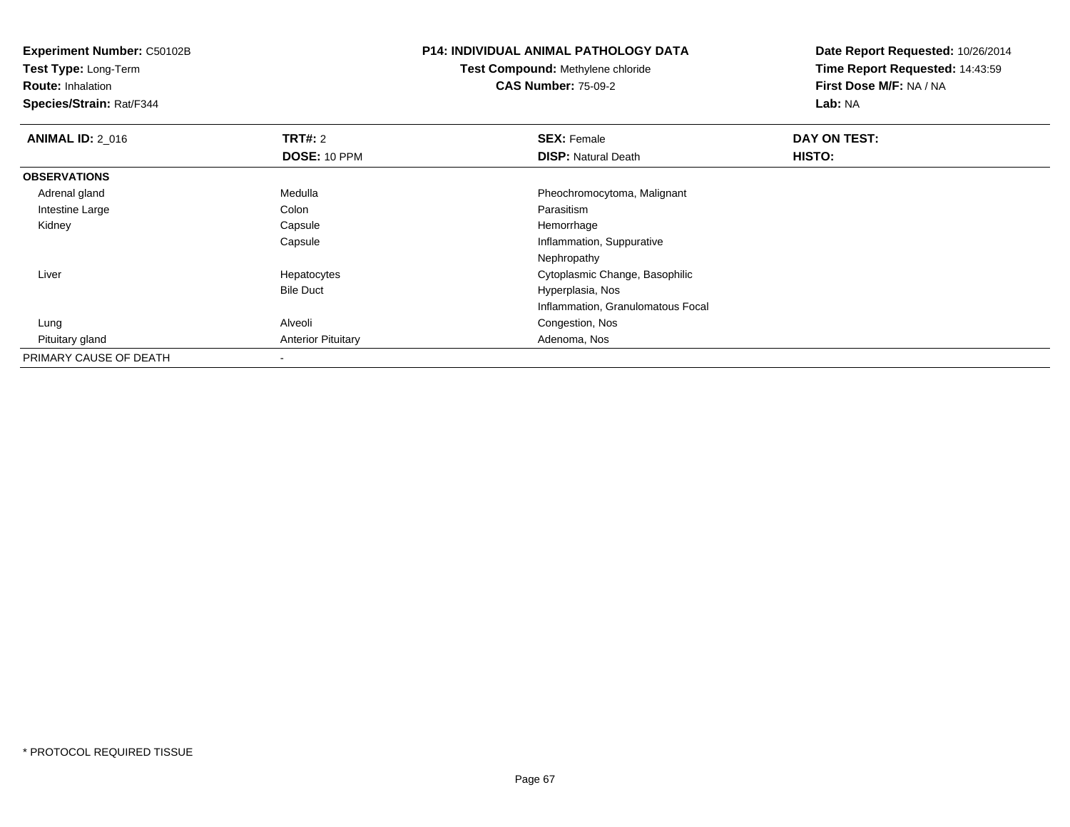**Experiment Number:** C50102B
**Test Type:** Long-Term
**Route:** Inhalation
**Species/Strain:** Rat/F344

**P14: INDIVIDUAL ANIMAL PATHOLOGY DATA**
**Test Compound:** Methylene chloride
**CAS Number:** 75-09-2

**Date Report Requested:** 10/26/2014
**Time Report Requested:** 14:43:59
**First Dose M/F:** NA / NA
**Lab:** NA

| **ANIMAL ID:** 2_016 | **TRT#:** 2 | **SEX:** Female | **DAY ON TEST:** |
|---|---|---|---|
| | **DOSE:** 10 PPM | **DISP:** Natural Death | **HISTO:** |
| **OBSERVATIONS** | | | |
| Adrenal gland | Medulla | Pheochromocytoma, Malignant | |
| Intestine Large | Colon | Parasitism | |
| Kidney | Capsule | Hemorrhage | |
| | Capsule | Inflammation, Suppurative | |
| | | Nephropathy | |
| Liver | Hepatocytes | Cytoplasmic Change, Basophilic | |
| | Bile Duct | Hyperplasia, Nos | |
| | | Inflammation, Granulomatous Focal | |
| Lung | Alveoli | Congestion, Nos | |
| Pituitary gland | Anterior Pituitary | Adenoma, Nos | |
| PRIMARY CAUSE OF DEATH | - | | |

* PROTOCOL REQUIRED TISSUE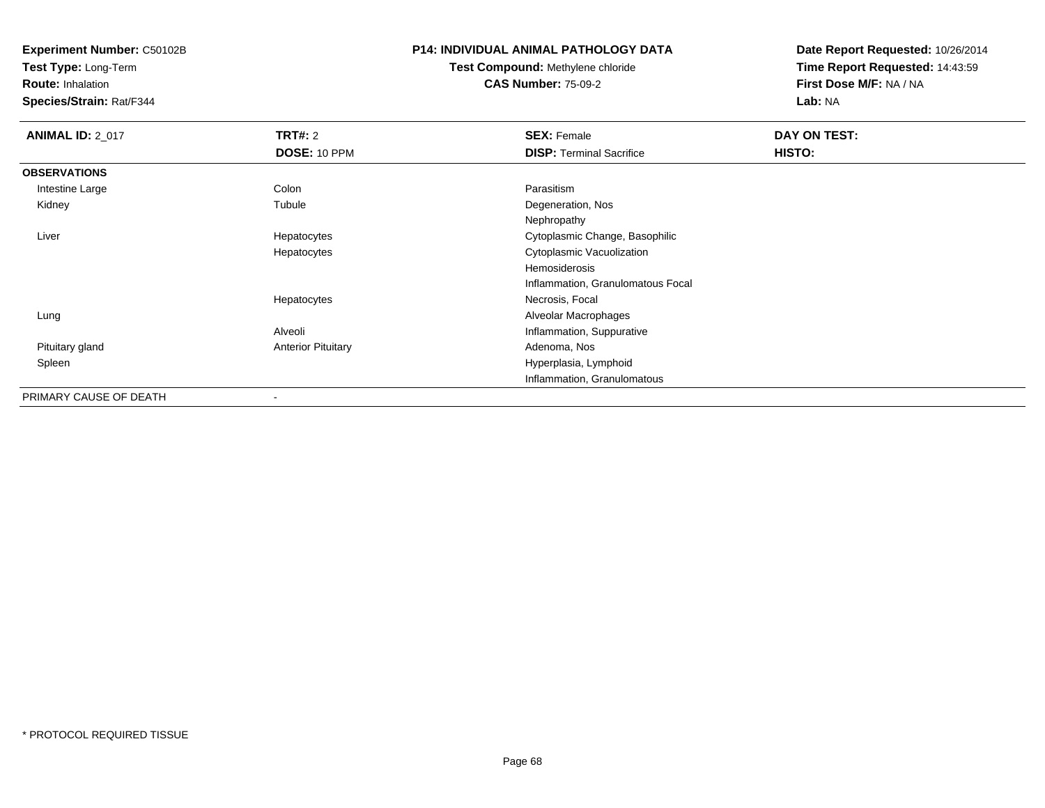**Experiment Number:** C50102B
**Test Type:** Long-Term
**Route:** Inhalation
**Species/Strain:** Rat/F344

**P14: INDIVIDUAL ANIMAL PATHOLOGY DATA**
**Test Compound:** Methylene chloride
**CAS Number:** 75-09-2

**Date Report Requested:** 10/26/2014
**Time Report Requested:** 14:43:59
**First Dose M/F:** NA / NA
**Lab:** NA

| **ANIMAL ID:** 2_017 | **TRT#:** 2 | **SEX:** Female | **DAY ON TEST:** |
|---|---|---|---|
| | **DOSE:** 10 PPM | **DISP:** Terminal Sacrifice | **HISTO:** |
| **OBSERVATIONS** | | | |
| Intestine Large | Colon | Parasitism | |
| Kidney | Tubule | Degeneration, Nos | |
| | | Nephropathy | |
| Liver | Hepatocytes | Cytoplasmic Change, Basophilic | |
| | Hepatocytes | Cytoplasmic Vacuolization | |
| | | Hemosiderosis | |
| | | Inflammation, Granulomatous Focal | |
| | Hepatocytes | Necrosis, Focal | |
| Lung | | Alveolar Macrophages | |
| | Alveoli | Inflammation, Suppurative | |
| Pituitary gland | Anterior Pituitary | Adenoma, Nos | |
| Spleen | | Hyperplasia, Lymphoid | |
| | | Inflammation, Granulomatous | |
| PRIMARY CAUSE OF DEATH | - | | |

* PROTOCOL REQUIRED TISSUE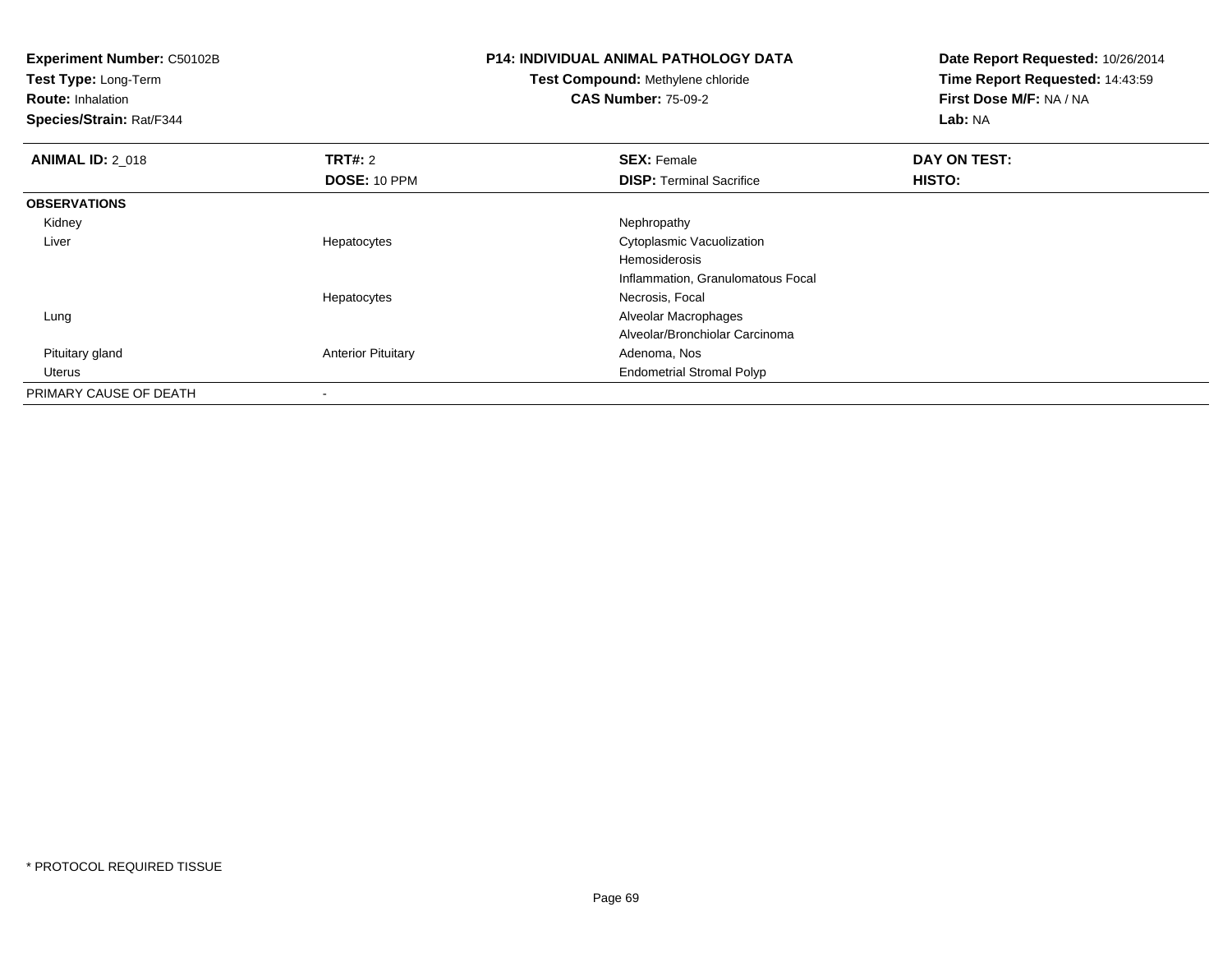**Experiment Number:** C50102B
**Test Type:** Long-Term
**Route:** Inhalation
**Species/Strain:** Rat/F344

**P14: INDIVIDUAL ANIMAL PATHOLOGY DATA**
**Test Compound:** Methylene chloride
**CAS Number:** 75-09-2

**Date Report Requested:** 10/26/2014
**Time Report Requested:** 14:43:59
**First Dose M/F:** NA / NA
**Lab:** NA

| **ANIMAL ID:** 2_018 | **TRT#:** 2 | **SEX:** Female | **DAY ON TEST:** |
|---|---|---|---|
| | **DOSE:** 10 PPM | **DISP:** Terminal Sacrifice | **HISTO:** |
| **OBSERVATIONS** | | | |
| Kidney | | Nephropathy | |
| Liver | Hepatocytes | Cytoplasmic Vacuolization | |
| | | Hemosiderosis | |
| | | Inflammation, Granulomatous Focal | |
| | Hepatocytes | Necrosis, Focal | |
| Lung | | Alveolar Macrophages | |
| | | Alveolar/Bronchiolar Carcinoma | |
| Pituitary gland | Anterior Pituitary | Adenoma, Nos | |
| Uterus | | Endometrial Stromal Polyp | |
| PRIMARY CAUSE OF DEATH | - | | |

* PROTOCOL REQUIRED TISSUE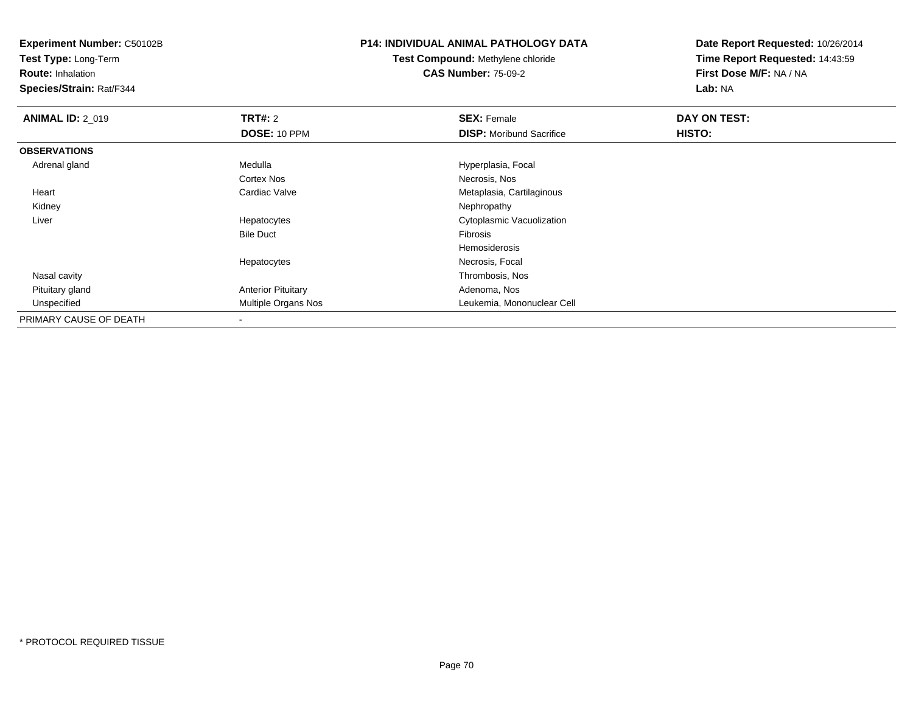**Experiment Number:** C50102B
**Test Type:** Long-Term
**Route:** Inhalation
**Species/Strain:** Rat/F344

**P14: INDIVIDUAL ANIMAL PATHOLOGY DATA**
**Test Compound:** Methylene chloride
**CAS Number:** 75-09-2

**Date Report Requested:** 10/26/2014
**Time Report Requested:** 14:43:59
**First Dose M/F:** NA / NA
**Lab:** NA

| **ANIMAL ID:** 2_019 | **TRT#:** 2 | **SEX:** Female | **DAY ON TEST:** |
|---|---|---|---|
| | **DOSE:** 10 PPM | **DISP:** Moribund Sacrifice | **HISTO:** |
| **OBSERVATIONS** | | | |
| Adrenal gland | Medulla | Hyperplasia, Focal | |
| | Cortex Nos | Necrosis, Nos | |
| Heart | Cardiac Valve | Metaplasia, Cartilaginous | |
| Kidney | | Nephropathy | |
| Liver | Hepatocytes | Cytoplasmic Vacuolization | |
| | Bile Duct | Fibrosis | |
| | | Hemosiderosis | |
| | Hepatocytes | Necrosis, Focal | |
| Nasal cavity | | Thrombosis, Nos | |
| Pituitary gland | Anterior Pituitary | Adenoma, Nos | |
| Unspecified | Multiple Organs Nos | Leukemia, Mononuclear Cell | |
| PRIMARY CAUSE OF DEATH | - | | |

* PROTOCOL REQUIRED TISSUE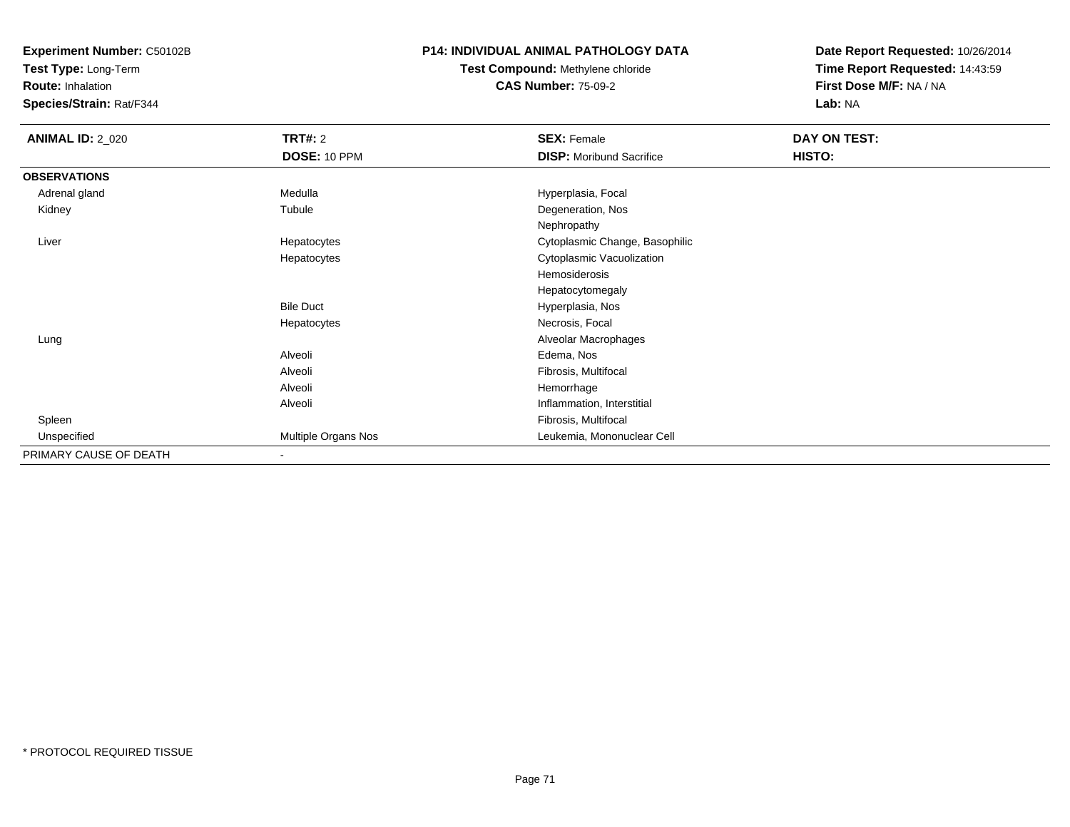**Experiment Number:** C50102B
**Test Type:** Long-Term
**Route:** Inhalation
**Species/Strain:** Rat/F344

**P14: INDIVIDUAL ANIMAL PATHOLOGY DATA**
**Test Compound:** Methylene chloride
**CAS Number:** 75-09-2

**Date Report Requested:** 10/26/2014
**Time Report Requested:** 14:43:59
**First Dose M/F:** NA / NA
**Lab:** NA

| **ANIMAL ID:** 2_020 | **TRT#:** 2 | **SEX:** Female | **DAY ON TEST:** |
|---|---|---|---|
| | **DOSE:** 10 PPM | **DISP:** Moribund Sacrifice | **HISTO:** |
| **OBSERVATIONS** | | | |
| Adrenal gland | Medulla | Hyperplasia, Focal | |
| Kidney | Tubule | Degeneration, Nos | |
| | | Nephropathy | |
| Liver | Hepatocytes | Cytoplasmic Change, Basophilic | |
| | Hepatocytes | Cytoplasmic Vacuolization | |
| | | Hemosiderosis | |
| | | Hepatocytomegaly | |
| | Bile Duct | Hyperplasia, Nos | |
| | Hepatocytes | Necrosis, Focal | |
| Lung | | Alveolar Macrophages | |
| | Alveoli | Edema, Nos | |
| | Alveoli | Fibrosis, Multifocal | |
| | Alveoli | Hemorrhage | |
| | Alveoli | Inflammation, Interstitial | |
| Spleen | | Fibrosis, Multifocal | |
| Unspecified | Multiple Organs Nos | Leukemia, Mononuclear Cell | |
| PRIMARY CAUSE OF DEATH | - | | |

* PROTOCOL REQUIRED TISSUE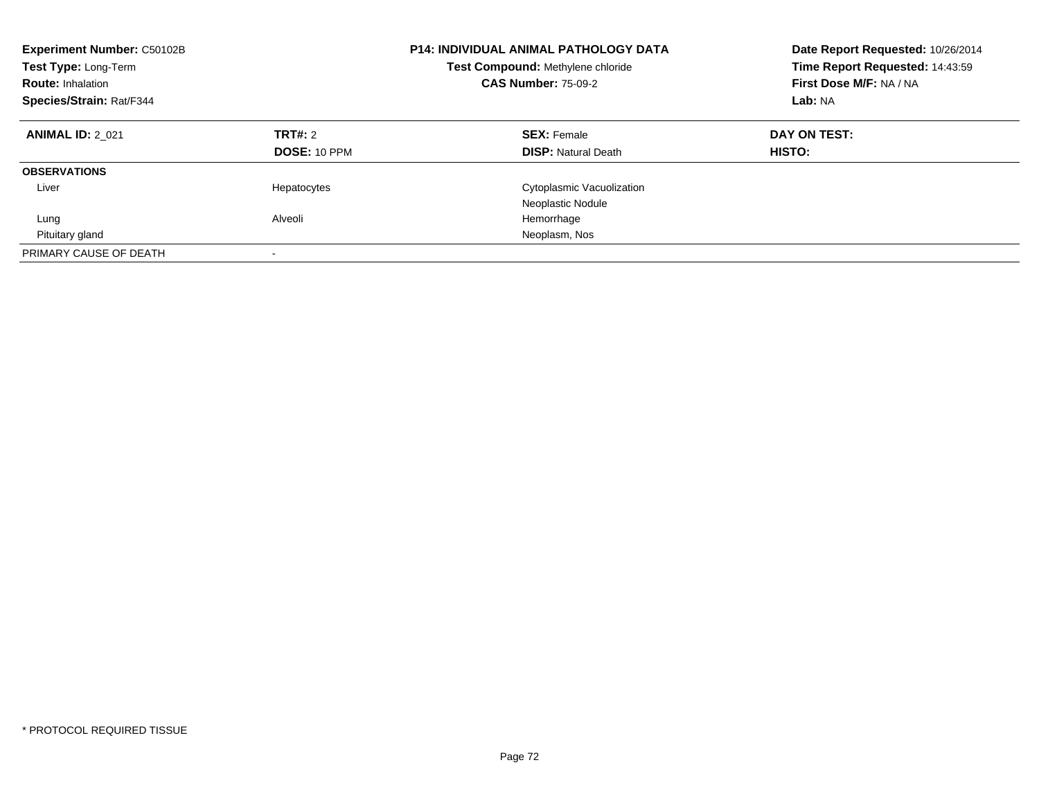**Experiment Number:** C50102B
**Test Type:** Long-Term
**Route:** Inhalation
**Species/Strain:** Rat/F344

**P14: INDIVIDUAL ANIMAL PATHOLOGY DATA**
**Test Compound:** Methylene chloride
**CAS Number:** 75-09-2

**Date Report Requested:** 10/26/2014
**Time Report Requested:** 14:43:59
**First Dose M/F:** NA / NA
**Lab:** NA

| **ANIMAL ID:** 2_021 | **TRT#:** 2 | **SEX:** Female | **DAY ON TEST:** |
|---|---|---|---|
| | **DOSE:** 10 PPM | **DISP:** Natural Death | **HISTO:** |
| **OBSERVATIONS** | | | |
| Liver | Hepatocytes | Cytoplasmic Vacuolization | |
| | | Neoplastic Nodule | |
| Lung | Alveoli | Hemorrhage | |
| Pituitary gland | | Neoplasm, Nos | |
| PRIMARY CAUSE OF DEATH | - | | |

* PROTOCOL REQUIRED TISSUE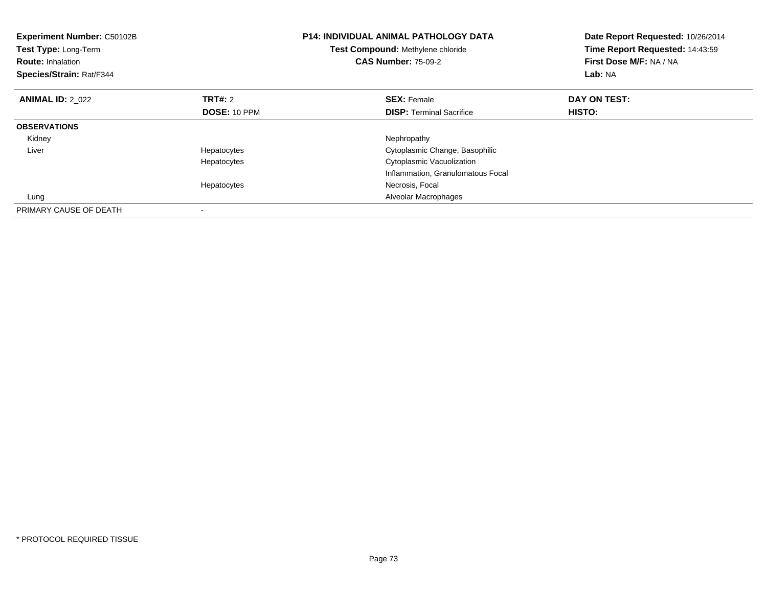**Experiment Number:** C50102B
**Test Type:** Long-Term
**Route:** Inhalation
**Species/Strain:** Rat/F344

**P14: INDIVIDUAL ANIMAL PATHOLOGY DATA**
**Test Compound:** Methylene chloride
**CAS Number:** 75-09-2

**Date Report Requested:** 10/26/2014
**Time Report Requested:** 14:43:59
**First Dose M/F:** NA / NA
**Lab:** NA

| **ANIMAL ID:** 2_022 | **TRT#:** 2 | **SEX:** Female | **DAY ON TEST:** |
|---|---|---|---|
| | **DOSE:** 10 PPM | **DISP:** Terminal Sacrifice | **HISTO:** |
| **OBSERVATIONS** | | | |
| Kidney | | Nephropathy | |
| Liver | Hepatocytes | Cytoplasmic Change, Basophilic | |
| | Hepatocytes | Cytoplasmic Vacuolization | |
| | | Inflammation, Granulomatous Focal | |
| | Hepatocytes | Necrosis, Focal | |
| Lung | | Alveolar Macrophages | |
| PRIMARY CAUSE OF DEATH | - | | |

* PROTOCOL REQUIRED TISSUE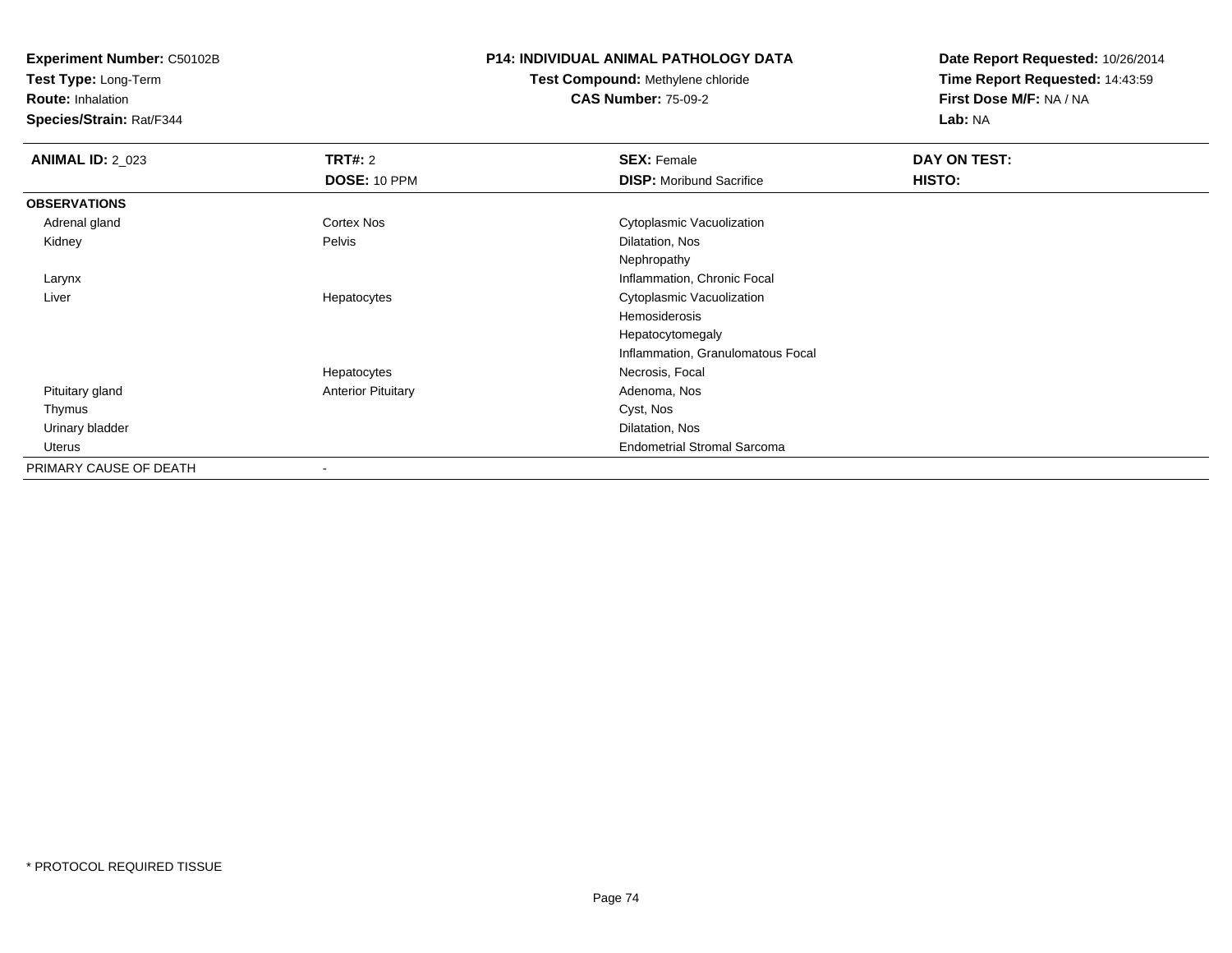**Experiment Number:** C50102B
**Test Type:** Long-Term
**Route:** Inhalation
**Species/Strain:** Rat/F344

**P14: INDIVIDUAL ANIMAL PATHOLOGY DATA**
**Test Compound:** Methylene chloride
**CAS Number:** 75-09-2

**Date Report Requested:** 10/26/2014
**Time Report Requested:** 14:43:59
**First Dose M/F:** NA / NA
**Lab:** NA

| **ANIMAL ID:** 2_023 | **TRT#:** 2 | **SEX:** Female | **DAY ON TEST:** |
|---|---|---|---|
| | **DOSE:** 10 PPM | **DISP:** Moribund Sacrifice | **HISTO:** |
| **OBSERVATIONS** | | | |
| Adrenal gland | Cortex Nos | Cytoplasmic Vacuolization | |
| Kidney | Pelvis | Dilatation, Nos | |
| | | Nephropathy | |
| Larynx | | Inflammation, Chronic Focal | |
| Liver | Hepatocytes | Cytoplasmic Vacuolization | |
| | | Hemosiderosis | |
| | | Hepatocytomegaly | |
| | | Inflammation, Granulomatous Focal | |
| | Hepatocytes | Necrosis, Focal | |
| Pituitary gland | Anterior Pituitary | Adenoma, Nos | |
| Thymus | | Cyst, Nos | |
| Urinary bladder | | Dilatation, Nos | |
| Uterus | | Endometrial Stromal Sarcoma | |
| PRIMARY CAUSE OF DEATH | - | | |

* PROTOCOL REQUIRED TISSUE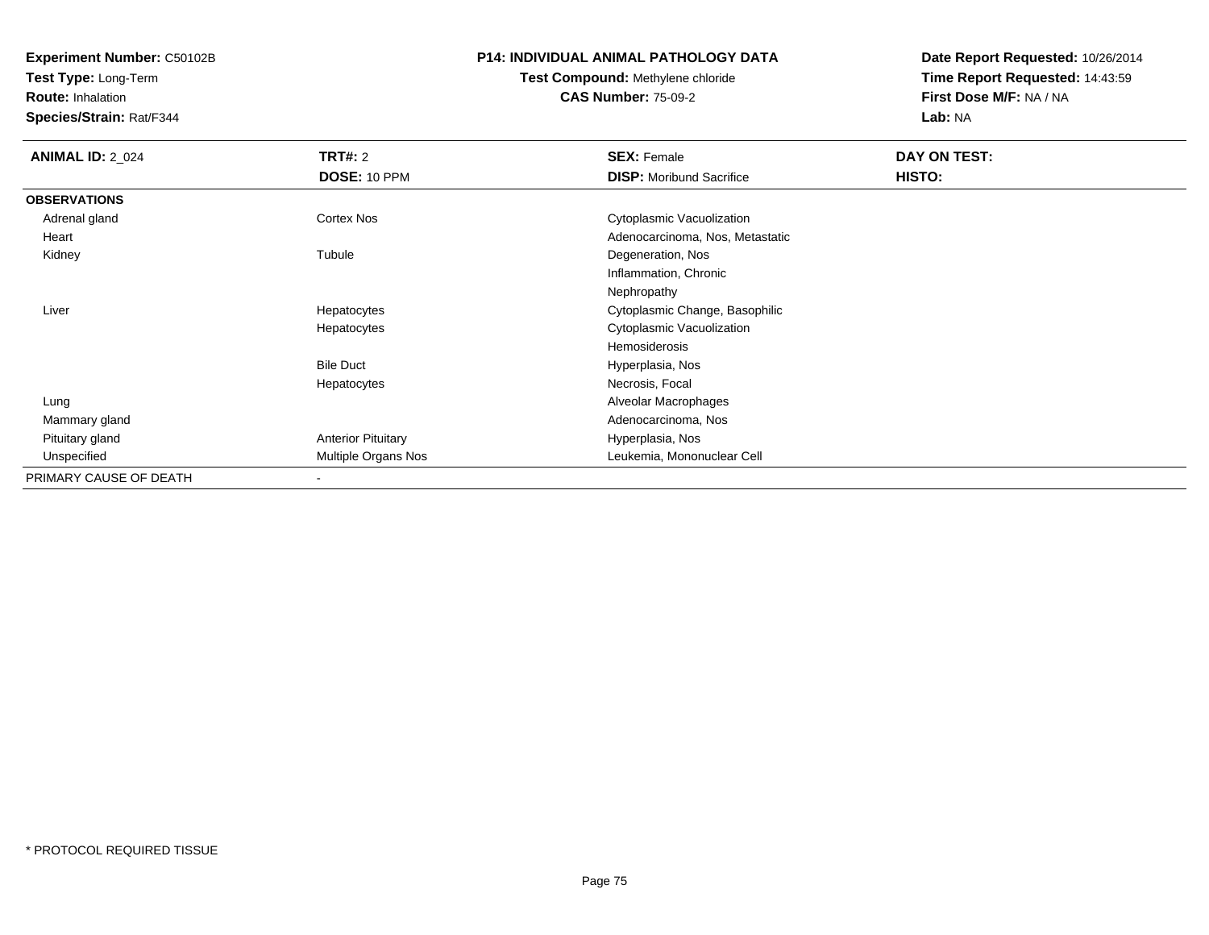**Experiment Number:** C50102B
**Test Type:** Long-Term
**Route:** Inhalation
**Species/Strain:** Rat/F344

**P14: INDIVIDUAL ANIMAL PATHOLOGY DATA**
**Test Compound:** Methylene chloride
**CAS Number:** 75-09-2

**Date Report Requested:** 10/26/2014
**Time Report Requested:** 14:43:59
**First Dose M/F:** NA / NA
**Lab:** NA

| **ANIMAL ID:** 2_024 | **TRT#:** 2 | **SEX:** Female | **DAY ON TEST:** |
|---|---|---|---|
| | **DOSE:** 10 PPM | **DISP:** Moribund Sacrifice | **HISTO:** |
| **OBSERVATIONS** | | | |
| Adrenal gland | Cortex Nos | Cytoplasmic Vacuolization | |
| Heart | | Adenocarcinoma, Nos, Metastatic | |
| Kidney | Tubule | Degeneration, Nos | |
| | | Inflammation, Chronic | |
| | | Nephropathy | |
| Liver | Hepatocytes | Cytoplasmic Change, Basophilic | |
| | Hepatocytes | Cytoplasmic Vacuolization | |
| | | Hemosiderosis | |
| | Bile Duct | Hyperplasia, Nos | |
| | Hepatocytes | Necrosis, Focal | |
| Lung | | Alveolar Macrophages | |
| Mammary gland | | Adenocarcinoma, Nos | |
| Pituitary gland | Anterior Pituitary | Hyperplasia, Nos | |
| Unspecified | Multiple Organs Nos | Leukemia, Mononuclear Cell | |
| PRIMARY CAUSE OF DEATH | - | | |

* PROTOCOL REQUIRED TISSUE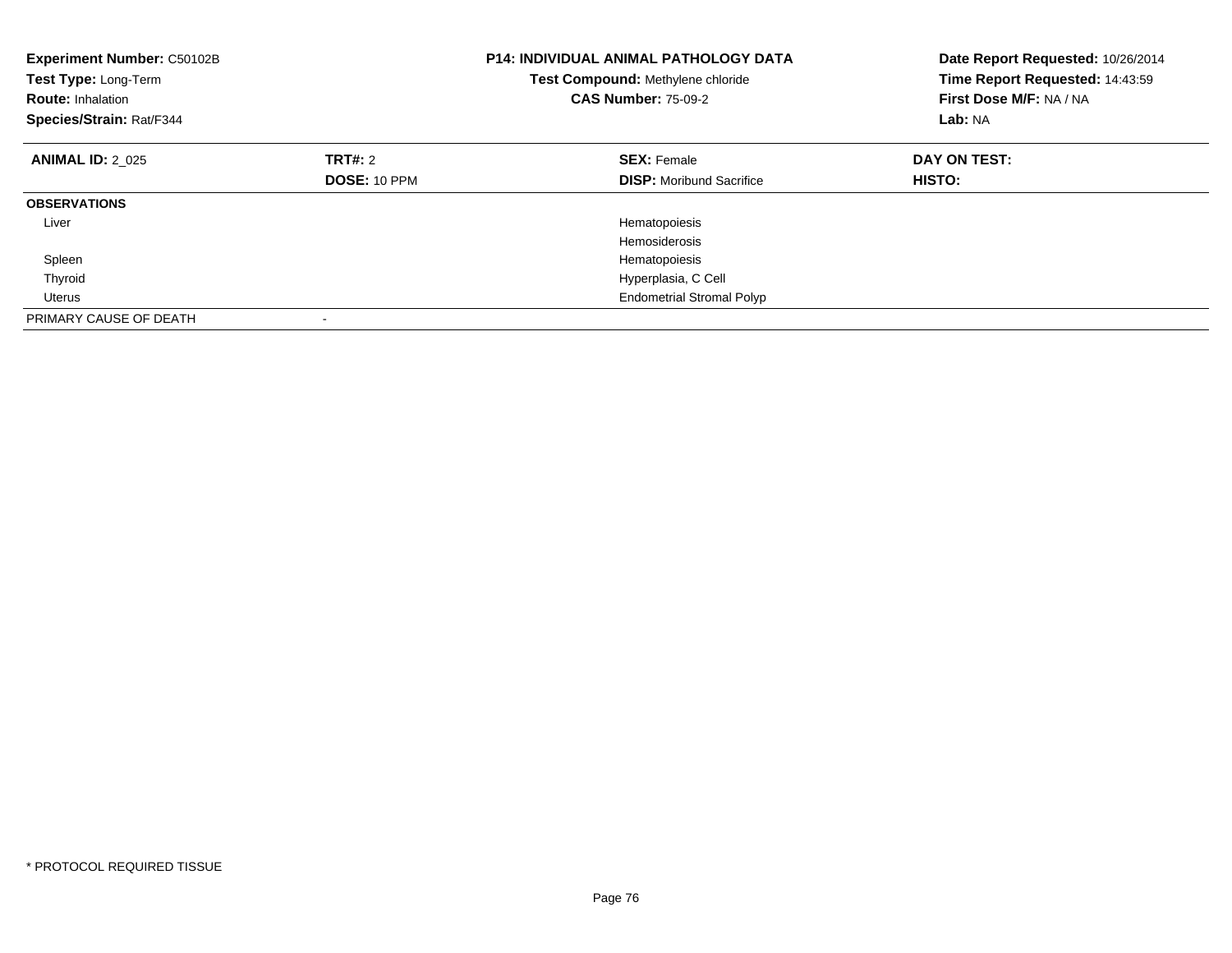**Experiment Number:** C50102B
**Test Type:** Long-Term
**Route:** Inhalation
**Species/Strain:** Rat/F344

**P14: INDIVIDUAL ANIMAL PATHOLOGY DATA**
**Test Compound:** Methylene chloride
**CAS Number:** 75-09-2

**Date Report Requested:** 10/26/2014
**Time Report Requested:** 14:43:59
**First Dose M/F:** NA / NA
**Lab:** NA

| **ANIMAL ID:** 2_025 | **TRT#:** 2 | **SEX:** Female | **DAY ON TEST:** |
|---|---|---|---|
| | **DOSE:** 10 PPM | **DISP:** Moribund Sacrifice | **HISTO:** |
| **OBSERVATIONS** | | | |
| Liver | | Hematopoiesis | |
| | | Hemosiderosis | |
| Spleen | | Hematopoiesis | |
| Thyroid | | Hyperplasia, C Cell | |
| Uterus | | Endometrial Stromal Polyp | |
| PRIMARY CAUSE OF DEATH | - | | |

* PROTOCOL REQUIRED TISSUE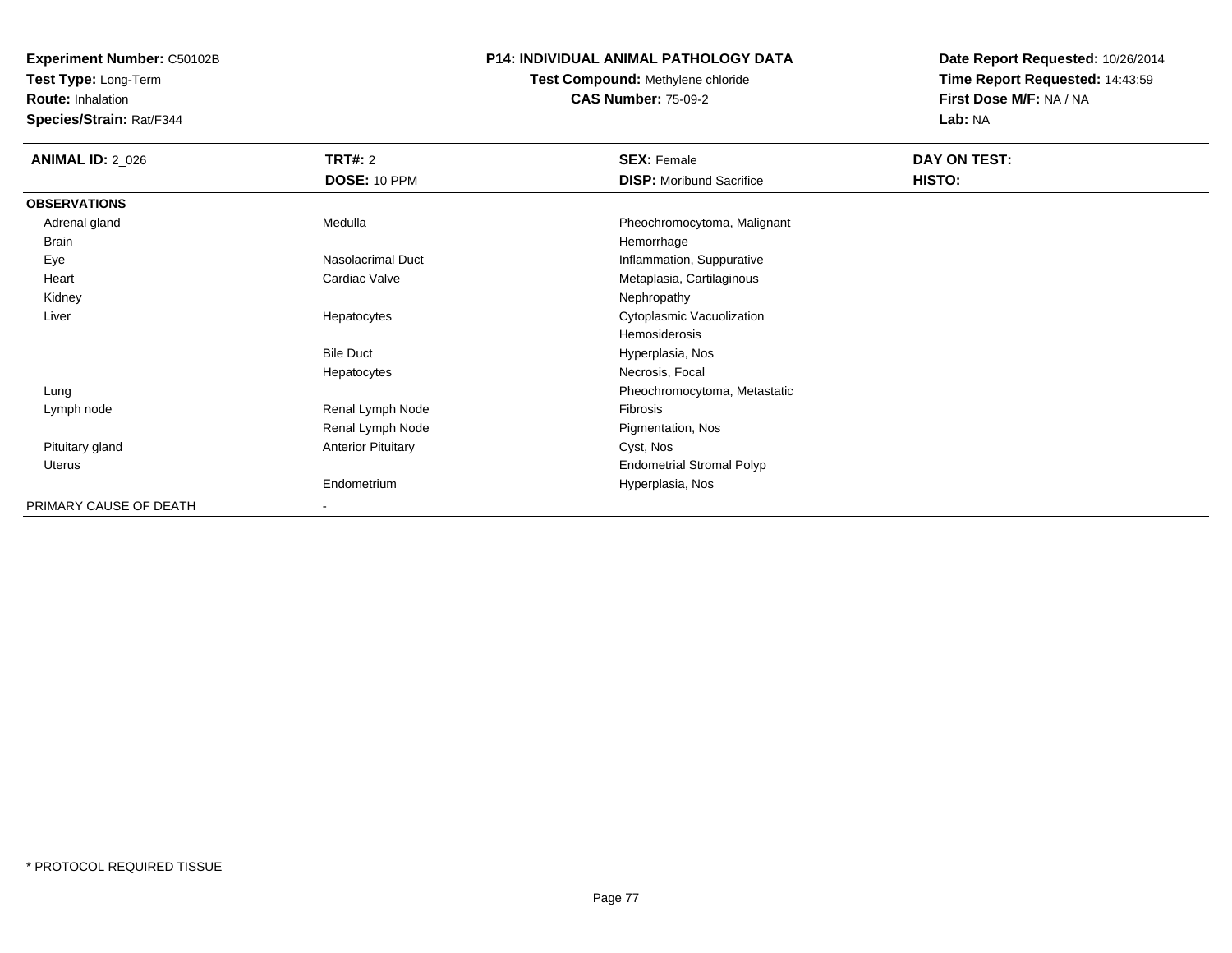**Experiment Number:** C50102B
**Test Type:** Long-Term
**Route:** Inhalation
**Species/Strain:** Rat/F344

**P14: INDIVIDUAL ANIMAL PATHOLOGY DATA**
**Test Compound:** Methylene chloride
**CAS Number:** 75-09-2

**Date Report Requested:** 10/26/2014
**Time Report Requested:** 14:43:59
**First Dose M/F:** NA / NA
**Lab:** NA

| **ANIMAL ID:** 2_026 | **TRT#:** 2 | **SEX:** Female | **DAY ON TEST:** |
|---|---|---|---|
| | **DOSE:** 10 PPM | **DISP:** Moribund Sacrifice | **HISTO:** |
| **OBSERVATIONS** | | | |
| Adrenal gland | Medulla | Pheochromocytoma, Malignant | |
| Brain | | Hemorrhage | |
| Eye | Nasolacrimal Duct | Inflammation, Suppurative | |
| Heart | Cardiac Valve | Metaplasia, Cartilaginous | |
| Kidney | | Nephropathy | |
| Liver | Hepatocytes | Cytoplasmic Vacuolization | |
| | | Hemosiderosis | |
| | Bile Duct | Hyperplasia, Nos | |
| | Hepatocytes | Necrosis, Focal | |
| Lung | | Pheochromocytoma, Metastatic | |
| Lymph node | Renal Lymph Node | Fibrosis | |
| | Renal Lymph Node | Pigmentation, Nos | |
| Pituitary gland | Anterior Pituitary | Cyst, Nos | |
| Uterus | | Endometrial Stromal Polyp | |
| | Endometrium | Hyperplasia, Nos | |
| PRIMARY CAUSE OF DEATH | - | | |

* PROTOCOL REQUIRED TISSUE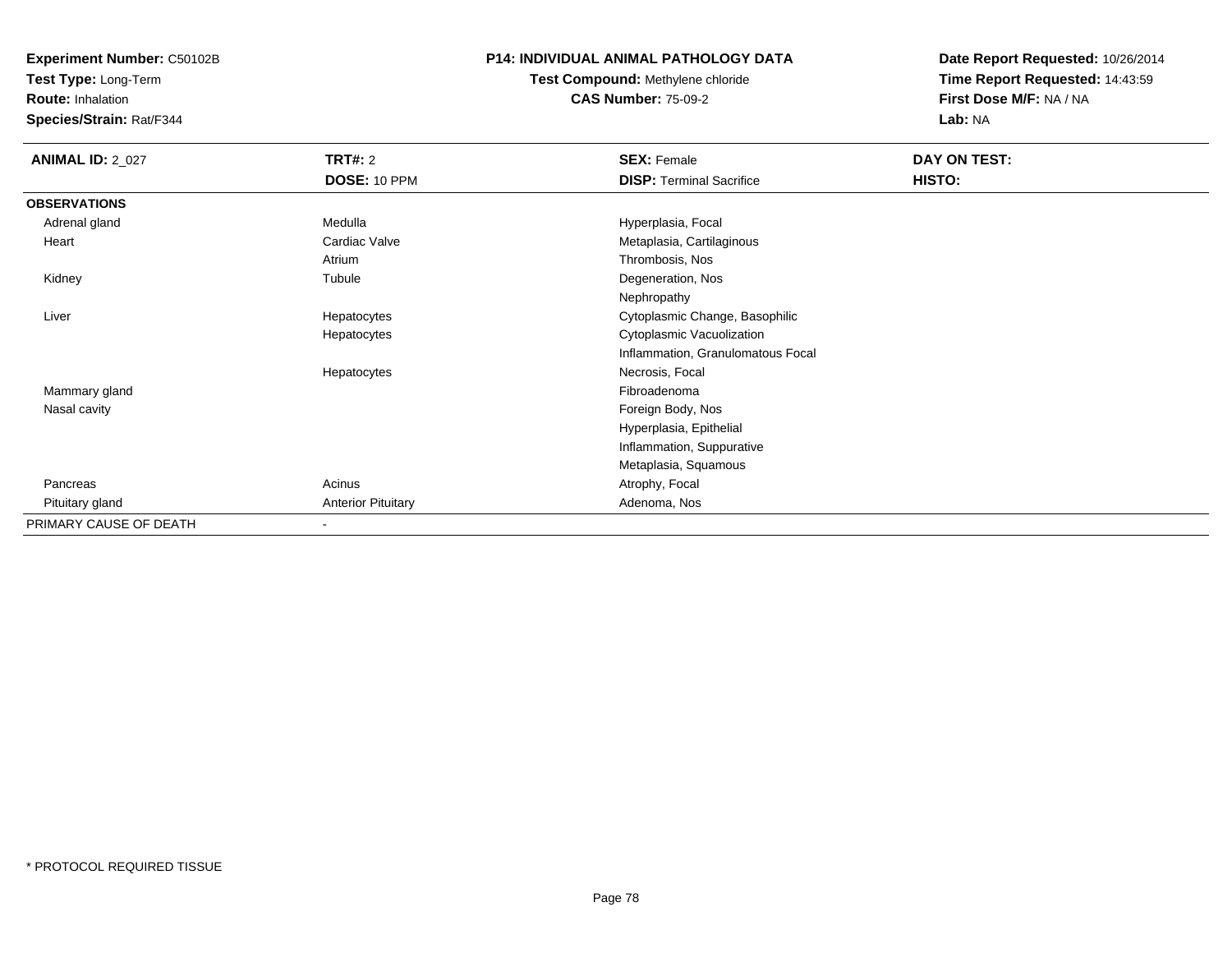**Experiment Number:** C50102B
**Test Type:** Long-Term
**Route:** Inhalation
**Species/Strain:** Rat/F344

**P14: INDIVIDUAL ANIMAL PATHOLOGY DATA**
**Test Compound:** Methylene chloride
**CAS Number:** 75-09-2

**Date Report Requested:** 10/26/2014
**Time Report Requested:** 14:43:59
**First Dose M/F:** NA / NA
**Lab:** NA

| **ANIMAL ID:** 2_027 | **TRT#:** 2 | **SEX:** Female | **DAY ON TEST:** |
|---|---|---|---|
| | **DOSE:** 10 PPM | **DISP:** Terminal Sacrifice | **HISTO:** |
| **OBSERVATIONS** | | | |
| Adrenal gland | Medulla | Hyperplasia, Focal | |
| Heart | Cardiac Valve | Metaplasia, Cartilaginous | |
| | Atrium | Thrombosis, Nos | |
| Kidney | Tubule | Degeneration, Nos | |
| | | Nephropathy | |
| Liver | Hepatocytes | Cytoplasmic Change, Basophilic | |
| | Hepatocytes | Cytoplasmic Vacuolization | |
| | | Inflammation, Granulomatous Focal | |
| | Hepatocytes | Necrosis, Focal | |
| Mammary gland | | Fibroadenoma | |
| Nasal cavity | | Foreign Body, Nos | |
| | | Hyperplasia, Epithelial | |
| | | Inflammation, Suppurative | |
| | | Metaplasia, Squamous | |
| Pancreas | Acinus | Atrophy, Focal | |
| Pituitary gland | Anterior Pituitary | Adenoma, Nos | |
| PRIMARY CAUSE OF DEATH | - | | |

* PROTOCOL REQUIRED TISSUE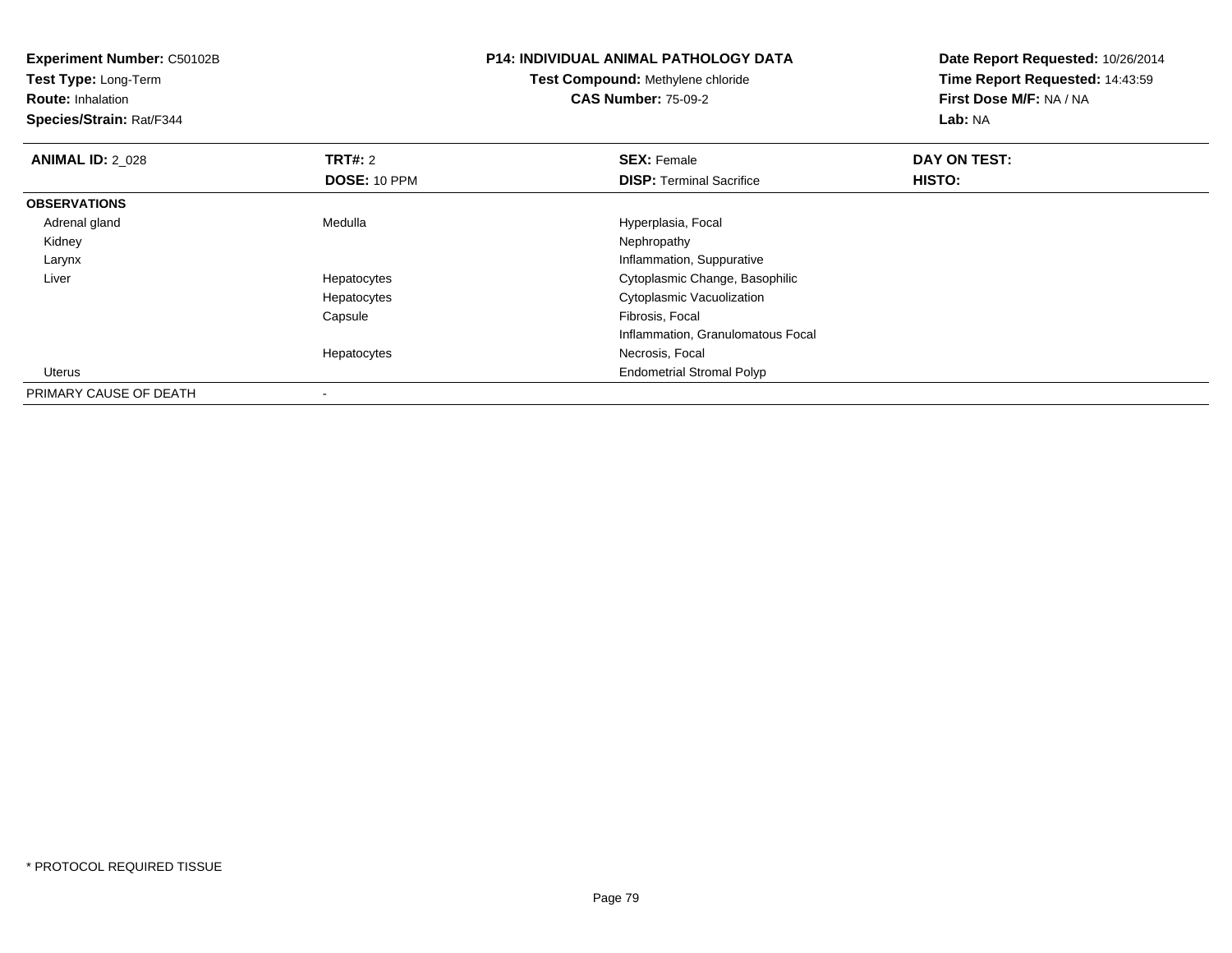**Experiment Number:** C50102B
**Test Type:** Long-Term
**Route:** Inhalation
**Species/Strain:** Rat/F344

**P14: INDIVIDUAL ANIMAL PATHOLOGY DATA**
**Test Compound:** Methylene chloride
**CAS Number:** 75-09-2

**Date Report Requested:** 10/26/2014
**Time Report Requested:** 14:43:59
**First Dose M/F:** NA / NA
**Lab:** NA

| **ANIMAL ID:** 2_028 | **TRT#:** 2 | **SEX:** Female | **DAY ON TEST:** |
|---|---|---|---|
| | **DOSE:** 10 PPM | **DISP:** Terminal Sacrifice | **HISTO:** |
| **OBSERVATIONS** | | | |
| Adrenal gland | Medulla | Hyperplasia, Focal | |
| Kidney | | Nephropathy | |
| Larynx | | Inflammation, Suppurative | |
| Liver | Hepatocytes | Cytoplasmic Change, Basophilic | |
| | Hepatocytes | Cytoplasmic Vacuolization | |
| | Capsule | Fibrosis, Focal | |
| | | Inflammation, Granulomatous Focal | |
| | Hepatocytes | Necrosis, Focal | |
| Uterus | | Endometrial Stromal Polyp | |
| PRIMARY CAUSE OF DEATH | - | | |

* PROTOCOL REQUIRED TISSUE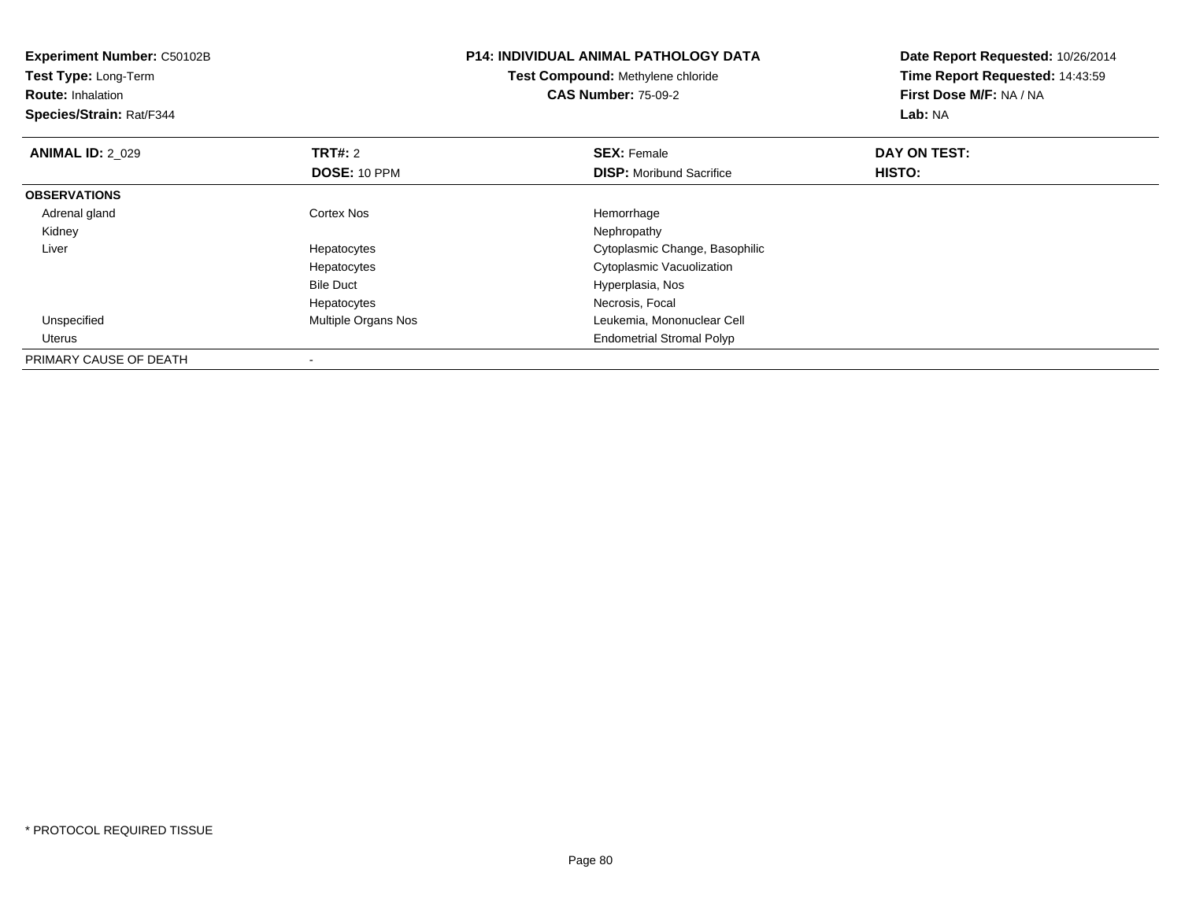**Experiment Number:** C50102B
**Test Type:** Long-Term
**Route:** Inhalation
**Species/Strain:** Rat/F344

**P14: INDIVIDUAL ANIMAL PATHOLOGY DATA**
**Test Compound:** Methylene chloride
**CAS Number:** 75-09-2

**Date Report Requested:** 10/26/2014
**Time Report Requested:** 14:43:59
**First Dose M/F:** NA / NA
**Lab:** NA

| **ANIMAL ID:** 2_029 | **TRT#:** 2 | **SEX:** Female | **DAY ON TEST:** |
|---|---|---|---|
| | **DOSE:** 10 PPM | **DISP:** Moribund Sacrifice | **HISTO:** |
| **OBSERVATIONS** | | | |
| Adrenal gland | Cortex Nos | Hemorrhage | |
| Kidney | | Nephropathy | |
| Liver | Hepatocytes | Cytoplasmic Change, Basophilic | |
| | Hepatocytes | Cytoplasmic Vacuolization | |
| | Bile Duct | Hyperplasia, Nos | |
| | Hepatocytes | Necrosis, Focal | |
| Unspecified | Multiple Organs Nos | Leukemia, Mononuclear Cell | |
| Uterus | | Endometrial Stromal Polyp | |
| PRIMARY CAUSE OF DEATH | - | | |

* PROTOCOL REQUIRED TISSUE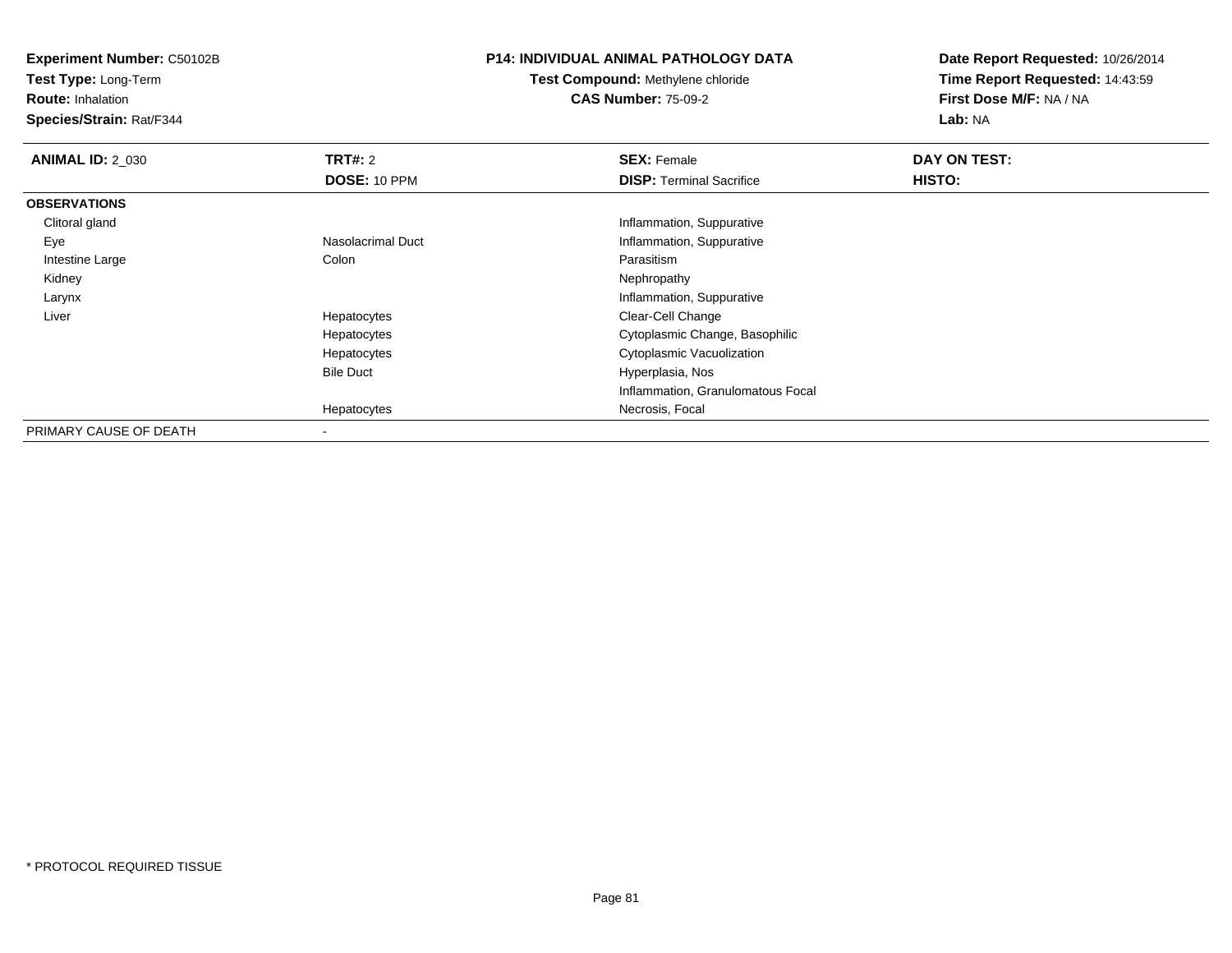**Experiment Number:** C50102B
**Test Type:** Long-Term
**Route:** Inhalation
**Species/Strain:** Rat/F344

**P14: INDIVIDUAL ANIMAL PATHOLOGY DATA**
**Test Compound:** Methylene chloride
**CAS Number:** 75-09-2

**Date Report Requested:** 10/26/2014
**Time Report Requested:** 14:43:59
**First Dose M/F:** NA / NA
**Lab:** NA

| **ANIMAL ID:** 2_030 | **TRT#:** 2 | **SEX:** Female | **DAY ON TEST:** |
|---|---|---|---|
| | **DOSE:** 10 PPM | **DISP:** Terminal Sacrifice | **HISTO:** |
| **OBSERVATIONS** | | | |
| Clitoral gland | | Inflammation, Suppurative | |
| Eye | Nasolacrimal Duct | Inflammation, Suppurative | |
| Intestine Large | Colon | Parasitism | |
| Kidney | | Nephropathy | |
| Larynx | | Inflammation, Suppurative | |
| Liver | Hepatocytes | Clear-Cell Change | |
| | Hepatocytes | Cytoplasmic Change, Basophilic | |
| | Hepatocytes | Cytoplasmic Vacuolization | |
| | Bile Duct | Hyperplasia, Nos | |
| | | Inflammation, Granulomatous Focal | |
| | Hepatocytes | Necrosis, Focal | |
| PRIMARY CAUSE OF DEATH | - | | |

\* PROTOCOL REQUIRED TISSUE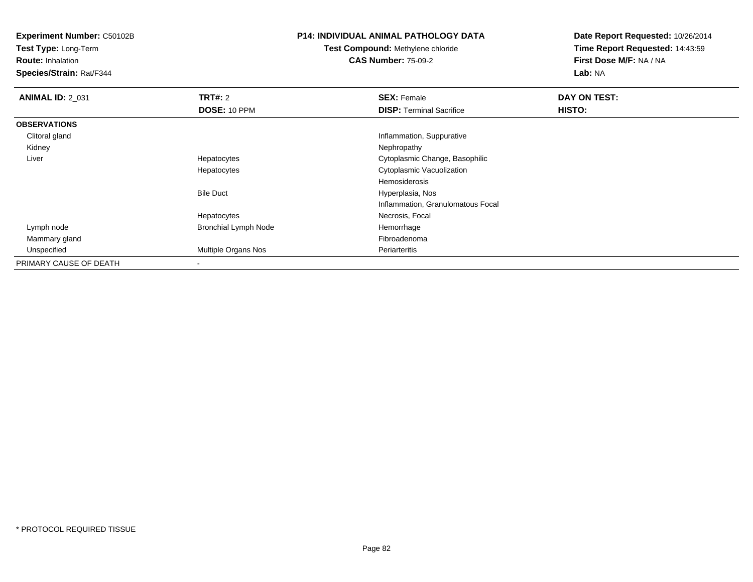**Experiment Number:** C50102B
**Test Type:** Long-Term
**Route:** Inhalation
**Species/Strain:** Rat/F344

**P14: INDIVIDUAL ANIMAL PATHOLOGY DATA**
**Test Compound:** Methylene chloride
**CAS Number:** 75-09-2

**Date Report Requested:** 10/26/2014
**Time Report Requested:** 14:43:59
**First Dose M/F:** NA / NA
**Lab:** NA

| **ANIMAL ID:** 2_031 | **TRT#:** 2 | **SEX:** Female | **DAY ON TEST:** |
|---|---|---|---|
| | **DOSE:** 10 PPM | **DISP:** Terminal Sacrifice | **HISTO:** |
| **OBSERVATIONS** | | | |
| Clitoral gland | | Inflammation, Suppurative | |
| Kidney | | Nephropathy | |
| Liver | Hepatocytes | Cytoplasmic Change, Basophilic | |
| | Hepatocytes | Cytoplasmic Vacuolization | |
| | | Hemosiderosis | |
| | Bile Duct | Hyperplasia, Nos | |
| | | Inflammation, Granulomatous Focal | |
| | Hepatocytes | Necrosis, Focal | |
| Lymph node | Bronchial Lymph Node | Hemorrhage | |
| Mammary gland | | Fibroadenoma | |
| Unspecified | Multiple Organs Nos | Periarteritis | |
| PRIMARY CAUSE OF DEATH | - | | |

* PROTOCOL REQUIRED TISSUE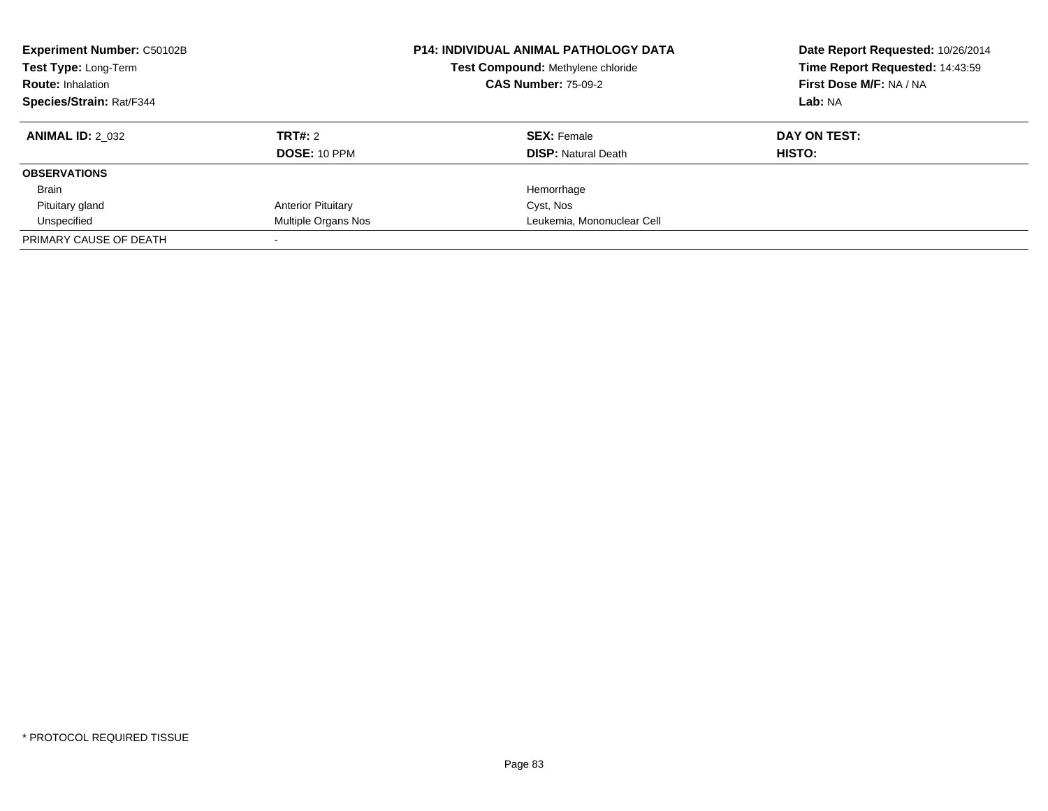**Experiment Number:** C50102B
**Test Type:** Long-Term
**Route:** Inhalation
**Species/Strain:** Rat/F344

**P14: INDIVIDUAL ANIMAL PATHOLOGY DATA**
**Test Compound:** Methylene chloride
**CAS Number:** 75-09-2

**Date Report Requested:** 10/26/2014
**Time Report Requested:** 14:43:59
**First Dose M/F:** NA / NA
**Lab:** NA

| **ANIMAL ID:** 2_032 | **TRT#:** 2 | **SEX:** Female | **DAY ON TEST:** |
|---|---|---|---|
| | **DOSE:** 10 PPM | **DISP:** Natural Death | **HISTO:** |
| **OBSERVATIONS** | | | |
| Brain | | Hemorrhage | |
| Pituitary gland | Anterior Pituitary | Cyst, Nos | |
| Unspecified | Multiple Organs Nos | Leukemia, Mononuclear Cell | |
| PRIMARY CAUSE OF DEATH | - | | |

* PROTOCOL REQUIRED TISSUE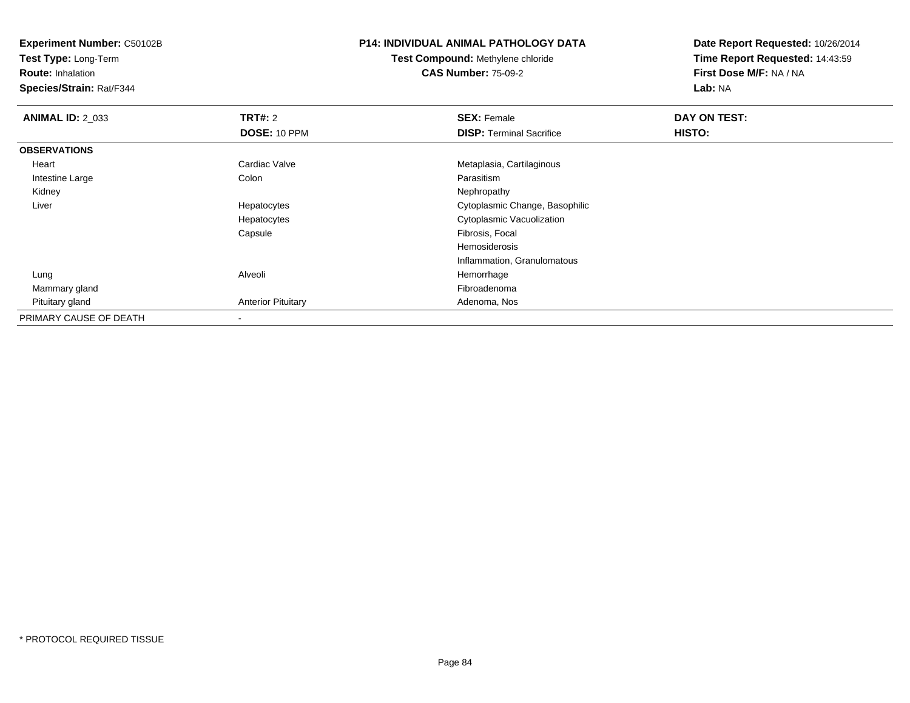**Experiment Number:** C50102B
**Test Type:** Long-Term
**Route:** Inhalation
**Species/Strain:** Rat/F344

**P14: INDIVIDUAL ANIMAL PATHOLOGY DATA**
**Test Compound:** Methylene chloride
**CAS Number:** 75-09-2

**Date Report Requested:** 10/26/2014
**Time Report Requested:** 14:43:59
**First Dose M/F:** NA / NA
**Lab:** NA

| **ANIMAL ID:** 2_033 | **TRT#:** 2 | **SEX:** Female | **DAY ON TEST:** |
|---|---|---|---|
| | **DOSE:** 10 PPM | **DISP:** Terminal Sacrifice | **HISTO:** |
| **OBSERVATIONS** | | | |
| Heart | Cardiac Valve | Metaplasia, Cartilaginous | |
| Intestine Large | Colon | Parasitism | |
| Kidney | | Nephropathy | |
| Liver | Hepatocytes | Cytoplasmic Change, Basophilic | |
| | Hepatocytes | Cytoplasmic Vacuolization | |
| | Capsule | Fibrosis, Focal | |
| | | Hemosiderosis | |
| | | Inflammation, Granulomatous | |
| Lung | Alveoli | Hemorrhage | |
| Mammary gland | | Fibroadenoma | |
| Pituitary gland | Anterior Pituitary | Adenoma, Nos | |
| PRIMARY CAUSE OF DEATH | - | | |

* PROTOCOL REQUIRED TISSUE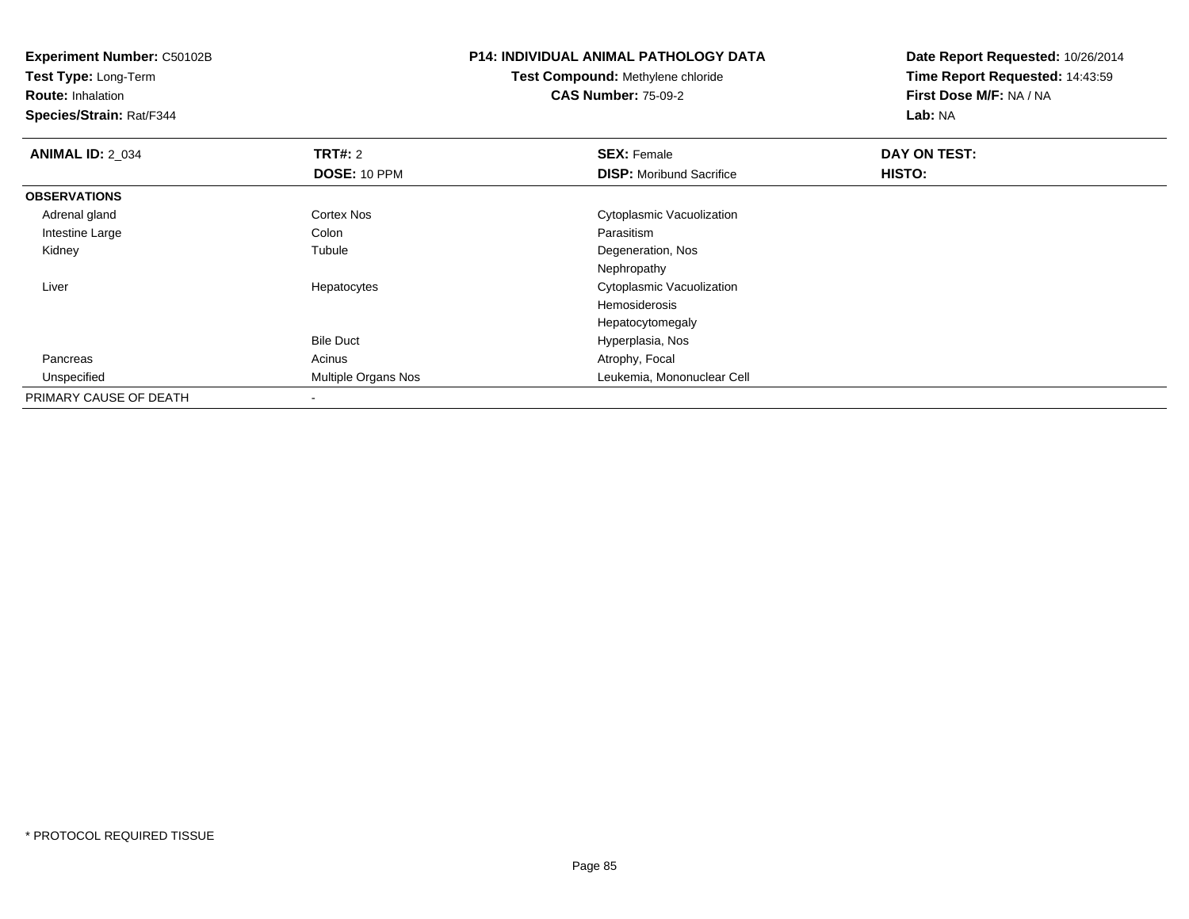**Experiment Number:** C50102B
**Test Type:** Long-Term
**Route:** Inhalation
**Species/Strain:** Rat/F344

**P14: INDIVIDUAL ANIMAL PATHOLOGY DATA**
**Test Compound:** Methylene chloride
**CAS Number:** 75-09-2

**Date Report Requested:** 10/26/2014
**Time Report Requested:** 14:43:59
**First Dose M/F:** NA / NA
**Lab:** NA

| **ANIMAL ID:** 2_034 | **TRT#:** 2 | **SEX:** Female | **DAY ON TEST:** |
|---|---|---|---|
| | **DOSE:** 10 PPM | **DISP:** Moribund Sacrifice | **HISTO:** |
| **OBSERVATIONS** | | | |
| Adrenal gland | Cortex Nos | Cytoplasmic Vacuolization | |
| Intestine Large | Colon | Parasitism | |
| Kidney | Tubule | Degeneration, Nos | |
| | | Nephropathy | |
| Liver | Hepatocytes | Cytoplasmic Vacuolization | |
| | | Hemosiderosis | |
| | | Hepatocytomegaly | |
| | Bile Duct | Hyperplasia, Nos | |
| Pancreas | Acinus | Atrophy, Focal | |
| Unspecified | Multiple Organs Nos | Leukemia, Mononuclear Cell | |
| PRIMARY CAUSE OF DEATH | - | | |

\* PROTOCOL REQUIRED TISSUE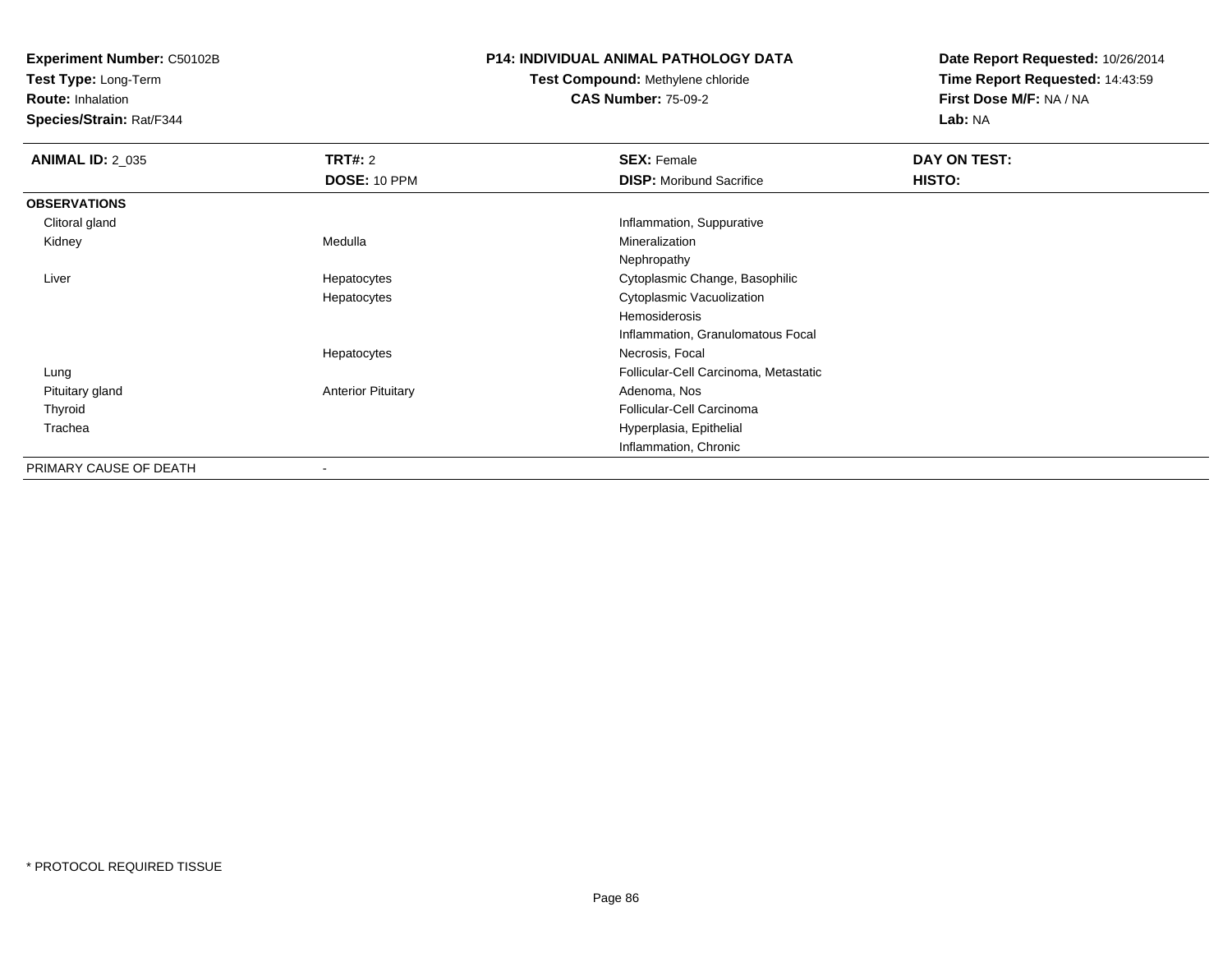**Experiment Number:** C50102B
**Test Type:** Long-Term
**Route:** Inhalation
**Species/Strain:** Rat/F344

**P14: INDIVIDUAL ANIMAL PATHOLOGY DATA**
**Test Compound:** Methylene chloride
**CAS Number:** 75-09-2

**Date Report Requested:** 10/26/2014
**Time Report Requested:** 14:43:59
**First Dose M/F:** NA / NA
**Lab:** NA

| **ANIMAL ID:** 2_035 | **TRT#:** 2 | **SEX:** Female | **DAY ON TEST:** |
|---|---|---|---|
| | **DOSE:** 10 PPM | **DISP:** Moribund Sacrifice | **HISTO:** |
| **OBSERVATIONS** | | | |
| Clitoral gland | | Inflammation, Suppurative | |
| Kidney | Medulla | Mineralization | |
| | | Nephropathy | |
| Liver | Hepatocytes | Cytoplasmic Change, Basophilic | |
| | Hepatocytes | Cytoplasmic Vacuolization | |
| | | Hemosiderosis | |
| | | Inflammation, Granulomatous Focal | |
| | Hepatocytes | Necrosis, Focal | |
| Lung | | Follicular-Cell Carcinoma, Metastatic | |
| Pituitary gland | Anterior Pituitary | Adenoma, Nos | |
| Thyroid | | Follicular-Cell Carcinoma | |
| Trachea | | Hyperplasia, Epithelial | |
| | | Inflammation, Chronic | |
| PRIMARY CAUSE OF DEATH | - | | |

* PROTOCOL REQUIRED TISSUE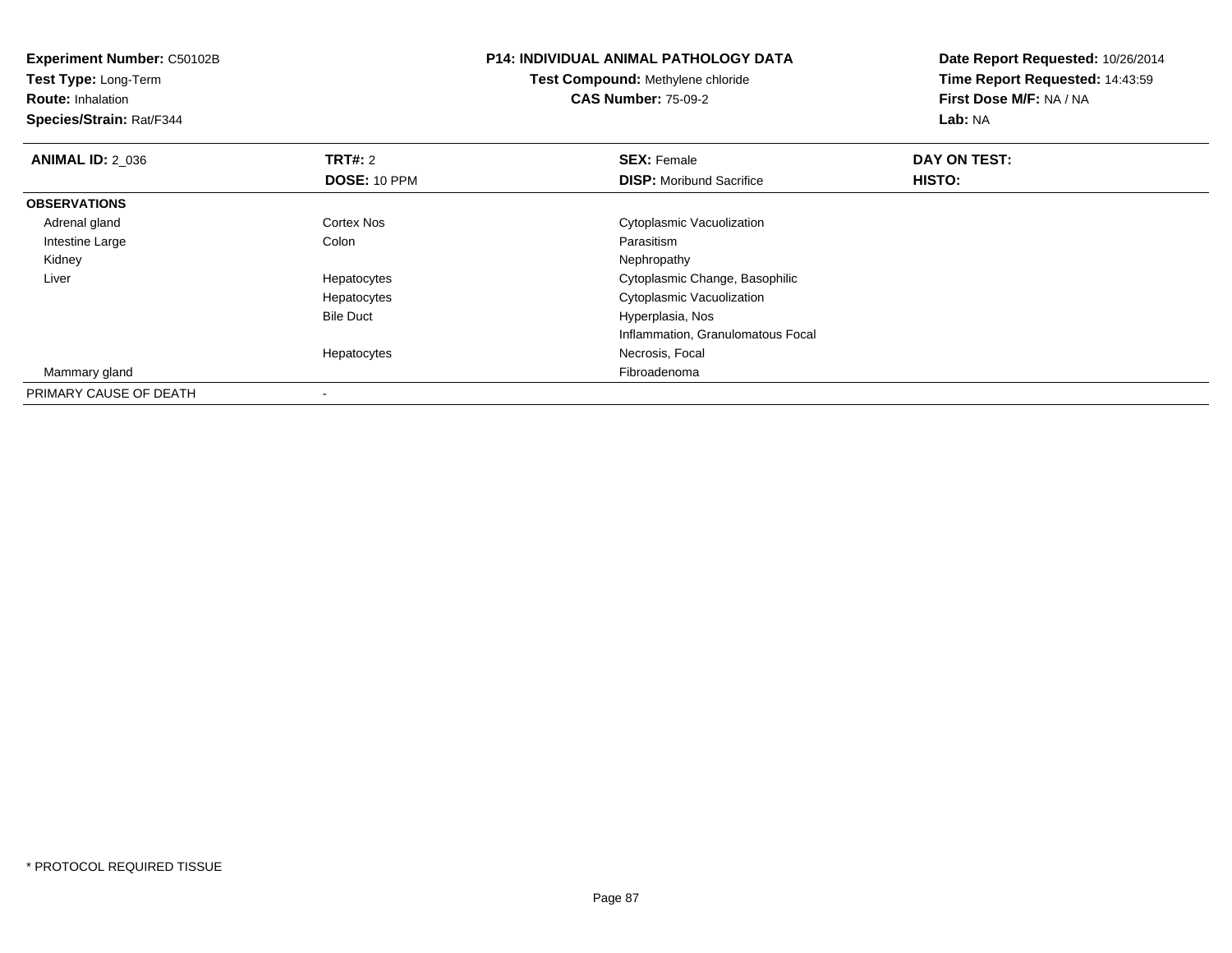**Experiment Number:** C50102B
**Test Type:** Long-Term
**Route:** Inhalation
**Species/Strain:** Rat/F344

**P14: INDIVIDUAL ANIMAL PATHOLOGY DATA**
**Test Compound:** Methylene chloride
**CAS Number:** 75-09-2

**Date Report Requested:** 10/26/2014
**Time Report Requested:** 14:43:59
**First Dose M/F:** NA / NA
**Lab:** NA

| **ANIMAL ID:** 2_036 | **TRT#:** 2 | **SEX:** Female | **DAY ON TEST:** |
|---|---|---|---|
| | **DOSE:** 10 PPM | **DISP:** Moribund Sacrifice | **HISTO:** |
| **OBSERVATIONS** | | | |
| Adrenal gland | Cortex Nos | Cytoplasmic Vacuolization | |
| Intestine Large | Colon | Parasitism | |
| Kidney | | Nephropathy | |
| Liver | Hepatocytes | Cytoplasmic Change, Basophilic | |
| | Hepatocytes | Cytoplasmic Vacuolization | |
| | Bile Duct | Hyperplasia, Nos | |
| | | Inflammation, Granulomatous Focal | |
| | Hepatocytes | Necrosis, Focal | |
| Mammary gland | | Fibroadenoma | |
| PRIMARY CAUSE OF DEATH | - | | |

* PROTOCOL REQUIRED TISSUE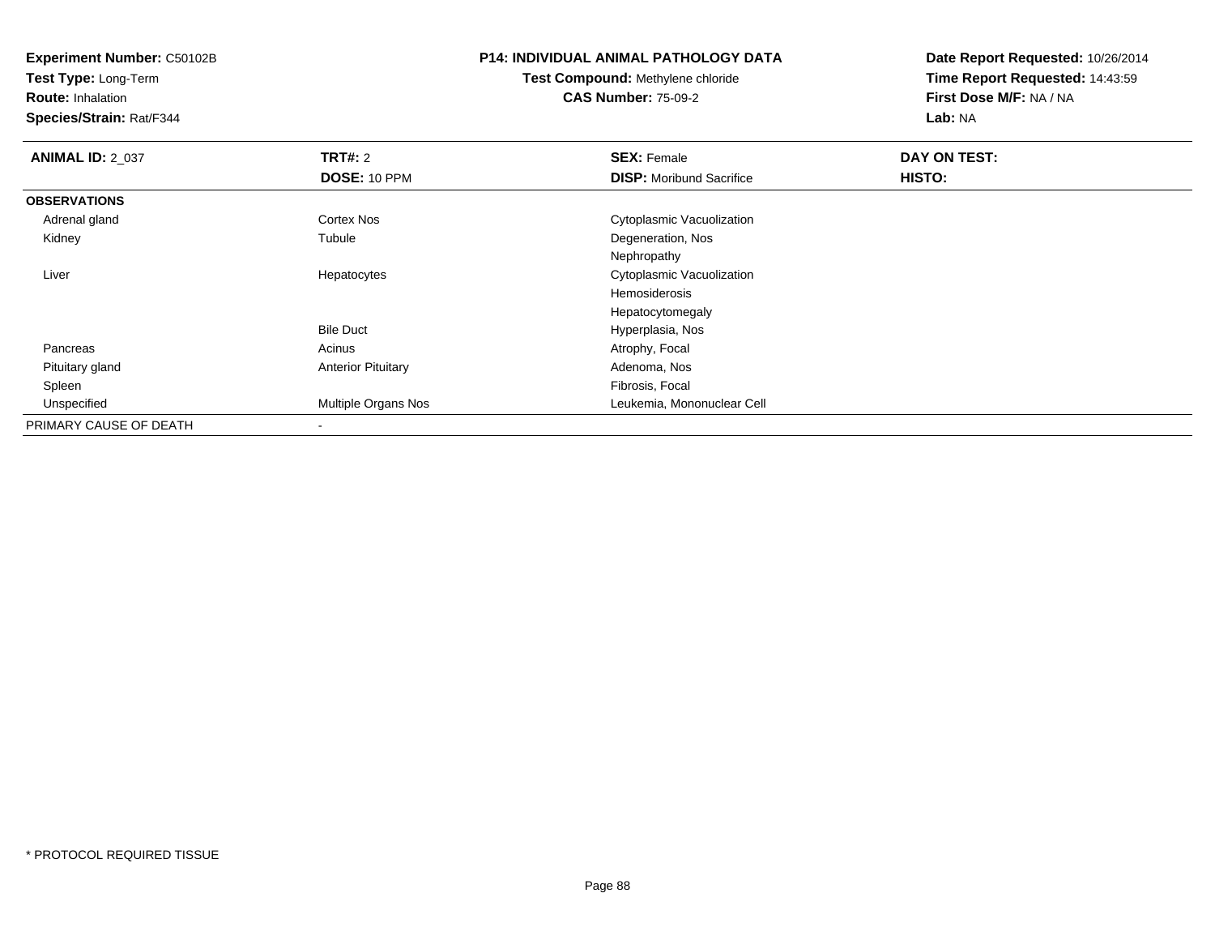**Experiment Number:** C50102B
**Test Type:** Long-Term
**Route:** Inhalation
**Species/Strain:** Rat/F344

**P14: INDIVIDUAL ANIMAL PATHOLOGY DATA**
**Test Compound:** Methylene chloride
**CAS Number:** 75-09-2

**Date Report Requested:** 10/26/2014
**Time Report Requested:** 14:43:59
**First Dose M/F:** NA / NA
**Lab:** NA

| **ANIMAL ID:** 2_037 | **TRT#:** 2 | **SEX:** Female | **DAY ON TEST:** |
|---|---|---|---|
| | **DOSE:** 10 PPM | **DISP:** Moribund Sacrifice | **HISTO:** |
| **OBSERVATIONS** | | | |
| Adrenal gland | Cortex Nos | Cytoplasmic Vacuolization | |
| Kidney | Tubule | Degeneration, Nos | |
| | | Nephropathy | |
| Liver | Hepatocytes | Cytoplasmic Vacuolization | |
| | | Hemosiderosis | |
| | | Hepatocytomegaly | |
| | Bile Duct | Hyperplasia, Nos | |
| Pancreas | Acinus | Atrophy, Focal | |
| Pituitary gland | Anterior Pituitary | Adenoma, Nos | |
| Spleen | | Fibrosis, Focal | |
| Unspecified | Multiple Organs Nos | Leukemia, Mononuclear Cell | |
| PRIMARY CAUSE OF DEATH | - | | |

* PROTOCOL REQUIRED TISSUE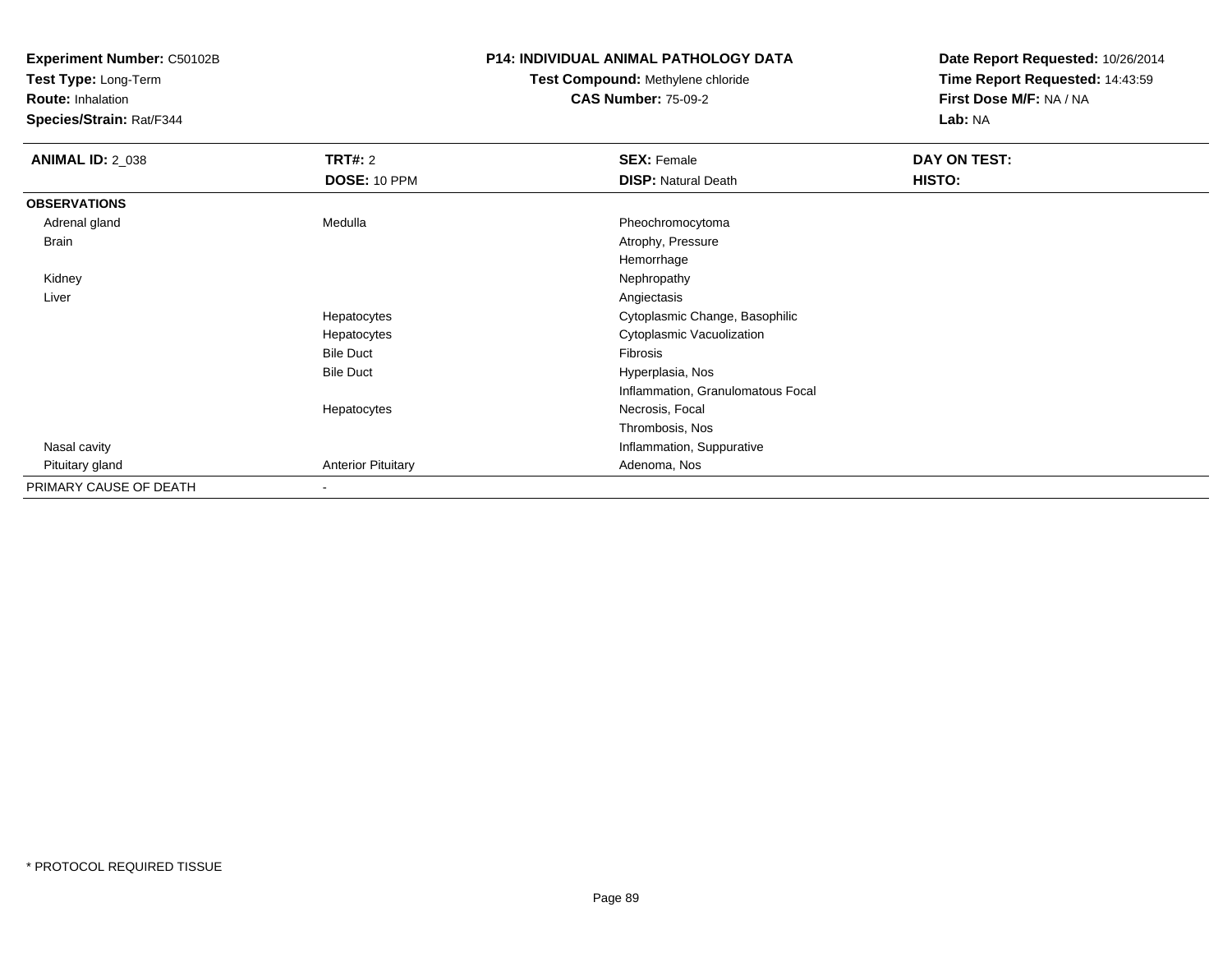**Experiment Number:** C50102B
**Test Type:** Long-Term
**Route:** Inhalation
**Species/Strain:** Rat/F344

**P14: INDIVIDUAL ANIMAL PATHOLOGY DATA**
**Test Compound:** Methylene chloride
**CAS Number:** 75-09-2

**Date Report Requested:** 10/26/2014
**Time Report Requested:** 14:43:59
**First Dose M/F:** NA / NA
**Lab:** NA

| **ANIMAL ID:** 2_038 | **TRT#:** 2 | **SEX:** Female | **DAY ON TEST:** |
|---|---|---|---|
| | **DOSE:** 10 PPM | **DISP:** Natural Death | **HISTO:** |
| **OBSERVATIONS** | | | |
| Adrenal gland | Medulla | Pheochromocytoma | |
| Brain | | Atrophy, Pressure | |
| | | Hemorrhage | |
| Kidney | | Nephropathy | |
| Liver | | Angiectasis | |
| | Hepatocytes | Cytoplasmic Change, Basophilic | |
| | Hepatocytes | Cytoplasmic Vacuolization | |
| | Bile Duct | Fibrosis | |
| | Bile Duct | Hyperplasia, Nos | |
| | | Inflammation, Granulomatous Focal | |
| | Hepatocytes | Necrosis, Focal | |
| | | Thrombosis, Nos | |
| Nasal cavity | | Inflammation, Suppurative | |
| Pituitary gland | Anterior Pituitary | Adenoma, Nos | |
| PRIMARY CAUSE OF DEATH | - | | |

* PROTOCOL REQUIRED TISSUE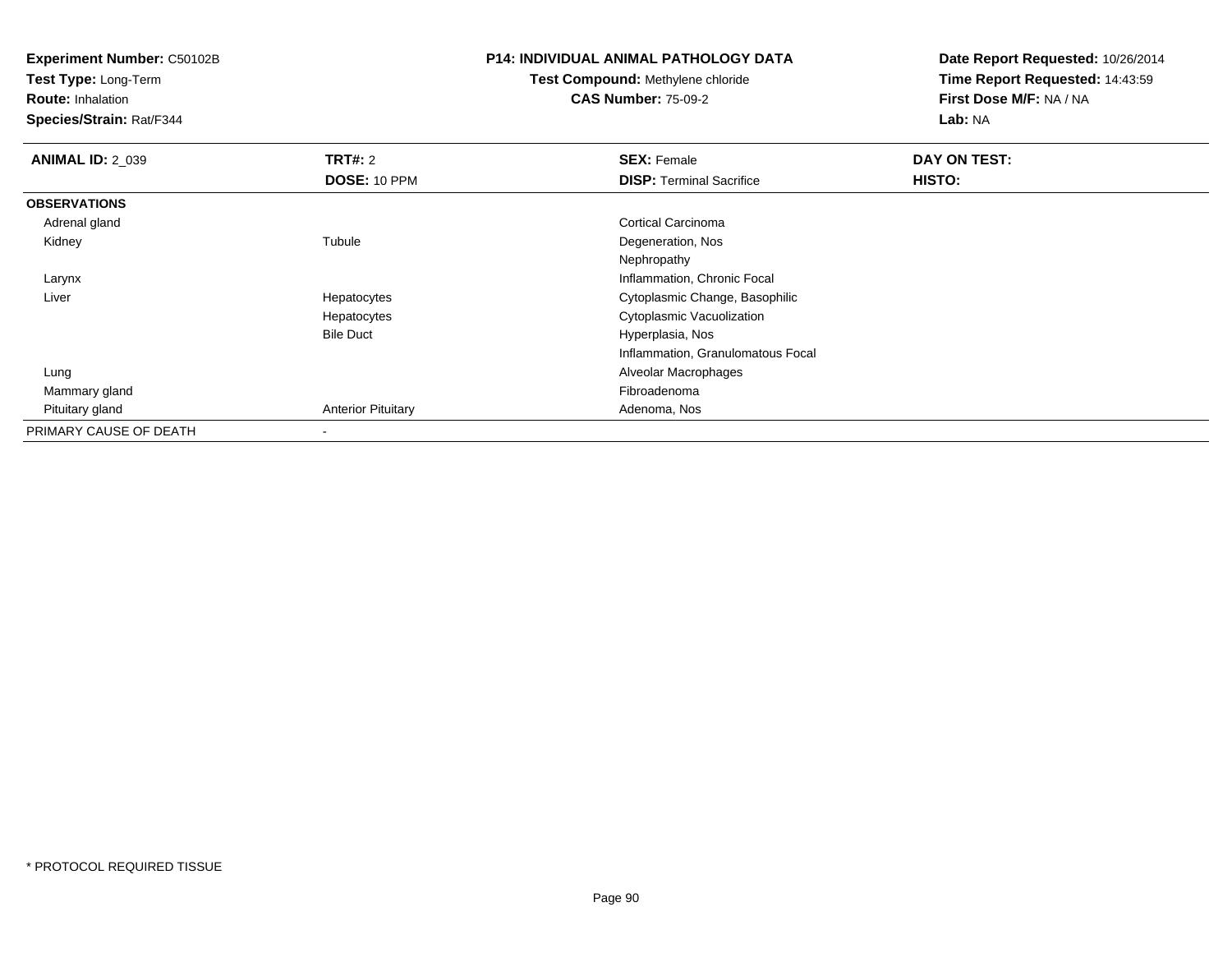**Experiment Number:** C50102B
**Test Type:** Long-Term
**Route:** Inhalation
**Species/Strain:** Rat/F344

**P14: INDIVIDUAL ANIMAL PATHOLOGY DATA**
**Test Compound:** Methylene chloride
**CAS Number:** 75-09-2

**Date Report Requested:** 10/26/2014
**Time Report Requested:** 14:43:59
**First Dose M/F:** NA / NA
**Lab:** NA

| **ANIMAL ID:** 2_039 | **TRT#:** 2 | **SEX:** Female | **DAY ON TEST:** |
|---|---|---|---|
| | **DOSE:** 10 PPM | **DISP:** Terminal Sacrifice | **HISTO:** |
| **OBSERVATIONS** | | | |
| Adrenal gland | | Cortical Carcinoma | |
| Kidney | Tubule | Degeneration, Nos | |
| | | Nephropathy | |
| Larynx | | Inflammation, Chronic Focal | |
| Liver | Hepatocytes | Cytoplasmic Change, Basophilic | |
| | Hepatocytes | Cytoplasmic Vacuolization | |
| | Bile Duct | Hyperplasia, Nos | |
| | | Inflammation, Granulomatous Focal | |
| Lung | | Alveolar Macrophages | |
| Mammary gland | | Fibroadenoma | |
| Pituitary gland | Anterior Pituitary | Adenoma, Nos | |
| PRIMARY CAUSE OF DEATH | - | | |

* PROTOCOL REQUIRED TISSUE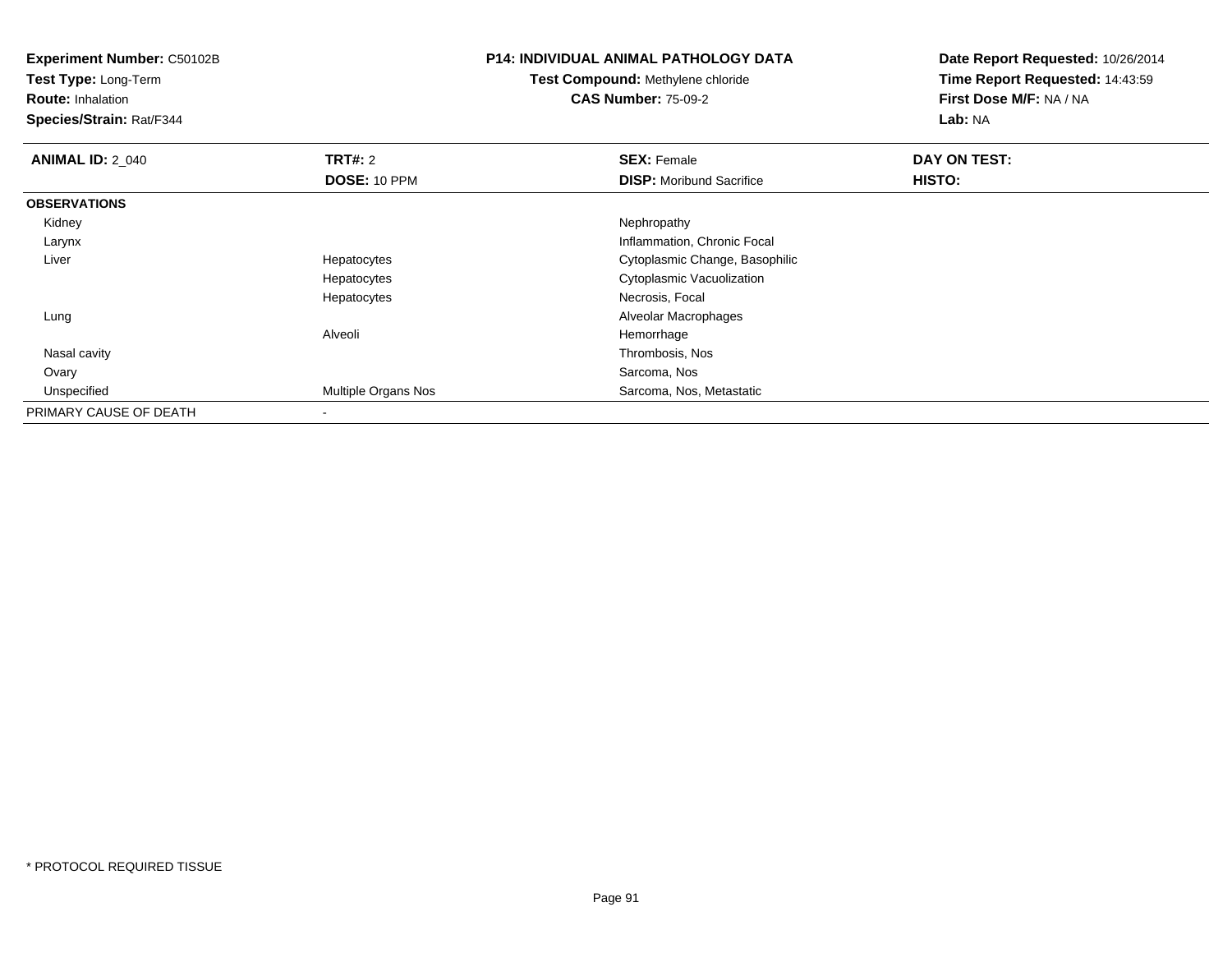**Experiment Number:** C50102B
**Test Type:** Long-Term
**Route:** Inhalation
**Species/Strain:** Rat/F344

**P14: INDIVIDUAL ANIMAL PATHOLOGY DATA**
**Test Compound:** Methylene chloride
**CAS Number:** 75-09-2

**Date Report Requested:** 10/26/2014
**Time Report Requested:** 14:43:59
**First Dose M/F:** NA / NA
**Lab:** NA

| **ANIMAL ID:** 2_040 | **TRT#:** 2 | **SEX:** Female | **DAY ON TEST:** |
|---|---|---|---|
| | **DOSE:** 10 PPM | **DISP:** Moribund Sacrifice | **HISTO:** |
| **OBSERVATIONS** | | | |
| Kidney | | Nephropathy | |
| Larynx | | Inflammation, Chronic Focal | |
| Liver | Hepatocytes | Cytoplasmic Change, Basophilic | |
| | Hepatocytes | Cytoplasmic Vacuolization | |
| | Hepatocytes | Necrosis, Focal | |
| Lung | | Alveolar Macrophages | |
| | Alveoli | Hemorrhage | |
| Nasal cavity | | Thrombosis, Nos | |
| Ovary | | Sarcoma, Nos | |
| Unspecified | Multiple Organs Nos | Sarcoma, Nos, Metastatic | |
| PRIMARY CAUSE OF DEATH | - | | |

\* PROTOCOL REQUIRED TISSUE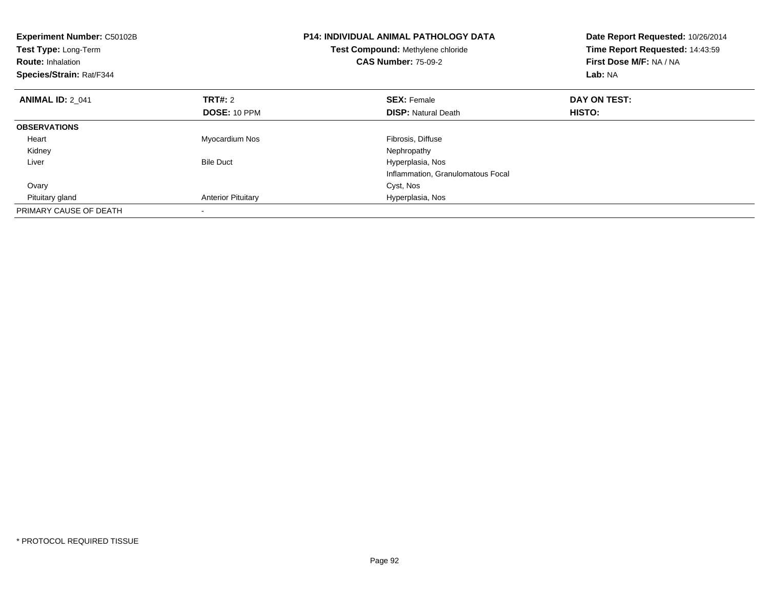**Experiment Number:** C50102B
**Test Type:** Long-Term
**Route:** Inhalation
**Species/Strain:** Rat/F344

**P14: INDIVIDUAL ANIMAL PATHOLOGY DATA**
**Test Compound:** Methylene chloride
**CAS Number:** 75-09-2

**Date Report Requested:** 10/26/2014
**Time Report Requested:** 14:43:59
**First Dose M/F:** NA / NA
**Lab:** NA

| **ANIMAL ID:** 2_041 | **TRT#:** 2 | **SEX:** Female | **DAY ON TEST:** |
|---|---|---|---|
| | **DOSE:** 10 PPM | **DISP:** Natural Death | **HISTO:** |
| **OBSERVATIONS** | | | |
| Heart | Myocardium Nos | Fibrosis, Diffuse | |
| Kidney | | Nephropathy | |
| Liver | Bile Duct | Hyperplasia, Nos | |
| | | Inflammation, Granulomatous Focal | |
| Ovary | | Cyst, Nos | |
| Pituitary gland | Anterior Pituitary | Hyperplasia, Nos | |
| PRIMARY CAUSE OF DEATH | - | | |

* PROTOCOL REQUIRED TISSUE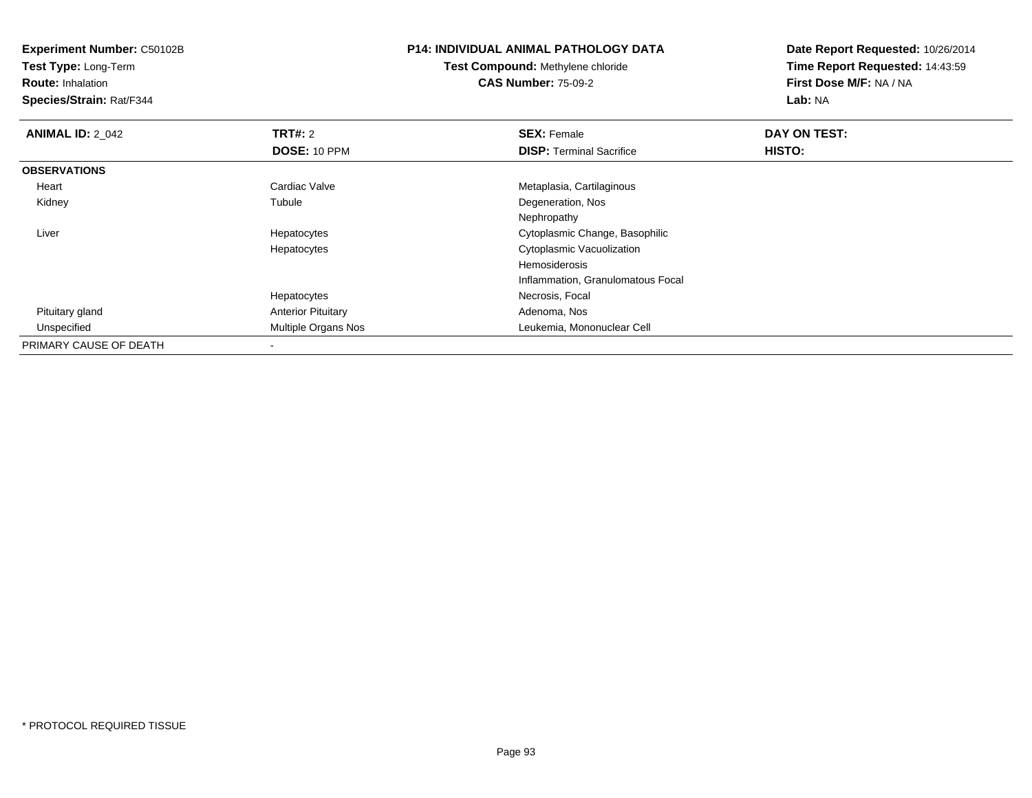**Experiment Number:** C50102B
**Test Type:** Long-Term
**Route:** Inhalation
**Species/Strain:** Rat/F344

**P14: INDIVIDUAL ANIMAL PATHOLOGY DATA**
**Test Compound:** Methylene chloride
**CAS Number:** 75-09-2

**Date Report Requested:** 10/26/2014
**Time Report Requested:** 14:43:59
**First Dose M/F:** NA / NA
**Lab:** NA

| **ANIMAL ID:** 2_042 | **TRT#:** 2 | **SEX:** Female | **DAY ON TEST:** |
|---|---|---|---|
| | **DOSE:** 10 PPM | **DISP:** Terminal Sacrifice | **HISTO:** |
| **OBSERVATIONS** | | | |
| Heart | Cardiac Valve | Metaplasia, Cartilaginous | |
| Kidney | Tubule | Degeneration, Nos | |
| | | Nephropathy | |
| Liver | Hepatocytes | Cytoplasmic Change, Basophilic | |
| | Hepatocytes | Cytoplasmic Vacuolization | |
| | | Hemosiderosis | |
| | | Inflammation, Granulomatous Focal | |
| | Hepatocytes | Necrosis, Focal | |
| Pituitary gland | Anterior Pituitary | Adenoma, Nos | |
| Unspecified | Multiple Organs Nos | Leukemia, Mononuclear Cell | |
| PRIMARY CAUSE OF DEATH | - | | |

* PROTOCOL REQUIRED TISSUE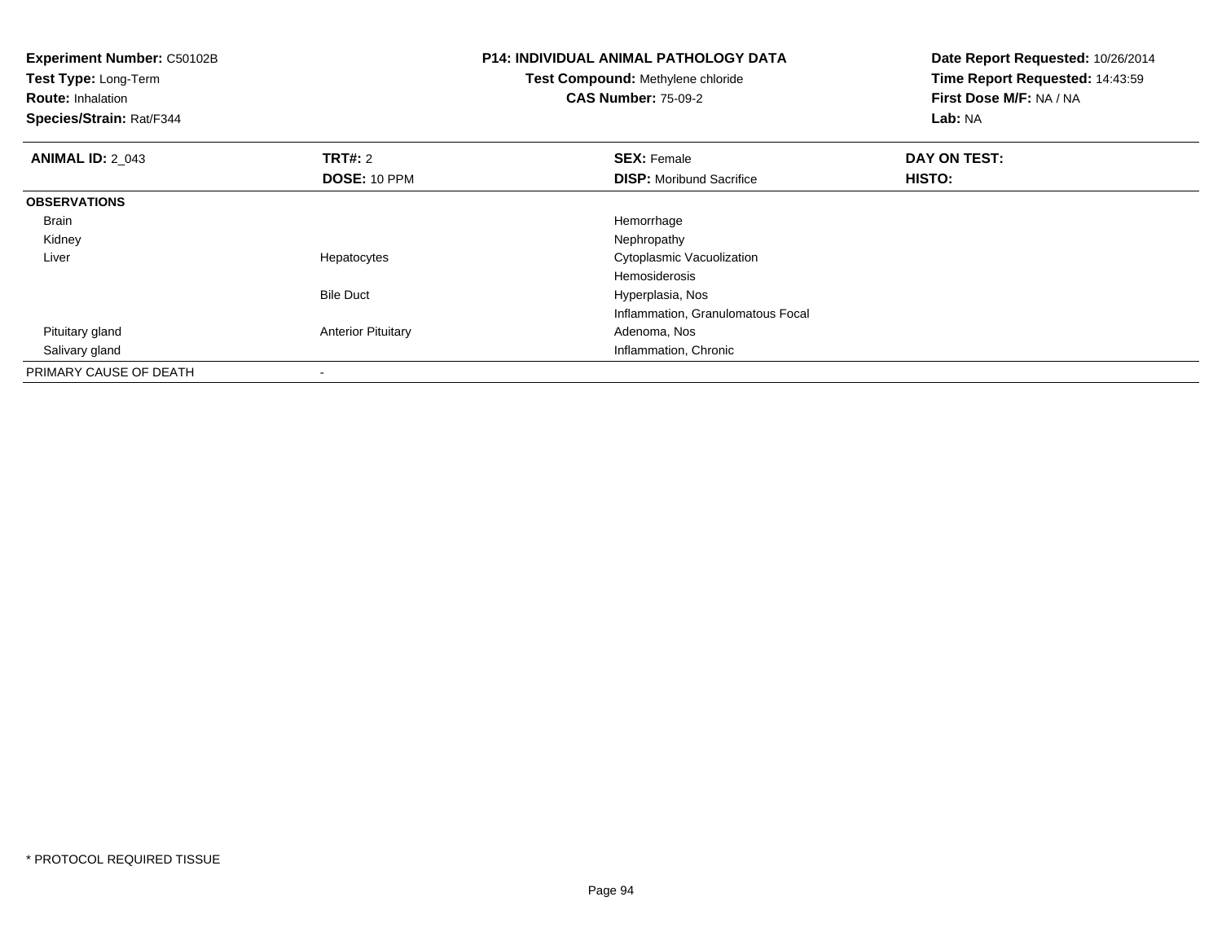**Experiment Number:** C50102B
**Test Type:** Long-Term
**Route:** Inhalation
**Species/Strain:** Rat/F344

# P14: INDIVIDUAL ANIMAL PATHOLOGY DATA

**Test Compound:** Methylene chloride
**CAS Number:** 75-09-2

**Date Report Requested:** 10/26/2014
**Time Report Requested:** 14:43:59
**First Dose M/F:** NA / NA
**Lab:** NA

| **ANIMAL ID:** 2_043 | **TRT#:** 2 | **SEX:** Female | **DAY ON TEST:** |
|---|---|---|---|
| | **DOSE:** 10 PPM | **DISP:** Moribund Sacrifice | **HISTO:** |
| **OBSERVATIONS** | | | |
| Brain | | Hemorrhage | |
| Kidney | | Nephropathy | |
| Liver | Hepatocytes | Cytoplasmic Vacuolization | |
| | | Hemosiderosis | |
| | Bile Duct | Hyperplasia, Nos | |
| | | Inflammation, Granulomatous Focal | |
| Pituitary gland | Anterior Pituitary | Adenoma, Nos | |
| Salivary gland | | Inflammation, Chronic | |
| PRIMARY CAUSE OF DEATH | - | | |

* PROTOCOL REQUIRED TISSUE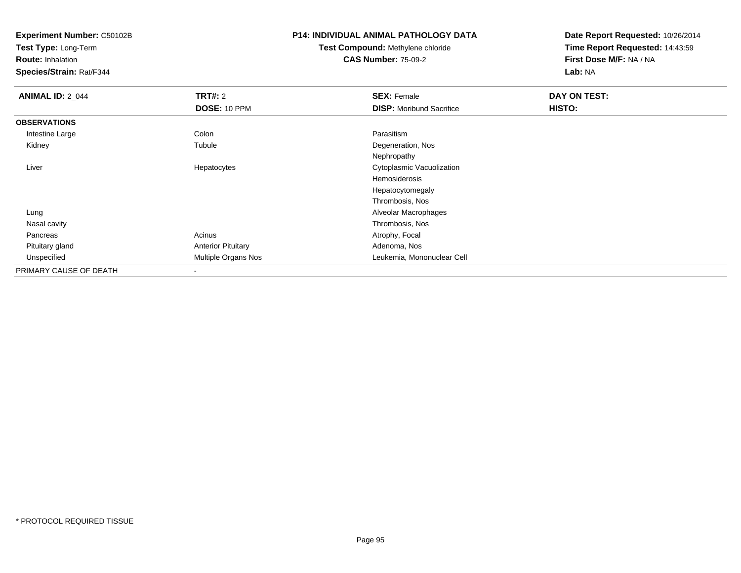**Experiment Number:** C50102B
**Test Type:** Long-Term
**Route:** Inhalation
**Species/Strain:** Rat/F344

**P14: INDIVIDUAL ANIMAL PATHOLOGY DATA**
**Test Compound:** Methylene chloride
**CAS Number:** 75-09-2

**Date Report Requested:** 10/26/2014
**Time Report Requested:** 14:43:59
**First Dose M/F:** NA / NA
**Lab:** NA

| **ANIMAL ID:** 2_044 | **TRT#:** 2 | **SEX:** Female | **DAY ON TEST:** |
|---|---|---|---|
| | **DOSE:** 10 PPM | **DISP:** Moribund Sacrifice | **HISTO:** |
| **OBSERVATIONS** | | | |
| Intestine Large | Colon | Parasitism | |
| Kidney | Tubule | Degeneration, Nos | |
| | | Nephropathy | |
| Liver | Hepatocytes | Cytoplasmic Vacuolization | |
| | | Hemosiderosis | |
| | | Hepatocytomegaly | |
| | | Thrombosis, Nos | |
| Lung | | Alveolar Macrophages | |
| Nasal cavity | | Thrombosis, Nos | |
| Pancreas | Acinus | Atrophy, Focal | |
| Pituitary gland | Anterior Pituitary | Adenoma, Nos | |
| Unspecified | Multiple Organs Nos | Leukemia, Mononuclear Cell | |
| PRIMARY CAUSE OF DEATH | - | | |

\* PROTOCOL REQUIRED TISSUE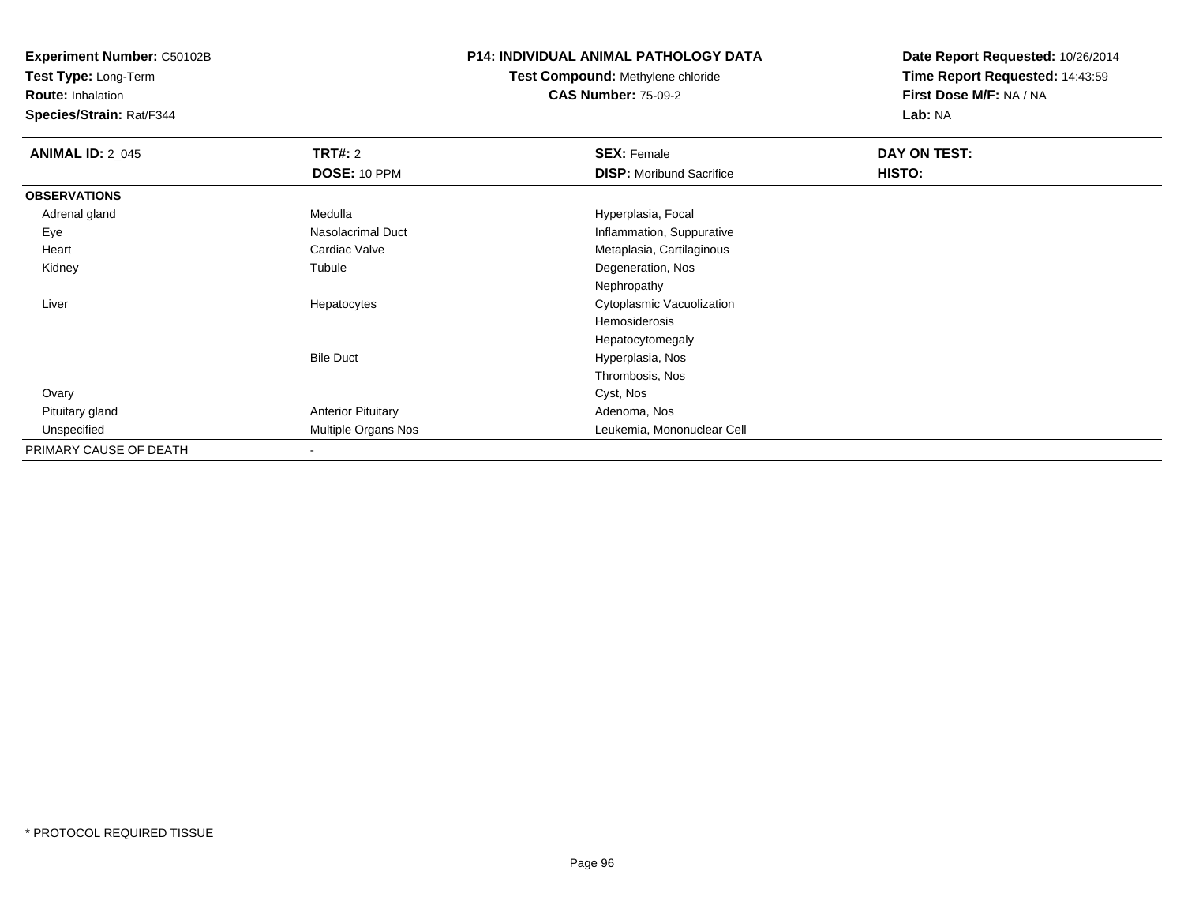**Experiment Number:** C50102B
**Test Type:** Long-Term
**Route:** Inhalation
**Species/Strain:** Rat/F344

**P14: INDIVIDUAL ANIMAL PATHOLOGY DATA**
**Test Compound:** Methylene chloride
**CAS Number:** 75-09-2

**Date Report Requested:** 10/26/2014
**Time Report Requested:** 14:43:59
**First Dose M/F:** NA / NA
**Lab:** NA

| **ANIMAL ID:** 2_045 | **TRT#:** 2 | **SEX:** Female | **DAY ON TEST:** |
|---|---|---|---|
| | **DOSE:** 10 PPM | **DISP:** Moribund Sacrifice | **HISTO:** |
| **OBSERVATIONS** | | | |
| Adrenal gland | Medulla | Hyperplasia, Focal | |
| Eye | Nasolacrimal Duct | Inflammation, Suppurative | |
| Heart | Cardiac Valve | Metaplasia, Cartilaginous | |
| Kidney | Tubule | Degeneration, Nos | |
| | | Nephropathy | |
| Liver | Hepatocytes | Cytoplasmic Vacuolization | |
| | | Hemosiderosis | |
| | | Hepatocytomegaly | |
| | Bile Duct | Hyperplasia, Nos | |
| | | Thrombosis, Nos | |
| Ovary | | Cyst, Nos | |
| Pituitary gland | Anterior Pituitary | Adenoma, Nos | |
| Unspecified | Multiple Organs Nos | Leukemia, Mononuclear Cell | |
| PRIMARY CAUSE OF DEATH | - | | |

\* PROTOCOL REQUIRED TISSUE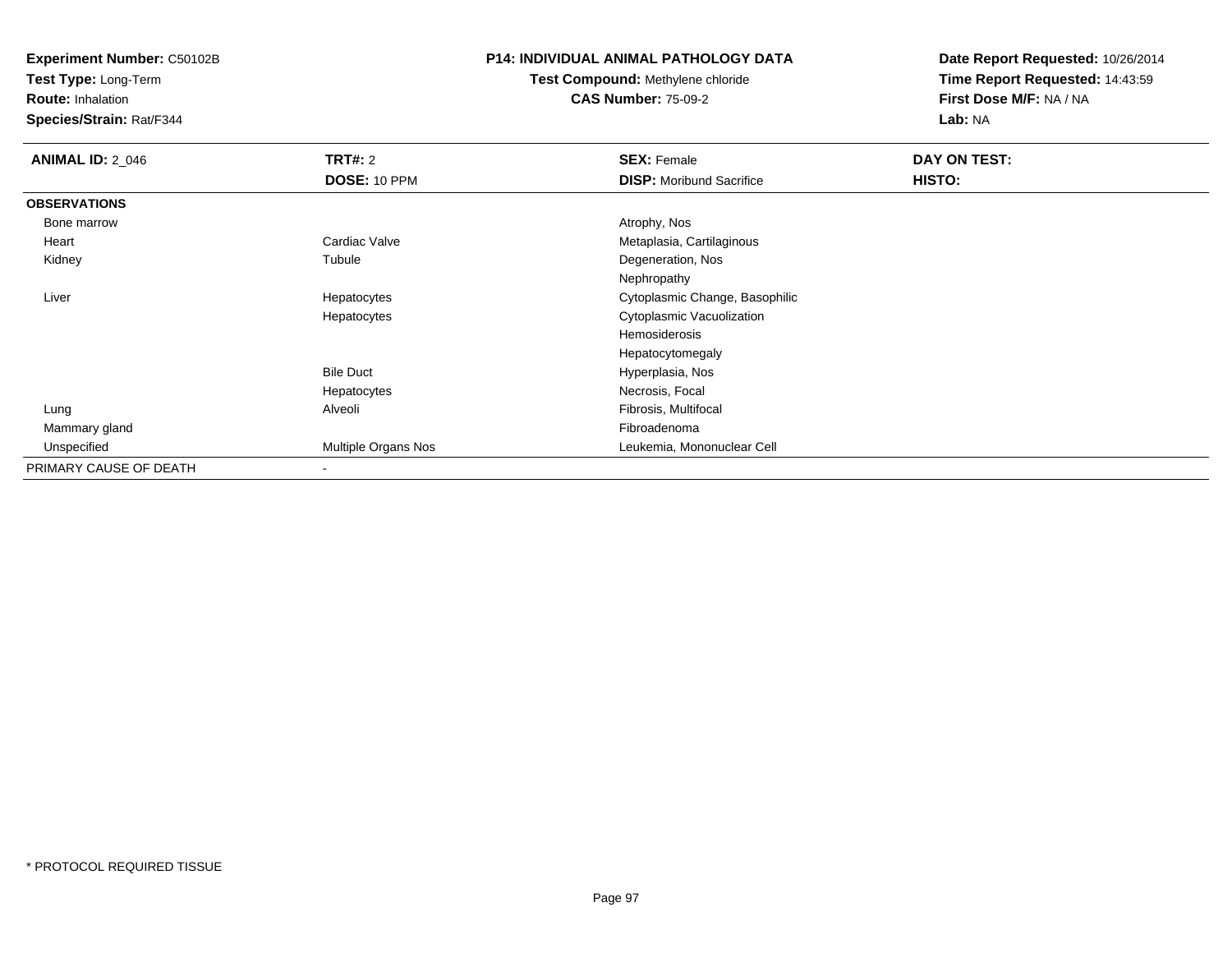**Experiment Number:** C50102B
**Test Type:** Long-Term
**Route:** Inhalation
**Species/Strain:** Rat/F344

**P14: INDIVIDUAL ANIMAL PATHOLOGY DATA**
**Test Compound:** Methylene chloride
**CAS Number:** 75-09-2

**Date Report Requested:** 10/26/2014
**Time Report Requested:** 14:43:59
**First Dose M/F:** NA / NA
**Lab:** NA

| **ANIMAL ID:** 2_046 | **TRT#:** 2 | **SEX:** Female | **DAY ON TEST:** |
|---|---|---|---|
| | **DOSE:** 10 PPM | **DISP:** Moribund Sacrifice | **HISTO:** |
| **OBSERVATIONS** | | | |
| Bone marrow | | Atrophy, Nos | |
| Heart | Cardiac Valve | Metaplasia, Cartilaginous | |
| Kidney | Tubule | Degeneration, Nos | |
| | | Nephropathy | |
| Liver | Hepatocytes | Cytoplasmic Change, Basophilic | |
| | Hepatocytes | Cytoplasmic Vacuolization | |
| | | Hemosiderosis | |
| | | Hepatocytomegaly | |
| | Bile Duct | Hyperplasia, Nos | |
| | Hepatocytes | Necrosis, Focal | |
| Lung | Alveoli | Fibrosis, Multifocal | |
| Mammary gland | | Fibroadenoma | |
| Unspecified | Multiple Organs Nos | Leukemia, Mononuclear Cell | |
| PRIMARY CAUSE OF DEATH | - | | |

* PROTOCOL REQUIRED TISSUE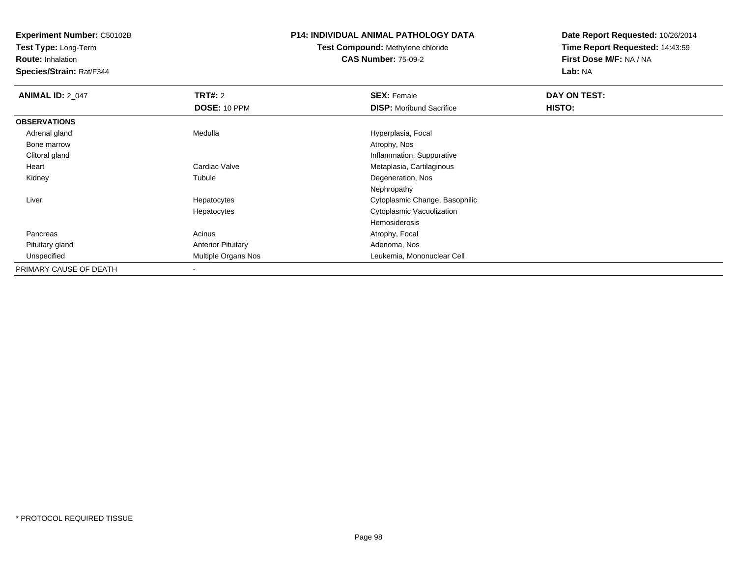**Experiment Number:** C50102B
**Test Type:** Long-Term
**Route:** Inhalation
**Species/Strain:** Rat/F344

**P14: INDIVIDUAL ANIMAL PATHOLOGY DATA**
**Test Compound:** Methylene chloride
**CAS Number:** 75-09-2

**Date Report Requested:** 10/26/2014
**Time Report Requested:** 14:43:59
**First Dose M/F:** NA / NA
**Lab:** NA

| **ANIMAL ID:** 2_047 | **TRT#:** 2 | **SEX:** Female | **DAY ON TEST:** |
|---|---|---|---|
| | **DOSE:** 10 PPM | **DISP:** Moribund Sacrifice | **HISTO:** |
| **OBSERVATIONS** | | | |
| Adrenal gland | Medulla | Hyperplasia, Focal | |
| Bone marrow | | Atrophy, Nos | |
| Clitoral gland | | Inflammation, Suppurative | |
| Heart | Cardiac Valve | Metaplasia, Cartilaginous | |
| Kidney | Tubule | Degeneration, Nos | |
| | | Nephropathy | |
| Liver | Hepatocytes | Cytoplasmic Change, Basophilic | |
| | Hepatocytes | Cytoplasmic Vacuolization | |
| | | Hemosiderosis | |
| Pancreas | Acinus | Atrophy, Focal | |
| Pituitary gland | Anterior Pituitary | Adenoma, Nos | |
| Unspecified | Multiple Organs Nos | Leukemia, Mononuclear Cell | |
| PRIMARY CAUSE OF DEATH | - | | |

\* PROTOCOL REQUIRED TISSUE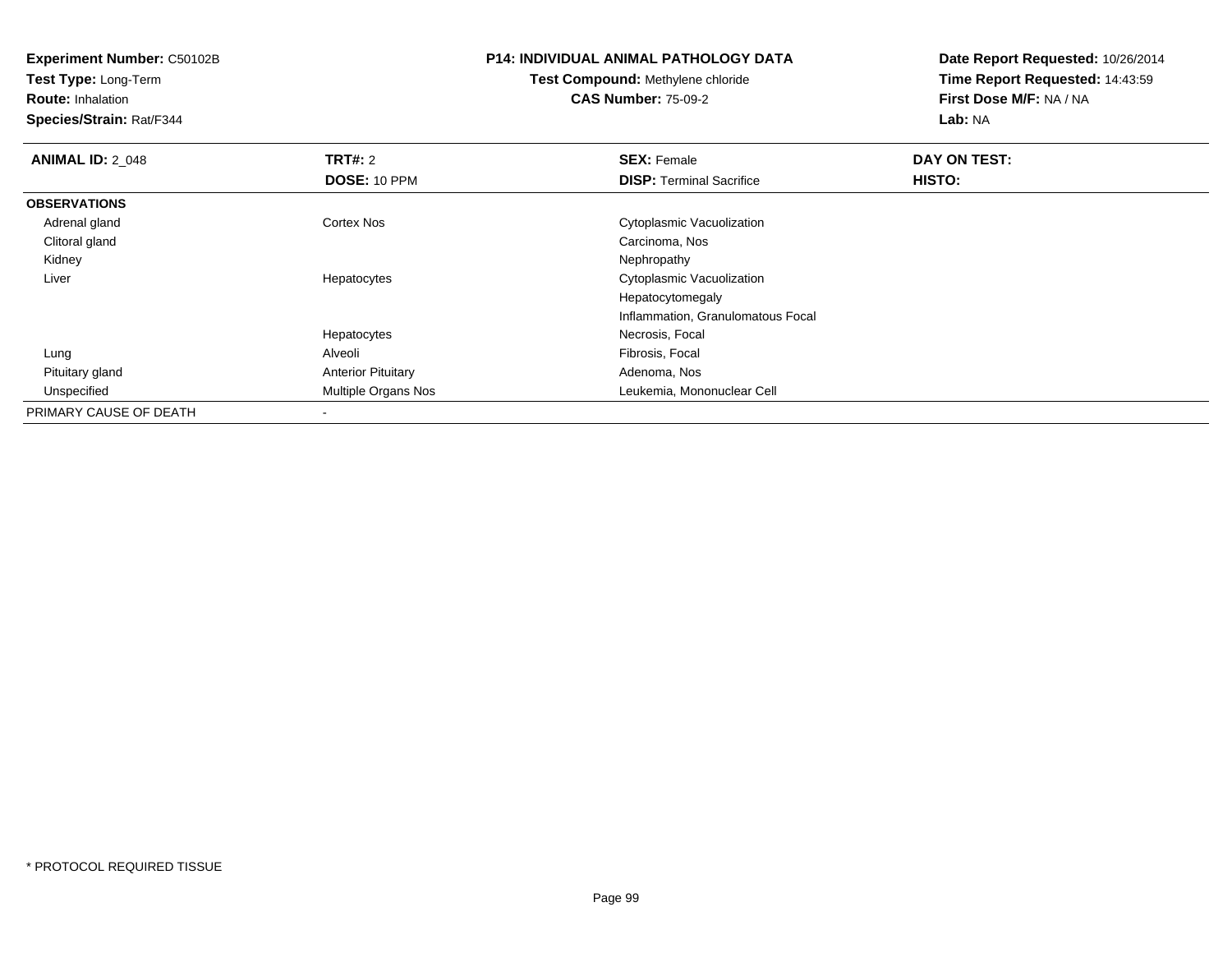**Experiment Number:** C50102B
**Test Type:** Long-Term
**Route:** Inhalation
**Species/Strain:** Rat/F344

**P14: INDIVIDUAL ANIMAL PATHOLOGY DATA**
**Test Compound:** Methylene chloride
**CAS Number:** 75-09-2

**Date Report Requested:** 10/26/2014
**Time Report Requested:** 14:43:59
**First Dose M/F:** NA / NA
**Lab:** NA

| **ANIMAL ID:** 2_048 | **TRT#:** 2 | **SEX:** Female | **DAY ON TEST:** |
|---|---|---|---|
| | **DOSE:** 10 PPM | **DISP:** Terminal Sacrifice | **HISTO:** |
| **OBSERVATIONS** | | | |
| Adrenal gland | Cortex Nos | Cytoplasmic Vacuolization | |
| Clitoral gland | | Carcinoma, Nos | |
| Kidney | | Nephropathy | |
| Liver | Hepatocytes | Cytoplasmic Vacuolization | |
| | | Hepatocytomegaly | |
| | | Inflammation, Granulomatous Focal | |
| | Hepatocytes | Necrosis, Focal | |
| Lung | Alveoli | Fibrosis, Focal | |
| Pituitary gland | Anterior Pituitary | Adenoma, Nos | |
| Unspecified | Multiple Organs Nos | Leukemia, Mononuclear Cell | |
| PRIMARY CAUSE OF DEATH | - | | |

* PROTOCOL REQUIRED TISSUE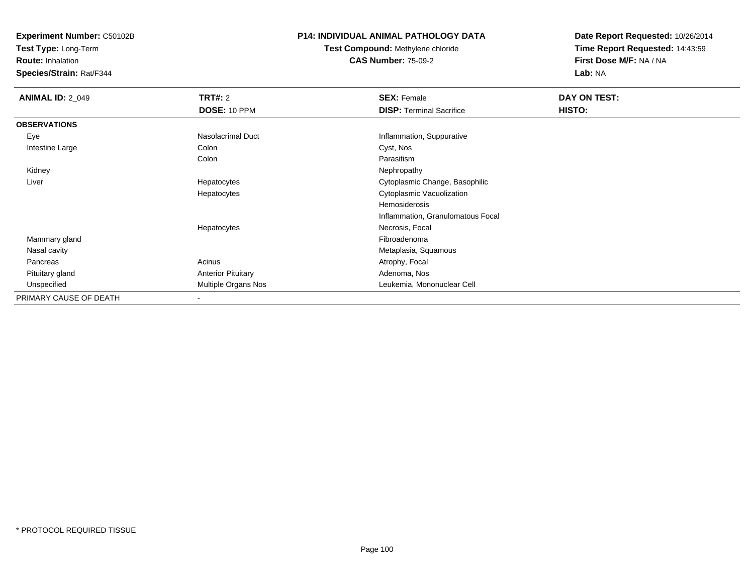**Experiment Number:** C50102B
**Test Type:** Long-Term
**Route:** Inhalation
**Species/Strain:** Rat/F344

**P14: INDIVIDUAL ANIMAL PATHOLOGY DATA**
**Test Compound:** Methylene chloride
**CAS Number:** 75-09-2

**Date Report Requested:** 10/26/2014
**Time Report Requested:** 14:43:59
**First Dose M/F:** NA / NA
**Lab:** NA

| **ANIMAL ID:** 2_049 | **TRT#:** 2 | **SEX:** Female | **DAY ON TEST:** |
|---|---|---|---|
| | **DOSE:** 10 PPM | **DISP:** Terminal Sacrifice | **HISTO:** |
| **OBSERVATIONS** | | | |
| Eye | Nasolacrimal Duct | Inflammation, Suppurative | |
| Intestine Large | Colon | Cyst, Nos | |
| | Colon | Parasitism | |
| Kidney | | Nephropathy | |
| Liver | Hepatocytes | Cytoplasmic Change, Basophilic | |
| | Hepatocytes | Cytoplasmic Vacuolization | |
| | | Hemosiderosis | |
| | | Inflammation, Granulomatous Focal | |
| | Hepatocytes | Necrosis, Focal | |
| Mammary gland | | Fibroadenoma | |
| Nasal cavity | | Metaplasia, Squamous | |
| Pancreas | Acinus | Atrophy, Focal | |
| Pituitary gland | Anterior Pituitary | Adenoma, Nos | |
| Unspecified | Multiple Organs Nos | Leukemia, Mononuclear Cell | |
| PRIMARY CAUSE OF DEATH | - | | |

\* PROTOCOL REQUIRED TISSUE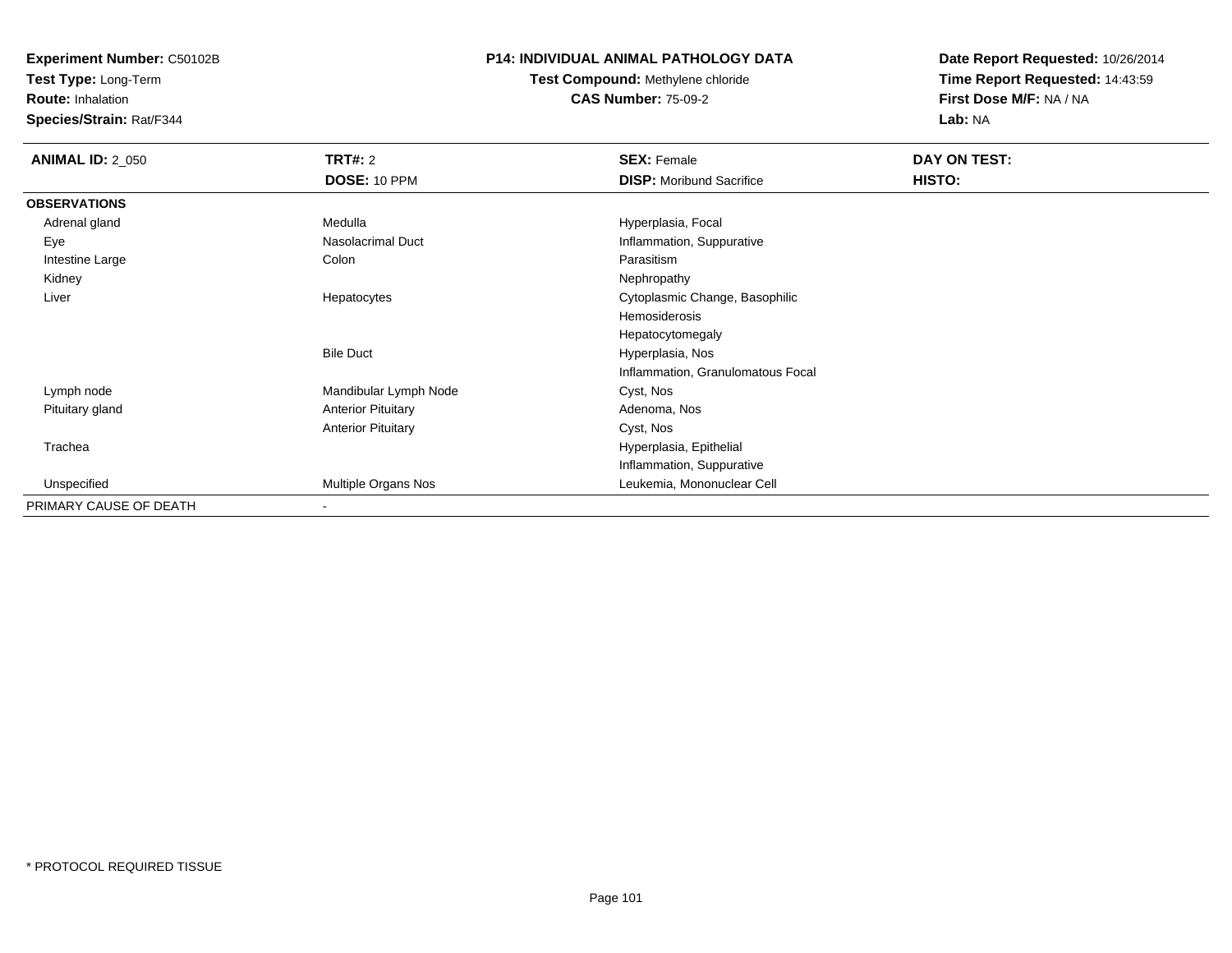**Experiment Number:** C50102B
**Test Type:** Long-Term
**Route:** Inhalation
**Species/Strain:** Rat/F344

**P14: INDIVIDUAL ANIMAL PATHOLOGY DATA**
**Test Compound:** Methylene chloride
**CAS Number:** 75-09-2

**Date Report Requested:** 10/26/2014
**Time Report Requested:** 14:43:59
**First Dose M/F:** NA / NA
**Lab:** NA

| **ANIMAL ID:** 2_050 | **TRT#:** 2 | **SEX:** Female | **DAY ON TEST:** |
|---|---|---|---|
| | **DOSE:** 10 PPM | **DISP:** Moribund Sacrifice | **HISTO:** |
| **OBSERVATIONS** | | | |
| Adrenal gland | Medulla | Hyperplasia, Focal | |
| Eye | Nasolacrimal Duct | Inflammation, Suppurative | |
| Intestine Large | Colon | Parasitism | |
| Kidney | | Nephropathy | |
| Liver | Hepatocytes | Cytoplasmic Change, Basophilic | |
| | | Hemosiderosis | |
| | | Hepatocytomegaly | |
| | Bile Duct | Hyperplasia, Nos | |
| | | Inflammation, Granulomatous Focal | |
| Lymph node | Mandibular Lymph Node | Cyst, Nos | |
| Pituitary gland | Anterior Pituitary | Adenoma, Nos | |
| | Anterior Pituitary | Cyst, Nos | |
| Trachea | | Hyperplasia, Epithelial | |
| | | Inflammation, Suppurative | |
| Unspecified | Multiple Organs Nos | Leukemia, Mononuclear Cell | |
| PRIMARY CAUSE OF DEATH | - | | |

* PROTOCOL REQUIRED TISSUE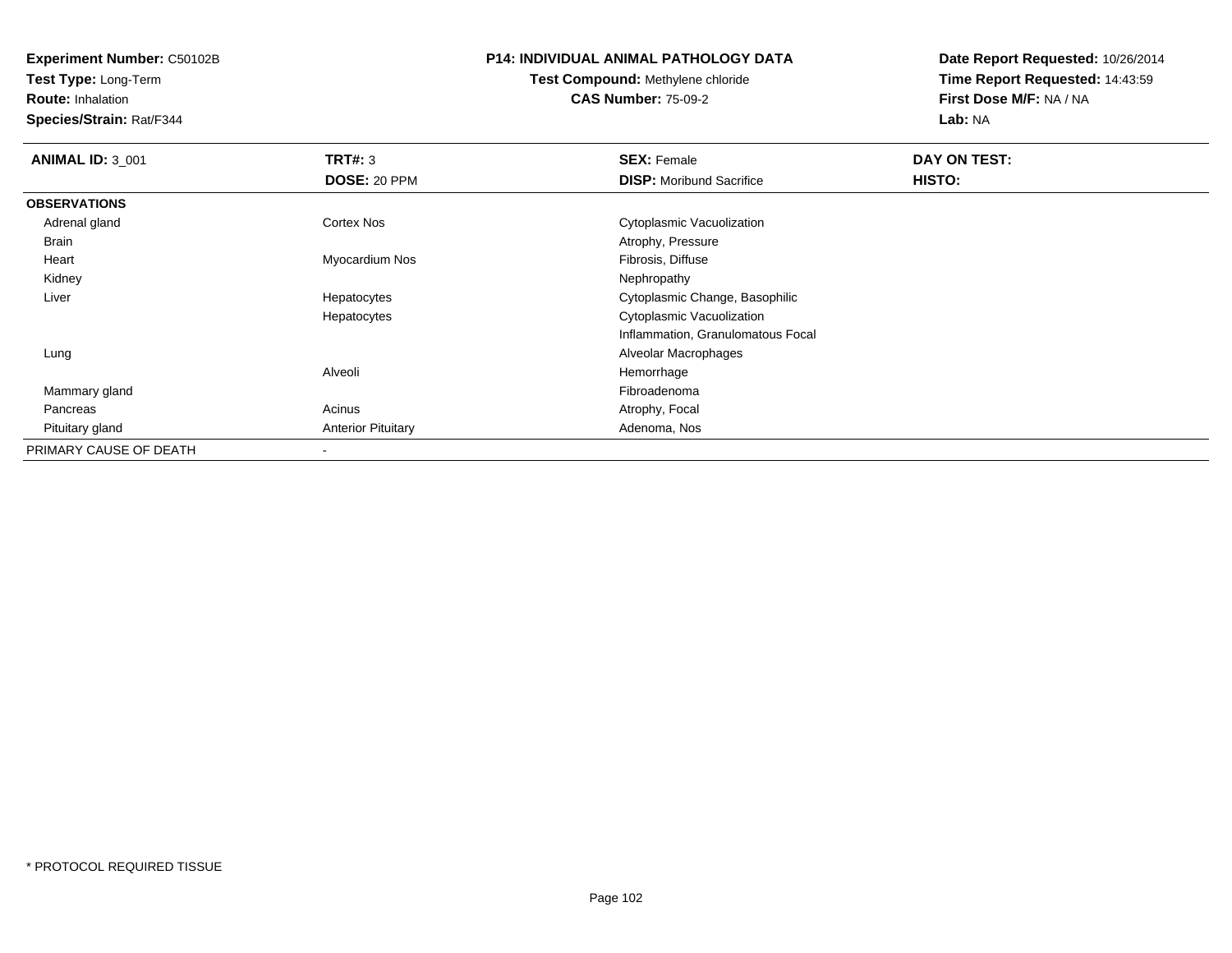**Experiment Number:** C50102B
**Test Type:** Long-Term
**Route:** Inhalation
**Species/Strain:** Rat/F344

**P14: INDIVIDUAL ANIMAL PATHOLOGY DATA**
**Test Compound:** Methylene chloride
**CAS Number:** 75-09-2

**Date Report Requested:** 10/26/2014
**Time Report Requested:** 14:43:59
**First Dose M/F:** NA / NA
**Lab:** NA

| **ANIMAL ID:** 3_001 | **TRT#:** 3 | **SEX:** Female | **DAY ON TEST:** |
|---|---|---|---|
| | **DOSE:** 20 PPM | **DISP:** Moribund Sacrifice | **HISTO:** |
| **OBSERVATIONS** | | | |
| Adrenal gland | Cortex Nos | Cytoplasmic Vacuolization | |
| Brain | | Atrophy, Pressure | |
| Heart | Myocardium Nos | Fibrosis, Diffuse | |
| Kidney | | Nephropathy | |
| Liver | Hepatocytes | Cytoplasmic Change, Basophilic | |
| | Hepatocytes | Cytoplasmic Vacuolization | |
| | | Inflammation, Granulomatous Focal | |
| Lung | | Alveolar Macrophages | |
| | Alveoli | Hemorrhage | |
| Mammary gland | | Fibroadenoma | |
| Pancreas | Acinus | Atrophy, Focal | |
| Pituitary gland | Anterior Pituitary | Adenoma, Nos | |
| PRIMARY CAUSE OF DEATH | - | | |

* PROTOCOL REQUIRED TISSUE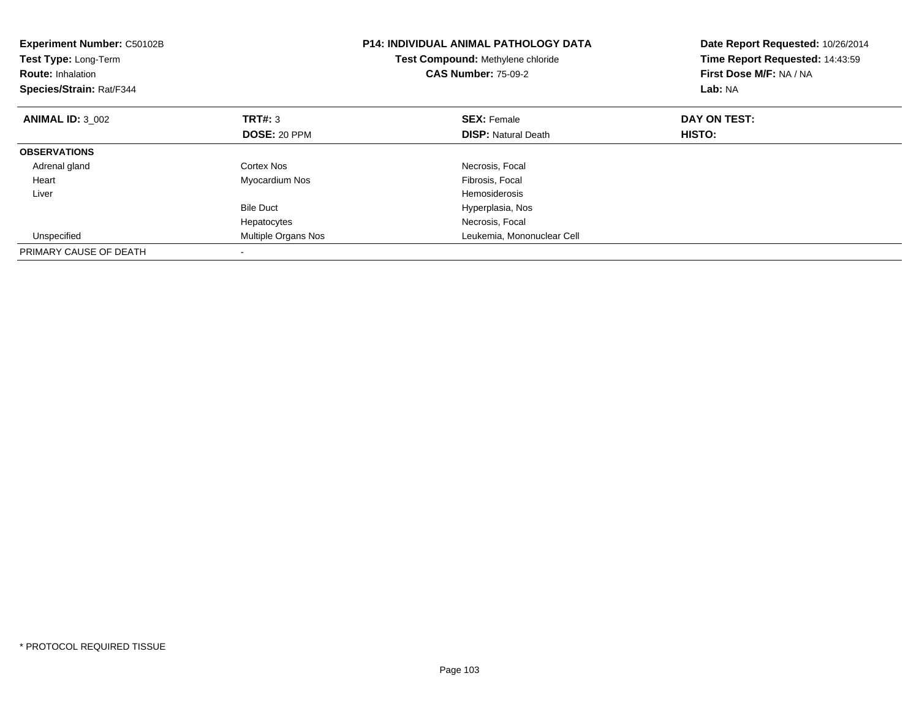**Experiment Number:** C50102B
**Test Type:** Long-Term
**Route:** Inhalation
**Species/Strain:** Rat/F344

**P14: INDIVIDUAL ANIMAL PATHOLOGY DATA**
**Test Compound:** Methylene chloride
**CAS Number:** 75-09-2

**Date Report Requested:** 10/26/2014
**Time Report Requested:** 14:43:59
**First Dose M/F:** NA / NA
**Lab:** NA

| **ANIMAL ID:** 3_002 | **TRT#:** 3 | **SEX:** Female | **DAY ON TEST:** |
|---|---|---|---|
| | **DOSE:** 20 PPM | **DISP:** Natural Death | **HISTO:** |
| **OBSERVATIONS** | | | |
| Adrenal gland | Cortex Nos | Necrosis, Focal | |
| Heart | Myocardium Nos | Fibrosis, Focal | |
| Liver | | Hemosiderosis | |
| | Bile Duct | Hyperplasia, Nos | |
| | Hepatocytes | Necrosis, Focal | |
| Unspecified | Multiple Organs Nos | Leukemia, Mononuclear Cell | |
| PRIMARY CAUSE OF DEATH | - | | |

* PROTOCOL REQUIRED TISSUE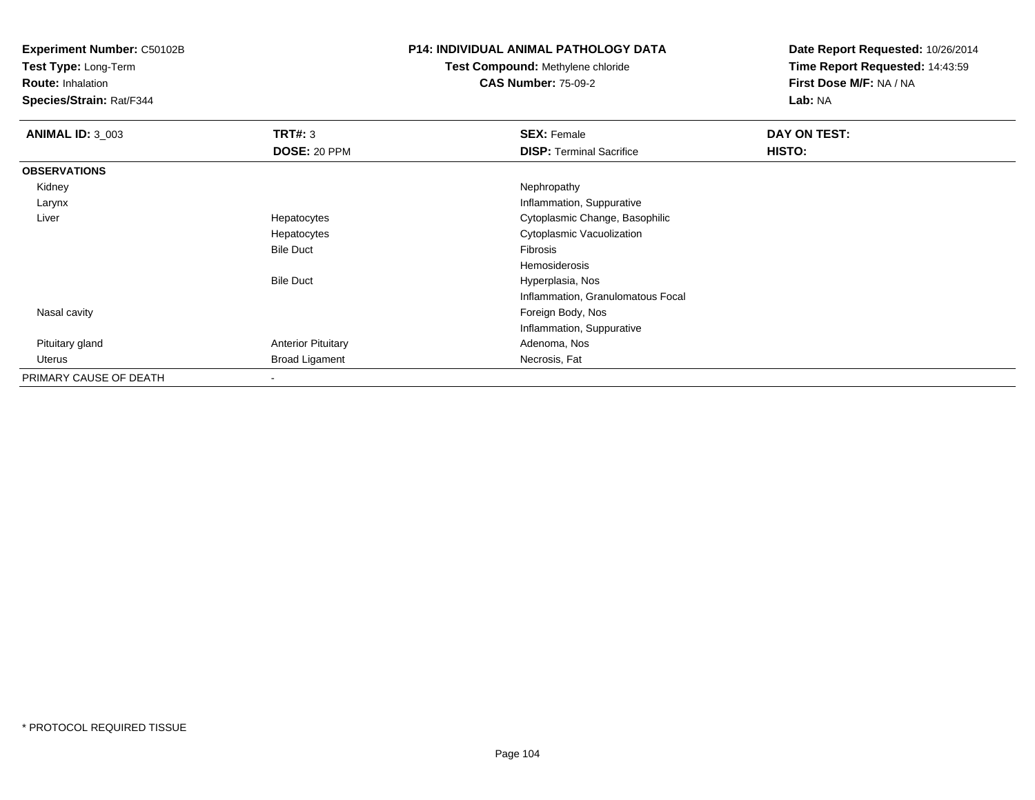**Experiment Number:** C50102B
**Test Type:** Long-Term
**Route:** Inhalation
**Species/Strain:** Rat/F344

**P14: INDIVIDUAL ANIMAL PATHOLOGY DATA**
**Test Compound:** Methylene chloride
**CAS Number:** 75-09-2

**Date Report Requested:** 10/26/2014
**Time Report Requested:** 14:43:59
**First Dose M/F:** NA / NA
**Lab:** NA

| **ANIMAL ID:** 3_003 | **TRT#:** 3 | **SEX:** Female | **DAY ON TEST:** |
|---|---|---|---|
| | **DOSE:** 20 PPM | **DISP:** Terminal Sacrifice | **HISTO:** |
| **OBSERVATIONS** | | | |
| Kidney | | Nephropathy | |
| Larynx | | Inflammation, Suppurative | |
| Liver | Hepatocytes | Cytoplasmic Change, Basophilic | |
| | Hepatocytes | Cytoplasmic Vacuolization | |
| | Bile Duct | Fibrosis | |
| | | Hemosiderosis | |
| | Bile Duct | Hyperplasia, Nos | |
| | | Inflammation, Granulomatous Focal | |
| Nasal cavity | | Foreign Body, Nos | |
| | | Inflammation, Suppurative | |
| Pituitary gland | Anterior Pituitary | Adenoma, Nos | |
| Uterus | Broad Ligament | Necrosis, Fat | |
| PRIMARY CAUSE OF DEATH | - | | |

* PROTOCOL REQUIRED TISSUE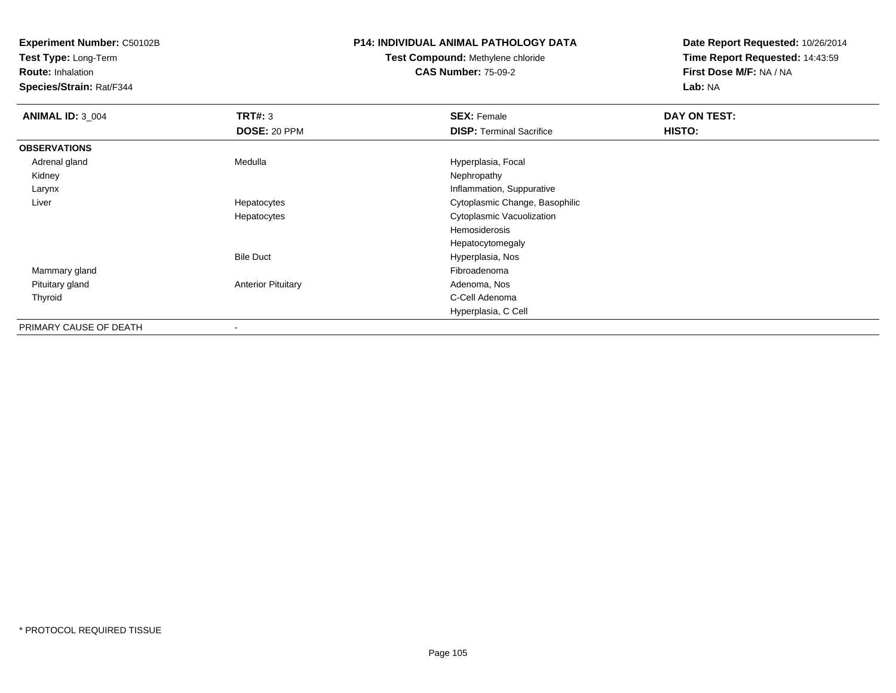**Experiment Number:** C50102B
**Test Type:** Long-Term
**Route:** Inhalation
**Species/Strain:** Rat/F344

## P14: INDIVIDUAL ANIMAL PATHOLOGY DATA

**Test Compound:** Methylene chloride
**CAS Number:** 75-09-2

**Date Report Requested:** 10/26/2014
**Time Report Requested:** 14:43:59
**First Dose M/F:** NA / NA
**Lab:** NA

| **ANIMAL ID:** 3_004 | **TRT#:** 3 | **SEX:** Female | **DAY ON TEST:** |
|---|---|---|---|
| | **DOSE:** 20 PPM | **DISP:** Terminal Sacrifice | **HISTO:** |
| **OBSERVATIONS** | | | |
| Adrenal gland | Medulla | Hyperplasia, Focal | |
| Kidney | | Nephropathy | |
| Larynx | | Inflammation, Suppurative | |
| Liver | Hepatocytes | Cytoplasmic Change, Basophilic | |
| | Hepatocytes | Cytoplasmic Vacuolization | |
| | | Hemosiderosis | |
| | | Hepatocytomegaly | |
| | Bile Duct | Hyperplasia, Nos | |
| Mammary gland | | Fibroadenoma | |
| Pituitary gland | Anterior Pituitary | Adenoma, Nos | |
| Thyroid | | C-Cell Adenoma | |
| | | Hyperplasia, C Cell | |
| PRIMARY CAUSE OF DEATH | - | | |

* PROTOCOL REQUIRED TISSUE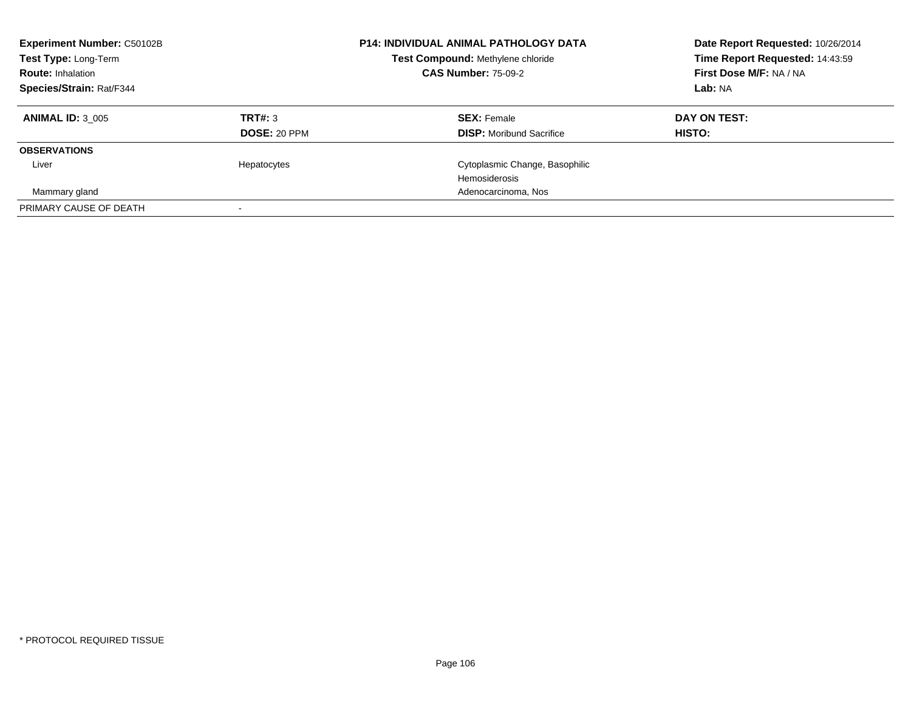**Experiment Number:** C50102B
**Test Type:** Long-Term
**Route:** Inhalation
**Species/Strain:** Rat/F344

**P14: INDIVIDUAL ANIMAL PATHOLOGY DATA**
**Test Compound:** Methylene chloride
**CAS Number:** 75-09-2

**Date Report Requested:** 10/26/2014
**Time Report Requested:** 14:43:59
**First Dose M/F:** NA / NA
**Lab:** NA

| **ANIMAL ID:** 3_005 | **TRT#:** 3 | **SEX:** Female | **DAY ON TEST:** |
|---|---|---|---|
| | **DOSE:** 20 PPM | **DISP:** Moribund Sacrifice | **HISTO:** |
| **OBSERVATIONS** | | | |
| Liver | Hepatocytes | Cytoplasmic Change, Basophilic | |
| | | Hemosiderosis | |
| Mammary gland | | Adenocarcinoma, Nos | |
| PRIMARY CAUSE OF DEATH | - | | |

* PROTOCOL REQUIRED TISSUE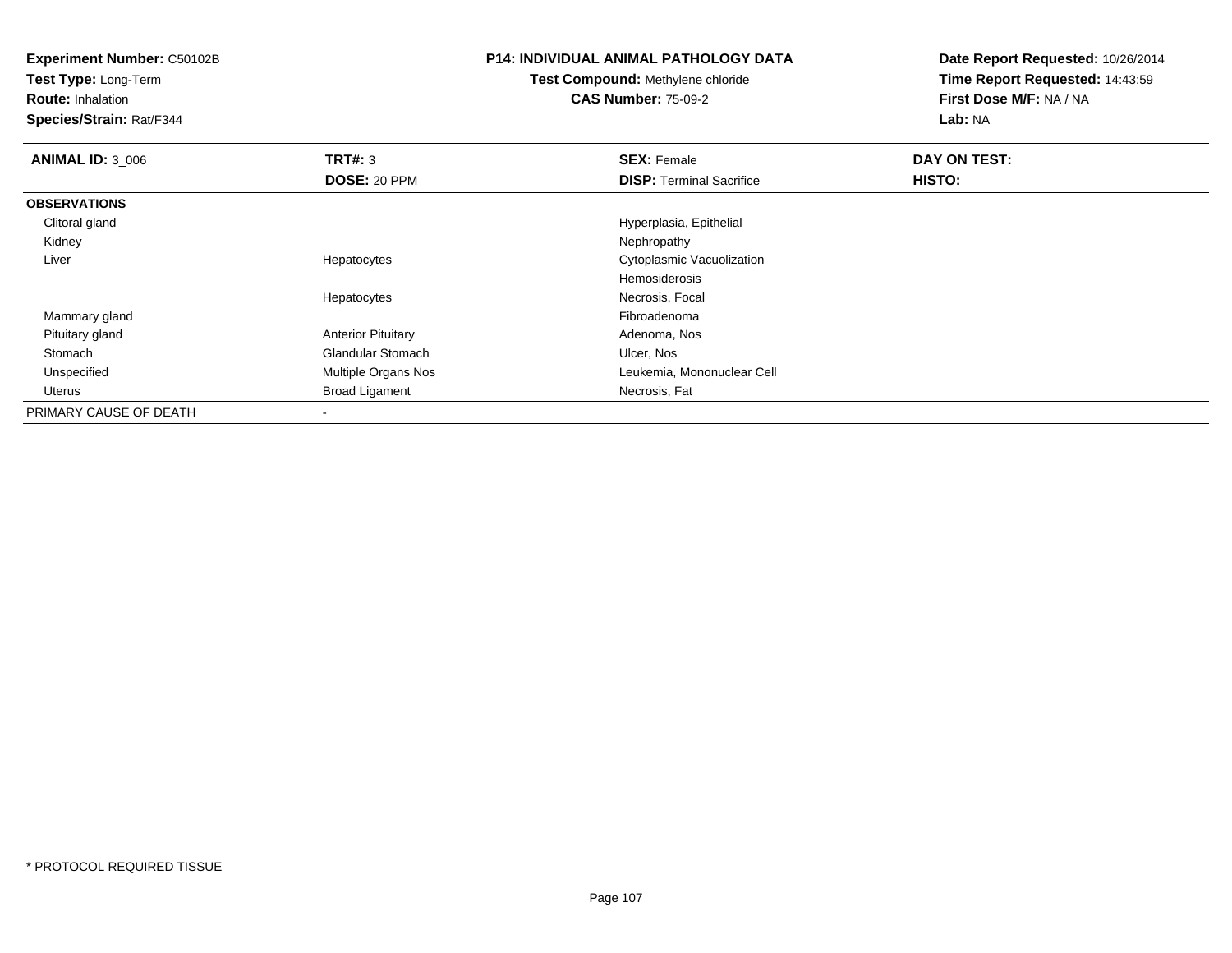**Experiment Number:** C50102B
**Test Type:** Long-Term
**Route:** Inhalation
**Species/Strain:** Rat/F344

**P14: INDIVIDUAL ANIMAL PATHOLOGY DATA**
**Test Compound:** Methylene chloride
**CAS Number:** 75-09-2

**Date Report Requested:** 10/26/2014
**Time Report Requested:** 14:43:59
**First Dose M/F:** NA / NA
**Lab:** NA

| **ANIMAL ID:** 3_006 | **TRT#:** 3 | **SEX:** Female | **DAY ON TEST:** |
|---|---|---|---|
| | **DOSE:** 20 PPM | **DISP:** Terminal Sacrifice | **HISTO:** |
| **OBSERVATIONS** | | | |
| Clitoral gland | | Hyperplasia, Epithelial | |
| Kidney | | Nephropathy | |
| Liver | Hepatocytes | Cytoplasmic Vacuolization | |
| | | Hemosiderosis | |
| | Hepatocytes | Necrosis, Focal | |
| Mammary gland | | Fibroadenoma | |
| Pituitary gland | Anterior Pituitary | Adenoma, Nos | |
| Stomach | Glandular Stomach | Ulcer, Nos | |
| Unspecified | Multiple Organs Nos | Leukemia, Mononuclear Cell | |
| Uterus | Broad Ligament | Necrosis, Fat | |
| PRIMARY CAUSE OF DEATH | - | | |

* PROTOCOL REQUIRED TISSUE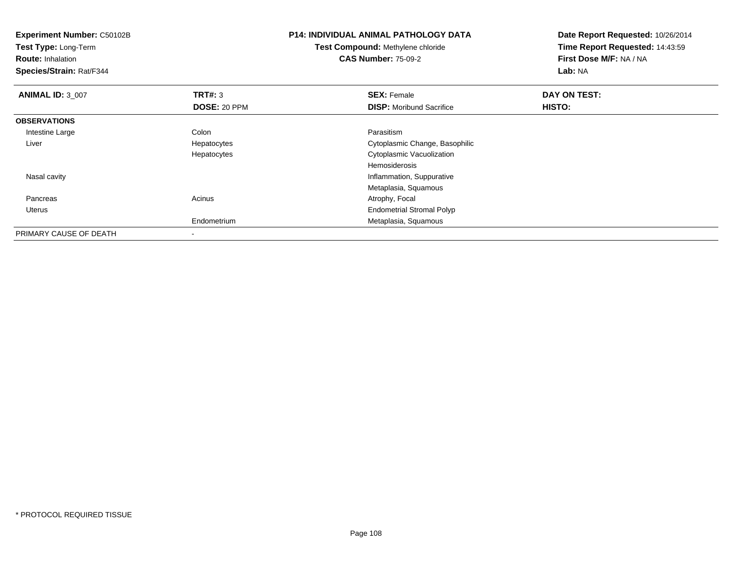**Experiment Number:** C50102B
**Test Type:** Long-Term
**Route:** Inhalation
**Species/Strain:** Rat/F344

**P14: INDIVIDUAL ANIMAL PATHOLOGY DATA**
**Test Compound:** Methylene chloride
**CAS Number:** 75-09-2

**Date Report Requested:** 10/26/2014
**Time Report Requested:** 14:43:59
**First Dose M/F:** NA / NA
**Lab:** NA

| **ANIMAL ID:** 3_007 | **TRT#:** 3 | **SEX:** Female | **DAY ON TEST:** |
|---|---|---|---|
| | **DOSE:** 20 PPM | **DISP:** Moribund Sacrifice | **HISTO:** |
| **OBSERVATIONS** | | | |
| Intestine Large | Colon | Parasitism | |
| Liver | Hepatocytes | Cytoplasmic Change, Basophilic | |
| | Hepatocytes | Cytoplasmic Vacuolization | |
| | | Hemosiderosis | |
| Nasal cavity | | Inflammation, Suppurative | |
| | | Metaplasia, Squamous | |
| Pancreas | Acinus | Atrophy, Focal | |
| Uterus | | Endometrial Stromal Polyp | |
| | Endometrium | Metaplasia, Squamous | |
| PRIMARY CAUSE OF DEATH | - | | |

\* PROTOCOL REQUIRED TISSUE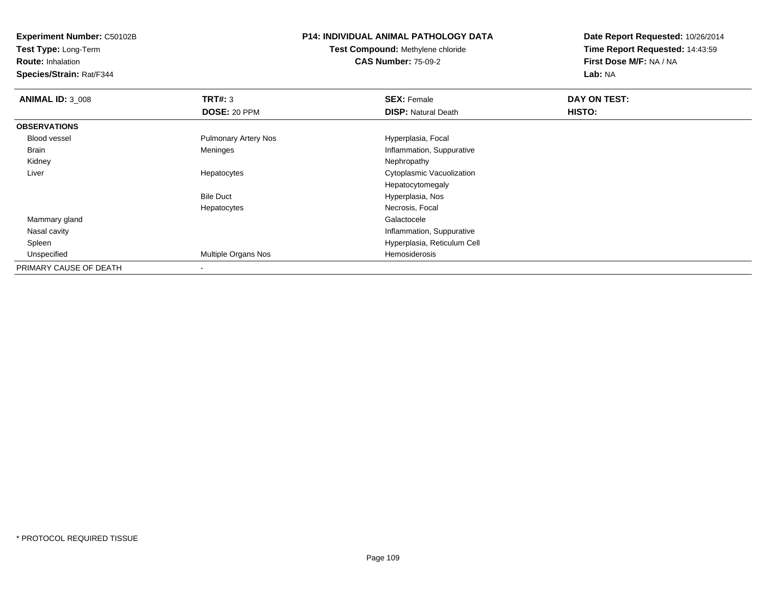**Experiment Number:** C50102B
**Test Type:** Long-Term
**Route:** Inhalation
**Species/Strain:** Rat/F344

**P14: INDIVIDUAL ANIMAL PATHOLOGY DATA**
**Test Compound:** Methylene chloride
**CAS Number:** 75-09-2

**Date Report Requested:** 10/26/2014
**Time Report Requested:** 14:43:59
**First Dose M/F:** NA / NA
**Lab:** NA

| **ANIMAL ID:** 3_008 | **TRT#:** 3 | **SEX:** Female | **DAY ON TEST:** |
|---|---|---|---|
| | **DOSE:** 20 PPM | **DISP:** Natural Death | **HISTO:** |
| **OBSERVATIONS** | | | |
| Blood vessel | Pulmonary Artery Nos | Hyperplasia, Focal | |
| Brain | Meninges | Inflammation, Suppurative | |
| Kidney | | Nephropathy | |
| Liver | Hepatocytes | Cytoplasmic Vacuolization | |
| | | Hepatocytomegaly | |
| | Bile Duct | Hyperplasia, Nos | |
| | Hepatocytes | Necrosis, Focal | |
| Mammary gland | | Galactocele | |
| Nasal cavity | | Inflammation, Suppurative | |
| Spleen | | Hyperplasia, Reticulum Cell | |
| Unspecified | Multiple Organs Nos | Hemosiderosis | |
| PRIMARY CAUSE OF DEATH | - | | |

\* PROTOCOL REQUIRED TISSUE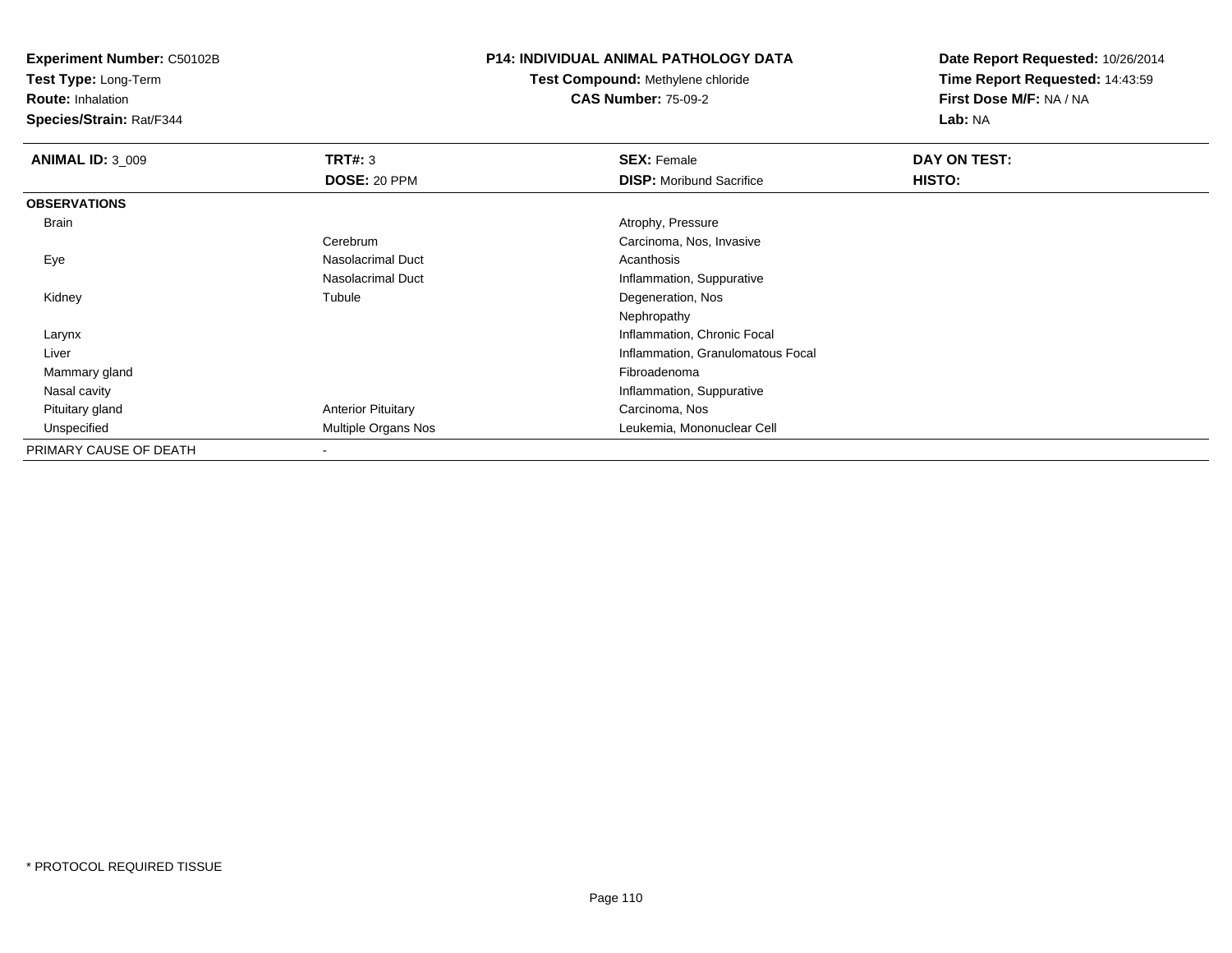**Experiment Number:** C50102B
**Test Type:** Long-Term
**Route:** Inhalation
**Species/Strain:** Rat/F344

## P14: INDIVIDUAL ANIMAL PATHOLOGY DATA

**Test Compound:** Methylene chloride
**CAS Number:** 75-09-2

**Date Report Requested:** 10/26/2014
**Time Report Requested:** 14:43:59
**First Dose M/F:** NA / NA
**Lab:** NA

| **ANIMAL ID:** 3_009 | **TRT#:** 3 | **SEX:** Female | **DAY ON TEST:** |
|---|---|---|---|
| | **DOSE:** 20 PPM | **DISP:** Moribund Sacrifice | **HISTO:** |
| **OBSERVATIONS** | | | |
| Brain | | Atrophy, Pressure | |
| | Cerebrum | Carcinoma, Nos, Invasive | |
| Eye | Nasolacrimal Duct | Acanthosis | |
| | Nasolacrimal Duct | Inflammation, Suppurative | |
| Kidney | Tubule | Degeneration, Nos | |
| | | Nephropathy | |
| Larynx | | Inflammation, Chronic Focal | |
| Liver | | Inflammation, Granulomatous Focal | |
| Mammary gland | | Fibroadenoma | |
| Nasal cavity | | Inflammation, Suppurative | |
| Pituitary gland | Anterior Pituitary | Carcinoma, Nos | |
| Unspecified | Multiple Organs Nos | Leukemia, Mononuclear Cell | |
| PRIMARY CAUSE OF DEATH | - | | |

\* PROTOCOL REQUIRED TISSUE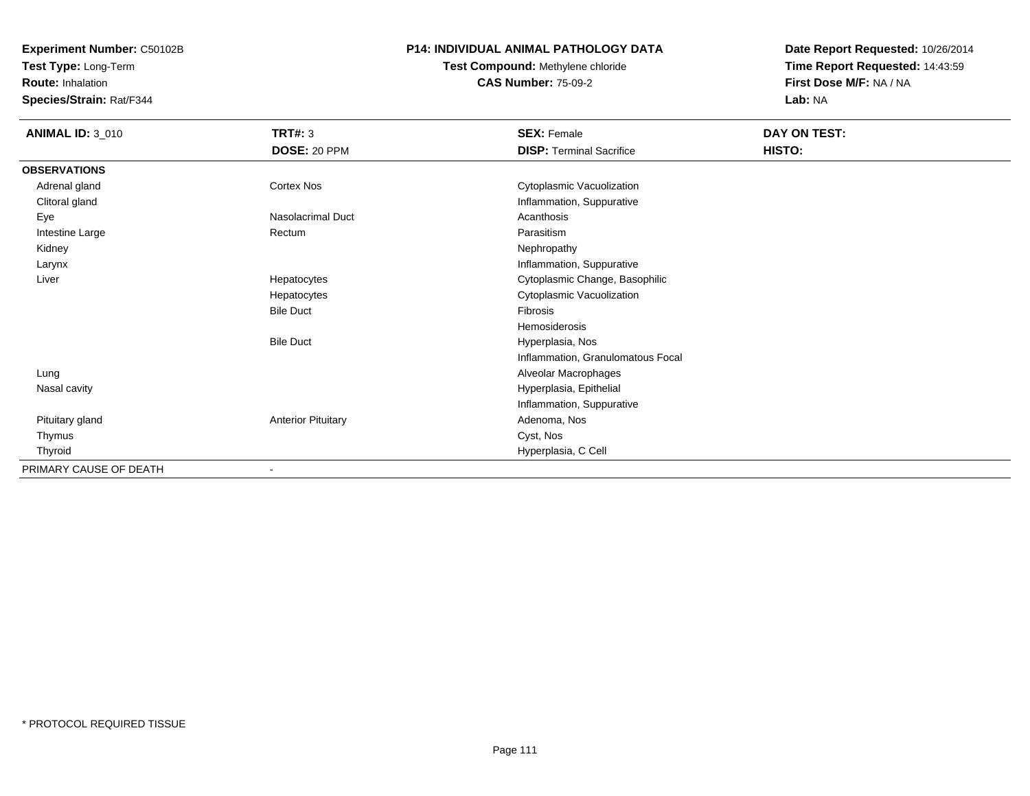**Experiment Number:** C50102B
**Test Type:** Long-Term
**Route:** Inhalation
**Species/Strain:** Rat/F344

**P14: INDIVIDUAL ANIMAL PATHOLOGY DATA**
**Test Compound:** Methylene chloride
**CAS Number:** 75-09-2

**Date Report Requested:** 10/26/2014
**Time Report Requested:** 14:43:59
**First Dose M/F:** NA / NA
**Lab:** NA

| **ANIMAL ID:** 3_010 | **TRT#:** 3 | **SEX:** Female | **DAY ON TEST:** |
|---|---|---|---|
| | **DOSE:** 20 PPM | **DISP:** Terminal Sacrifice | **HISTO:** |
| **OBSERVATIONS** | | | |
| Adrenal gland | Cortex Nos | Cytoplasmic Vacuolization | |
| Clitoral gland | | Inflammation, Suppurative | |
| Eye | Nasolacrimal Duct | Acanthosis | |
| Intestine Large | Rectum | Parasitism | |
| Kidney | | Nephropathy | |
| Larynx | | Inflammation, Suppurative | |
| Liver | Hepatocytes | Cytoplasmic Change, Basophilic | |
| | Hepatocytes | Cytoplasmic Vacuolization | |
| | Bile Duct | Fibrosis | |
| | | Hemosiderosis | |
| | Bile Duct | Hyperplasia, Nos | |
| | | Inflammation, Granulomatous Focal | |
| Lung | | Alveolar Macrophages | |
| Nasal cavity | | Hyperplasia, Epithelial | |
| | | Inflammation, Suppurative | |
| Pituitary gland | Anterior Pituitary | Adenoma, Nos | |
| Thymus | | Cyst, Nos | |
| Thyroid | | Hyperplasia, C Cell | |
| PRIMARY CAUSE OF DEATH | - | | |

\* PROTOCOL REQUIRED TISSUE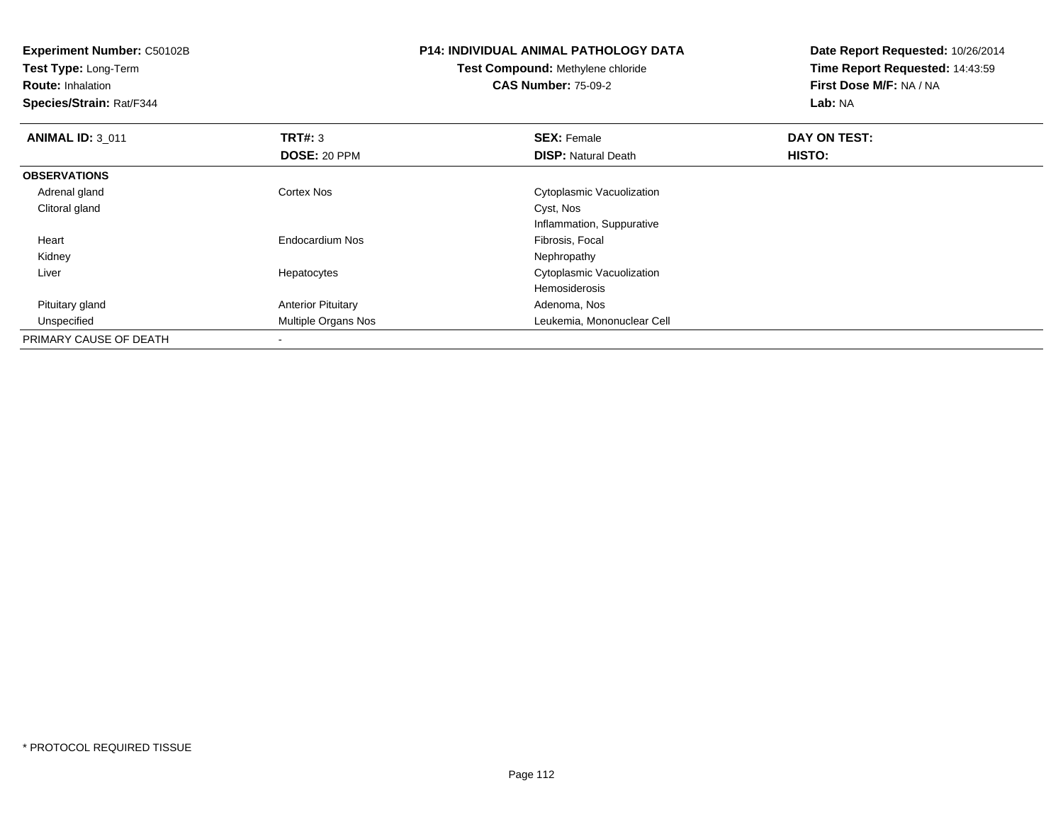**Experiment Number:** C50102B
**Test Type:** Long-Term
**Route:** Inhalation
**Species/Strain:** Rat/F344

**P14: INDIVIDUAL ANIMAL PATHOLOGY DATA**
**Test Compound:** Methylene chloride
**CAS Number:** 75-09-2

**Date Report Requested:** 10/26/2014
**Time Report Requested:** 14:43:59
**First Dose M/F:** NA / NA
**Lab:** NA

| **ANIMAL ID:** 3_011 | **TRT#:** 3 | **SEX:** Female | **DAY ON TEST:** |
|---|---|---|---|
| | **DOSE:** 20 PPM | **DISP:** Natural Death | **HISTO:** |
| **OBSERVATIONS** | | | |
| Adrenal gland | Cortex Nos | Cytoplasmic Vacuolization | |
| Clitoral gland | | Cyst, Nos | |
| | | Inflammation, Suppurative | |
| Heart | Endocardium Nos | Fibrosis, Focal | |
| Kidney | | Nephropathy | |
| Liver | Hepatocytes | Cytoplasmic Vacuolization | |
| | | Hemosiderosis | |
| Pituitary gland | Anterior Pituitary | Adenoma, Nos | |
| Unspecified | Multiple Organs Nos | Leukemia, Mononuclear Cell | |
| PRIMARY CAUSE OF DEATH | - | | |

* PROTOCOL REQUIRED TISSUE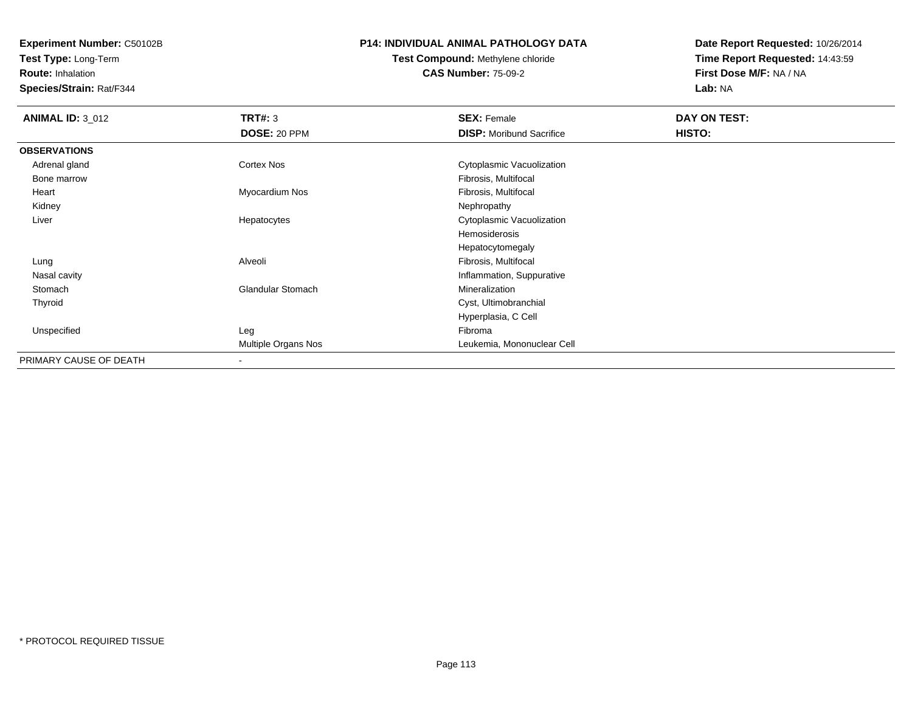**Experiment Number:** C50102B
**Test Type:** Long-Term
**Route:** Inhalation
**Species/Strain:** Rat/F344

**P14: INDIVIDUAL ANIMAL PATHOLOGY DATA**
**Test Compound:** Methylene chloride
**CAS Number:** 75-09-2

**Date Report Requested:** 10/26/2014
**Time Report Requested:** 14:43:59
**First Dose M/F:** NA / NA
**Lab:** NA

| **ANIMAL ID:** 3_012 | **TRT#:** 3 | **SEX:** Female | **DAY ON TEST:** |
|---|---|---|---|
| | **DOSE:** 20 PPM | **DISP:** Moribund Sacrifice | **HISTO:** |
| **OBSERVATIONS** | | | |
| Adrenal gland | Cortex Nos | Cytoplasmic Vacuolization | |
| Bone marrow | | Fibrosis, Multifocal | |
| Heart | Myocardium Nos | Fibrosis, Multifocal | |
| Kidney | | Nephropathy | |
| Liver | Hepatocytes | Cytoplasmic Vacuolization | |
| | | Hemosiderosis | |
| | | Hepatocytomegaly | |
| Lung | Alveoli | Fibrosis, Multifocal | |
| Nasal cavity | | Inflammation, Suppurative | |
| Stomach | Glandular Stomach | Mineralization | |
| Thyroid | | Cyst, Ultimobranchial | |
| | | Hyperplasia, C Cell | |
| Unspecified | Leg | Fibroma | |
| | Multiple Organs Nos | Leukemia, Mononuclear Cell | |
| PRIMARY CAUSE OF DEATH | - | | |

\* PROTOCOL REQUIRED TISSUE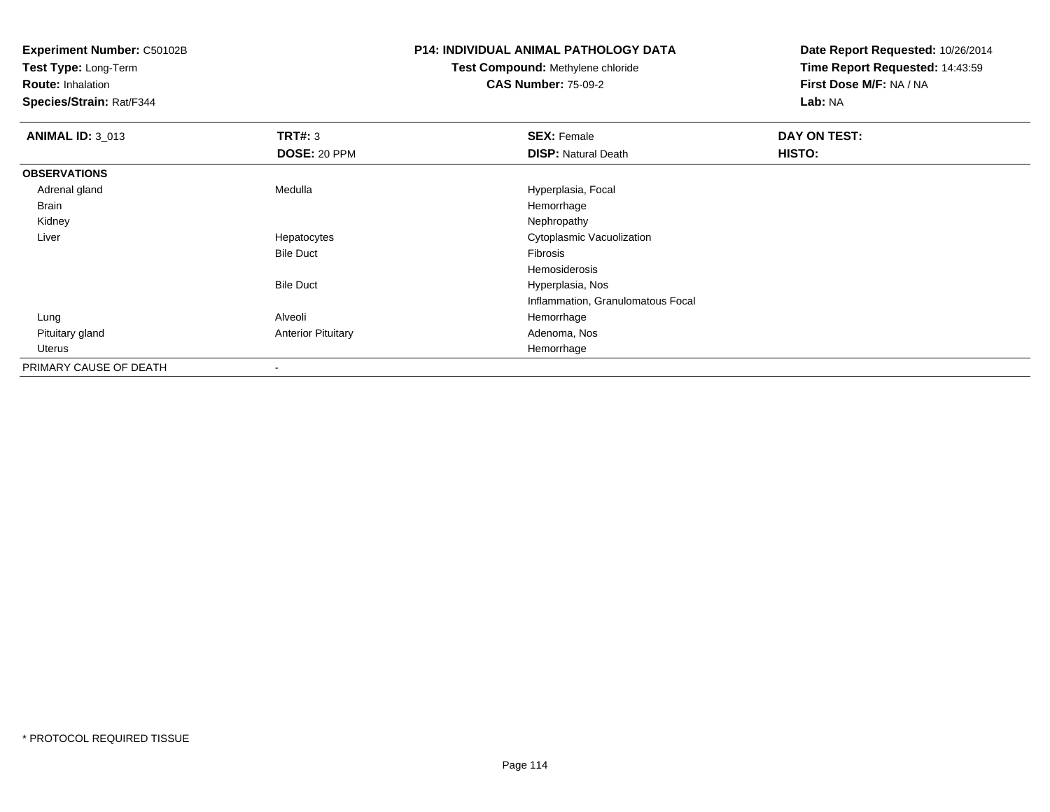**Experiment Number:** C50102B
**Test Type:** Long-Term
**Route:** Inhalation
**Species/Strain:** Rat/F344

**P14: INDIVIDUAL ANIMAL PATHOLOGY DATA**
**Test Compound:** Methylene chloride
**CAS Number:** 75-09-2

**Date Report Requested:** 10/26/2014
**Time Report Requested:** 14:43:59
**First Dose M/F:** NA / NA
**Lab:** NA

| **ANIMAL ID:** 3_013 | **TRT#:** 3 | **SEX:** Female | **DAY ON TEST:** |
|---|---|---|---|
| | **DOSE:** 20 PPM | **DISP:** Natural Death | **HISTO:** |
| **OBSERVATIONS** | | | |
| Adrenal gland | Medulla | Hyperplasia, Focal | |
| Brain | | Hemorrhage | |
| Kidney | | Nephropathy | |
| Liver | Hepatocytes | Cytoplasmic Vacuolization | |
| | Bile Duct | Fibrosis | |
| | | Hemosiderosis | |
| | Bile Duct | Hyperplasia, Nos | |
| | | Inflammation, Granulomatous Focal | |
| Lung | Alveoli | Hemorrhage | |
| Pituitary gland | Anterior Pituitary | Adenoma, Nos | |
| Uterus | | Hemorrhage | |
| PRIMARY CAUSE OF DEATH | - | | |

* PROTOCOL REQUIRED TISSUE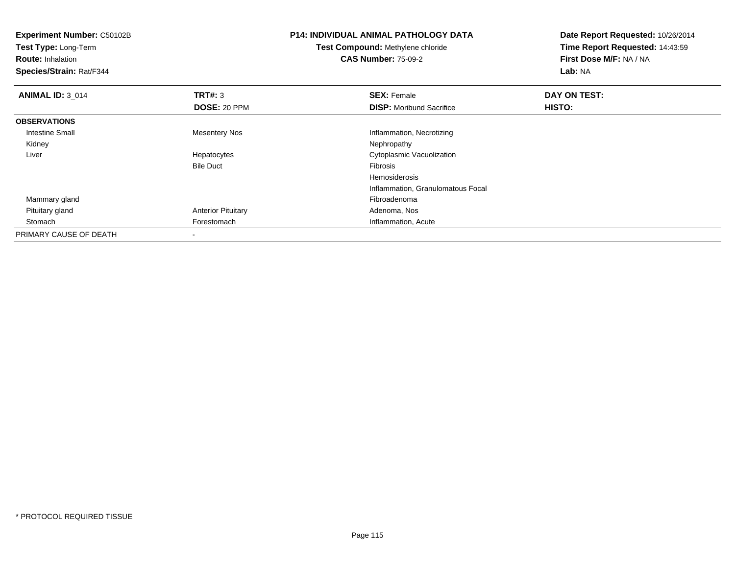**Experiment Number:** C50102B
**Test Type:** Long-Term
**Route:** Inhalation
**Species/Strain:** Rat/F344

**P14: INDIVIDUAL ANIMAL PATHOLOGY DATA**
**Test Compound:** Methylene chloride
**CAS Number:** 75-09-2

**Date Report Requested:** 10/26/2014
**Time Report Requested:** 14:43:59
**First Dose M/F:** NA / NA
**Lab:** NA

| **ANIMAL ID:** 3_014 | **TRT#:** 3 | **SEX:** Female | **DAY ON TEST:** |
|---|---|---|---|
| | **DOSE:** 20 PPM | **DISP:** Moribund Sacrifice | **HISTO:** |
| **OBSERVATIONS** | | | |
| Intestine Small | Mesentery Nos | Inflammation, Necrotizing | |
| Kidney | | Nephropathy | |
| Liver | Hepatocytes | Cytoplasmic Vacuolization | |
| | Bile Duct | Fibrosis | |
| | | Hemosiderosis | |
| | | Inflammation, Granulomatous Focal | |
| Mammary gland | | Fibroadenoma | |
| Pituitary gland | Anterior Pituitary | Adenoma, Nos | |
| Stomach | Forestomach | Inflammation, Acute | |
| PRIMARY CAUSE OF DEATH | - | | |

* PROTOCOL REQUIRED TISSUE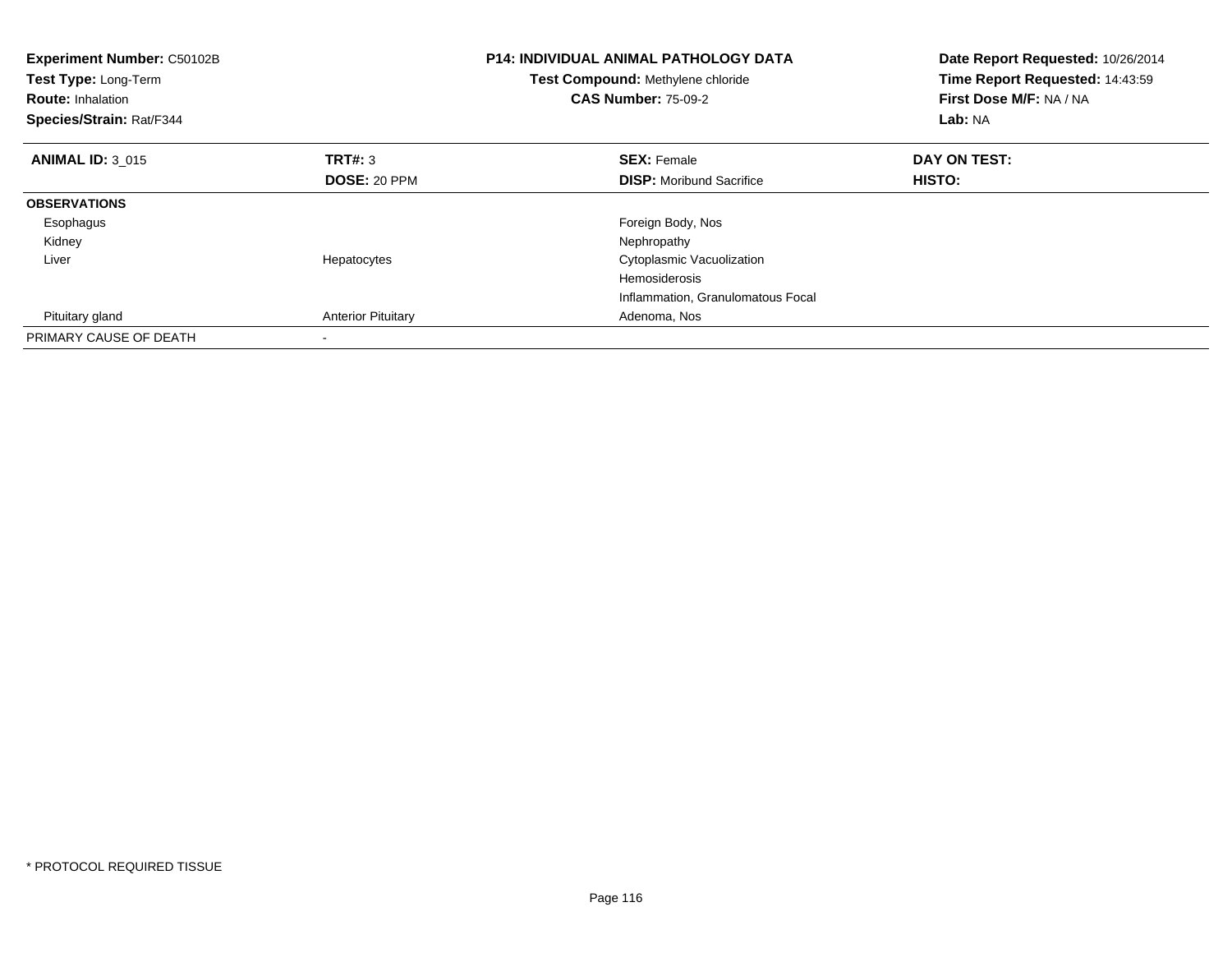**Experiment Number:** C50102B
**Test Type:** Long-Term
**Route:** Inhalation
**Species/Strain:** Rat/F344

**P14: INDIVIDUAL ANIMAL PATHOLOGY DATA**
**Test Compound:** Methylene chloride
**CAS Number:** 75-09-2

**Date Report Requested:** 10/26/2014
**Time Report Requested:** 14:43:59
**First Dose M/F:** NA / NA
**Lab:** NA

| **ANIMAL ID:** 3_015 | **TRT#:** 3 | **SEX:** Female | **DAY ON TEST:** |
|---|---|---|---|
| | **DOSE:** 20 PPM | **DISP:** Moribund Sacrifice | **HISTO:** |
| **OBSERVATIONS** | | | |
| Esophagus | | Foreign Body, Nos | |
| Kidney | | Nephropathy | |
| Liver | Hepatocytes | Cytoplasmic Vacuolization | |
| | | Hemosiderosis | |
| | | Inflammation, Granulomatous Focal | |
| Pituitary gland | Anterior Pituitary | Adenoma, Nos | |
| PRIMARY CAUSE OF DEATH | - | | |

* PROTOCOL REQUIRED TISSUE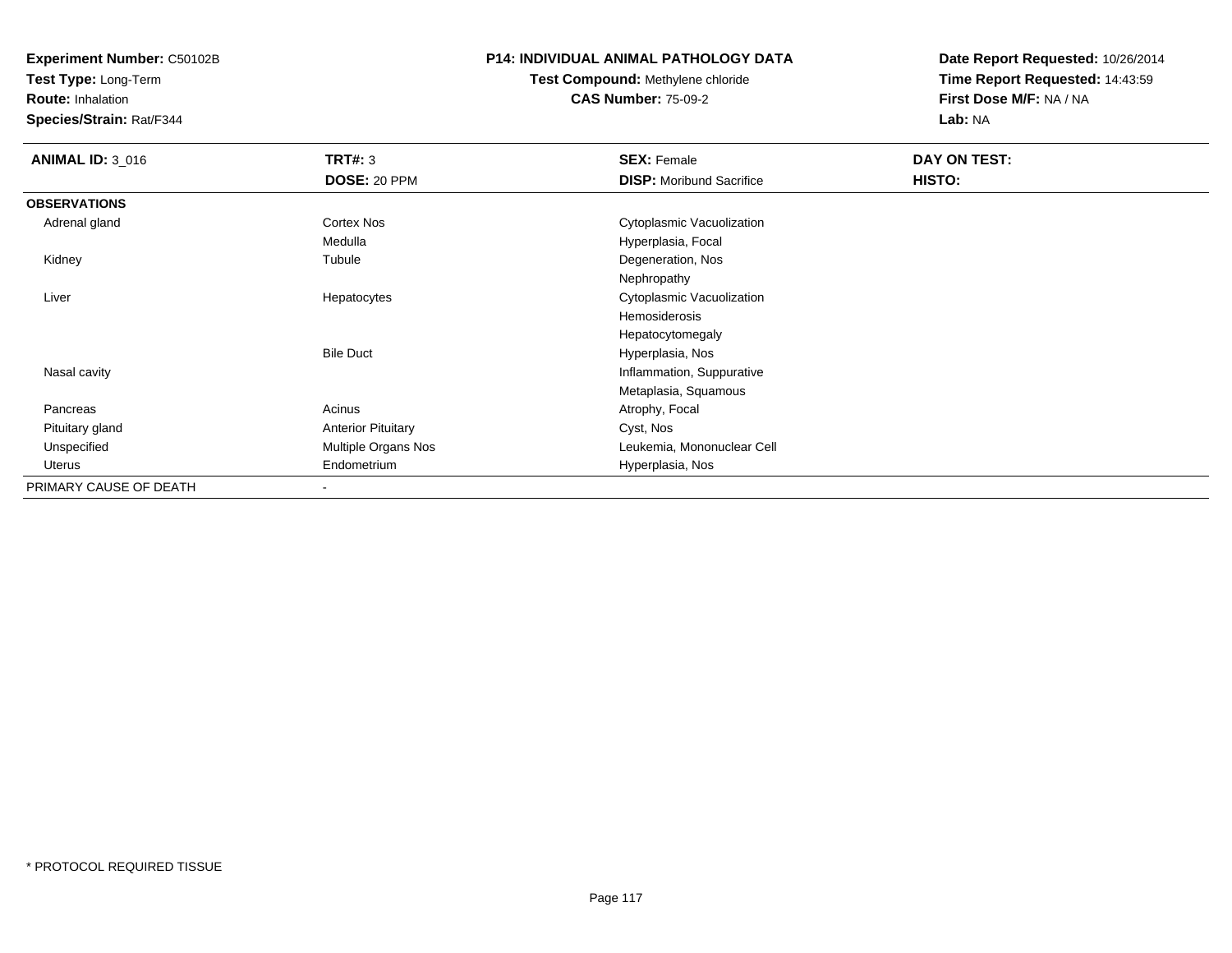**Experiment Number:** C50102B
**Test Type:** Long-Term
**Route:** Inhalation
**Species/Strain:** Rat/F344

**P14: INDIVIDUAL ANIMAL PATHOLOGY DATA**
**Test Compound:** Methylene chloride
**CAS Number:** 75-09-2

**Date Report Requested:** 10/26/2014
**Time Report Requested:** 14:43:59
**First Dose M/F:** NA / NA
**Lab:** NA

| **ANIMAL ID:** 3_016 | **TRT#:** 3 | **SEX:** Female | **DAY ON TEST:** |
|---|---|---|---|
| | **DOSE:** 20 PPM | **DISP:** Moribund Sacrifice | **HISTO:** |
| **OBSERVATIONS** | | | |
| Adrenal gland | Cortex Nos | Cytoplasmic Vacuolization | |
| | Medulla | Hyperplasia, Focal | |
| Kidney | Tubule | Degeneration, Nos | |
| | | Nephropathy | |
| Liver | Hepatocytes | Cytoplasmic Vacuolization | |
| | | Hemosiderosis | |
| | | Hepatocytomegaly | |
| | Bile Duct | Hyperplasia, Nos | |
| Nasal cavity | | Inflammation, Suppurative | |
| | | Metaplasia, Squamous | |
| Pancreas | Acinus | Atrophy, Focal | |
| Pituitary gland | Anterior Pituitary | Cyst, Nos | |
| Unspecified | Multiple Organs Nos | Leukemia, Mononuclear Cell | |
| Uterus | Endometrium | Hyperplasia, Nos | |
| PRIMARY CAUSE OF DEATH | - | | |

* PROTOCOL REQUIRED TISSUE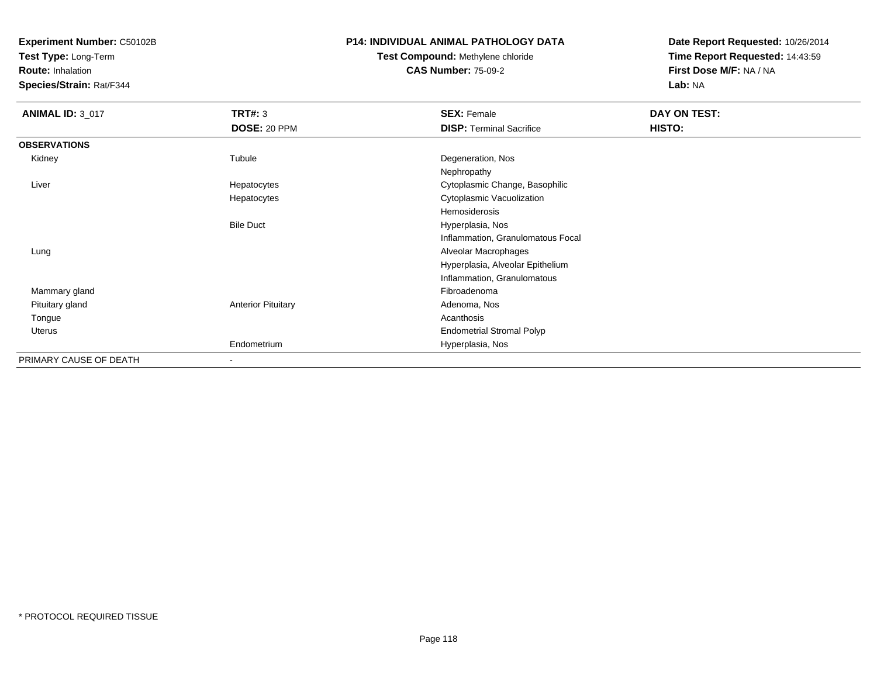**Experiment Number:** C50102B
**Test Type:** Long-Term
**Route:** Inhalation
**Species/Strain:** Rat/F344

**P14: INDIVIDUAL ANIMAL PATHOLOGY DATA**
**Test Compound:** Methylene chloride
**CAS Number:** 75-09-2

**Date Report Requested:** 10/26/2014
**Time Report Requested:** 14:43:59
**First Dose M/F:** NA / NA
**Lab:** NA

| **ANIMAL ID:** 3_017 | **TRT#:** 3 | **SEX:** Female | **DAY ON TEST:** |
|---|---|---|---|
| | **DOSE:** 20 PPM | **DISP:** Terminal Sacrifice | **HISTO:** |
| **OBSERVATIONS** | | | |
| Kidney | Tubule | Degeneration, Nos | |
| | | Nephropathy | |
| Liver | Hepatocytes | Cytoplasmic Change, Basophilic | |
| | Hepatocytes | Cytoplasmic Vacuolization | |
| | | Hemosiderosis | |
| | Bile Duct | Hyperplasia, Nos | |
| | | Inflammation, Granulomatous Focal | |
| Lung | | Alveolar Macrophages | |
| | | Hyperplasia, Alveolar Epithelium | |
| | | Inflammation, Granulomatous | |
| Mammary gland | | Fibroadenoma | |
| Pituitary gland | Anterior Pituitary | Adenoma, Nos | |
| Tongue | | Acanthosis | |
| Uterus | | Endometrial Stromal Polyp | |
| | Endometrium | Hyperplasia, Nos | |
| PRIMARY CAUSE OF DEATH | - | | |

\* PROTOCOL REQUIRED TISSUE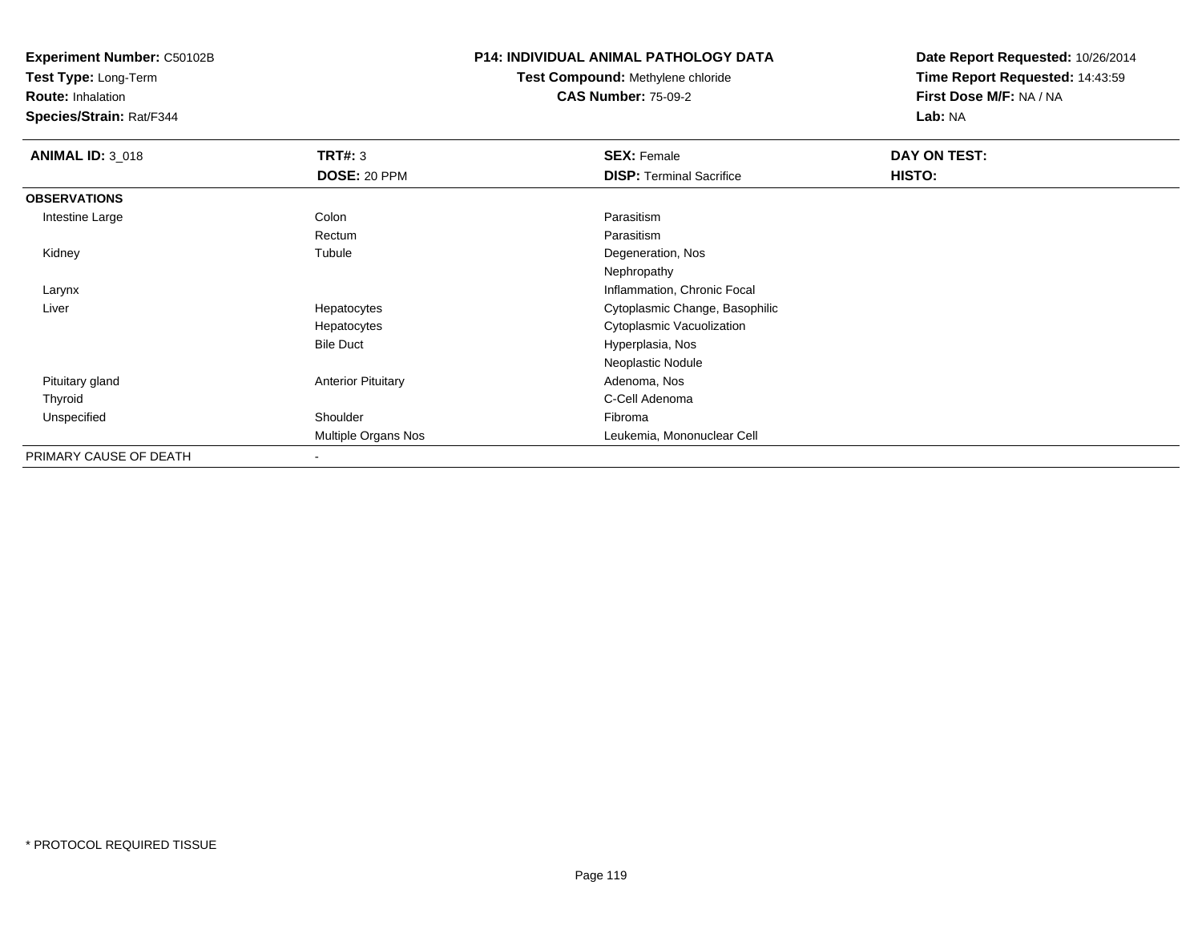**Experiment Number:** C50102B
**Test Type:** Long-Term
**Route:** Inhalation
**Species/Strain:** Rat/F344

**P14: INDIVIDUAL ANIMAL PATHOLOGY DATA**
**Test Compound:** Methylene chloride
**CAS Number:** 75-09-2

**Date Report Requested:** 10/26/2014
**Time Report Requested:** 14:43:59
**First Dose M/F:** NA / NA
**Lab:** NA

| **ANIMAL ID:** 3_018 | **TRT#:** 3 | **SEX:** Female | **DAY ON TEST:** |
|---|---|---|---|
| | **DOSE:** 20 PPM | **DISP:** Terminal Sacrifice | **HISTO:** |
| **OBSERVATIONS** | | | |
| Intestine Large | Colon | Parasitism | |
| | Rectum | Parasitism | |
| Kidney | Tubule | Degeneration, Nos | |
| | | Nephropathy | |
| Larynx | | Inflammation, Chronic Focal | |
| Liver | Hepatocytes | Cytoplasmic Change, Basophilic | |
| | Hepatocytes | Cytoplasmic Vacuolization | |
| | Bile Duct | Hyperplasia, Nos | |
| | | Neoplastic Nodule | |
| Pituitary gland | Anterior Pituitary | Adenoma, Nos | |
| Thyroid | | C-Cell Adenoma | |
| Unspecified | Shoulder | Fibroma | |
| | Multiple Organs Nos | Leukemia, Mononuclear Cell | |
| PRIMARY CAUSE OF DEATH | - | | |

* PROTOCOL REQUIRED TISSUE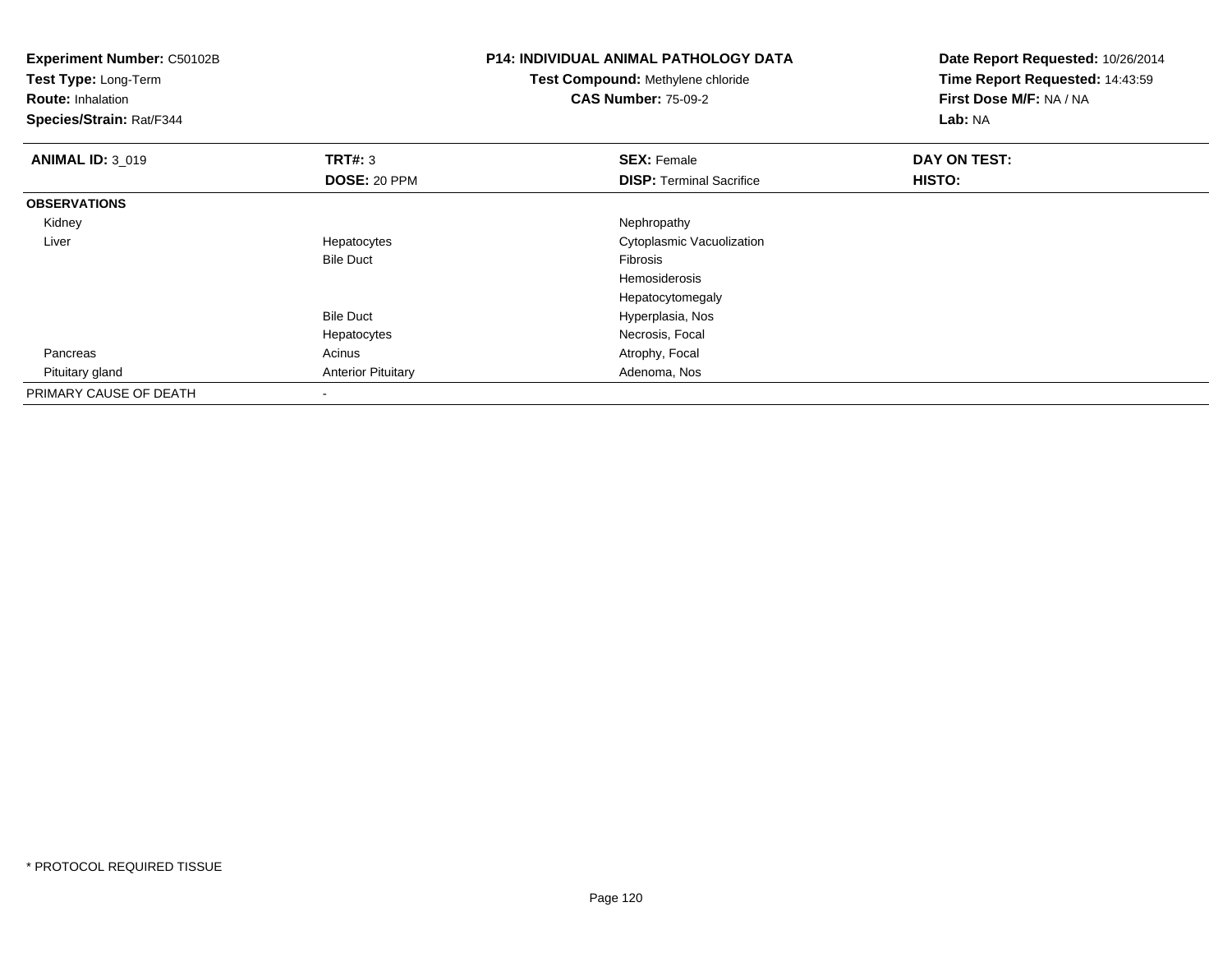**Experiment Number:** C50102B
**Test Type:** Long-Term
**Route:** Inhalation
**Species/Strain:** Rat/F344

**P14: INDIVIDUAL ANIMAL PATHOLOGY DATA**
**Test Compound:** Methylene chloride
**CAS Number:** 75-09-2

**Date Report Requested:** 10/26/2014
**Time Report Requested:** 14:43:59
**First Dose M/F:** NA / NA
**Lab:** NA

| **ANIMAL ID:** 3_019 | **TRT#:** 3 | **SEX:** Female | **DAY ON TEST:** |
|---|---|---|---|
| | **DOSE:** 20 PPM | **DISP:** Terminal Sacrifice | **HISTO:** |
| **OBSERVATIONS** | | | |
| Kidney | | Nephropathy | |
| Liver | Hepatocytes | Cytoplasmic Vacuolization | |
| | Bile Duct | Fibrosis | |
| | | Hemosiderosis | |
| | | Hepatocytomegaly | |
| | Bile Duct | Hyperplasia, Nos | |
| | Hepatocytes | Necrosis, Focal | |
| Pancreas | Acinus | Atrophy, Focal | |
| Pituitary gland | Anterior Pituitary | Adenoma, Nos | |
| PRIMARY CAUSE OF DEATH | - | | |

* PROTOCOL REQUIRED TISSUE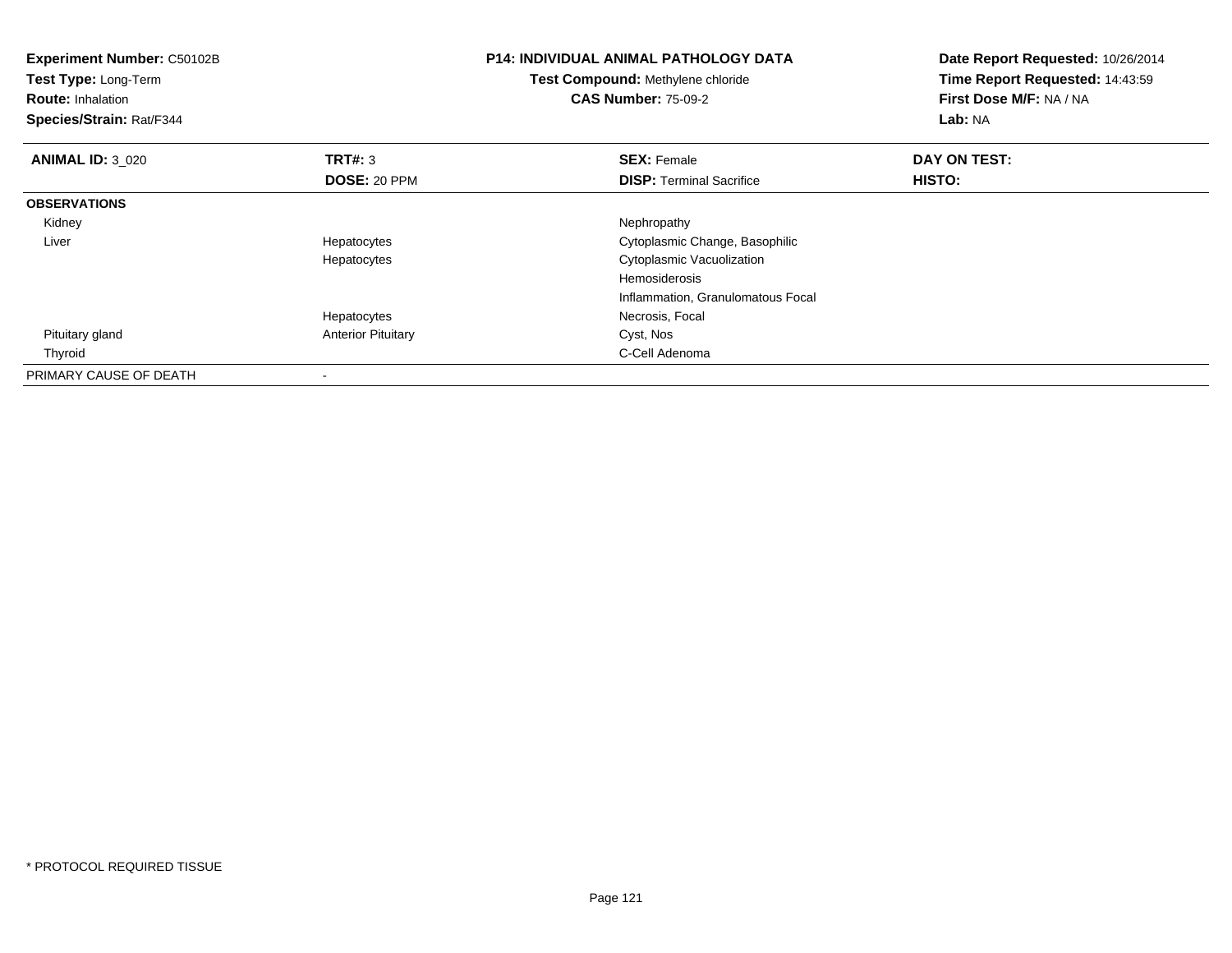**Experiment Number:** C50102B
**Test Type:** Long-Term
**Route:** Inhalation
**Species/Strain:** Rat/F344

**P14: INDIVIDUAL ANIMAL PATHOLOGY DATA**
**Test Compound:** Methylene chloride
**CAS Number:** 75-09-2

**Date Report Requested:** 10/26/2014
**Time Report Requested:** 14:43:59
**First Dose M/F:** NA / NA
**Lab:** NA

| **ANIMAL ID:** 3_020 | **TRT#:** 3 | **SEX:** Female | **DAY ON TEST:** |
|---|---|---|---|
| | **DOSE:** 20 PPM | **DISP:** Terminal Sacrifice | **HISTO:** |
| **OBSERVATIONS** | | | |
| Kidney | | Nephropathy | |
| Liver | Hepatocytes | Cytoplasmic Change, Basophilic | |
| | Hepatocytes | Cytoplasmic Vacuolization | |
| | | Hemosiderosis | |
| | | Inflammation, Granulomatous Focal | |
| | Hepatocytes | Necrosis, Focal | |
| Pituitary gland | Anterior Pituitary | Cyst, Nos | |
| Thyroid | | C-Cell Adenoma | |
| PRIMARY CAUSE OF DEATH | - | | |

* PROTOCOL REQUIRED TISSUE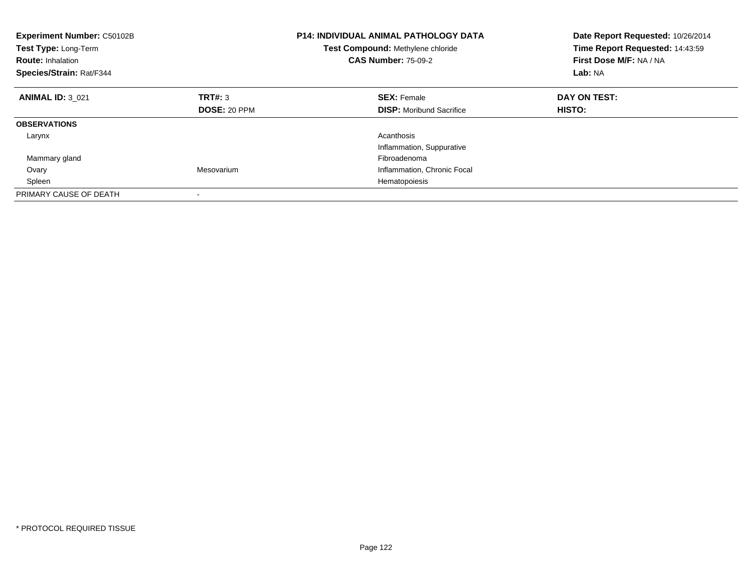**Experiment Number:** C50102B
**Test Type:** Long-Term
**Route:** Inhalation
**Species/Strain:** Rat/F344

**P14: INDIVIDUAL ANIMAL PATHOLOGY DATA**
**Test Compound:** Methylene chloride
**CAS Number:** 75-09-2

**Date Report Requested:** 10/26/2014
**Time Report Requested:** 14:43:59
**First Dose M/F:** NA / NA
**Lab:** NA

| **ANIMAL ID:** 3_021 | **TRT#:** 3 | **SEX:** Female | **DAY ON TEST:** |
|---|---|---|---|
| | **DOSE:** 20 PPM | **DISP:** Moribund Sacrifice | **HISTO:** |
| **OBSERVATIONS** | | | |
| Larynx | | Acanthosis | |
| | | Inflammation, Suppurative | |
| Mammary gland | | Fibroadenoma | |
| Ovary | Mesovarium | Inflammation, Chronic Focal | |
| Spleen | | Hematopoiesis | |
| PRIMARY CAUSE OF DEATH | - | | |

* PROTOCOL REQUIRED TISSUE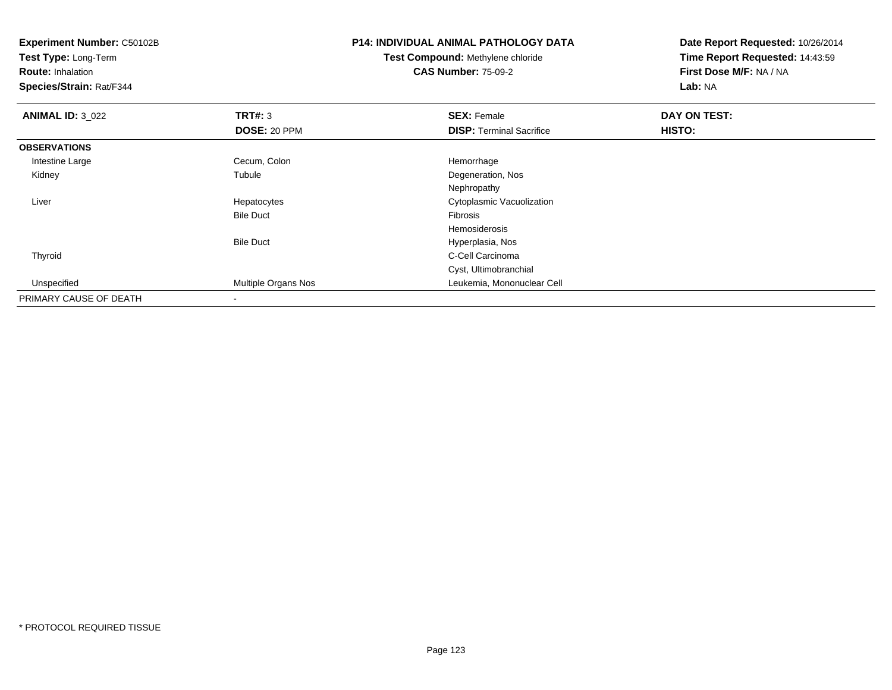**Experiment Number:** C50102B
**Test Type:** Long-Term
**Route:** Inhalation
**Species/Strain:** Rat/F344

**P14: INDIVIDUAL ANIMAL PATHOLOGY DATA**
**Test Compound:** Methylene chloride
**CAS Number:** 75-09-2

**Date Report Requested:** 10/26/2014
**Time Report Requested:** 14:43:59
**First Dose M/F:** NA / NA
**Lab:** NA

| **ANIMAL ID:** 3_022 | **TRT#:** 3 | **SEX:** Female | **DAY ON TEST:** |
|---|---|---|---|
| | **DOSE:** 20 PPM | **DISP:** Terminal Sacrifice | **HISTO:** |
| **OBSERVATIONS** | | | |
| Intestine Large | Cecum, Colon | Hemorrhage | |
| Kidney | Tubule | Degeneration, Nos | |
| | | Nephropathy | |
| Liver | Hepatocytes | Cytoplasmic Vacuolization | |
| | Bile Duct | Fibrosis | |
| | | Hemosiderosis | |
| | Bile Duct | Hyperplasia, Nos | |
| Thyroid | | C-Cell Carcinoma | |
| | | Cyst, Ultimobranchial | |
| Unspecified | Multiple Organs Nos | Leukemia, Mononuclear Cell | |
| PRIMARY CAUSE OF DEATH | - | | |

* PROTOCOL REQUIRED TISSUE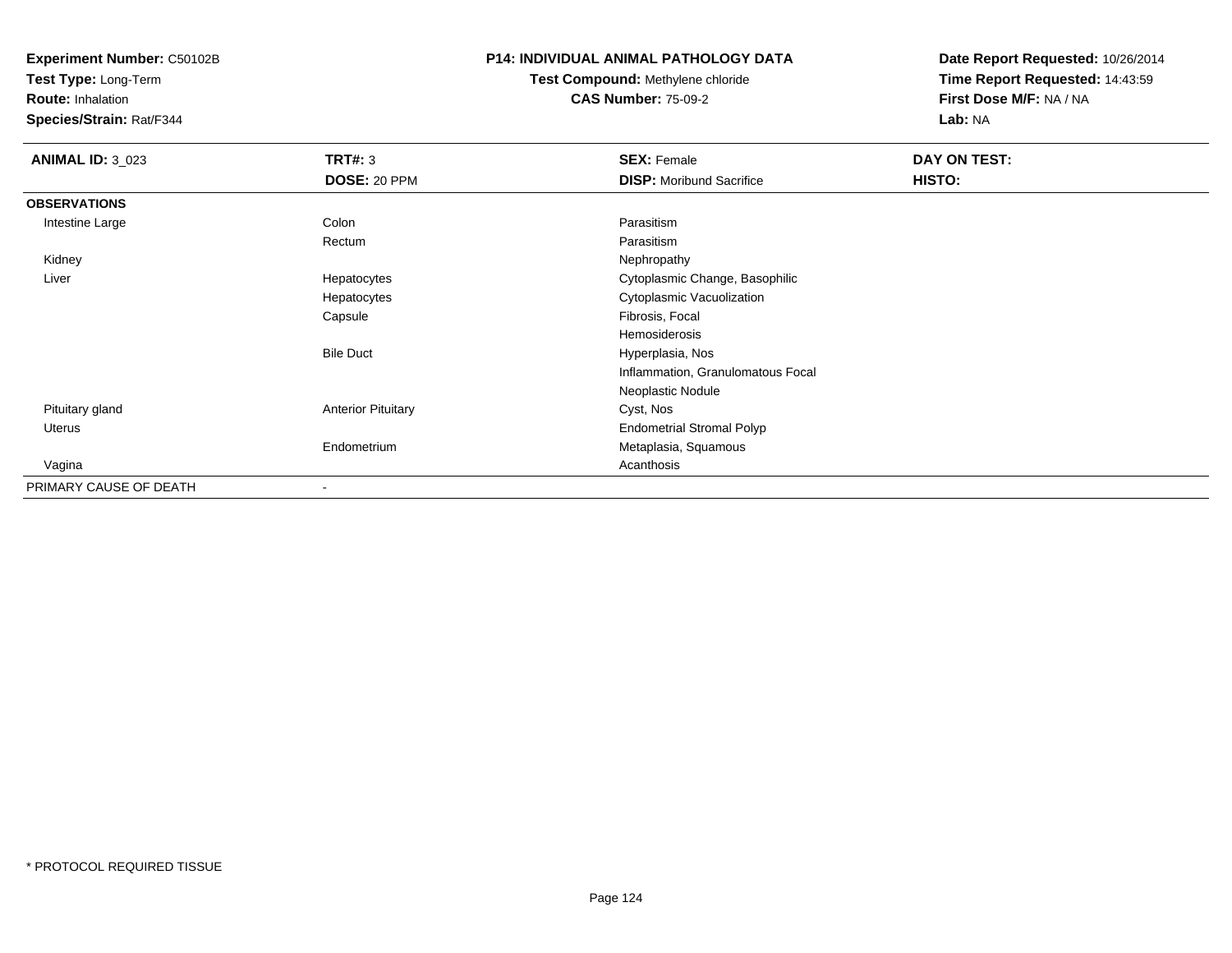**Experiment Number:** C50102B
**Test Type:** Long-Term
**Route:** Inhalation
**Species/Strain:** Rat/F344

**P14: INDIVIDUAL ANIMAL PATHOLOGY DATA**
**Test Compound:** Methylene chloride
**CAS Number:** 75-09-2

**Date Report Requested:** 10/26/2014
**Time Report Requested:** 14:43:59
**First Dose M/F:** NA / NA
**Lab:** NA

| **ANIMAL ID:** 3_023 | **TRT#:** 3 | **SEX:** Female | **DAY ON TEST:** |
|---|---|---|---|
| | **DOSE:** 20 PPM | **DISP:** Moribund Sacrifice | **HISTO:** |
| **OBSERVATIONS** | | | |
| Intestine Large | Colon | Parasitism | |
| | Rectum | Parasitism | |
| Kidney | | Nephropathy | |
| Liver | Hepatocytes | Cytoplasmic Change, Basophilic | |
| | Hepatocytes | Cytoplasmic Vacuolization | |
| | Capsule | Fibrosis, Focal | |
| | | Hemosiderosis | |
| | Bile Duct | Hyperplasia, Nos | |
| | | Inflammation, Granulomatous Focal | |
| | | Neoplastic Nodule | |
| Pituitary gland | Anterior Pituitary | Cyst, Nos | |
| Uterus | | Endometrial Stromal Polyp | |
| | Endometrium | Metaplasia, Squamous | |
| Vagina | | Acanthosis | |
| PRIMARY CAUSE OF DEATH | - | | |

* PROTOCOL REQUIRED TISSUE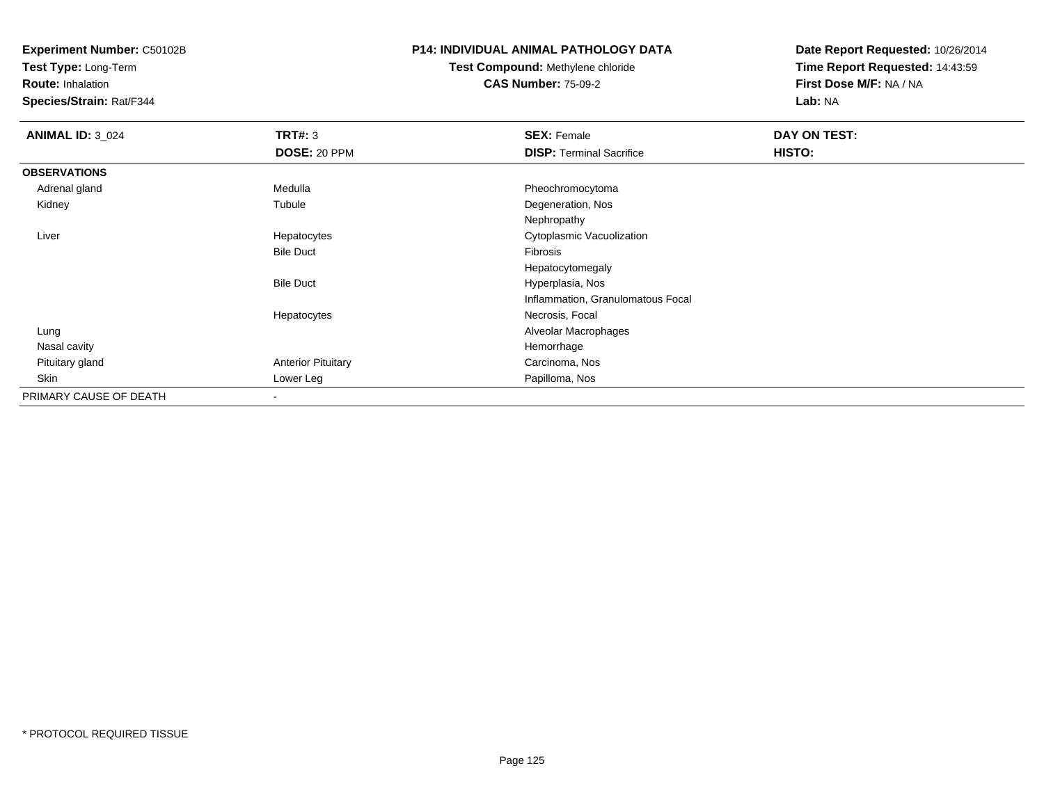**Experiment Number:** C50102B
**Test Type:** Long-Term
**Route:** Inhalation
**Species/Strain:** Rat/F344

**P14: INDIVIDUAL ANIMAL PATHOLOGY DATA**
**Test Compound:** Methylene chloride
**CAS Number:** 75-09-2

**Date Report Requested:** 10/26/2014
**Time Report Requested:** 14:43:59
**First Dose M/F:** NA / NA
**Lab:** NA

| **ANIMAL ID:** 3_024 | **TRT#:** 3 | **SEX:** Female | **DAY ON TEST:** |
|---|---|---|---|
| | **DOSE:** 20 PPM | **DISP:** Terminal Sacrifice | **HISTO:** |
| **OBSERVATIONS** | | | |
| Adrenal gland | Medulla | Pheochromocytoma | |
| Kidney | Tubule | Degeneration, Nos | |
| | | Nephropathy | |
| Liver | Hepatocytes | Cytoplasmic Vacuolization | |
| | Bile Duct | Fibrosis | |
| | | Hepatocytomegaly | |
| | Bile Duct | Hyperplasia, Nos | |
| | | Inflammation, Granulomatous Focal | |
| | Hepatocytes | Necrosis, Focal | |
| Lung | | Alveolar Macrophages | |
| Nasal cavity | | Hemorrhage | |
| Pituitary gland | Anterior Pituitary | Carcinoma, Nos | |
| Skin | Lower Leg | Papilloma, Nos | |
| PRIMARY CAUSE OF DEATH | - | | |

* PROTOCOL REQUIRED TISSUE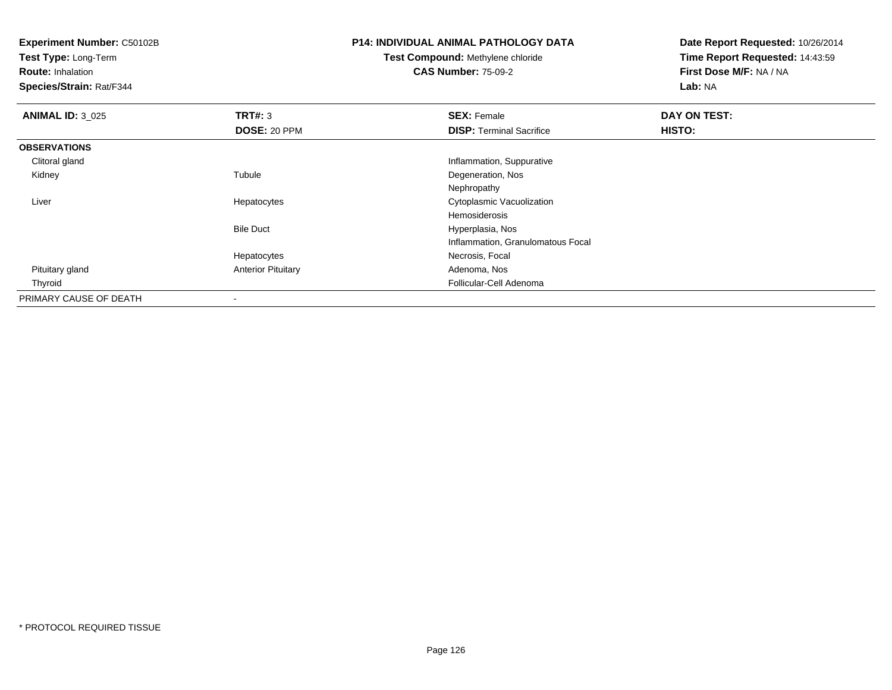**Experiment Number:** C50102B
**Test Type:** Long-Term
**Route:** Inhalation
**Species/Strain:** Rat/F344

**P14: INDIVIDUAL ANIMAL PATHOLOGY DATA**
**Test Compound:** Methylene chloride
**CAS Number:** 75-09-2

**Date Report Requested:** 10/26/2014
**Time Report Requested:** 14:43:59
**First Dose M/F:** NA / NA
**Lab:** NA

| **ANIMAL ID:** 3_025 | **TRT#:** 3 | **SEX:** Female | **DAY ON TEST:** |
|---|---|---|---|
| | **DOSE:** 20 PPM | **DISP:** Terminal Sacrifice | **HISTO:** |
| **OBSERVATIONS** | | | |
| Clitoral gland | | Inflammation, Suppurative | |
| Kidney | Tubule | Degeneration, Nos | |
| | | Nephropathy | |
| Liver | Hepatocytes | Cytoplasmic Vacuolization | |
| | | Hemosiderosis | |
| | Bile Duct | Hyperplasia, Nos | |
| | | Inflammation, Granulomatous Focal | |
| | Hepatocytes | Necrosis, Focal | |
| Pituitary gland | Anterior Pituitary | Adenoma, Nos | |
| Thyroid | | Follicular-Cell Adenoma | |
| PRIMARY CAUSE OF DEATH | - | | |

* PROTOCOL REQUIRED TISSUE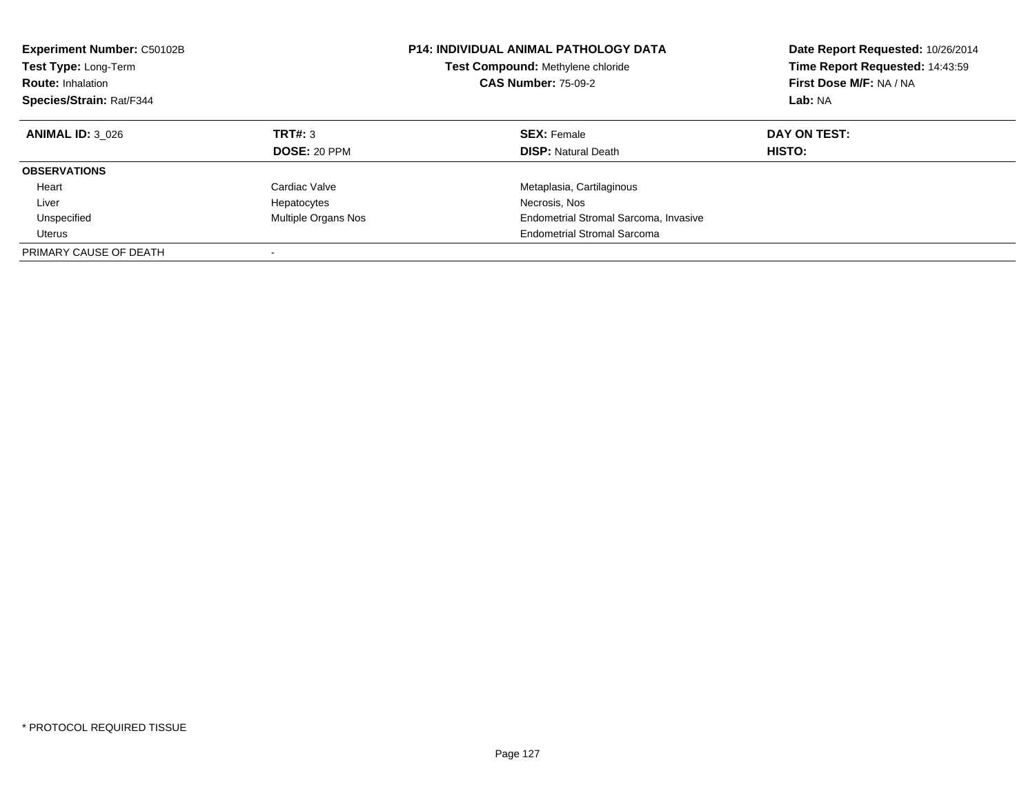**Experiment Number:** C50102B
**Test Type:** Long-Term
**Route:** Inhalation
**Species/Strain:** Rat/F344

**P14: INDIVIDUAL ANIMAL PATHOLOGY DATA**
**Test Compound:** Methylene chloride
**CAS Number:** 75-09-2

**Date Report Requested:** 10/26/2014
**Time Report Requested:** 14:43:59
**First Dose M/F:** NA / NA
**Lab:** NA

| **ANIMAL ID:** 3_026 | **TRT#:** 3 | **SEX:** Female | **DAY ON TEST:** |
|---|---|---|---|
| | **DOSE:** 20 PPM | **DISP:** Natural Death | **HISTO:** |
| **OBSERVATIONS** | | | |
| Heart | Cardiac Valve | Metaplasia, Cartilaginous | |
| Liver | Hepatocytes | Necrosis, Nos | |
| Unspecified | Multiple Organs Nos | Endometrial Stromal Sarcoma, Invasive | |
| Uterus | | Endometrial Stromal Sarcoma | |
| PRIMARY CAUSE OF DEATH | - | | |

* PROTOCOL REQUIRED TISSUE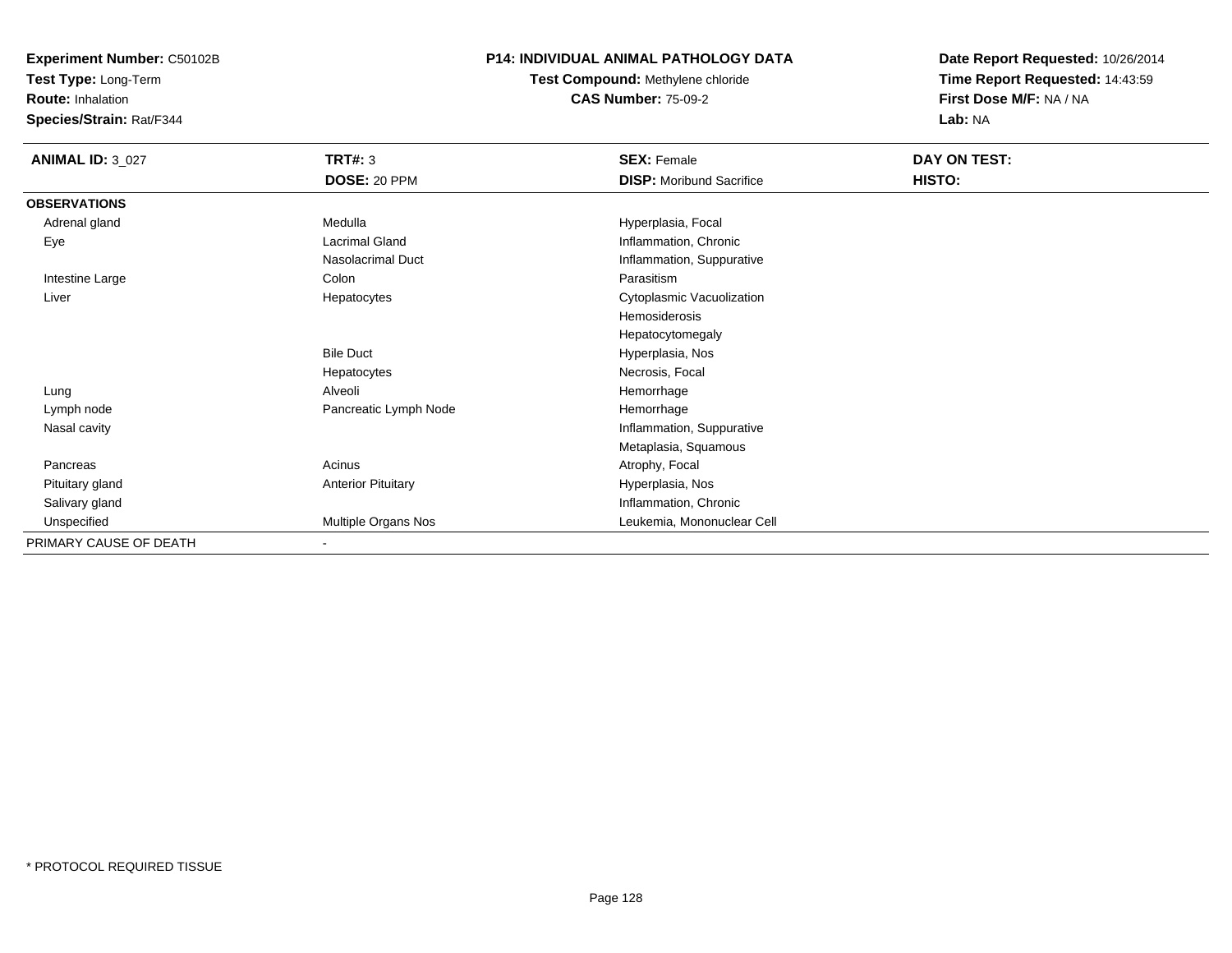**Experiment Number:** C50102B
**Test Type:** Long-Term
**Route:** Inhalation
**Species/Strain:** Rat/F344

**P14: INDIVIDUAL ANIMAL PATHOLOGY DATA**
**Test Compound:** Methylene chloride
**CAS Number:** 75-09-2

**Date Report Requested:** 10/26/2014
**Time Report Requested:** 14:43:59
**First Dose M/F:** NA / NA
**Lab:** NA

| **ANIMAL ID:** 3_027 | **TRT#:** 3 | **SEX:** Female | **DAY ON TEST:** |
|---|---|---|---|
| | **DOSE:** 20 PPM | **DISP:** Moribund Sacrifice | **HISTO:** |
| **OBSERVATIONS** | | | |
| Adrenal gland | Medulla | Hyperplasia, Focal | |
| Eye | Lacrimal Gland | Inflammation, Chronic | |
| | Nasolacrimal Duct | Inflammation, Suppurative | |
| Intestine Large | Colon | Parasitism | |
| Liver | Hepatocytes | Cytoplasmic Vacuolization | |
| | | Hemosiderosis | |
| | | Hepatocytomegaly | |
| | Bile Duct | Hyperplasia, Nos | |
| | Hepatocytes | Necrosis, Focal | |
| Lung | Alveoli | Hemorrhage | |
| Lymph node | Pancreatic Lymph Node | Hemorrhage | |
| Nasal cavity | | Inflammation, Suppurative | |
| | | Metaplasia, Squamous | |
| Pancreas | Acinus | Atrophy, Focal | |
| Pituitary gland | Anterior Pituitary | Hyperplasia, Nos | |
| Salivary gland | | Inflammation, Chronic | |
| Unspecified | Multiple Organs Nos | Leukemia, Mononuclear Cell | |
| PRIMARY CAUSE OF DEATH | - | | |

* PROTOCOL REQUIRED TISSUE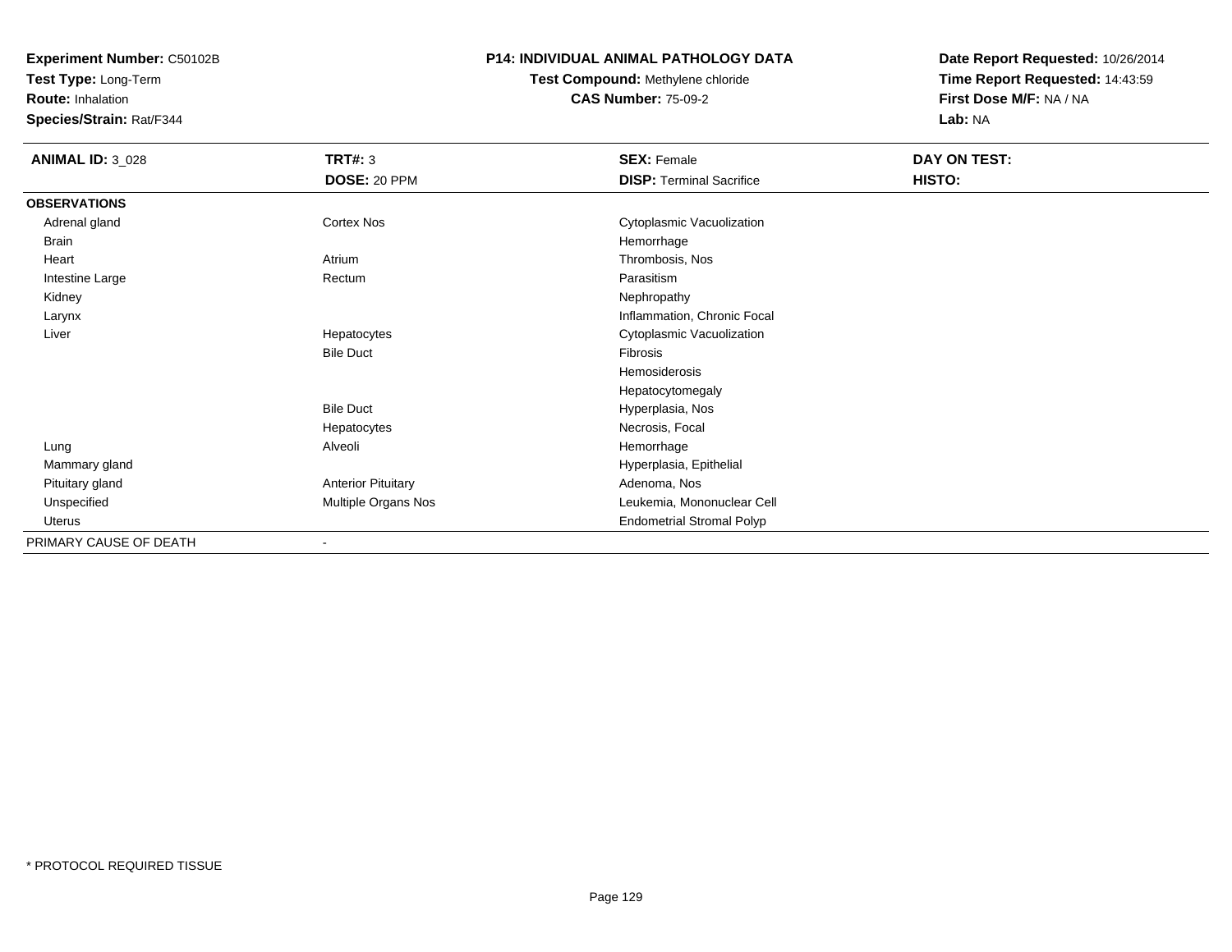**Experiment Number:** C50102B
**Test Type:** Long-Term
**Route:** Inhalation
**Species/Strain:** Rat/F344

**P14: INDIVIDUAL ANIMAL PATHOLOGY DATA**
**Test Compound:** Methylene chloride
**CAS Number:** 75-09-2

**Date Report Requested:** 10/26/2014
**Time Report Requested:** 14:43:59
**First Dose M/F:** NA / NA
**Lab:** NA

| **ANIMAL ID:** 3_028 | **TRT#:** 3 | **SEX:** Female | **DAY ON TEST:** |
|---|---|---|---|
| | **DOSE:** 20 PPM | **DISP:** Terminal Sacrifice | **HISTO:** |
| **OBSERVATIONS** | | | |
| Adrenal gland | Cortex Nos | Cytoplasmic Vacuolization | |
| Brain | | Hemorrhage | |
| Heart | Atrium | Thrombosis, Nos | |
| Intestine Large | Rectum | Parasitism | |
| Kidney | | Nephropathy | |
| Larynx | | Inflammation, Chronic Focal | |
| Liver | Hepatocytes | Cytoplasmic Vacuolization | |
| | Bile Duct | Fibrosis | |
| | | Hemosiderosis | |
| | | Hepatocytomegaly | |
| | Bile Duct | Hyperplasia, Nos | |
| | Hepatocytes | Necrosis, Focal | |
| Lung | Alveoli | Hemorrhage | |
| Mammary gland | | Hyperplasia, Epithelial | |
| Pituitary gland | Anterior Pituitary | Adenoma, Nos | |
| Unspecified | Multiple Organs Nos | Leukemia, Mononuclear Cell | |
| Uterus | | Endometrial Stromal Polyp | |
| PRIMARY CAUSE OF DEATH | - | | |

* PROTOCOL REQUIRED TISSUE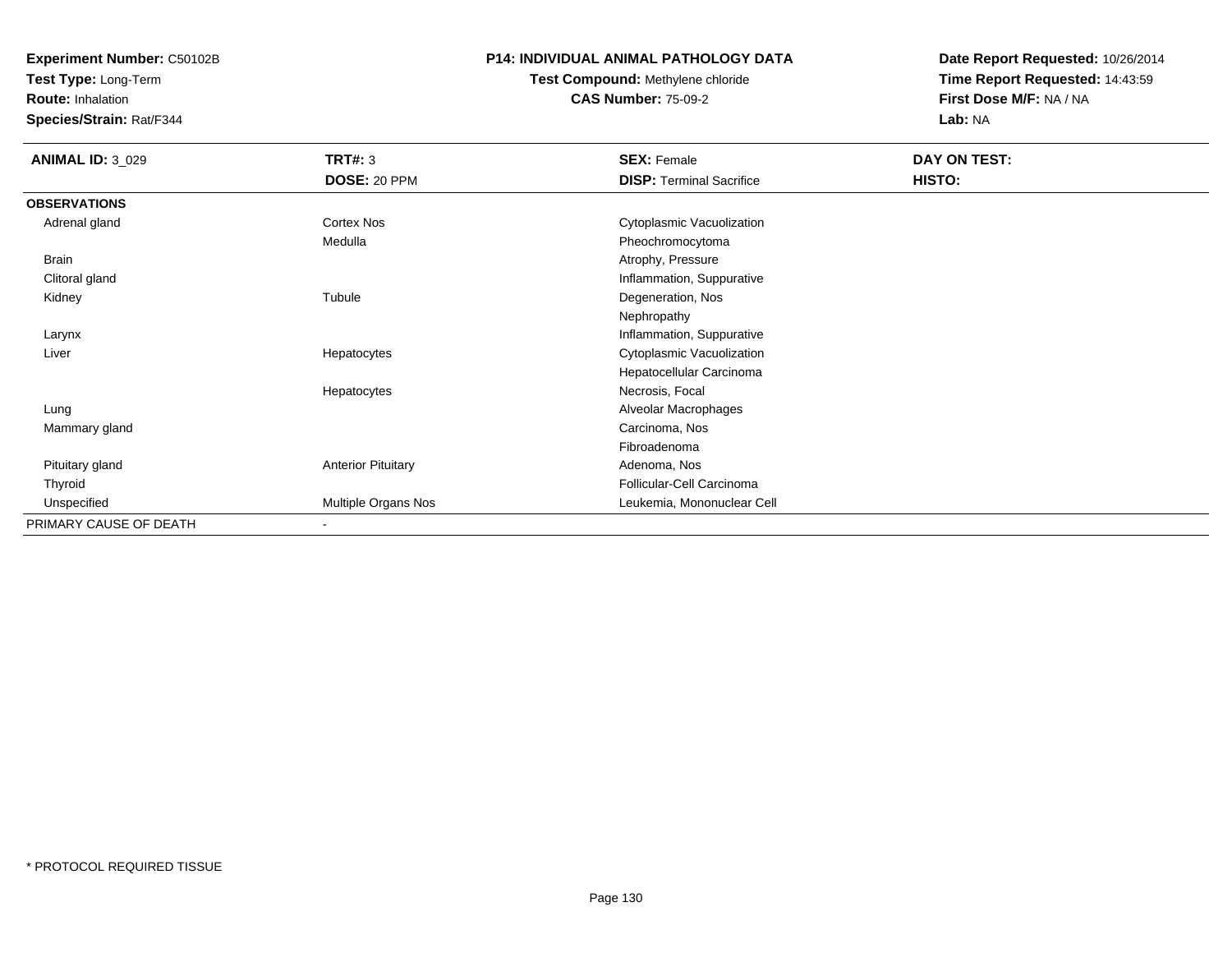**Experiment Number:** C50102B
**Test Type:** Long-Term
**Route:** Inhalation
**Species/Strain:** Rat/F344

**P14: INDIVIDUAL ANIMAL PATHOLOGY DATA**
**Test Compound:** Methylene chloride
**CAS Number:** 75-09-2

**Date Report Requested:** 10/26/2014
**Time Report Requested:** 14:43:59
**First Dose M/F:** NA / NA
**Lab:** NA

| **ANIMAL ID:** 3_029 | **TRT#:** 3 | **SEX:** Female | **DAY ON TEST:** |
|---|---|---|---|
| | **DOSE:** 20 PPM | **DISP:** Terminal Sacrifice | **HISTO:** |
| **OBSERVATIONS** | | | |
| Adrenal gland | Cortex Nos | Cytoplasmic Vacuolization | |
| | Medulla | Pheochromocytoma | |
| Brain | | Atrophy, Pressure | |
| Clitoral gland | | Inflammation, Suppurative | |
| Kidney | Tubule | Degeneration, Nos | |
| | | Nephropathy | |
| Larynx | | Inflammation, Suppurative | |
| Liver | Hepatocytes | Cytoplasmic Vacuolization | |
| | | Hepatocellular Carcinoma | |
| | Hepatocytes | Necrosis, Focal | |
| Lung | | Alveolar Macrophages | |
| Mammary gland | | Carcinoma, Nos | |
| | | Fibroadenoma | |
| Pituitary gland | Anterior Pituitary | Adenoma, Nos | |
| Thyroid | | Follicular-Cell Carcinoma | |
| Unspecified | Multiple Organs Nos | Leukemia, Mononuclear Cell | |
| PRIMARY CAUSE OF DEATH | - | | |

* PROTOCOL REQUIRED TISSUE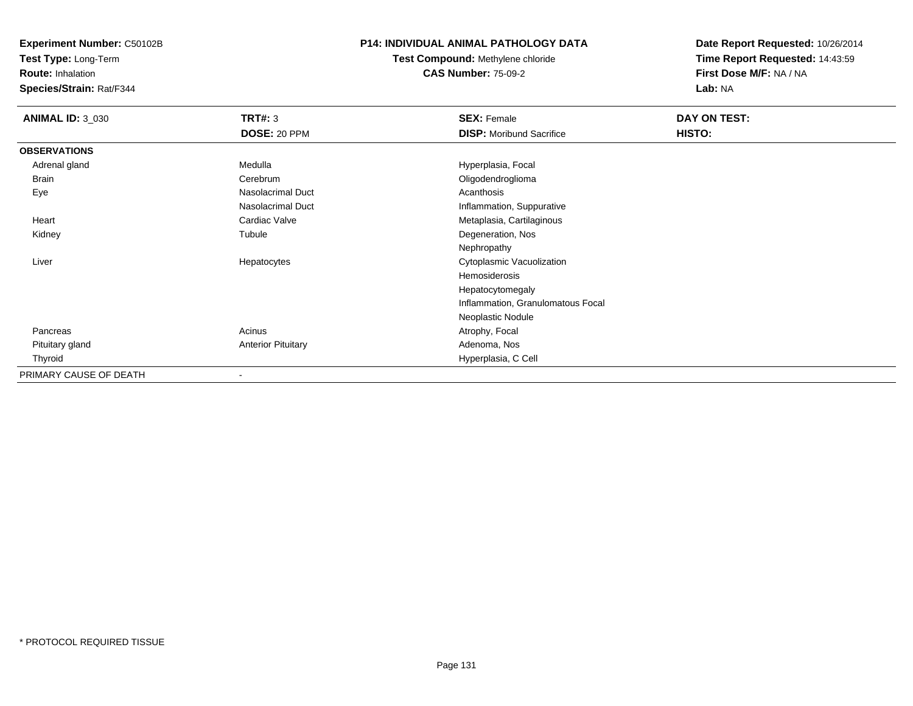**Experiment Number:** C50102B
**Test Type:** Long-Term
**Route:** Inhalation
**Species/Strain:** Rat/F344

**P14: INDIVIDUAL ANIMAL PATHOLOGY DATA**
**Test Compound:** Methylene chloride
**CAS Number:** 75-09-2

**Date Report Requested:** 10/26/2014
**Time Report Requested:** 14:43:59
**First Dose M/F:** NA / NA
**Lab:** NA

| **ANIMAL ID:** 3_030 | **TRT#:** 3 | **SEX:** Female | **DAY ON TEST:** |
|---|---|---|---|
| | **DOSE:** 20 PPM | **DISP:** Moribund Sacrifice | **HISTO:** |
| **OBSERVATIONS** | | | |
| Adrenal gland | Medulla | Hyperplasia, Focal | |
| Brain | Cerebrum | Oligodendroglioma | |
| Eye | Nasolacrimal Duct | Acanthosis | |
| | Nasolacrimal Duct | Inflammation, Suppurative | |
| Heart | Cardiac Valve | Metaplasia, Cartilaginous | |
| Kidney | Tubule | Degeneration, Nos | |
| | | Nephropathy | |
| Liver | Hepatocytes | Cytoplasmic Vacuolization | |
| | | Hemosiderosis | |
| | | Hepatocytomegaly | |
| | | Inflammation, Granulomatous Focal | |
| | | Neoplastic Nodule | |
| Pancreas | Acinus | Atrophy, Focal | |
| Pituitary gland | Anterior Pituitary | Adenoma, Nos | |
| Thyroid | | Hyperplasia, C Cell | |
| PRIMARY CAUSE OF DEATH | - | | |

* PROTOCOL REQUIRED TISSUE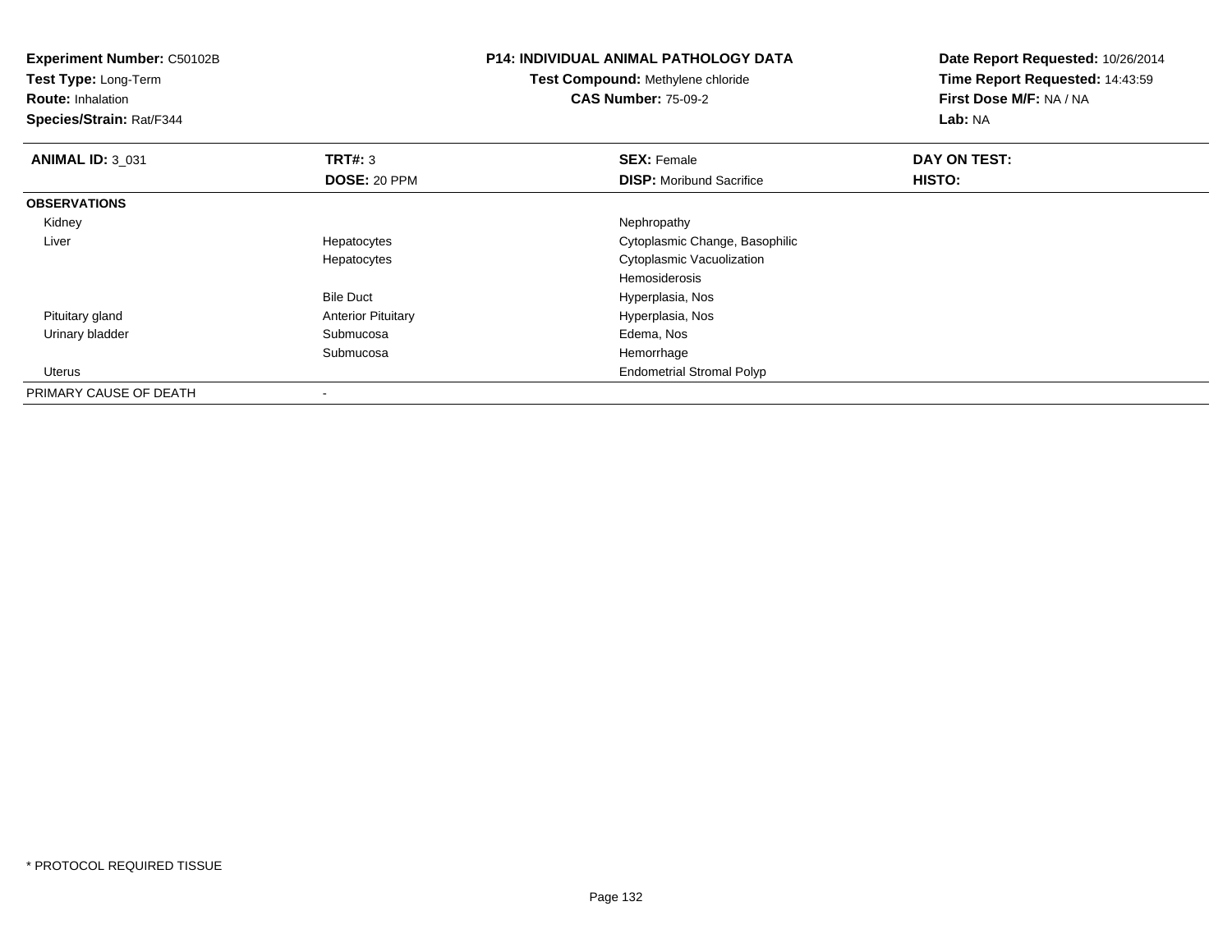**Experiment Number:** C50102B
**Test Type:** Long-Term
**Route:** Inhalation
**Species/Strain:** Rat/F344

**P14: INDIVIDUAL ANIMAL PATHOLOGY DATA**
**Test Compound:** Methylene chloride
**CAS Number:** 75-09-2

**Date Report Requested:** 10/26/2014
**Time Report Requested:** 14:43:59
**First Dose M/F:** NA / NA
**Lab:** NA

| **ANIMAL ID:** 3_031 | **TRT#:** 3 | **SEX:** Female | **DAY ON TEST:** |
|---|---|---|---|
| | **DOSE:** 20 PPM | **DISP:** Moribund Sacrifice | **HISTO:** |
| **OBSERVATIONS** | | | |
| Kidney | | Nephropathy | |
| Liver | Hepatocytes | Cytoplasmic Change, Basophilic | |
| | Hepatocytes | Cytoplasmic Vacuolization | |
| | | Hemosiderosis | |
| | Bile Duct | Hyperplasia, Nos | |
| Pituitary gland | Anterior Pituitary | Hyperplasia, Nos | |
| Urinary bladder | Submucosa | Edema, Nos | |
| | Submucosa | Hemorrhage | |
| Uterus | | Endometrial Stromal Polyp | |
| PRIMARY CAUSE OF DEATH | - | | |

* PROTOCOL REQUIRED TISSUE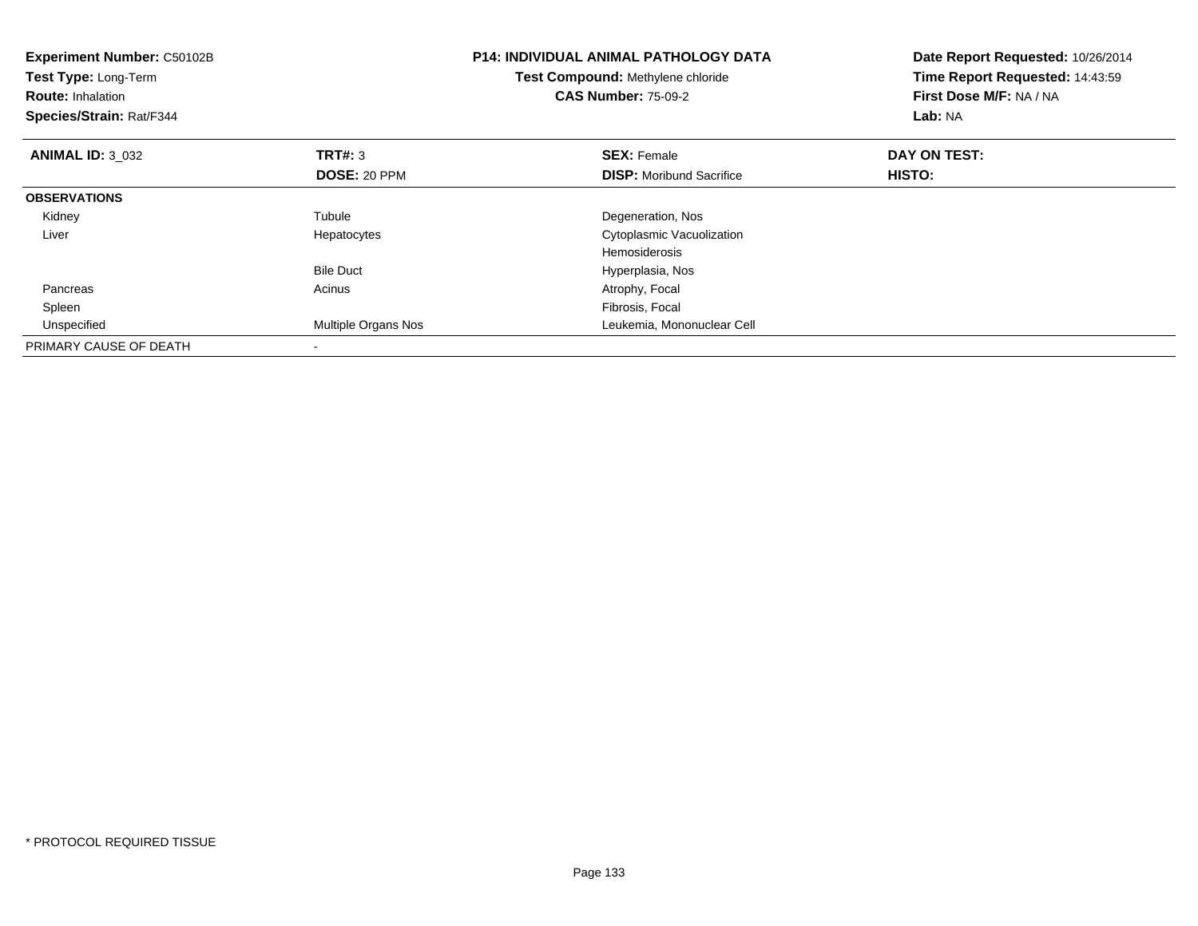**Experiment Number:** C50102B
**Test Type:** Long-Term
**Route:** Inhalation
**Species/Strain:** Rat/F344

**P14: INDIVIDUAL ANIMAL PATHOLOGY DATA**
**Test Compound:** Methylene chloride
**CAS Number:** 75-09-2

**Date Report Requested:** 10/26/2014
**Time Report Requested:** 14:43:59
**First Dose M/F:** NA / NA
**Lab:** NA

| **ANIMAL ID:** 3_032 | **TRT#:** 3 | **SEX:** Female | **DAY ON TEST:** |
|---|---|---|---|
| | **DOSE:** 20 PPM | **DISP:** Moribund Sacrifice | **HISTO:** |
| **OBSERVATIONS** | | | |
| Kidney | Tubule | Degeneration, Nos | |
| Liver | Hepatocytes | Cytoplasmic Vacuolization | |
| | | Hemosiderosis | |
| | Bile Duct | Hyperplasia, Nos | |
| Pancreas | Acinus | Atrophy, Focal | |
| Spleen | | Fibrosis, Focal | |
| Unspecified | Multiple Organs Nos | Leukemia, Mononuclear Cell | |
| PRIMARY CAUSE OF DEATH | - | | |

* PROTOCOL REQUIRED TISSUE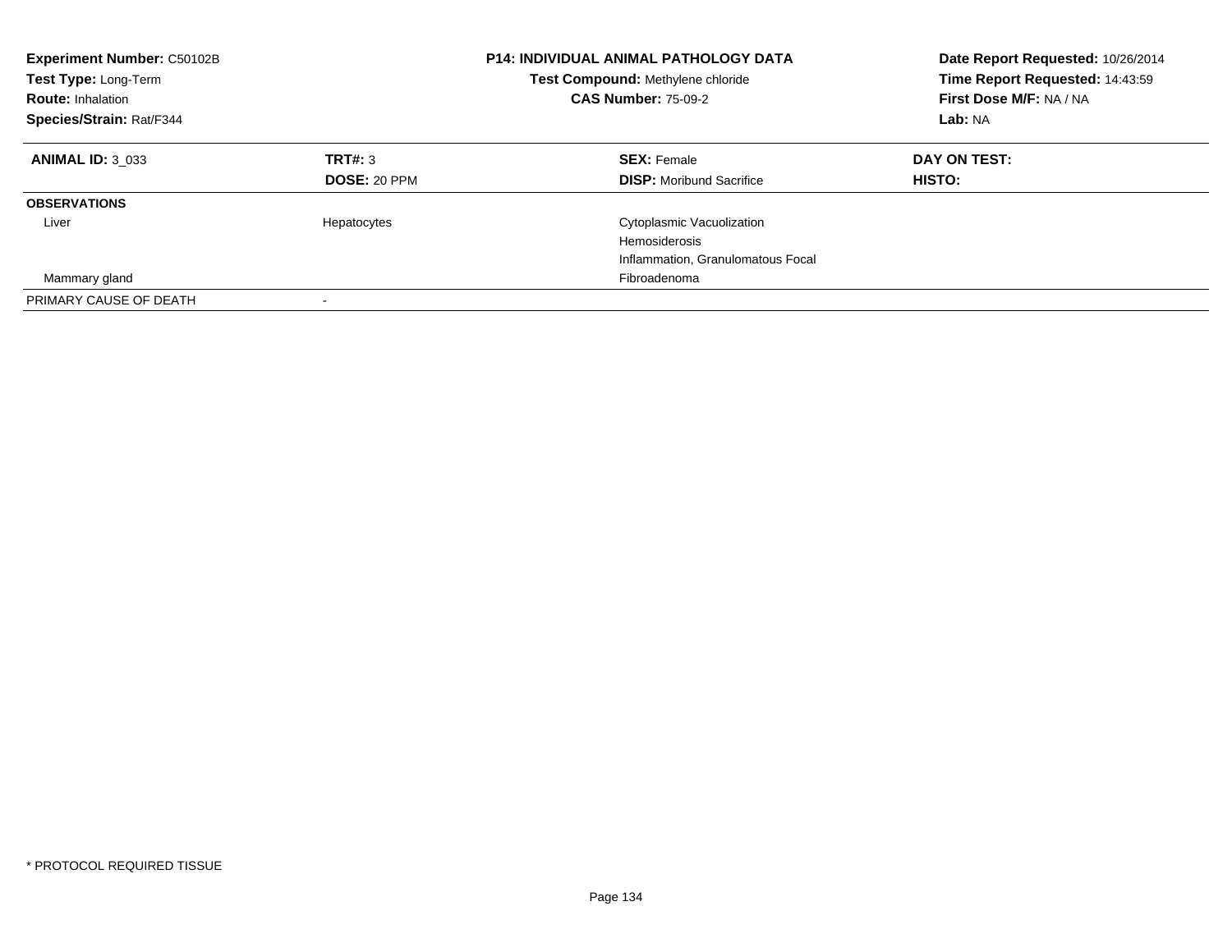**Experiment Number:** C50102B
**Test Type:** Long-Term
**Route:** Inhalation
**Species/Strain:** Rat/F344

**P14: INDIVIDUAL ANIMAL PATHOLOGY DATA**
**Test Compound:** Methylene chloride
**CAS Number:** 75-09-2

**Date Report Requested:** 10/26/2014
**Time Report Requested:** 14:43:59
**First Dose M/F:** NA / NA
**Lab:** NA

| **ANIMAL ID:** 3_033 | **TRT#:** 3 | **SEX:** Female | **DAY ON TEST:** |
|---|---|---|---|
| | **DOSE:** 20 PPM | **DISP:** Moribund Sacrifice | **HISTO:** |
| **OBSERVATIONS** | | | |
| Liver | Hepatocytes | Cytoplasmic Vacuolization | |
| | | Hemosiderosis | |
| | | Inflammation, Granulomatous Focal | |
| Mammary gland | | Fibroadenoma | |
| PRIMARY CAUSE OF DEATH | - | | |

* PROTOCOL REQUIRED TISSUE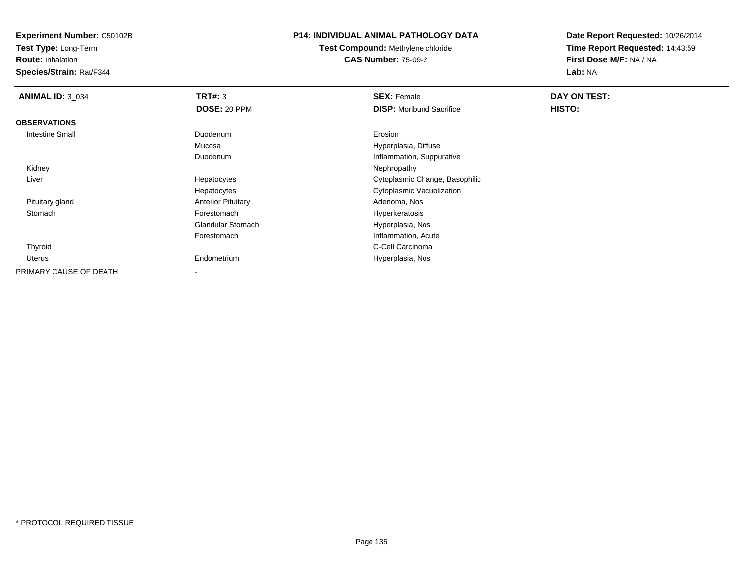**Experiment Number:** C50102B
**Test Type:** Long-Term
**Route:** Inhalation
**Species/Strain:** Rat/F344

**P14: INDIVIDUAL ANIMAL PATHOLOGY DATA**
**Test Compound:** Methylene chloride
**CAS Number:** 75-09-2

**Date Report Requested:** 10/26/2014
**Time Report Requested:** 14:43:59
**First Dose M/F:** NA / NA
**Lab:** NA

| **ANIMAL ID:** 3_034 | **TRT#:** 3 | **SEX:** Female | **DAY ON TEST:** |
|---|---|---|---|
| | **DOSE:** 20 PPM | **DISP:** Moribund Sacrifice | **HISTO:** |
| **OBSERVATIONS** | | | |
| Intestine Small | Duodenum | Erosion | |
| | Mucosa | Hyperplasia, Diffuse | |
| | Duodenum | Inflammation, Suppurative | |
| Kidney | | Nephropathy | |
| Liver | Hepatocytes | Cytoplasmic Change, Basophilic | |
| | Hepatocytes | Cytoplasmic Vacuolization | |
| Pituitary gland | Anterior Pituitary | Adenoma, Nos | |
| Stomach | Forestomach | Hyperkeratosis | |
| | Glandular Stomach | Hyperplasia, Nos | |
| | Forestomach | Inflammation, Acute | |
| Thyroid | | C-Cell Carcinoma | |
| Uterus | Endometrium | Hyperplasia, Nos | |
| PRIMARY CAUSE OF DEATH | - | | |

* PROTOCOL REQUIRED TISSUE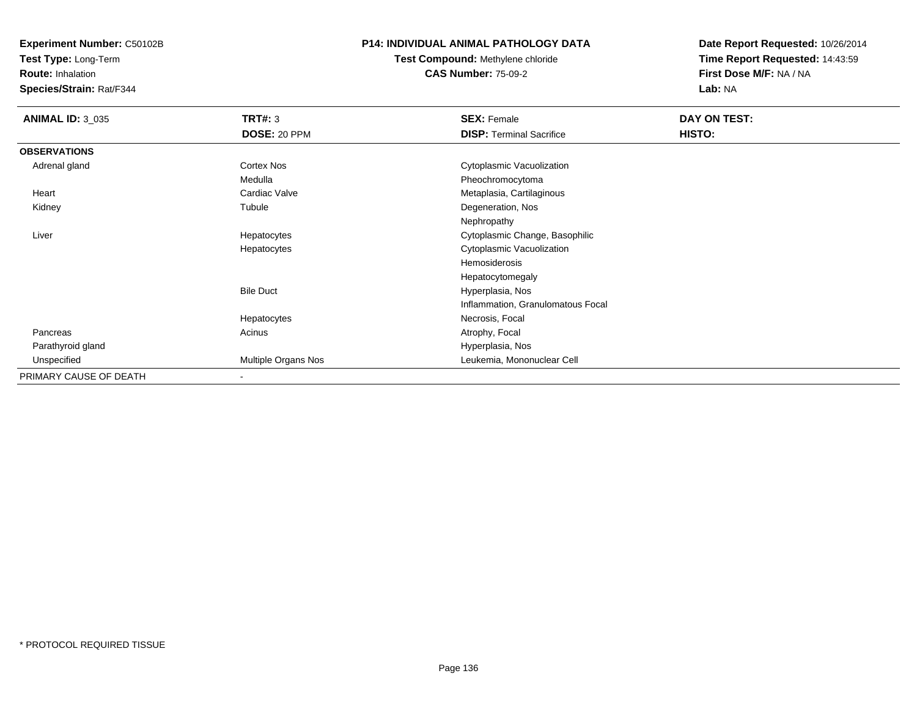**Experiment Number:** C50102B
**Test Type:** Long-Term
**Route:** Inhalation
**Species/Strain:** Rat/F344

**P14: INDIVIDUAL ANIMAL PATHOLOGY DATA**
**Test Compound:** Methylene chloride
**CAS Number:** 75-09-2

**Date Report Requested:** 10/26/2014
**Time Report Requested:** 14:43:59
**First Dose M/F:** NA / NA
**Lab:** NA

| **ANIMAL ID:** 3_035 | **TRT#:** 3 | **SEX:** Female | **DAY ON TEST:** |
|---|---|---|---|
| | **DOSE:** 20 PPM | **DISP:** Terminal Sacrifice | **HISTO:** |
| **OBSERVATIONS** | | | |
| Adrenal gland | Cortex Nos | Cytoplasmic Vacuolization | |
| | Medulla | Pheochromocytoma | |
| Heart | Cardiac Valve | Metaplasia, Cartilaginous | |
| Kidney | Tubule | Degeneration, Nos | |
| | | Nephropathy | |
| Liver | Hepatocytes | Cytoplasmic Change, Basophilic | |
| | Hepatocytes | Cytoplasmic Vacuolization | |
| | | Hemosiderosis | |
| | | Hepatocytomegaly | |
| | Bile Duct | Hyperplasia, Nos | |
| | | Inflammation, Granulomatous Focal | |
| | Hepatocytes | Necrosis, Focal | |
| Pancreas | Acinus | Atrophy, Focal | |
| Parathyroid gland | | Hyperplasia, Nos | |
| Unspecified | Multiple Organs Nos | Leukemia, Mononuclear Cell | |
| PRIMARY CAUSE OF DEATH | - | | |

* PROTOCOL REQUIRED TISSUE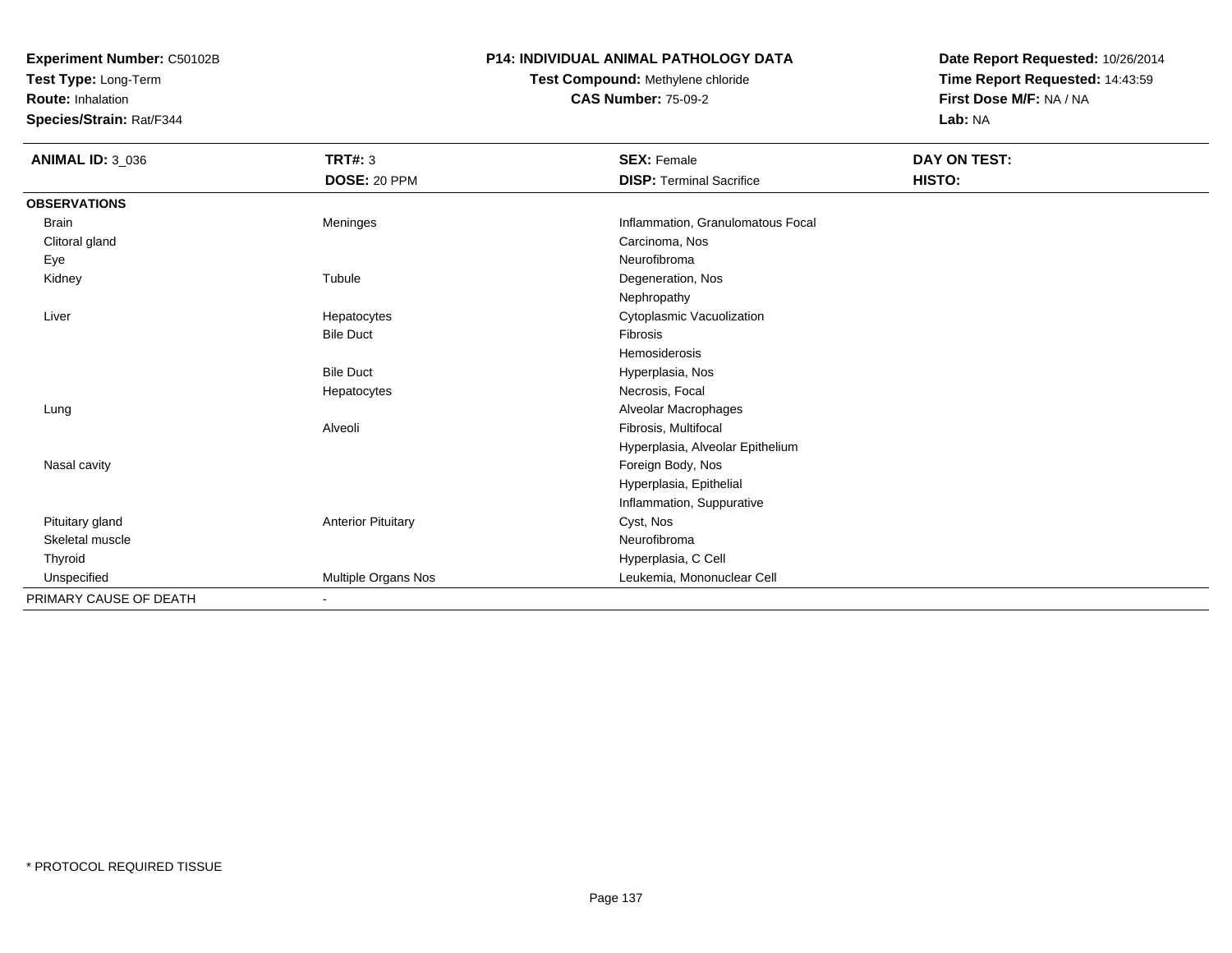**Experiment Number:** C50102B
**Test Type:** Long-Term
**Route:** Inhalation
**Species/Strain:** Rat/F344

**P14: INDIVIDUAL ANIMAL PATHOLOGY DATA**
**Test Compound:** Methylene chloride
**CAS Number:** 75-09-2

**Date Report Requested:** 10/26/2014
**Time Report Requested:** 14:43:59
**First Dose M/F:** NA / NA
**Lab:** NA

| **ANIMAL ID:** 3_036 | **TRT#:** 3 | **SEX:** Female | **DAY ON TEST:** |
|---|---|---|---|
| | **DOSE:** 20 PPM | **DISP:** Terminal Sacrifice | **HISTO:** |
| **OBSERVATIONS** | | | |
| Brain | Meninges | Inflammation, Granulomatous Focal | |
| Clitoral gland | | Carcinoma, Nos | |
| Eye | | Neurofibroma | |
| Kidney | Tubule | Degeneration, Nos | |
| | | Nephropathy | |
| Liver | Hepatocytes | Cytoplasmic Vacuolization | |
| | Bile Duct | Fibrosis | |
| | | Hemosiderosis | |
| | Bile Duct | Hyperplasia, Nos | |
| | Hepatocytes | Necrosis, Focal | |
| Lung | | Alveolar Macrophages | |
| | Alveoli | Fibrosis, Multifocal | |
| | | Hyperplasia, Alveolar Epithelium | |
| Nasal cavity | | Foreign Body, Nos | |
| | | Hyperplasia, Epithelial | |
| | | Inflammation, Suppurative | |
| Pituitary gland | Anterior Pituitary | Cyst, Nos | |
| Skeletal muscle | | Neurofibroma | |
| Thyroid | | Hyperplasia, C Cell | |
| Unspecified | Multiple Organs Nos | Leukemia, Mononuclear Cell | |
| PRIMARY CAUSE OF DEATH | - | | |

* PROTOCOL REQUIRED TISSUE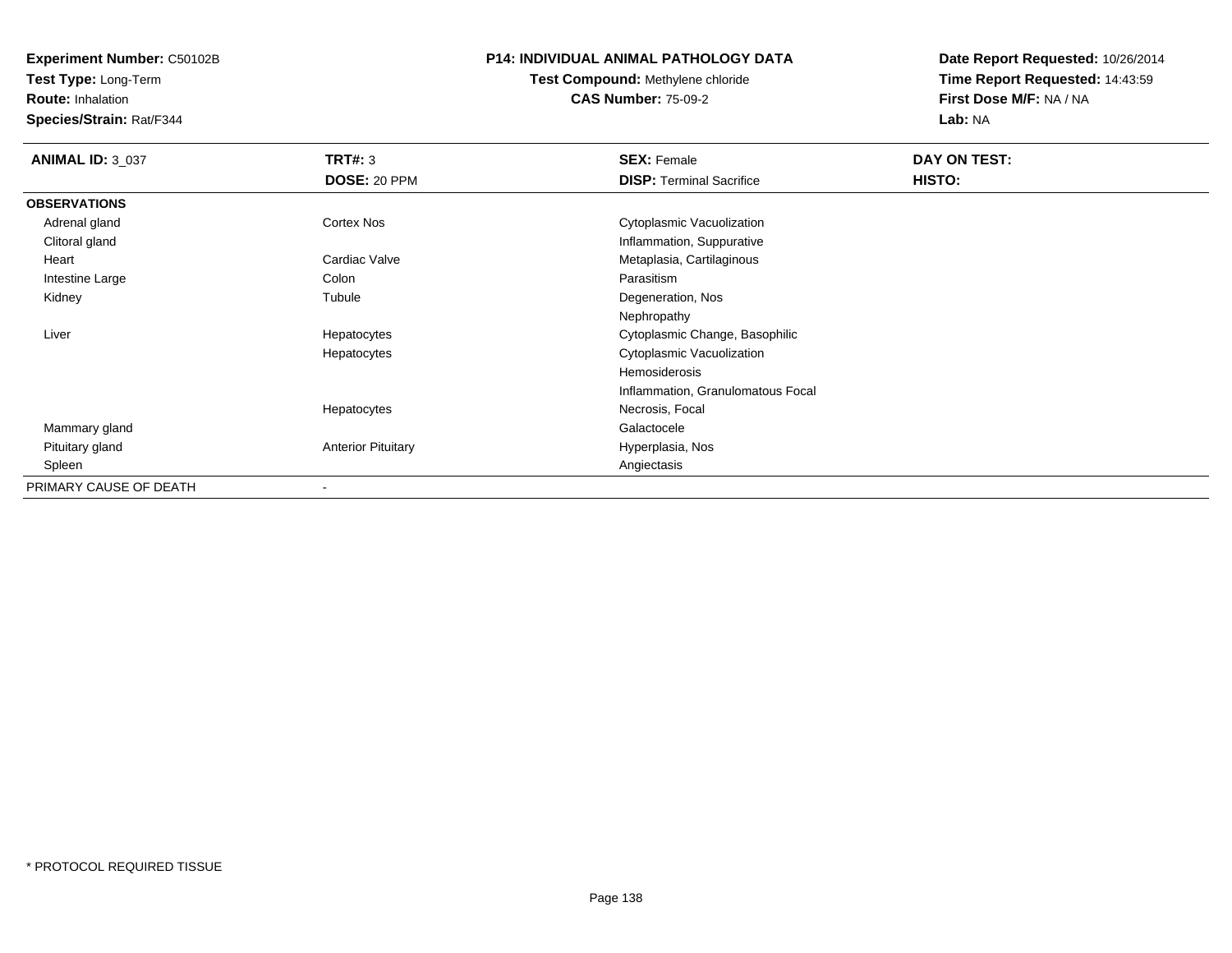**Experiment Number:** C50102B
**Test Type:** Long-Term
**Route:** Inhalation
**Species/Strain:** Rat/F344

**P14: INDIVIDUAL ANIMAL PATHOLOGY DATA**
**Test Compound:** Methylene chloride
**CAS Number:** 75-09-2

**Date Report Requested:** 10/26/2014
**Time Report Requested:** 14:43:59
**First Dose M/F:** NA / NA
**Lab:** NA

| **ANIMAL ID:** 3_037 | **TRT#:** 3 | **SEX:** Female | **DAY ON TEST:** |
|---|---|---|---|
| | **DOSE:** 20 PPM | **DISP:** Terminal Sacrifice | **HISTO:** |
| **OBSERVATIONS** | | | |
| Adrenal gland | Cortex Nos | Cytoplasmic Vacuolization | |
| Clitoral gland | | Inflammation, Suppurative | |
| Heart | Cardiac Valve | Metaplasia, Cartilaginous | |
| Intestine Large | Colon | Parasitism | |
| Kidney | Tubule | Degeneration, Nos | |
| | | Nephropathy | |
| Liver | Hepatocytes | Cytoplasmic Change, Basophilic | |
| | Hepatocytes | Cytoplasmic Vacuolization | |
| | | Hemosiderosis | |
| | | Inflammation, Granulomatous Focal | |
| | Hepatocytes | Necrosis, Focal | |
| Mammary gland | | Galactocele | |
| Pituitary gland | Anterior Pituitary | Hyperplasia, Nos | |
| Spleen | | Angiectasis | |
| PRIMARY CAUSE OF DEATH | - | | |

* PROTOCOL REQUIRED TISSUE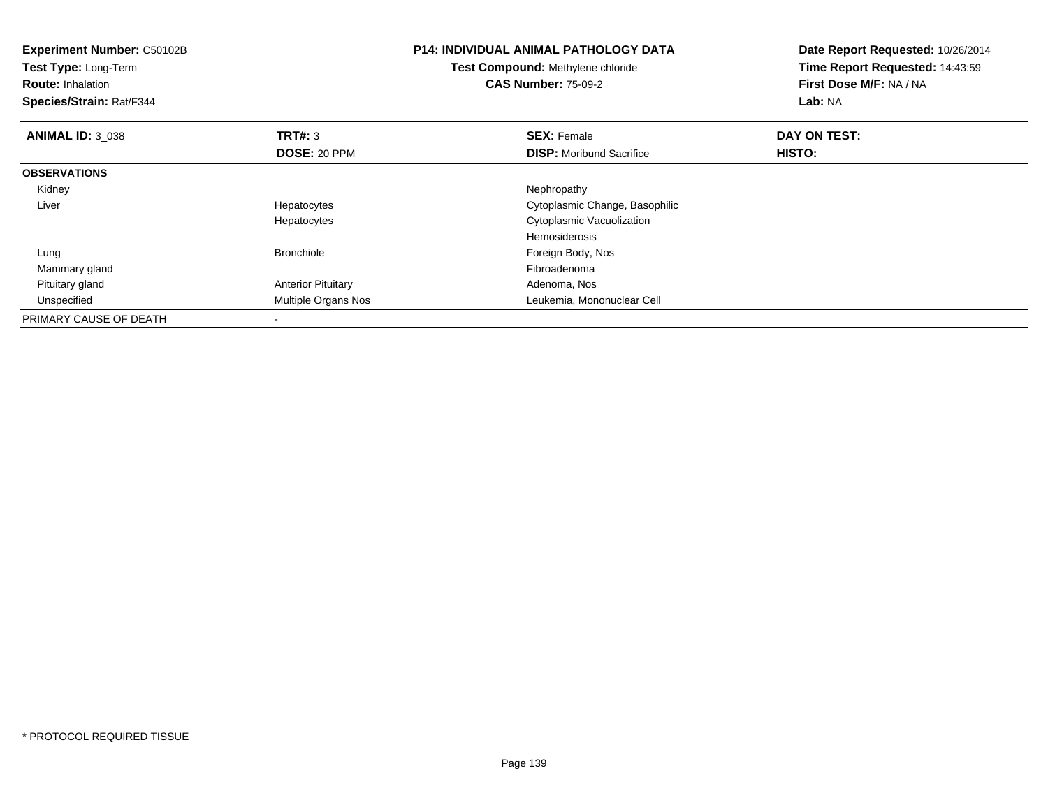**Experiment Number:** C50102B
**Test Type:** Long-Term
**Route:** Inhalation
**Species/Strain:** Rat/F344

**P14: INDIVIDUAL ANIMAL PATHOLOGY DATA**
**Test Compound:** Methylene chloride
**CAS Number:** 75-09-2

**Date Report Requested:** 10/26/2014
**Time Report Requested:** 14:43:59
**First Dose M/F:** NA / NA
**Lab:** NA

| **ANIMAL ID:** 3_038 | **TRT#:** 3 | **SEX:** Female | **DAY ON TEST:** |
|---|---|---|---|
| | **DOSE:** 20 PPM | **DISP:** Moribund Sacrifice | **HISTO:** |
| **OBSERVATIONS** | | | |
| Kidney | | Nephropathy | |
| Liver | Hepatocytes | Cytoplasmic Change, Basophilic | |
| | Hepatocytes | Cytoplasmic Vacuolization | |
| | | Hemosiderosis | |
| Lung | Bronchiole | Foreign Body, Nos | |
| Mammary gland | | Fibroadenoma | |
| Pituitary gland | Anterior Pituitary | Adenoma, Nos | |
| Unspecified | Multiple Organs Nos | Leukemia, Mononuclear Cell | |
| PRIMARY CAUSE OF DEATH | - | | |

* PROTOCOL REQUIRED TISSUE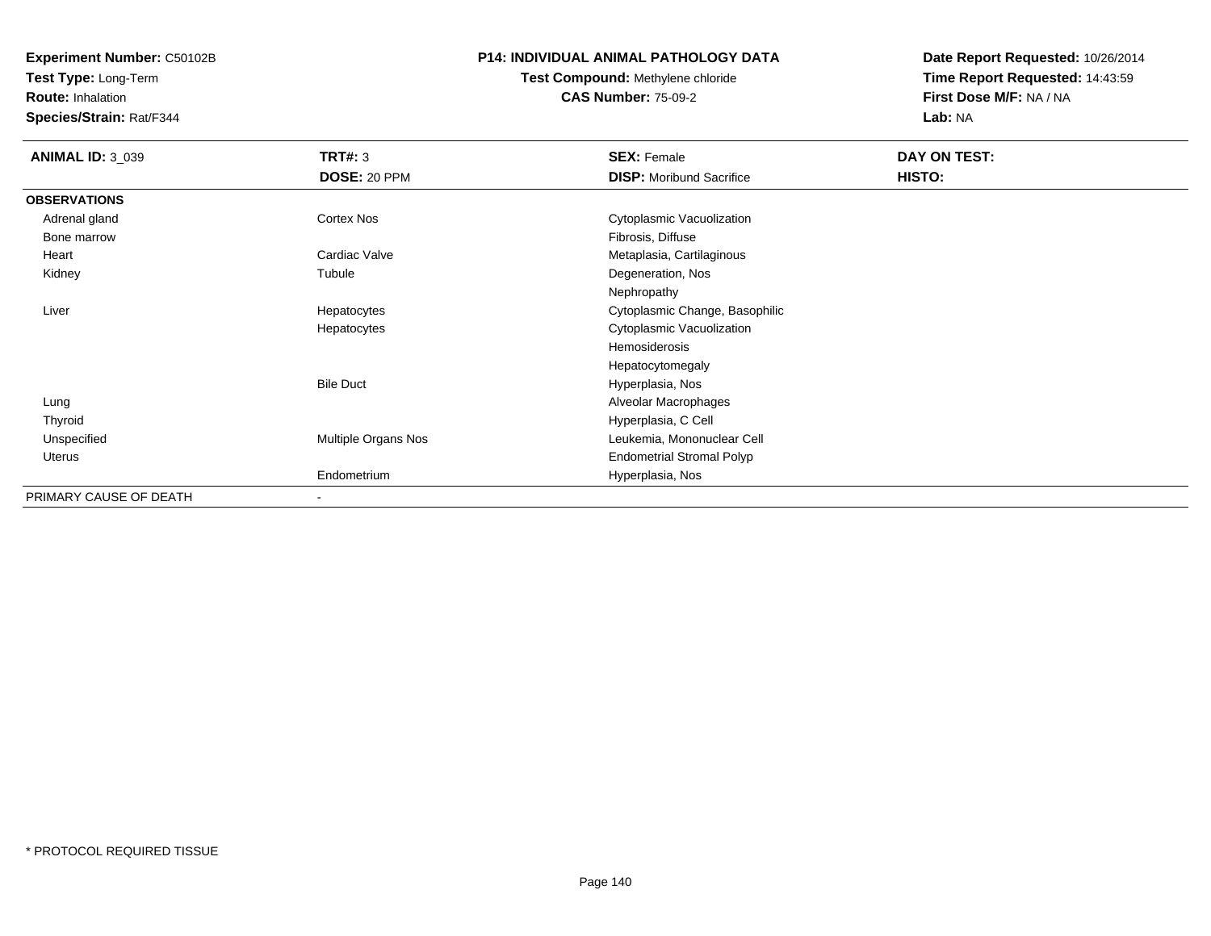**Experiment Number:** C50102B
**Test Type:** Long-Term
**Route:** Inhalation
**Species/Strain:** Rat/F344

**P14: INDIVIDUAL ANIMAL PATHOLOGY DATA**
**Test Compound:** Methylene chloride
**CAS Number:** 75-09-2

**Date Report Requested:** 10/26/2014
**Time Report Requested:** 14:43:59
**First Dose M/F:** NA / NA
**Lab:** NA

| **ANIMAL ID:** 3_039 | **TRT#:** 3 | **SEX:** Female | **DAY ON TEST:** |
|---|---|---|---|
| | **DOSE:** 20 PPM | **DISP:** Moribund Sacrifice | **HISTO:** |
| **OBSERVATIONS** | | | |
| Adrenal gland | Cortex Nos | Cytoplasmic Vacuolization | |
| Bone marrow | | Fibrosis, Diffuse | |
| Heart | Cardiac Valve | Metaplasia, Cartilaginous | |
| Kidney | Tubule | Degeneration, Nos | |
| | | Nephropathy | |
| Liver | Hepatocytes | Cytoplasmic Change, Basophilic | |
| | Hepatocytes | Cytoplasmic Vacuolization | |
| | | Hemosiderosis | |
| | | Hepatocytomegaly | |
| | Bile Duct | Hyperplasia, Nos | |
| Lung | | Alveolar Macrophages | |
| Thyroid | | Hyperplasia, C Cell | |
| Unspecified | Multiple Organs Nos | Leukemia, Mononuclear Cell | |
| Uterus | | Endometrial Stromal Polyp | |
| | Endometrium | Hyperplasia, Nos | |
| PRIMARY CAUSE OF DEATH | - | | |

* PROTOCOL REQUIRED TISSUE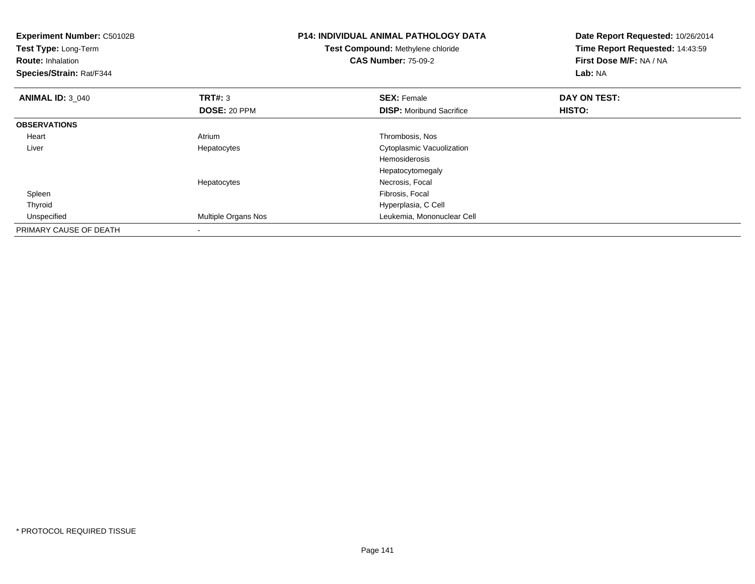**Experiment Number:** C50102B
**Test Type:** Long-Term
**Route:** Inhalation
**Species/Strain:** Rat/F344

**P14: INDIVIDUAL ANIMAL PATHOLOGY DATA**
**Test Compound:** Methylene chloride
**CAS Number:** 75-09-2

**Date Report Requested:** 10/26/2014
**Time Report Requested:** 14:43:59
**First Dose M/F:** NA / NA
**Lab:** NA

| **ANIMAL ID:** 3_040 | **TRT#:** 3 | **SEX:** Female | **DAY ON TEST:** |
|---|---|---|---|
| | **DOSE:** 20 PPM | **DISP:** Moribund Sacrifice | **HISTO:** |
| **OBSERVATIONS** | | | |
| Heart | Atrium | Thrombosis, Nos | |
| Liver | Hepatocytes | Cytoplasmic Vacuolization | |
| | | Hemosiderosis | |
| | | Hepatocytomegaly | |
| | Hepatocytes | Necrosis, Focal | |
| Spleen | | Fibrosis, Focal | |
| Thyroid | | Hyperplasia, C Cell | |
| Unspecified | Multiple Organs Nos | Leukemia, Mononuclear Cell | |
| PRIMARY CAUSE OF DEATH | - | | |

\* PROTOCOL REQUIRED TISSUE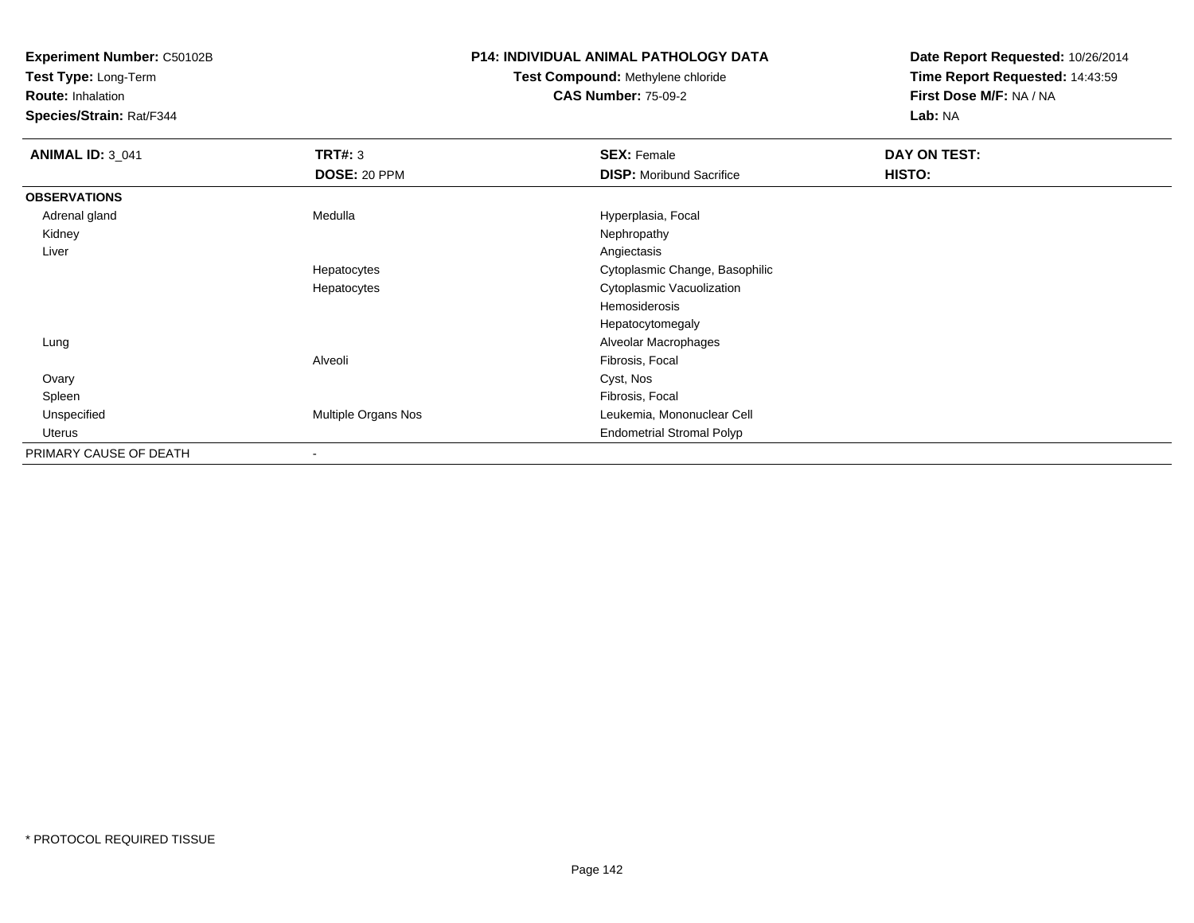**Experiment Number:** C50102B
**Test Type:** Long-Term
**Route:** Inhalation
**Species/Strain:** Rat/F344

**P14: INDIVIDUAL ANIMAL PATHOLOGY DATA**
**Test Compound:** Methylene chloride
**CAS Number:** 75-09-2

**Date Report Requested:** 10/26/2014
**Time Report Requested:** 14:43:59
**First Dose M/F:** NA / NA
**Lab:** NA

| **ANIMAL ID:** 3_041 | **TRT#:** 3 | **SEX:** Female | **DAY ON TEST:** |
|---|---|---|---|
| | **DOSE:** 20 PPM | **DISP:** Moribund Sacrifice | **HISTO:** |
| **OBSERVATIONS** | | | |
| Adrenal gland | Medulla | Hyperplasia, Focal | |
| Kidney | | Nephropathy | |
| Liver | | Angiectasis | |
| | Hepatocytes | Cytoplasmic Change, Basophilic | |
| | Hepatocytes | Cytoplasmic Vacuolization | |
| | | Hemosiderosis | |
| | | Hepatocytomegaly | |
| Lung | | Alveolar Macrophages | |
| | Alveoli | Fibrosis, Focal | |
| Ovary | | Cyst, Nos | |
| Spleen | | Fibrosis, Focal | |
| Unspecified | Multiple Organs Nos | Leukemia, Mononuclear Cell | |
| Uterus | | Endometrial Stromal Polyp | |
| PRIMARY CAUSE OF DEATH | - | | |

* PROTOCOL REQUIRED TISSUE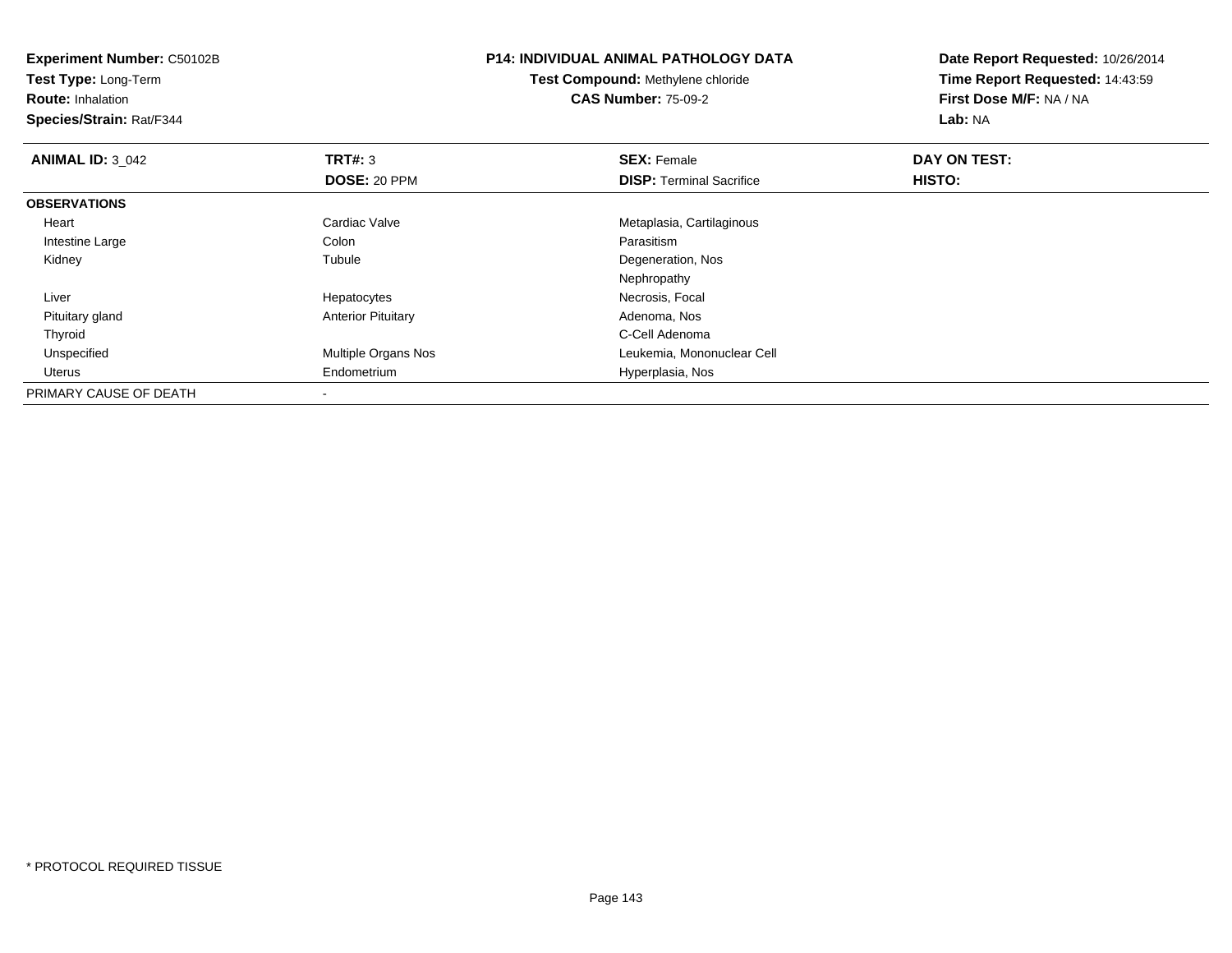**Experiment Number:** C50102B
**Test Type:** Long-Term
**Route:** Inhalation
**Species/Strain:** Rat/F344

**P14: INDIVIDUAL ANIMAL PATHOLOGY DATA**
**Test Compound:** Methylene chloride
**CAS Number:** 75-09-2

**Date Report Requested:** 10/26/2014
**Time Report Requested:** 14:43:59
**First Dose M/F:** NA / NA
**Lab:** NA

| **ANIMAL ID:** 3_042 | **TRT#:** 3 | **SEX:** Female | **DAY ON TEST:** |
|---|---|---|---|
| | **DOSE:** 20 PPM | **DISP:** Terminal Sacrifice | **HISTO:** |
| **OBSERVATIONS** | | | |
| Heart | Cardiac Valve | Metaplasia, Cartilaginous | |
| Intestine Large | Colon | Parasitism | |
| Kidney | Tubule | Degeneration, Nos | |
| | | Nephropathy | |
| Liver | Hepatocytes | Necrosis, Focal | |
| Pituitary gland | Anterior Pituitary | Adenoma, Nos | |
| Thyroid | | C-Cell Adenoma | |
| Unspecified | Multiple Organs Nos | Leukemia, Mononuclear Cell | |
| Uterus | Endometrium | Hyperplasia, Nos | |
| PRIMARY CAUSE OF DEATH | - | | |

* PROTOCOL REQUIRED TISSUE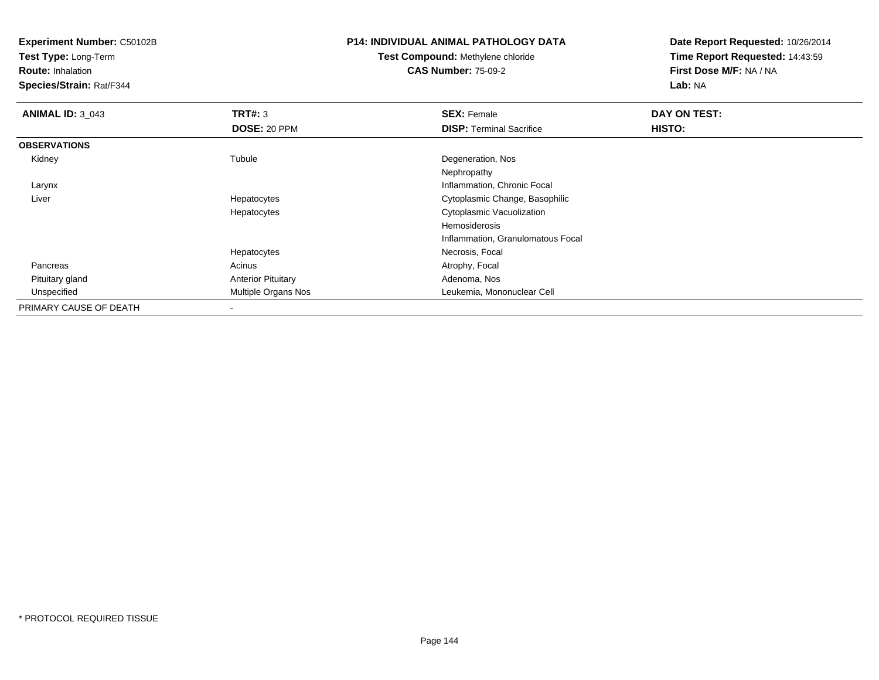**Experiment Number:** C50102B
**Test Type:** Long-Term
**Route:** Inhalation
**Species/Strain:** Rat/F344

**P14: INDIVIDUAL ANIMAL PATHOLOGY DATA**
**Test Compound:** Methylene chloride
**CAS Number:** 75-09-2

**Date Report Requested:** 10/26/2014
**Time Report Requested:** 14:43:59
**First Dose M/F:** NA / NA
**Lab:** NA

| **ANIMAL ID:** 3_043 | **TRT#:** 3 | **SEX:** Female | **DAY ON TEST:** |
|---|---|---|---|
| | **DOSE:** 20 PPM | **DISP:** Terminal Sacrifice | **HISTO:** |
| **OBSERVATIONS** | | | |
| Kidney | Tubule | Degeneration, Nos | |
| | | Nephropathy | |
| Larynx | | Inflammation, Chronic Focal | |
| Liver | Hepatocytes | Cytoplasmic Change, Basophilic | |
| | Hepatocytes | Cytoplasmic Vacuolization | |
| | | Hemosiderosis | |
| | | Inflammation, Granulomatous Focal | |
| | Hepatocytes | Necrosis, Focal | |
| Pancreas | Acinus | Atrophy, Focal | |
| Pituitary gland | Anterior Pituitary | Adenoma, Nos | |
| Unspecified | Multiple Organs Nos | Leukemia, Mononuclear Cell | |
| PRIMARY CAUSE OF DEATH | - | | |

* PROTOCOL REQUIRED TISSUE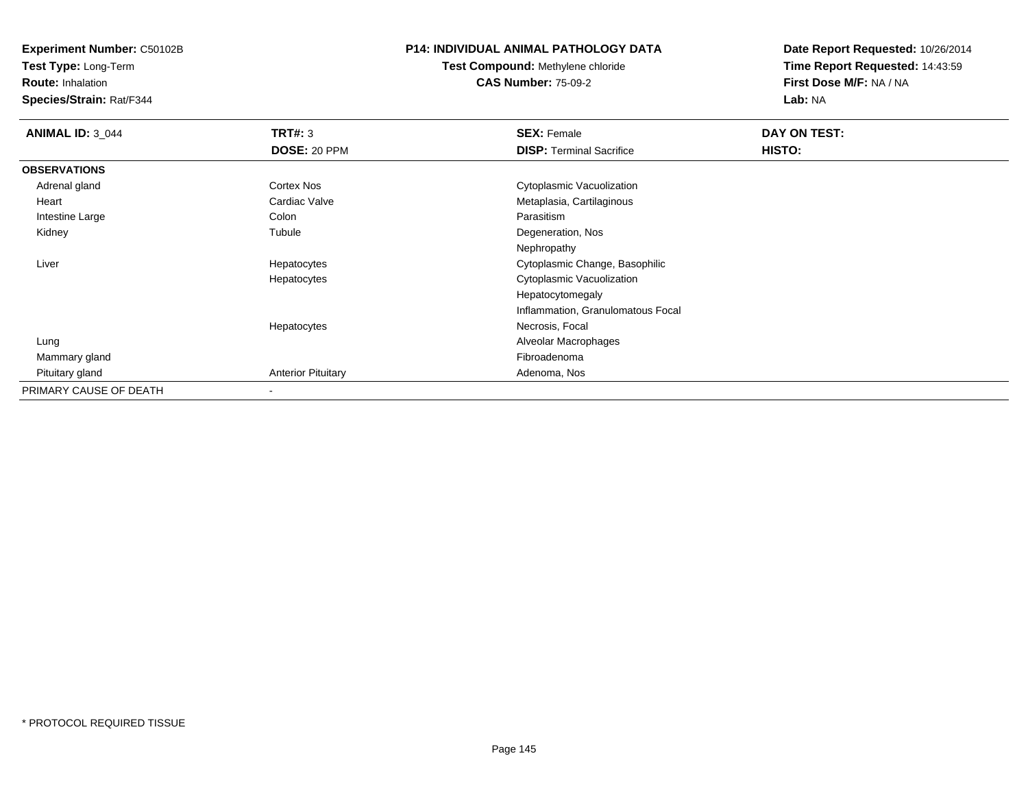**Experiment Number:** C50102B
**Test Type:** Long-Term
**Route:** Inhalation
**Species/Strain:** Rat/F344

**P14: INDIVIDUAL ANIMAL PATHOLOGY DATA**
**Test Compound:** Methylene chloride
**CAS Number:** 75-09-2

**Date Report Requested:** 10/26/2014
**Time Report Requested:** 14:43:59
**First Dose M/F:** NA / NA
**Lab:** NA

| **ANIMAL ID:** 3_044 | **TRT#:** 3 | **SEX:** Female | **DAY ON TEST:** |
|---|---|---|---|
| | **DOSE:** 20 PPM | **DISP:** Terminal Sacrifice | **HISTO:** |
| **OBSERVATIONS** | | | |
| Adrenal gland | Cortex Nos | Cytoplasmic Vacuolization | |
| Heart | Cardiac Valve | Metaplasia, Cartilaginous | |
| Intestine Large | Colon | Parasitism | |
| Kidney | Tubule | Degeneration, Nos | |
| | | Nephropathy | |
| Liver | Hepatocytes | Cytoplasmic Change, Basophilic | |
| | Hepatocytes | Cytoplasmic Vacuolization | |
| | | Hepatocytomegaly | |
| | | Inflammation, Granulomatous Focal | |
| | Hepatocytes | Necrosis, Focal | |
| Lung | | Alveolar Macrophages | |
| Mammary gland | | Fibroadenoma | |
| Pituitary gland | Anterior Pituitary | Adenoma, Nos | |
| PRIMARY CAUSE OF DEATH | - | | |

* PROTOCOL REQUIRED TISSUE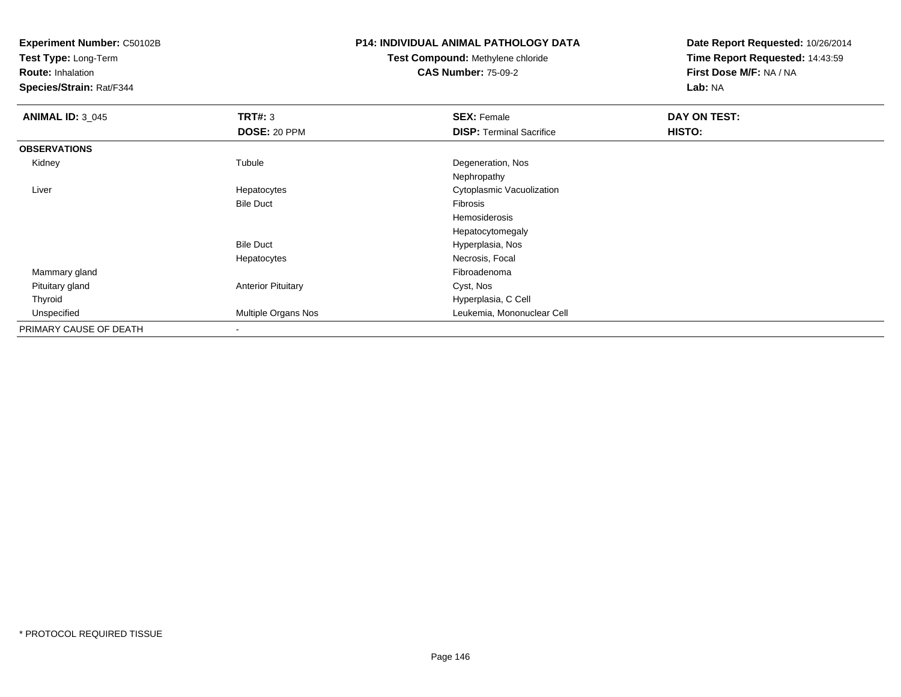**Experiment Number:** C50102B
**Test Type:** Long-Term
**Route:** Inhalation
**Species/Strain:** Rat/F344

**P14: INDIVIDUAL ANIMAL PATHOLOGY DATA**
**Test Compound:** Methylene chloride
**CAS Number:** 75-09-2

**Date Report Requested:** 10/26/2014
**Time Report Requested:** 14:43:59
**First Dose M/F:** NA / NA
**Lab:** NA

| **ANIMAL ID:** 3_045 | **TRT#:** 3 | **SEX:** Female | **DAY ON TEST:** |
|---|---|---|---|
| | **DOSE:** 20 PPM | **DISP:** Terminal Sacrifice | **HISTO:** |
| **OBSERVATIONS** | | | |
| Kidney | Tubule | Degeneration, Nos | |
| | | Nephropathy | |
| Liver | Hepatocytes | Cytoplasmic Vacuolization | |
| | Bile Duct | Fibrosis | |
| | | Hemosiderosis | |
| | | Hepatocytomegaly | |
| | Bile Duct | Hyperplasia, Nos | |
| | Hepatocytes | Necrosis, Focal | |
| Mammary gland | | Fibroadenoma | |
| Pituitary gland | Anterior Pituitary | Cyst, Nos | |
| Thyroid | | Hyperplasia, C Cell | |
| Unspecified | Multiple Organs Nos | Leukemia, Mononuclear Cell | |
| PRIMARY CAUSE OF DEATH | - | | |

* PROTOCOL REQUIRED TISSUE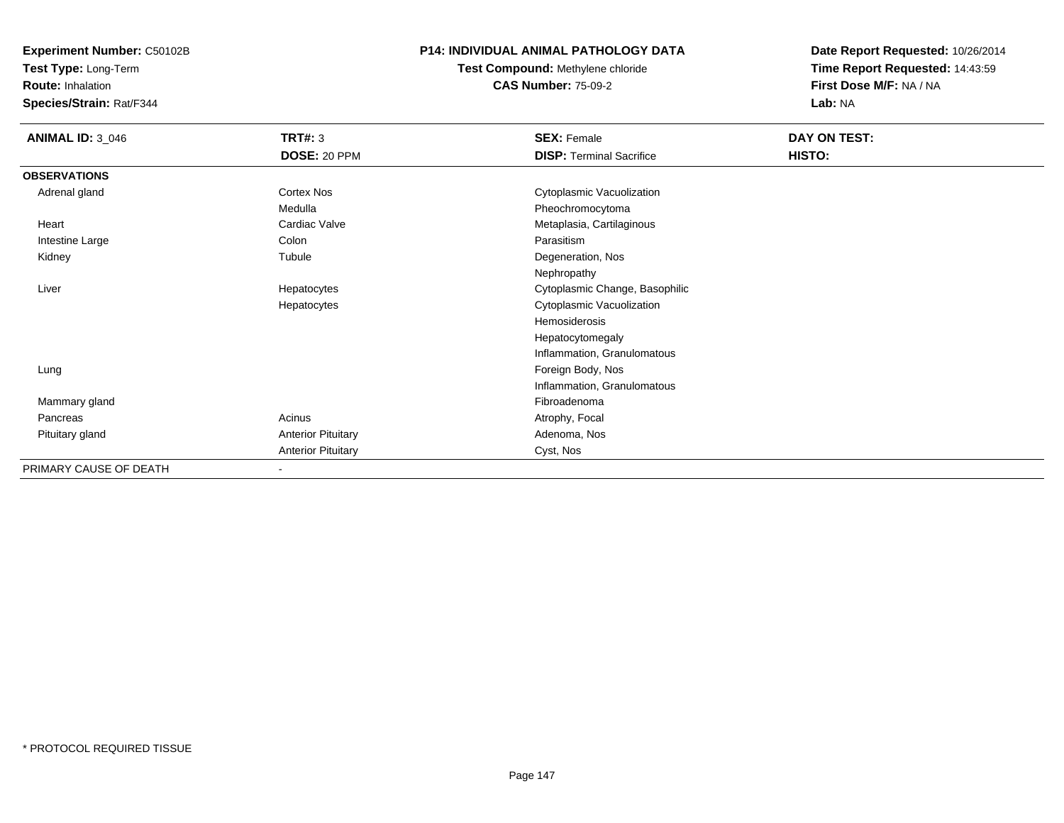**Experiment Number:** C50102B
**Test Type:** Long-Term
**Route:** Inhalation
**Species/Strain:** Rat/F344

**P14: INDIVIDUAL ANIMAL PATHOLOGY DATA**
**Test Compound:** Methylene chloride
**CAS Number:** 75-09-2

**Date Report Requested:** 10/26/2014
**Time Report Requested:** 14:43:59
**First Dose M/F:** NA / NA
**Lab:** NA

| **ANIMAL ID:** 3_046 | **TRT#:** 3 | **SEX:** Female | **DAY ON TEST:** |
|---|---|---|---|
| | **DOSE:** 20 PPM | **DISP:** Terminal Sacrifice | **HISTO:** |
| **OBSERVATIONS** | | | |
| Adrenal gland | Cortex Nos | Cytoplasmic Vacuolization | |
| | Medulla | Pheochromocytoma | |
| Heart | Cardiac Valve | Metaplasia, Cartilaginous | |
| Intestine Large | Colon | Parasitism | |
| Kidney | Tubule | Degeneration, Nos | |
| | | Nephropathy | |
| Liver | Hepatocytes | Cytoplasmic Change, Basophilic | |
| | Hepatocytes | Cytoplasmic Vacuolization | |
| | | Hemosiderosis | |
| | | Hepatocytomegaly | |
| | | Inflammation, Granulomatous | |
| Lung | | Foreign Body, Nos | |
| | | Inflammation, Granulomatous | |
| Mammary gland | | Fibroadenoma | |
| Pancreas | Acinus | Atrophy, Focal | |
| Pituitary gland | Anterior Pituitary | Adenoma, Nos | |
| | Anterior Pituitary | Cyst, Nos | |
| PRIMARY CAUSE OF DEATH | - | | |

* PROTOCOL REQUIRED TISSUE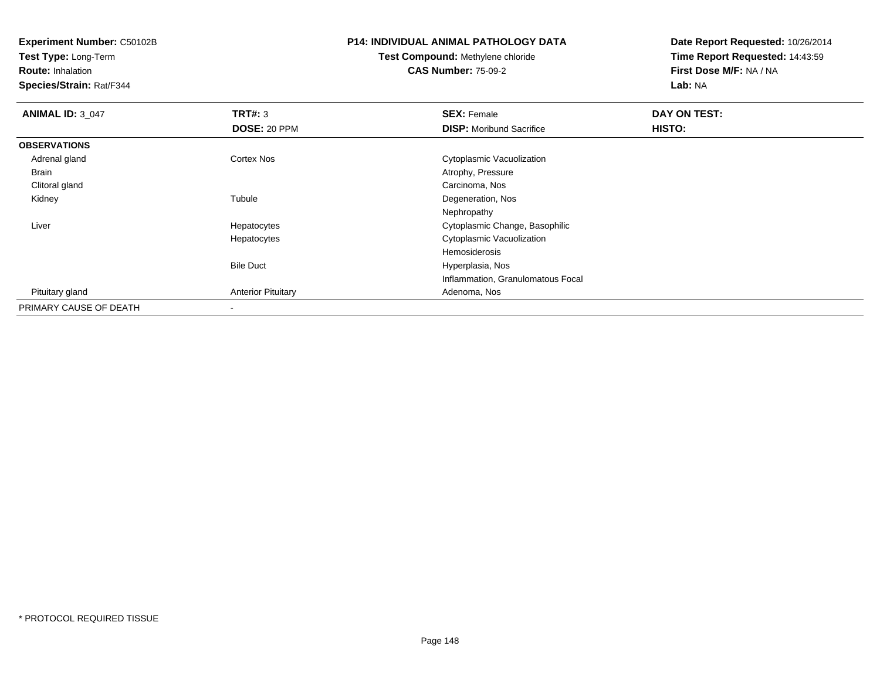**Experiment Number:** C50102B
**Test Type:** Long-Term
**Route:** Inhalation
**Species/Strain:** Rat/F344

**P14: INDIVIDUAL ANIMAL PATHOLOGY DATA**
**Test Compound:** Methylene chloride
**CAS Number:** 75-09-2

**Date Report Requested:** 10/26/2014
**Time Report Requested:** 14:43:59
**First Dose M/F:** NA / NA
**Lab:** NA

| **ANIMAL ID:** 3_047 | **TRT#:** 3 | **SEX:** Female | **DAY ON TEST:** |
|---|---|---|---|
| | **DOSE:** 20 PPM | **DISP:** Moribund Sacrifice | **HISTO:** |
| **OBSERVATIONS** | | | |
| Adrenal gland | Cortex Nos | Cytoplasmic Vacuolization | |
| Brain | | Atrophy, Pressure | |
| Clitoral gland | | Carcinoma, Nos | |
| Kidney | Tubule | Degeneration, Nos | |
| | | Nephropathy | |
| Liver | Hepatocytes | Cytoplasmic Change, Basophilic | |
| | Hepatocytes | Cytoplasmic Vacuolization | |
| | | Hemosiderosis | |
| | Bile Duct | Hyperplasia, Nos | |
| | | Inflammation, Granulomatous Focal | |
| Pituitary gland | Anterior Pituitary | Adenoma, Nos | |
| PRIMARY CAUSE OF DEATH | - | | |

* PROTOCOL REQUIRED TISSUE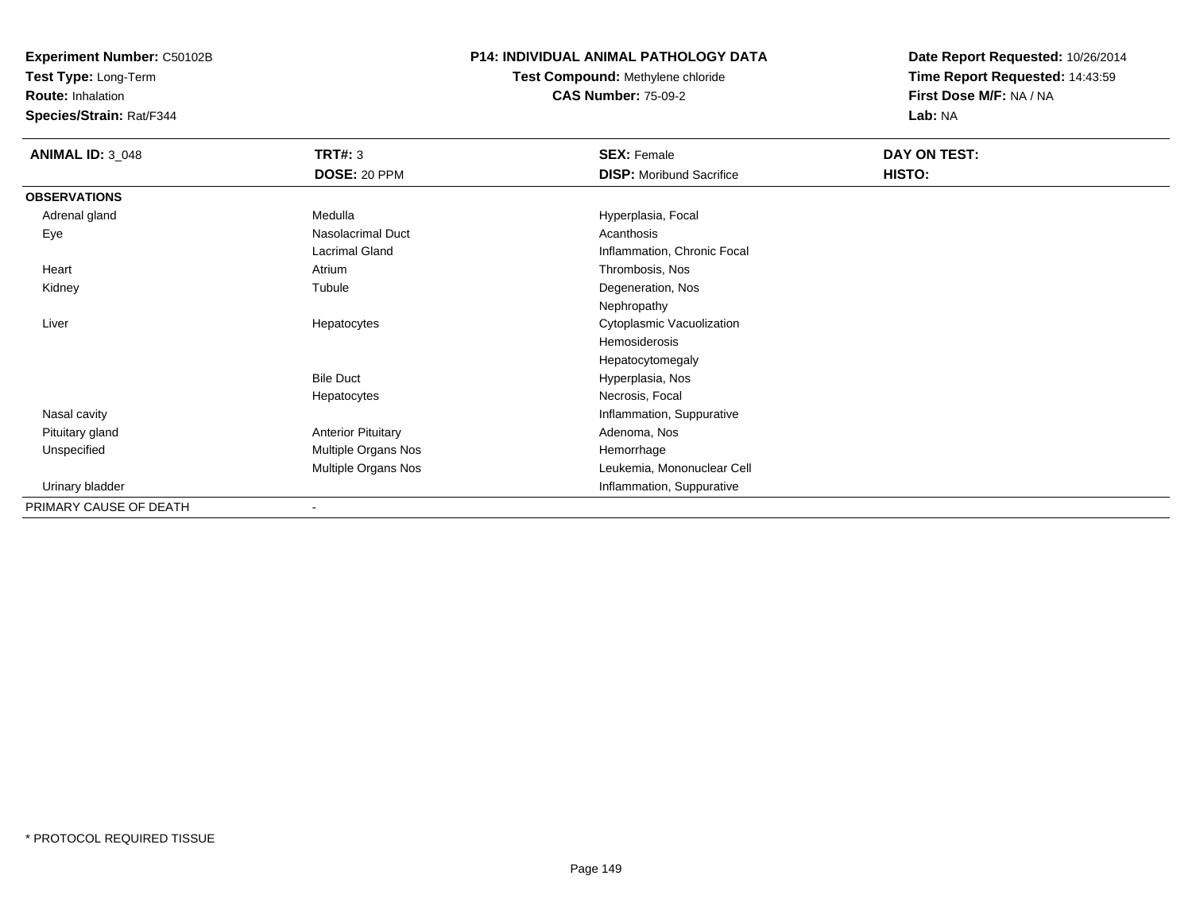**Experiment Number:** C50102B
**Test Type:** Long-Term
**Route:** Inhalation
**Species/Strain:** Rat/F344

# P14: INDIVIDUAL ANIMAL PATHOLOGY DATA

**Test Compound:** Methylene chloride
**CAS Number:** 75-09-2

**Date Report Requested:** 10/26/2014
**Time Report Requested:** 14:43:59
**First Dose M/F:** NA / NA
**Lab:** NA

| **ANIMAL ID:** 3_048 | **TRT#:** 3 | **SEX:** Female | **DAY ON TEST:** |
|---|---|---|---|
| | **DOSE:** 20 PPM | **DISP:** Moribund Sacrifice | **HISTO:** |
| **OBSERVATIONS** | | | |
| Adrenal gland | Medulla | Hyperplasia, Focal | |
| Eye | Nasolacrimal Duct | Acanthosis | |
| | Lacrimal Gland | Inflammation, Chronic Focal | |
| Heart | Atrium | Thrombosis, Nos | |
| Kidney | Tubule | Degeneration, Nos | |
| | | Nephropathy | |
| Liver | Hepatocytes | Cytoplasmic Vacuolization | |
| | | Hemosiderosis | |
| | | Hepatocytomegaly | |
| | Bile Duct | Hyperplasia, Nos | |
| | Hepatocytes | Necrosis, Focal | |
| Nasal cavity | | Inflammation, Suppurative | |
| Pituitary gland | Anterior Pituitary | Adenoma, Nos | |
| Unspecified | Multiple Organs Nos | Hemorrhage | |
| | Multiple Organs Nos | Leukemia, Mononuclear Cell | |
| Urinary bladder | | Inflammation, Suppurative | |
| PRIMARY CAUSE OF DEATH | - | | |

* PROTOCOL REQUIRED TISSUE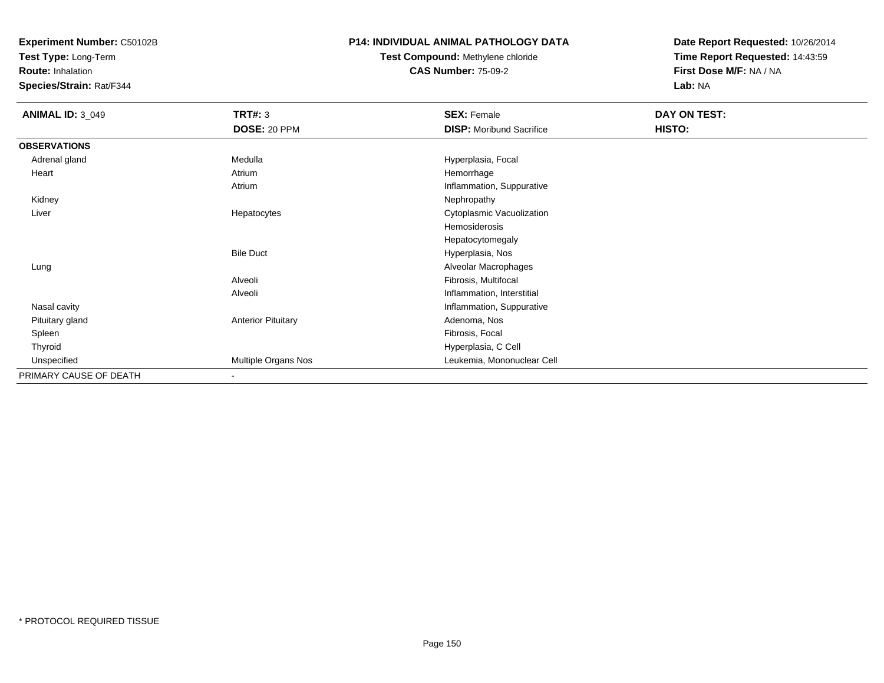**Experiment Number:** C50102B
**Test Type:** Long-Term
**Route:** Inhalation
**Species/Strain:** Rat/F344

**P14: INDIVIDUAL ANIMAL PATHOLOGY DATA**
**Test Compound:** Methylene chloride
**CAS Number:** 75-09-2

**Date Report Requested:** 10/26/2014
**Time Report Requested:** 14:43:59
**First Dose M/F:** NA / NA
**Lab:** NA

| **ANIMAL ID:** 3_049 | **TRT#:** 3 | **SEX:** Female | **DAY ON TEST:** |
|---|---|---|---|
| | **DOSE:** 20 PPM | **DISP:** Moribund Sacrifice | **HISTO:** |
| **OBSERVATIONS** | | | |
| Adrenal gland | Medulla | Hyperplasia, Focal | |
| Heart | Atrium | Hemorrhage | |
| | Atrium | Inflammation, Suppurative | |
| Kidney | | Nephropathy | |
| Liver | Hepatocytes | Cytoplasmic Vacuolization | |
| | | Hemosiderosis | |
| | | Hepatocytomegaly | |
| | Bile Duct | Hyperplasia, Nos | |
| Lung | | Alveolar Macrophages | |
| | Alveoli | Fibrosis, Multifocal | |
| | Alveoli | Inflammation, Interstitial | |
| Nasal cavity | | Inflammation, Suppurative | |
| Pituitary gland | Anterior Pituitary | Adenoma, Nos | |
| Spleen | | Fibrosis, Focal | |
| Thyroid | | Hyperplasia, C Cell | |
| Unspecified | Multiple Organs Nos | Leukemia, Mononuclear Cell | |
| PRIMARY CAUSE OF DEATH | - | | |

* PROTOCOL REQUIRED TISSUE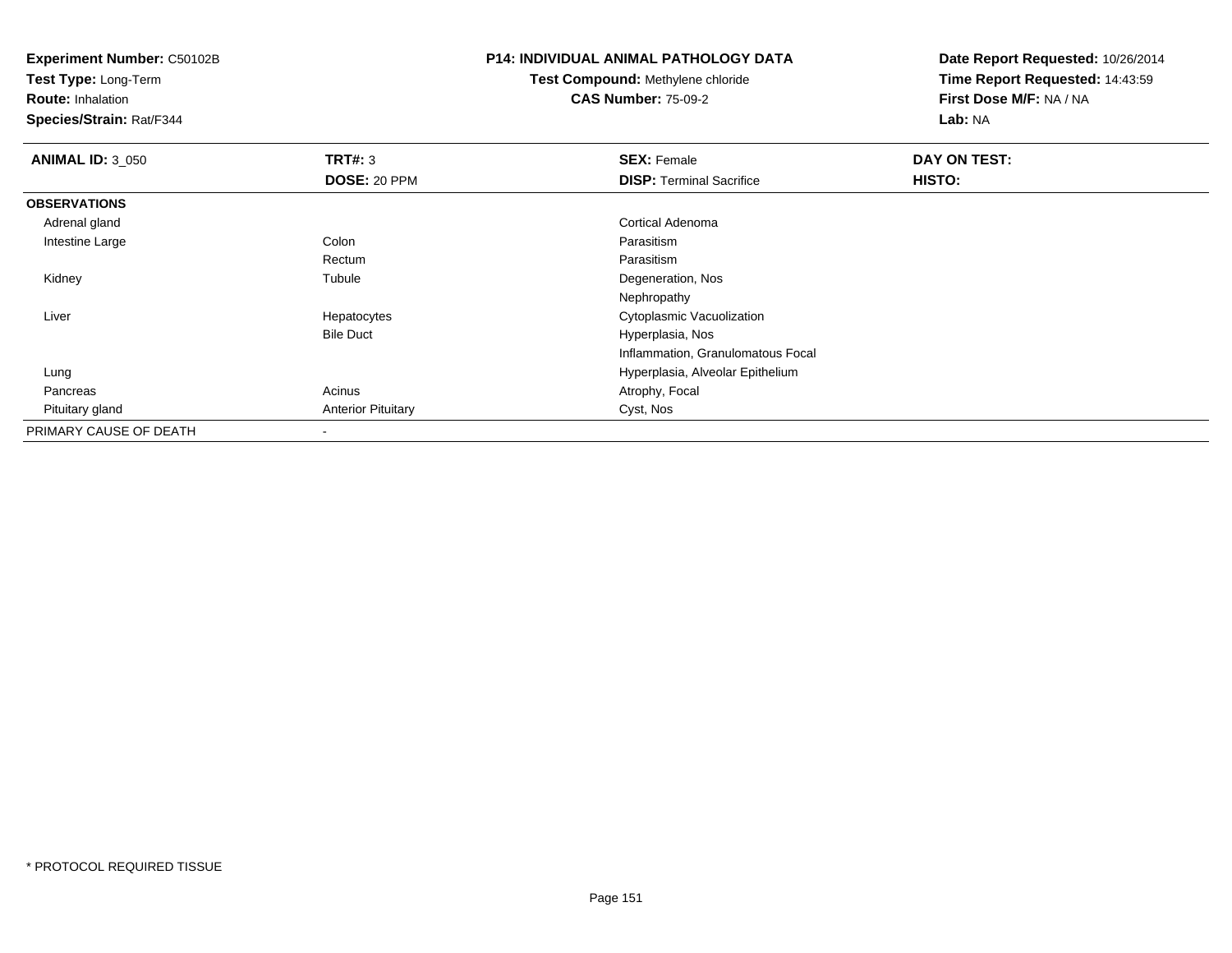**Experiment Number:** C50102B
**Test Type:** Long-Term
**Route:** Inhalation
**Species/Strain:** Rat/F344

**P14: INDIVIDUAL ANIMAL PATHOLOGY DATA**
**Test Compound:** Methylene chloride
**CAS Number:** 75-09-2

**Date Report Requested:** 10/26/2014
**Time Report Requested:** 14:43:59
**First Dose M/F:** NA / NA
**Lab:** NA

| **ANIMAL ID:** 3_050 | **TRT#:** 3 | **SEX:** Female | **DAY ON TEST:** |
|---|---|---|---|
| | **DOSE:** 20 PPM | **DISP:** Terminal Sacrifice | **HISTO:** |
| **OBSERVATIONS** | | | |
| Adrenal gland | | Cortical Adenoma | |
| Intestine Large | Colon | Parasitism | |
| | Rectum | Parasitism | |
| Kidney | Tubule | Degeneration, Nos | |
| | | Nephropathy | |
| Liver | Hepatocytes | Cytoplasmic Vacuolization | |
| | Bile Duct | Hyperplasia, Nos | |
| | | Inflammation, Granulomatous Focal | |
| Lung | | Hyperplasia, Alveolar Epithelium | |
| Pancreas | Acinus | Atrophy, Focal | |
| Pituitary gland | Anterior Pituitary | Cyst, Nos | |
| PRIMARY CAUSE OF DEATH | - | | |

* PROTOCOL REQUIRED TISSUE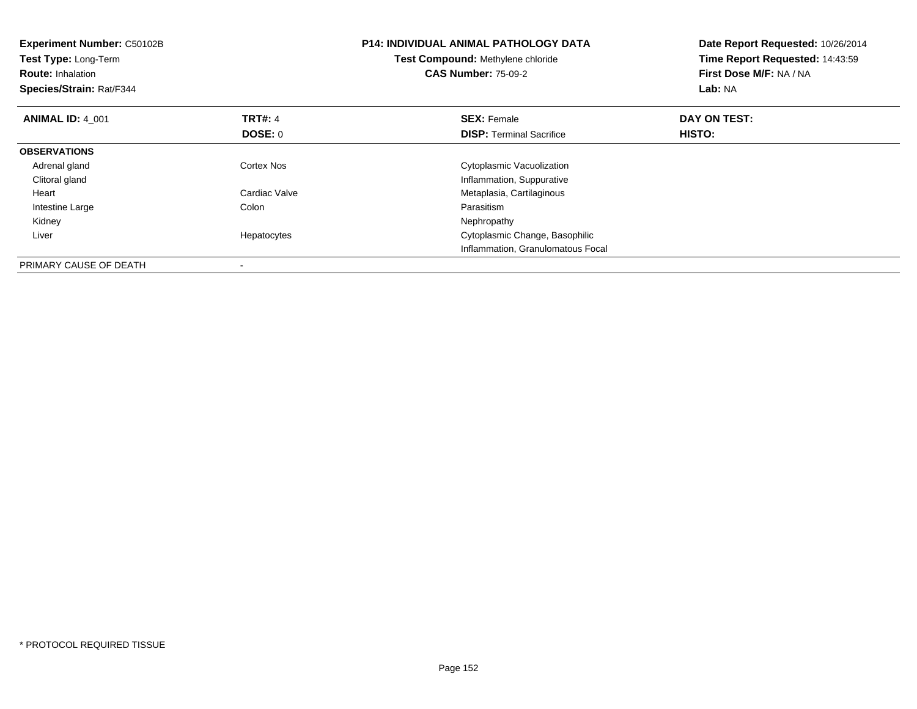**Experiment Number:** C50102B
**Test Type:** Long-Term
**Route:** Inhalation
**Species/Strain:** Rat/F344

**P14: INDIVIDUAL ANIMAL PATHOLOGY DATA**
**Test Compound:** Methylene chloride
**CAS Number:** 75-09-2

**Date Report Requested:** 10/26/2014
**Time Report Requested:** 14:43:59
**First Dose M/F:** NA / NA
**Lab:** NA

| **ANIMAL ID:** 4_001 | **TRT#:** 4 | **SEX:** Female | **DAY ON TEST:** |
|---|---|---|---|
| | **DOSE:** 0 | **DISP:** Terminal Sacrifice | **HISTO:** |
| **OBSERVATIONS** | | | |
| Adrenal gland | Cortex Nos | Cytoplasmic Vacuolization | |
| Clitoral gland | | Inflammation, Suppurative | |
| Heart | Cardiac Valve | Metaplasia, Cartilaginous | |
| Intestine Large | Colon | Parasitism | |
| Kidney | | Nephropathy | |
| Liver | Hepatocytes | Cytoplasmic Change, Basophilic | |
| | | Inflammation, Granulomatous Focal | |
| PRIMARY CAUSE OF DEATH | - | | |

* PROTOCOL REQUIRED TISSUE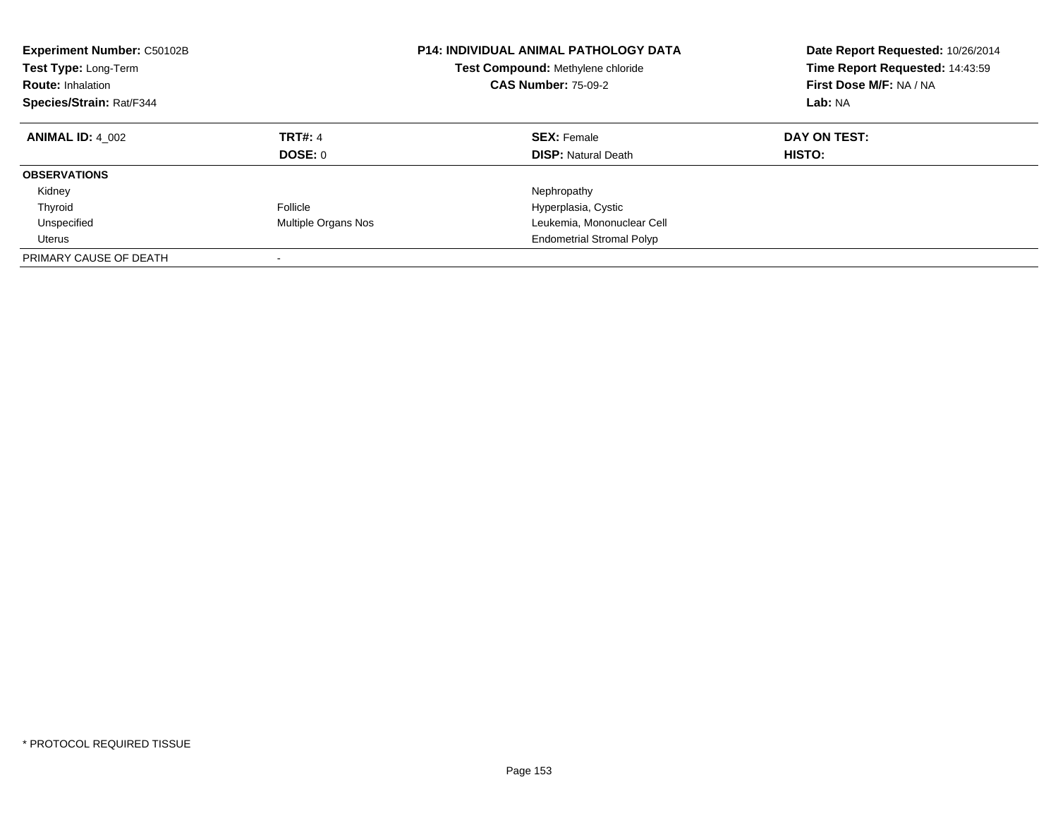**Experiment Number:** C50102B
**Test Type:** Long-Term
**Route:** Inhalation
**Species/Strain:** Rat/F344

**P14: INDIVIDUAL ANIMAL PATHOLOGY DATA**
**Test Compound:** Methylene chloride
**CAS Number:** 75-09-2

**Date Report Requested:** 10/26/2014
**Time Report Requested:** 14:43:59
**First Dose M/F:** NA / NA
**Lab:** NA

| **ANIMAL ID:** 4_002 | **TRT#:** 4 | **SEX:** Female | **DAY ON TEST:** |
|---|---|---|---|
| | **DOSE:** 0 | **DISP:** Natural Death | **HISTO:** |
| **OBSERVATIONS** | | | |
| Kidney | | Nephropathy | |
| Thyroid | Follicle | Hyperplasia, Cystic | |
| Unspecified | Multiple Organs Nos | Leukemia, Mononuclear Cell | |
| Uterus | | Endometrial Stromal Polyp | |
| PRIMARY CAUSE OF DEATH | - | | |

* PROTOCOL REQUIRED TISSUE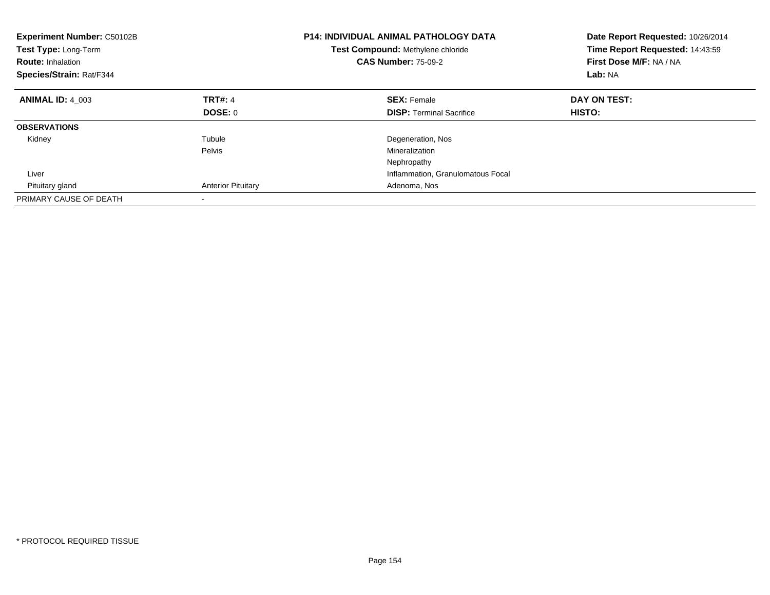**Experiment Number:** C50102B
**Test Type:** Long-Term
**Route:** Inhalation
**Species/Strain:** Rat/F344

**P14: INDIVIDUAL ANIMAL PATHOLOGY DATA**
**Test Compound:** Methylene chloride
**CAS Number:** 75-09-2

**Date Report Requested:** 10/26/2014
**Time Report Requested:** 14:43:59
**First Dose M/F:** NA / NA
**Lab:** NA

| **ANIMAL ID:** 4_003 | **TRT#:** 4 | **SEX:** Female | **DAY ON TEST:** |
|---|---|---|---|
| | **DOSE:** 0 | **DISP:** Terminal Sacrifice | **HISTO:** |
| **OBSERVATIONS** | | | |
| Kidney | Tubule | Degeneration, Nos | |
| | Pelvis | Mineralization | |
| | | Nephropathy | |
| Liver | | Inflammation, Granulomatous Focal | |
| Pituitary gland | Anterior Pituitary | Adenoma, Nos | |
| PRIMARY CAUSE OF DEATH | - | | |

* PROTOCOL REQUIRED TISSUE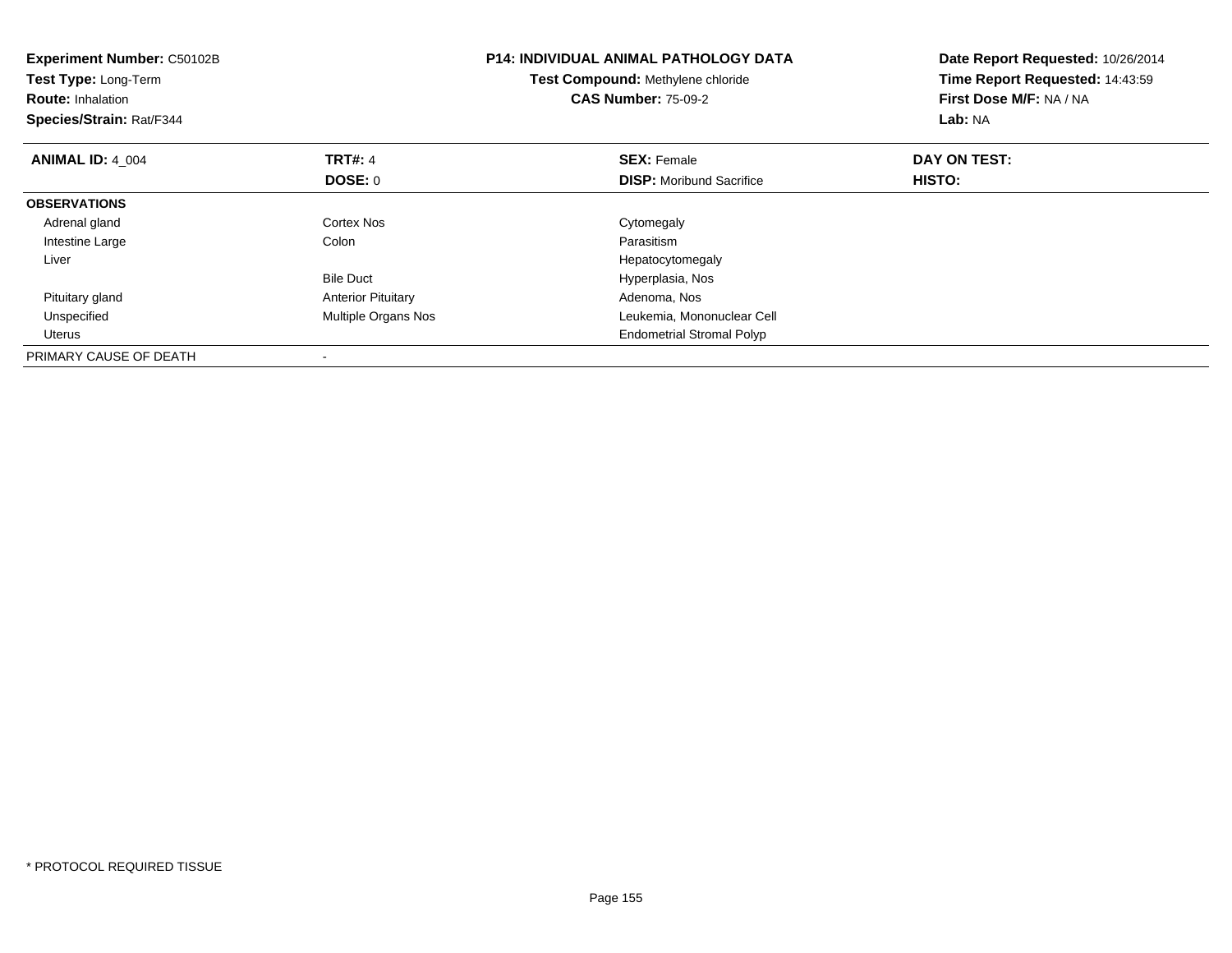**Experiment Number:** C50102B
**Test Type:** Long-Term
**Route:** Inhalation
**Species/Strain:** Rat/F344

**P14: INDIVIDUAL ANIMAL PATHOLOGY DATA**
**Test Compound:** Methylene chloride
**CAS Number:** 75-09-2

**Date Report Requested:** 10/26/2014
**Time Report Requested:** 14:43:59
**First Dose M/F:** NA / NA
**Lab:** NA

| **ANIMAL ID:** 4_004 | **TRT#:** 4 | **SEX:** Female | **DAY ON TEST:** |
|---|---|---|---|
| | **DOSE:** 0 | **DISP:** Moribund Sacrifice | **HISTO:** |
| **OBSERVATIONS** | | | |
| Adrenal gland | Cortex Nos | Cytomegaly | |
| Intestine Large | Colon | Parasitism | |
| Liver | | Hepatocytomegaly | |
| | Bile Duct | Hyperplasia, Nos | |
| Pituitary gland | Anterior Pituitary | Adenoma, Nos | |
| Unspecified | Multiple Organs Nos | Leukemia, Mononuclear Cell | |
| Uterus | | Endometrial Stromal Polyp | |
| PRIMARY CAUSE OF DEATH | - | | |

* PROTOCOL REQUIRED TISSUE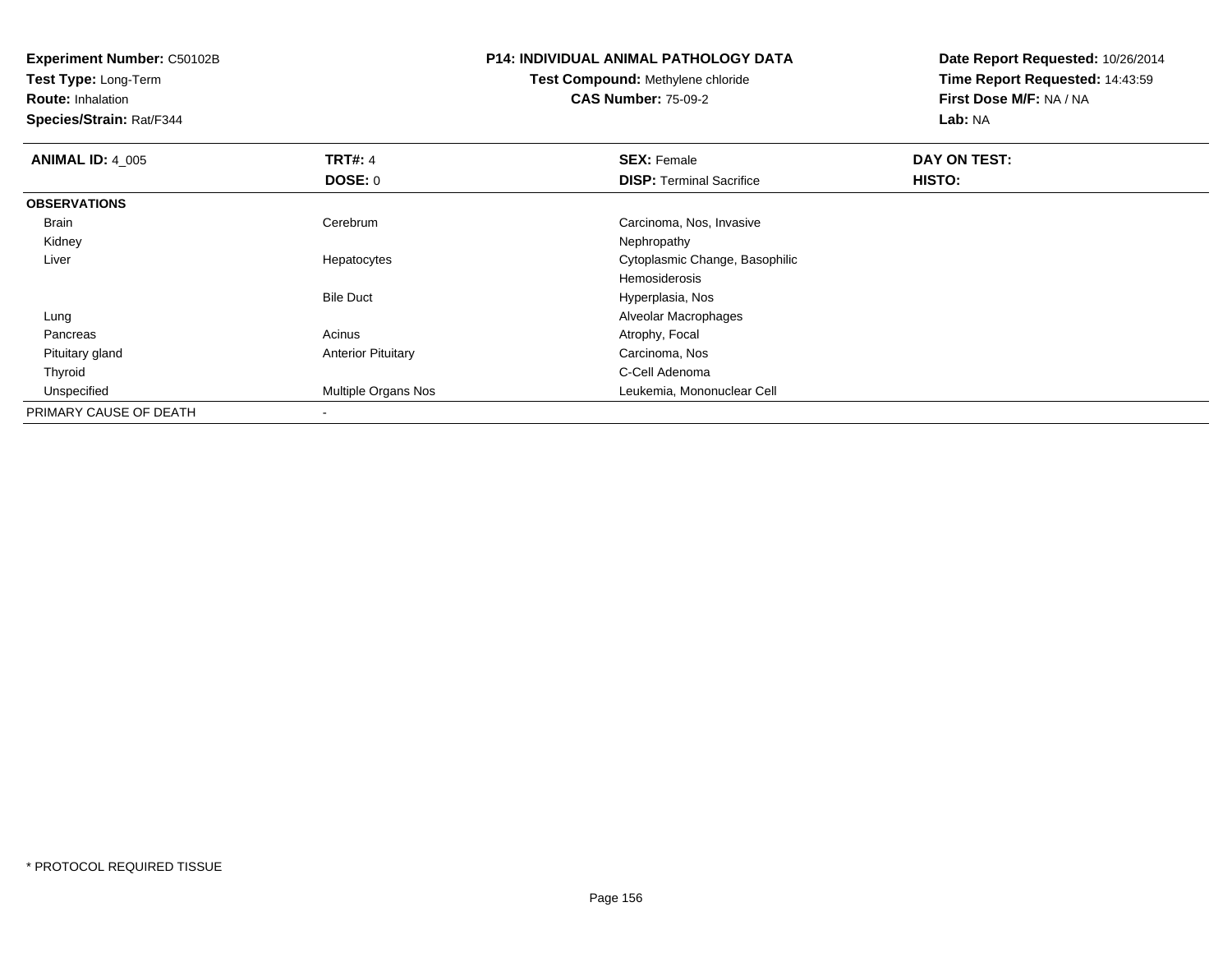**Experiment Number:** C50102B
**Test Type:** Long-Term
**Route:** Inhalation
**Species/Strain:** Rat/F344

**P14: INDIVIDUAL ANIMAL PATHOLOGY DATA**
**Test Compound:** Methylene chloride
**CAS Number:** 75-09-2

**Date Report Requested:** 10/26/2014
**Time Report Requested:** 14:43:59
**First Dose M/F:** NA / NA
**Lab:** NA

| **ANIMAL ID:** 4_005 | **TRT#:** 4 | **SEX:** Female | **DAY ON TEST:** |
|---|---|---|---|
| | **DOSE:** 0 | **DISP:** Terminal Sacrifice | **HISTO:** |
| **OBSERVATIONS** | | | |
| Brain | Cerebrum | Carcinoma, Nos, Invasive | |
| Kidney | | Nephropathy | |
| Liver | Hepatocytes | Cytoplasmic Change, Basophilic | |
| | | Hemosiderosis | |
| | Bile Duct | Hyperplasia, Nos | |
| Lung | | Alveolar Macrophages | |
| Pancreas | Acinus | Atrophy, Focal | |
| Pituitary gland | Anterior Pituitary | Carcinoma, Nos | |
| Thyroid | | C-Cell Adenoma | |
| Unspecified | Multiple Organs Nos | Leukemia, Mononuclear Cell | |
| PRIMARY CAUSE OF DEATH | - | | |

* PROTOCOL REQUIRED TISSUE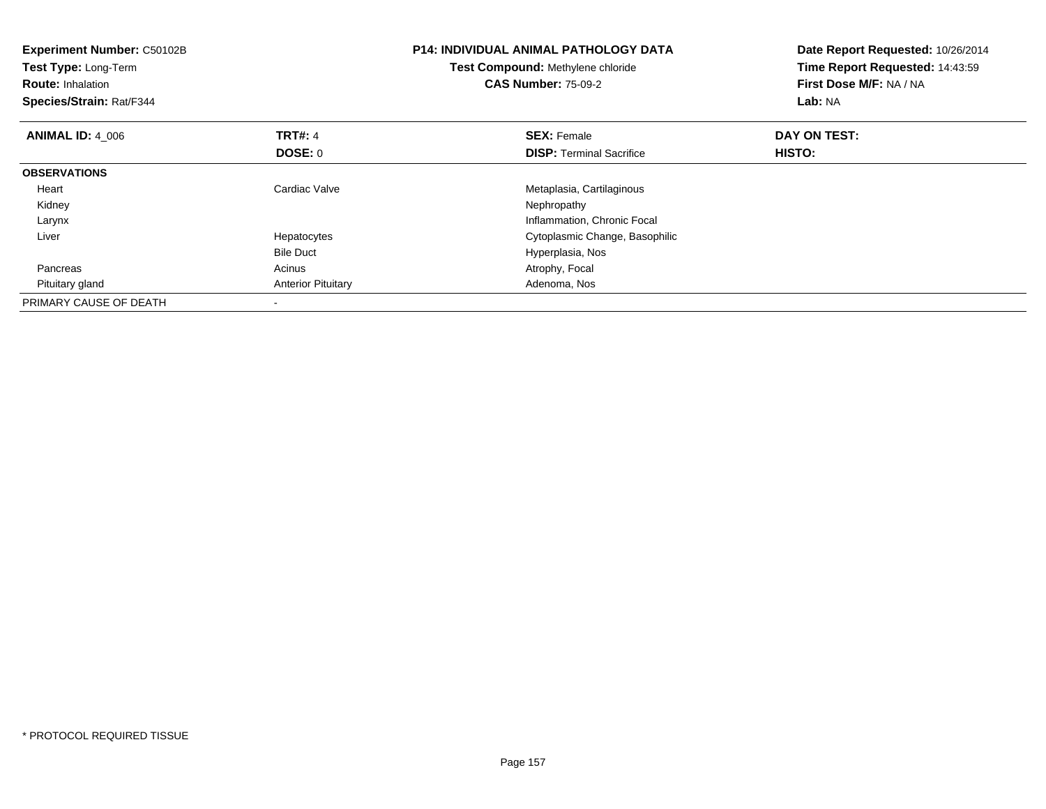**Experiment Number:** C50102B
**Test Type:** Long-Term
**Route:** Inhalation
**Species/Strain:** Rat/F344

**P14: INDIVIDUAL ANIMAL PATHOLOGY DATA**
**Test Compound:** Methylene chloride
**CAS Number:** 75-09-2

**Date Report Requested:** 10/26/2014
**Time Report Requested:** 14:43:59
**First Dose M/F:** NA / NA
**Lab:** NA

| **ANIMAL ID:** 4_006 | **TRT#:** 4 | **SEX:** Female | **DAY ON TEST:** |
|---|---|---|---|
| | **DOSE:** 0 | **DISP:** Terminal Sacrifice | **HISTO:** |
| **OBSERVATIONS** | | | |
| Heart | Cardiac Valve | Metaplasia, Cartilaginous | |
| Kidney | | Nephropathy | |
| Larynx | | Inflammation, Chronic Focal | |
| Liver | Hepatocytes | Cytoplasmic Change, Basophilic | |
| | Bile Duct | Hyperplasia, Nos | |
| Pancreas | Acinus | Atrophy, Focal | |
| Pituitary gland | Anterior Pituitary | Adenoma, Nos | |
| PRIMARY CAUSE OF DEATH | - | | |

* PROTOCOL REQUIRED TISSUE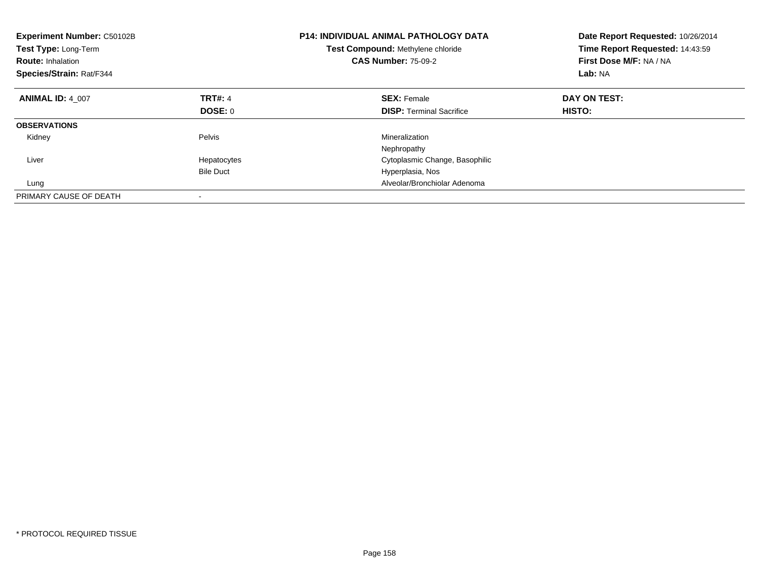**Experiment Number:** C50102B
**Test Type:** Long-Term
**Route:** Inhalation
**Species/Strain:** Rat/F344

**P14: INDIVIDUAL ANIMAL PATHOLOGY DATA**
**Test Compound:** Methylene chloride
**CAS Number:** 75-09-2

**Date Report Requested:** 10/26/2014
**Time Report Requested:** 14:43:59
**First Dose M/F:** NA / NA
**Lab:** NA

| **ANIMAL ID:** 4_007 | **TRT#:** 4 | **SEX:** Female | **DAY ON TEST:** |
|---|---|---|---|
| | **DOSE:** 0 | **DISP:** Terminal Sacrifice | **HISTO:** |
| **OBSERVATIONS** | | | |
| Kidney | Pelvis | Mineralization | |
| | | Nephropathy | |
| Liver | Hepatocytes | Cytoplasmic Change, Basophilic | |
| | Bile Duct | Hyperplasia, Nos | |
| Lung | | Alveolar/Bronchiolar Adenoma | |
| PRIMARY CAUSE OF DEATH | - | | |

* PROTOCOL REQUIRED TISSUE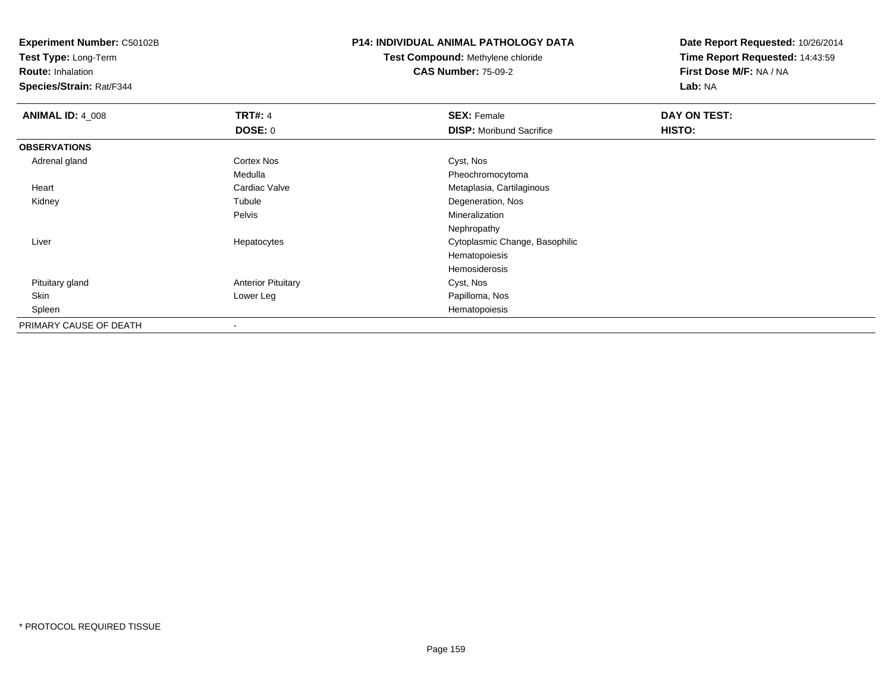**Experiment Number:** C50102B
**Test Type:** Long-Term
**Route:** Inhalation
**Species/Strain:** Rat/F344

**P14: INDIVIDUAL ANIMAL PATHOLOGY DATA**
**Test Compound:** Methylene chloride
**CAS Number:** 75-09-2

**Date Report Requested:** 10/26/2014
**Time Report Requested:** 14:43:59
**First Dose M/F:** NA / NA
**Lab:** NA

| **ANIMAL ID:** 4_008 | **TRT#:** 4 | **SEX:** Female | **DAY ON TEST:** |
|---|---|---|---|
| | **DOSE:** 0 | **DISP:** Moribund Sacrifice | **HISTO:** |
| **OBSERVATIONS** | | | |
| Adrenal gland | Cortex Nos | Cyst, Nos | |
| | Medulla | Pheochromocytoma | |
| Heart | Cardiac Valve | Metaplasia, Cartilaginous | |
| Kidney | Tubule | Degeneration, Nos | |
| | Pelvis | Mineralization | |
| | | Nephropathy | |
| Liver | Hepatocytes | Cytoplasmic Change, Basophilic | |
| | | Hematopoiesis | |
| | | Hemosiderosis | |
| Pituitary gland | Anterior Pituitary | Cyst, Nos | |
| Skin | Lower Leg | Papilloma, Nos | |
| Spleen | | Hematopoiesis | |
| PRIMARY CAUSE OF DEATH | - | | |

\* PROTOCOL REQUIRED TISSUE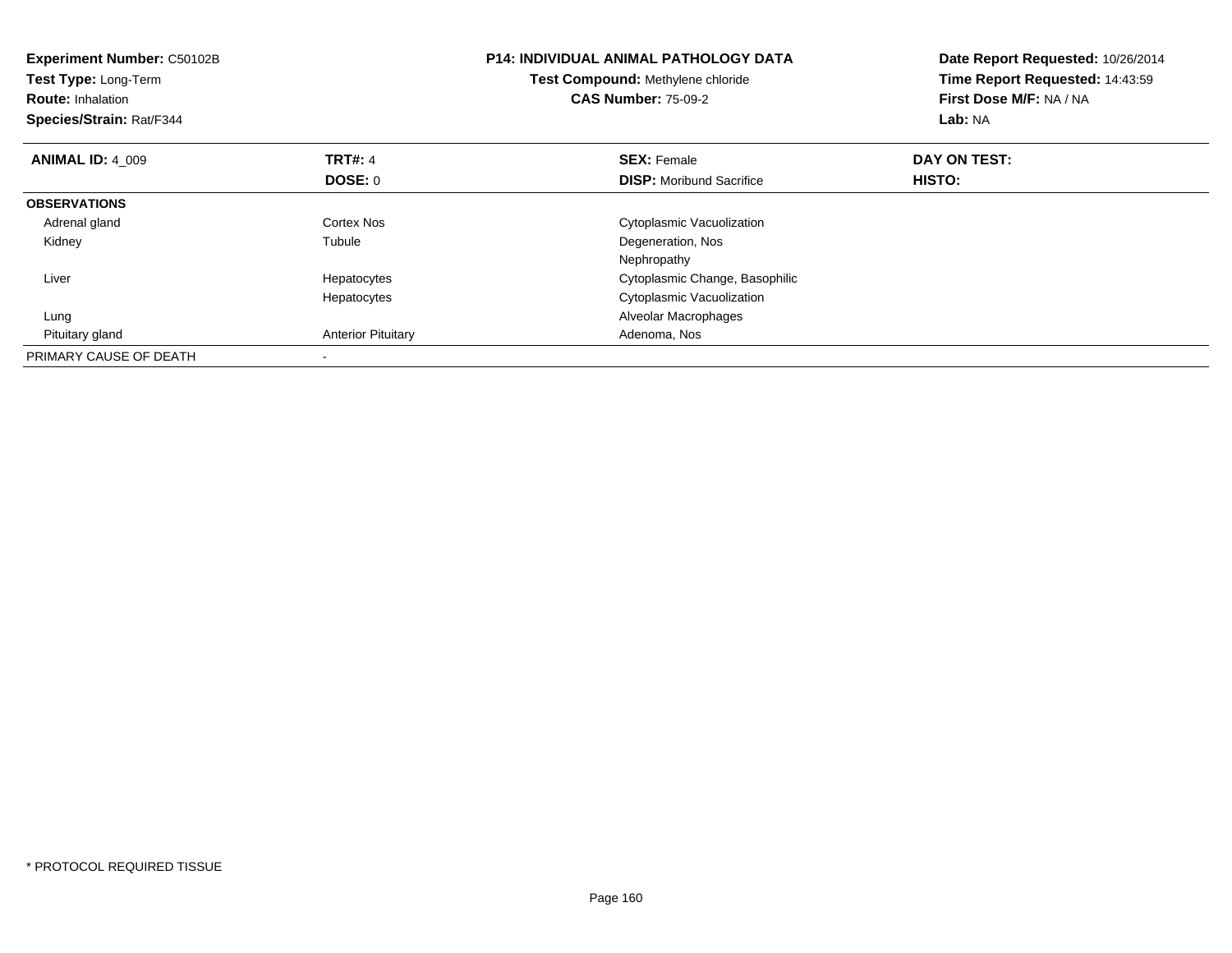**Experiment Number:** C50102B
**Test Type:** Long-Term
**Route:** Inhalation
**Species/Strain:** Rat/F344

**P14: INDIVIDUAL ANIMAL PATHOLOGY DATA**
**Test Compound:** Methylene chloride
**CAS Number:** 75-09-2

**Date Report Requested:** 10/26/2014
**Time Report Requested:** 14:43:59
**First Dose M/F:** NA / NA
**Lab:** NA

| **ANIMAL ID:** 4_009 | **TRT#:** 4 | **SEX:** Female | **DAY ON TEST:** |
|---|---|---|---|
| | **DOSE:** 0 | **DISP:** Moribund Sacrifice | **HISTO:** |
| **OBSERVATIONS** | | | |
| Adrenal gland | Cortex Nos | Cytoplasmic Vacuolization | |
| Kidney | Tubule | Degeneration, Nos | |
| | | Nephropathy | |
| Liver | Hepatocytes | Cytoplasmic Change, Basophilic | |
| | Hepatocytes | Cytoplasmic Vacuolization | |
| Lung | | Alveolar Macrophages | |
| Pituitary gland | Anterior Pituitary | Adenoma, Nos | |
| PRIMARY CAUSE OF DEATH | - | | |

* PROTOCOL REQUIRED TISSUE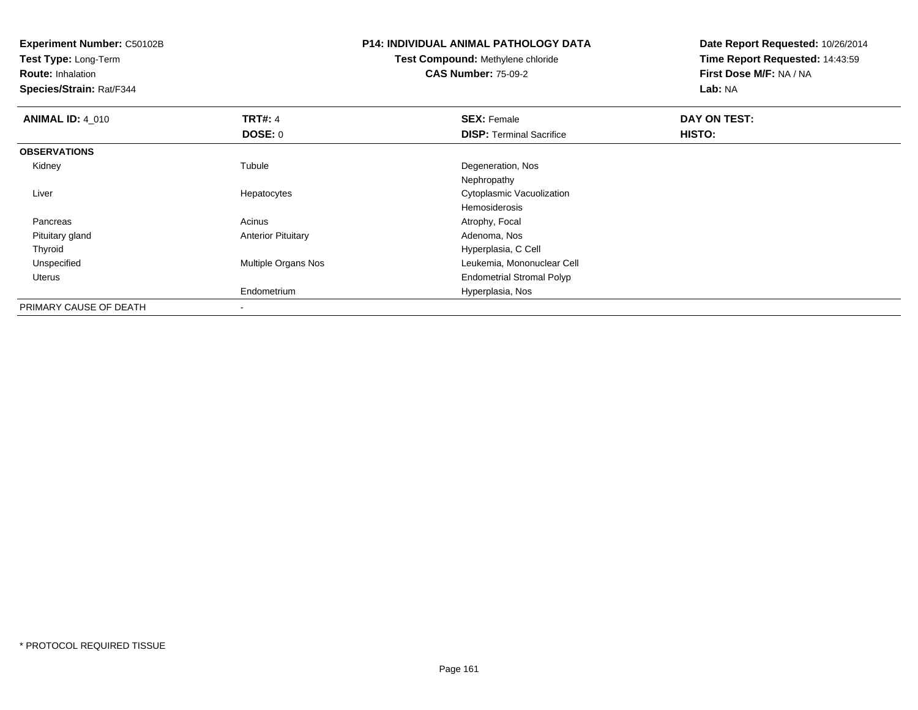**Experiment Number:** C50102B
**Test Type:** Long-Term
**Route:** Inhalation
**Species/Strain:** Rat/F344

**P14: INDIVIDUAL ANIMAL PATHOLOGY DATA**
**Test Compound:** Methylene chloride
**CAS Number:** 75-09-2

**Date Report Requested:** 10/26/2014
**Time Report Requested:** 14:43:59
**First Dose M/F:** NA / NA
**Lab:** NA

| **ANIMAL ID:** 4_010 | **TRT#:** 4 | **SEX:** Female | **DAY ON TEST:** |
|---|---|---|---|
| | **DOSE:** 0 | **DISP:** Terminal Sacrifice | **HISTO:** |
| **OBSERVATIONS** | | | |
| Kidney | Tubule | Degeneration, Nos | |
| | | Nephropathy | |
| Liver | Hepatocytes | Cytoplasmic Vacuolization | |
| | | Hemosiderosis | |
| Pancreas | Acinus | Atrophy, Focal | |
| Pituitary gland | Anterior Pituitary | Adenoma, Nos | |
| Thyroid | | Hyperplasia, C Cell | |
| Unspecified | Multiple Organs Nos | Leukemia, Mononuclear Cell | |
| Uterus | | Endometrial Stromal Polyp | |
| | Endometrium | Hyperplasia, Nos | |
| PRIMARY CAUSE OF DEATH | - | | |

* PROTOCOL REQUIRED TISSUE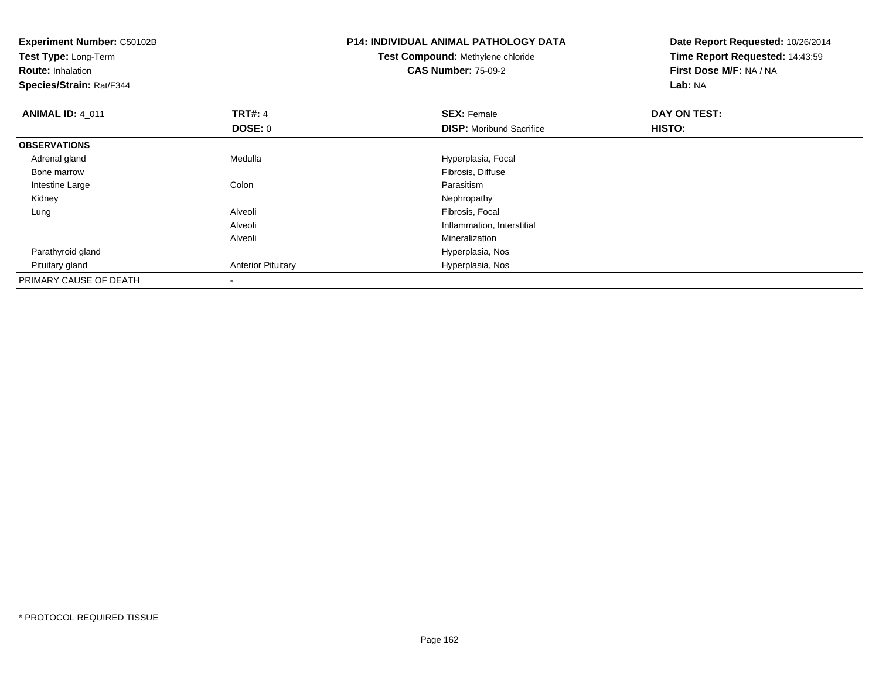**Experiment Number:** C50102B
**Test Type:** Long-Term
**Route:** Inhalation
**Species/Strain:** Rat/F344

**P14: INDIVIDUAL ANIMAL PATHOLOGY DATA**
**Test Compound:** Methylene chloride
**CAS Number:** 75-09-2

**Date Report Requested:** 10/26/2014
**Time Report Requested:** 14:43:59
**First Dose M/F:** NA / NA
**Lab:** NA

| **ANIMAL ID:** 4_011 | **TRT#:** 4 | **SEX:** Female | **DAY ON TEST:** |
|---|---|---|---|
| | **DOSE:** 0 | **DISP:** Moribund Sacrifice | **HISTO:** |
| **OBSERVATIONS** | | | |
| Adrenal gland | Medulla | Hyperplasia, Focal | |
| Bone marrow | | Fibrosis, Diffuse | |
| Intestine Large | Colon | Parasitism | |
| Kidney | | Nephropathy | |
| Lung | Alveoli | Fibrosis, Focal | |
| | Alveoli | Inflammation, Interstitial | |
| | Alveoli | Mineralization | |
| Parathyroid gland | | Hyperplasia, Nos | |
| Pituitary gland | Anterior Pituitary | Hyperplasia, Nos | |
| PRIMARY CAUSE OF DEATH | - | | |

* PROTOCOL REQUIRED TISSUE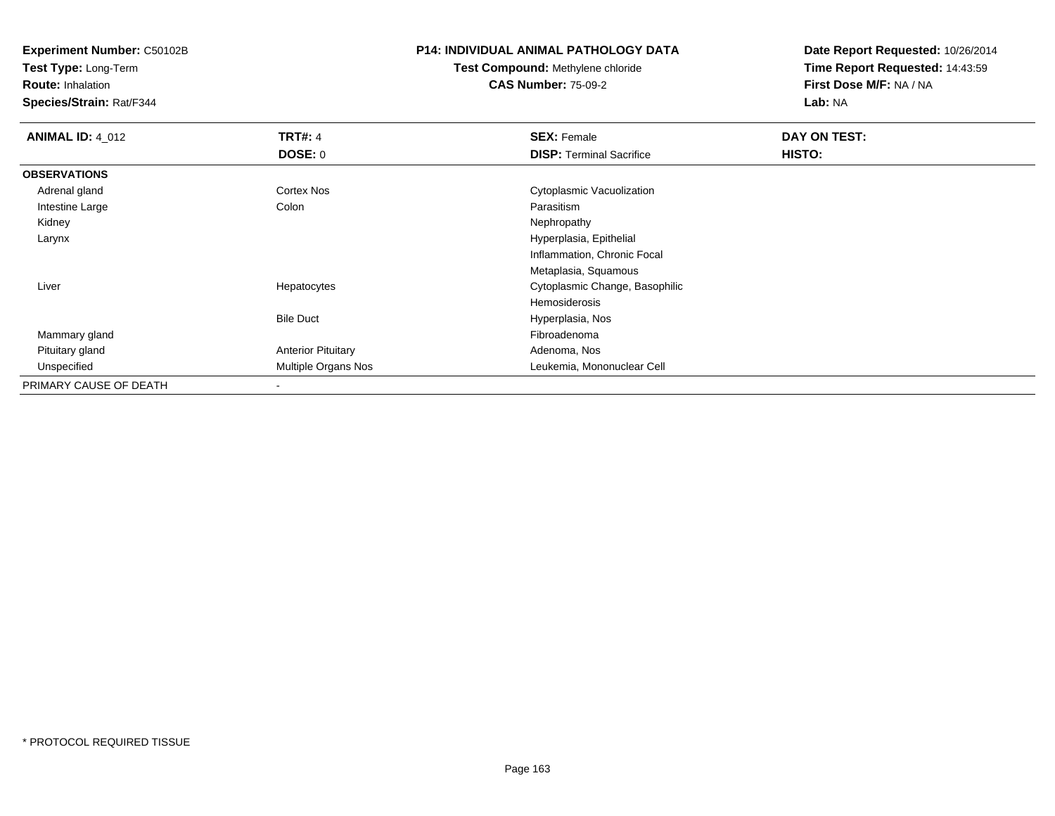**Experiment Number:** C50102B
**Test Type:** Long-Term
**Route:** Inhalation
**Species/Strain:** Rat/F344

**P14: INDIVIDUAL ANIMAL PATHOLOGY DATA**
**Test Compound:** Methylene chloride
**CAS Number:** 75-09-2

**Date Report Requested:** 10/26/2014
**Time Report Requested:** 14:43:59
**First Dose M/F:** NA / NA
**Lab:** NA

| **ANIMAL ID:** 4_012 | **TRT#:** 4 | **SEX:** Female | **DAY ON TEST:** |
|---|---|---|---|
| | **DOSE:** 0 | **DISP:** Terminal Sacrifice | **HISTO:** |
| **OBSERVATIONS** | | | |
| Adrenal gland | Cortex Nos | Cytoplasmic Vacuolization | |
| Intestine Large | Colon | Parasitism | |
| Kidney | | Nephropathy | |
| Larynx | | Hyperplasia, Epithelial | |
| | | Inflammation, Chronic Focal | |
| | | Metaplasia, Squamous | |
| Liver | Hepatocytes | Cytoplasmic Change, Basophilic | |
| | | Hemosiderosis | |
| | Bile Duct | Hyperplasia, Nos | |
| Mammary gland | | Fibroadenoma | |
| Pituitary gland | Anterior Pituitary | Adenoma, Nos | |
| Unspecified | Multiple Organs Nos | Leukemia, Mononuclear Cell | |
| PRIMARY CAUSE OF DEATH | - | | |

* PROTOCOL REQUIRED TISSUE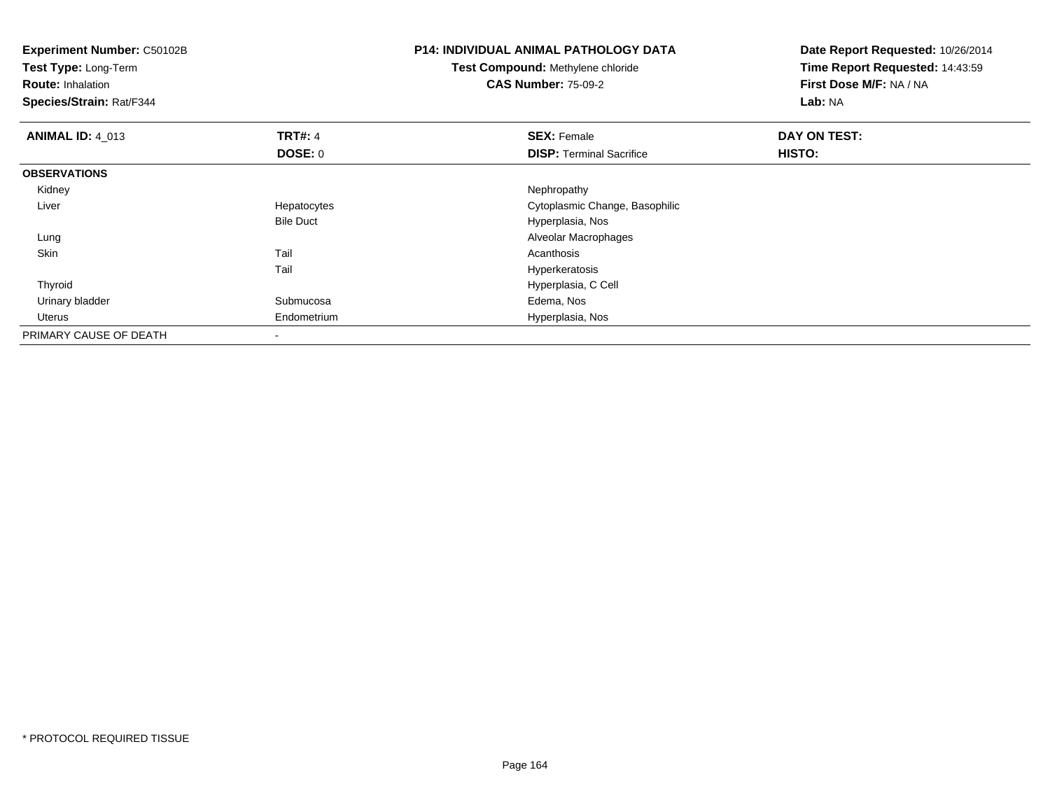**Experiment Number:** C50102B
**Test Type:** Long-Term
**Route:** Inhalation
**Species/Strain:** Rat/F344

**P14: INDIVIDUAL ANIMAL PATHOLOGY DATA**
**Test Compound:** Methylene chloride
**CAS Number:** 75-09-2

**Date Report Requested:** 10/26/2014
**Time Report Requested:** 14:43:59
**First Dose M/F:** NA / NA
**Lab:** NA

| **ANIMAL ID:** 4_013 | **TRT#:** 4 | **SEX:** Female | **DAY ON TEST:** |
|---|---|---|---|
| | **DOSE:** 0 | **DISP:** Terminal Sacrifice | **HISTO:** |
| **OBSERVATIONS** | | | |
| Kidney | | Nephropathy | |
| Liver | Hepatocytes | Cytoplasmic Change, Basophilic | |
| | Bile Duct | Hyperplasia, Nos | |
| Lung | | Alveolar Macrophages | |
| Skin | Tail | Acanthosis | |
| | Tail | Hyperkeratosis | |
| Thyroid | | Hyperplasia, C Cell | |
| Urinary bladder | Submucosa | Edema, Nos | |
| Uterus | Endometrium | Hyperplasia, Nos | |
| PRIMARY CAUSE OF DEATH | - | | |

* PROTOCOL REQUIRED TISSUE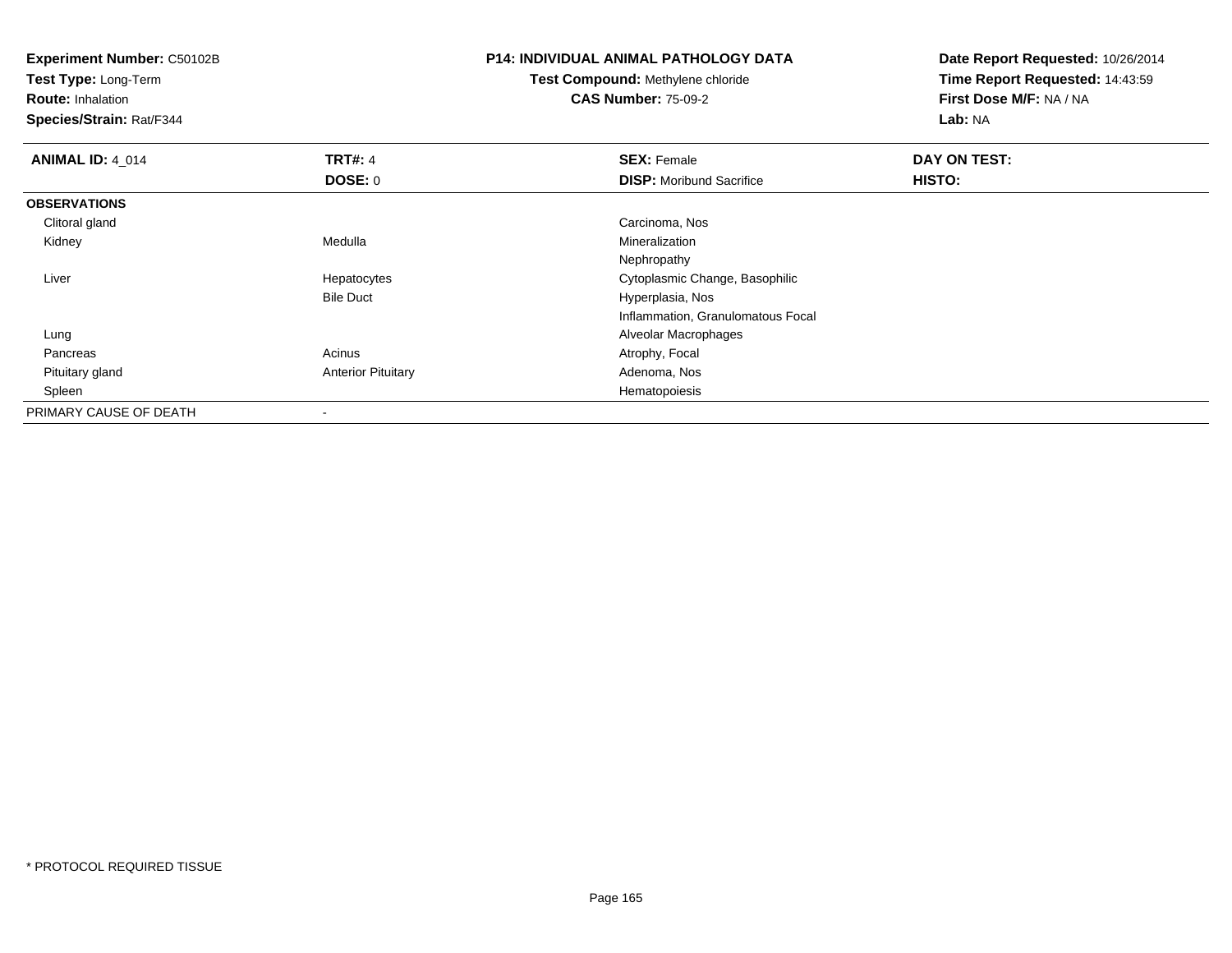**Experiment Number:** C50102B
**Test Type:** Long-Term
**Route:** Inhalation
**Species/Strain:** Rat/F344

**P14: INDIVIDUAL ANIMAL PATHOLOGY DATA**
**Test Compound:** Methylene chloride
**CAS Number:** 75-09-2

**Date Report Requested:** 10/26/2014
**Time Report Requested:** 14:43:59
**First Dose M/F:** NA / NA
**Lab:** NA

| **ANIMAL ID:** 4_014 | **TRT#:** 4 | **SEX:** Female | **DAY ON TEST:** |
|---|---|---|---|
| | **DOSE:** 0 | **DISP:** Moribund Sacrifice | **HISTO:** |
| **OBSERVATIONS** | | | |
| Clitoral gland | | Carcinoma, Nos | |
| Kidney | Medulla | Mineralization | |
| | | Nephropathy | |
| Liver | Hepatocytes | Cytoplasmic Change, Basophilic | |
| | Bile Duct | Hyperplasia, Nos | |
| | | Inflammation, Granulomatous Focal | |
| Lung | | Alveolar Macrophages | |
| Pancreas | Acinus | Atrophy, Focal | |
| Pituitary gland | Anterior Pituitary | Adenoma, Nos | |
| Spleen | | Hematopoiesis | |
| PRIMARY CAUSE OF DEATH | - | | |

* PROTOCOL REQUIRED TISSUE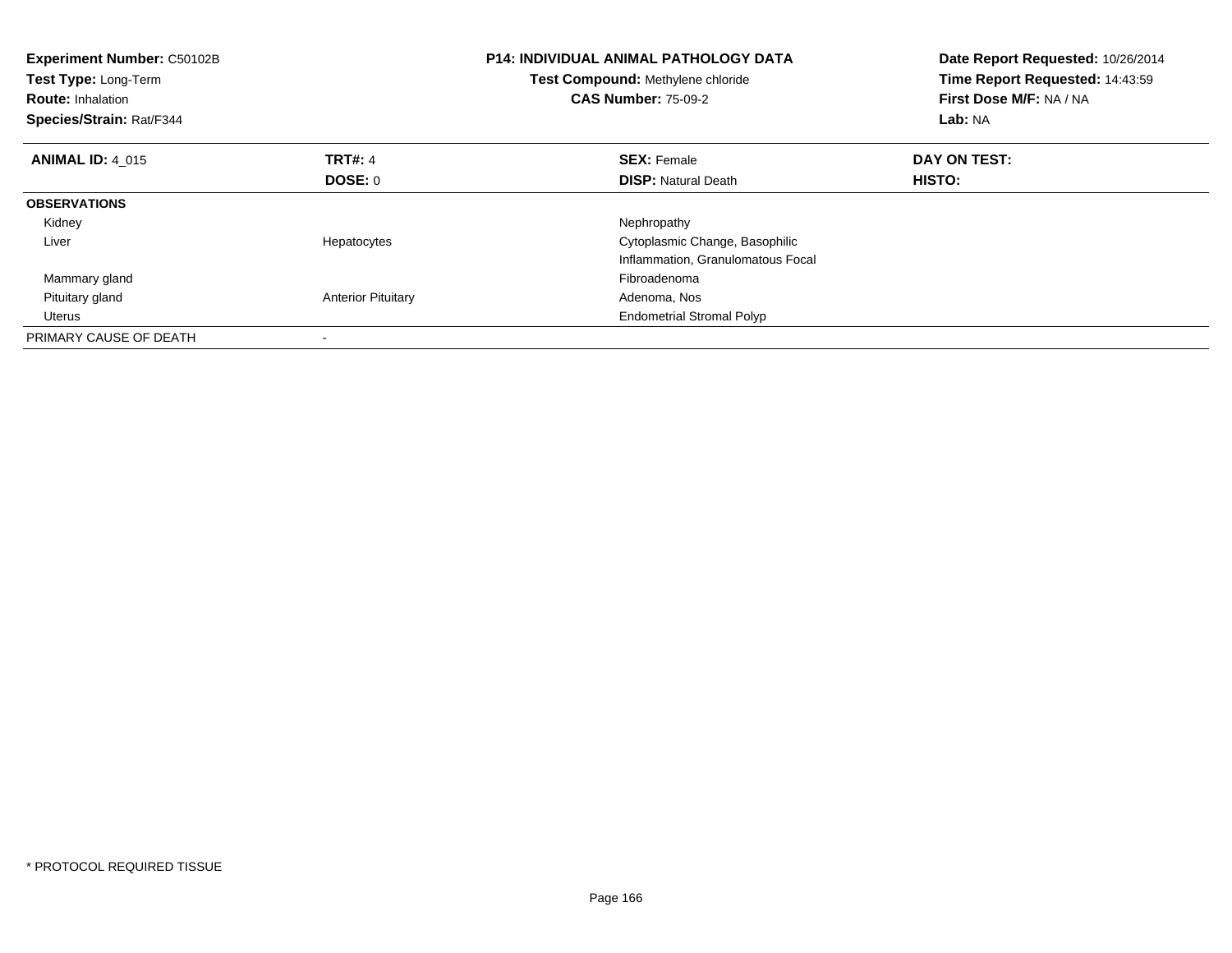**Experiment Number:** C50102B
**Test Type:** Long-Term
**Route:** Inhalation
**Species/Strain:** Rat/F344

**P14: INDIVIDUAL ANIMAL PATHOLOGY DATA**
**Test Compound:** Methylene chloride
**CAS Number:** 75-09-2

**Date Report Requested:** 10/26/2014
**Time Report Requested:** 14:43:59
**First Dose M/F:** NA / NA
**Lab:** NA

| **ANIMAL ID:** 4_015 | **TRT#:** 4 | **SEX:** Female | **DAY ON TEST:** |
|---|---|---|---|
| | **DOSE:** 0 | **DISP:** Natural Death | **HISTO:** |
| **OBSERVATIONS** | | | |
| Kidney | | Nephropathy | |
| Liver | Hepatocytes | Cytoplasmic Change, Basophilic | |
| | | Inflammation, Granulomatous Focal | |
| Mammary gland | | Fibroadenoma | |
| Pituitary gland | Anterior Pituitary | Adenoma, Nos | |
| Uterus | | Endometrial Stromal Polyp | |
| PRIMARY CAUSE OF DEATH | - | | |

* PROTOCOL REQUIRED TISSUE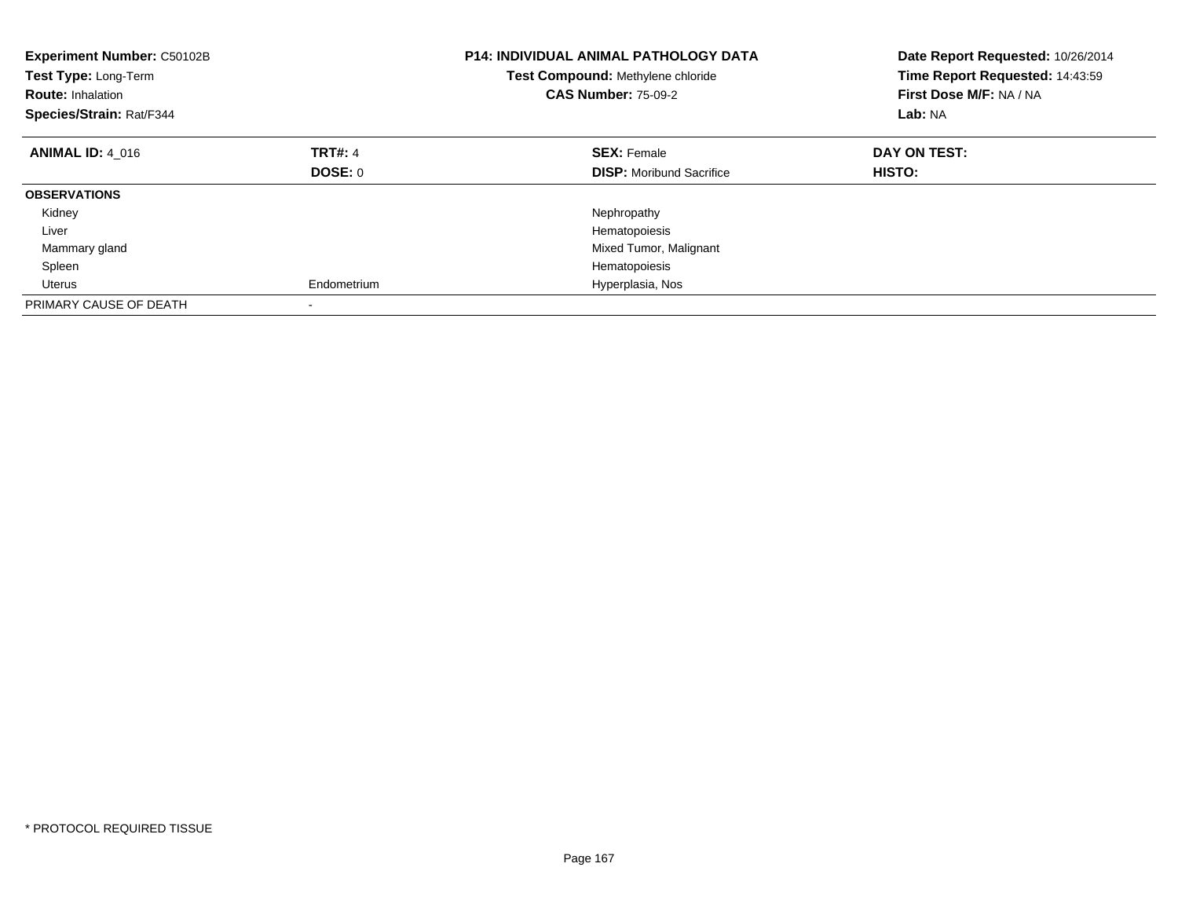**Experiment Number:** C50102B
**Test Type:** Long-Term
**Route:** Inhalation
**Species/Strain:** Rat/F344

**P14: INDIVIDUAL ANIMAL PATHOLOGY DATA**
**Test Compound:** Methylene chloride
**CAS Number:** 75-09-2

**Date Report Requested:** 10/26/2014
**Time Report Requested:** 14:43:59
**First Dose M/F:** NA / NA
**Lab:** NA

| **ANIMAL ID:** 4_016 | **TRT#:** 4 | **SEX:** Female | **DAY ON TEST:** |
|---|---|---|---|
| | **DOSE:** 0 | **DISP:** Moribund Sacrifice | **HISTO:** |
| **OBSERVATIONS** | | | |
| Kidney | | Nephropathy | |
| Liver | | Hematopoiesis | |
| Mammary gland | | Mixed Tumor, Malignant | |
| Spleen | | Hematopoiesis | |
| Uterus | Endometrium | Hyperplasia, Nos | |
| PRIMARY CAUSE OF DEATH | - | | |

* PROTOCOL REQUIRED TISSUE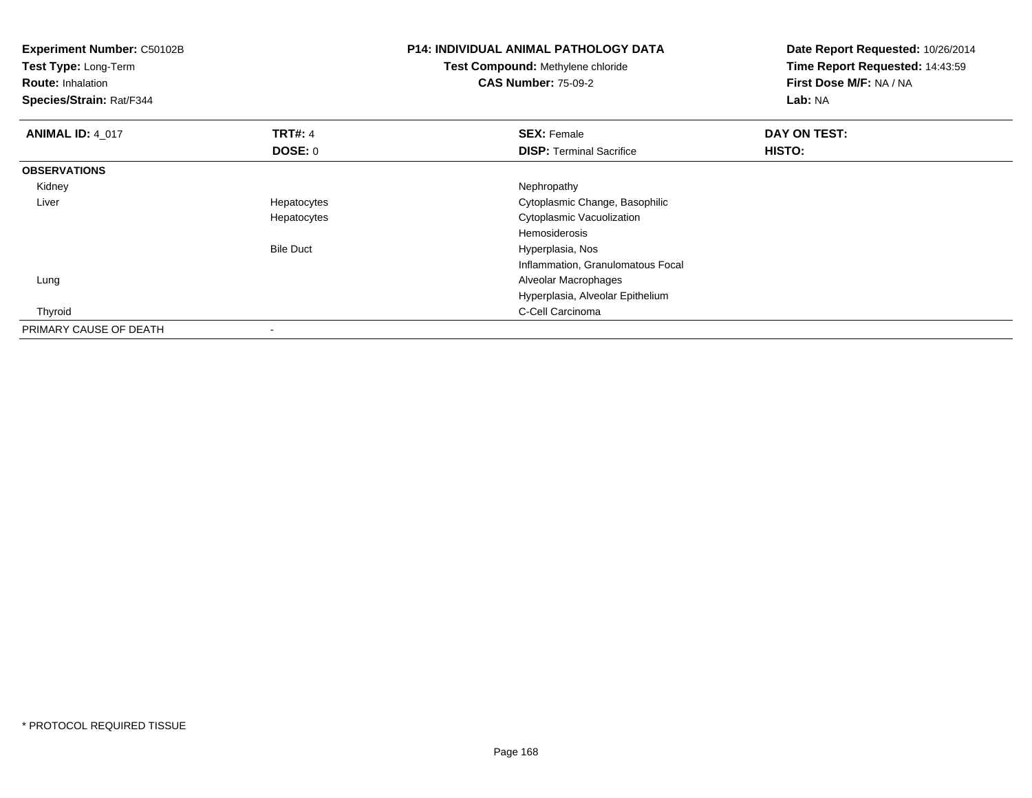**Experiment Number:** C50102B
**Test Type:** Long-Term
**Route:** Inhalation
**Species/Strain:** Rat/F344

**P14: INDIVIDUAL ANIMAL PATHOLOGY DATA**
**Test Compound:** Methylene chloride
**CAS Number:** 75-09-2

**Date Report Requested:** 10/26/2014
**Time Report Requested:** 14:43:59
**First Dose M/F:** NA / NA
**Lab:** NA

| **ANIMAL ID:** 4_017 | **TRT#:** 4 | **SEX:** Female | **DAY ON TEST:** |
|---|---|---|---|
| | **DOSE:** 0 | **DISP:** Terminal Sacrifice | **HISTO:** |
| **OBSERVATIONS** | | | |
| Kidney | | Nephropathy | |
| Liver | Hepatocytes | Cytoplasmic Change, Basophilic | |
| | Hepatocytes | Cytoplasmic Vacuolization | |
| | | Hemosiderosis | |
| | Bile Duct | Hyperplasia, Nos | |
| | | Inflammation, Granulomatous Focal | |
| Lung | | Alveolar Macrophages | |
| | | Hyperplasia, Alveolar Epithelium | |
| Thyroid | | C-Cell Carcinoma | |
| PRIMARY CAUSE OF DEATH | - | | |

* PROTOCOL REQUIRED TISSUE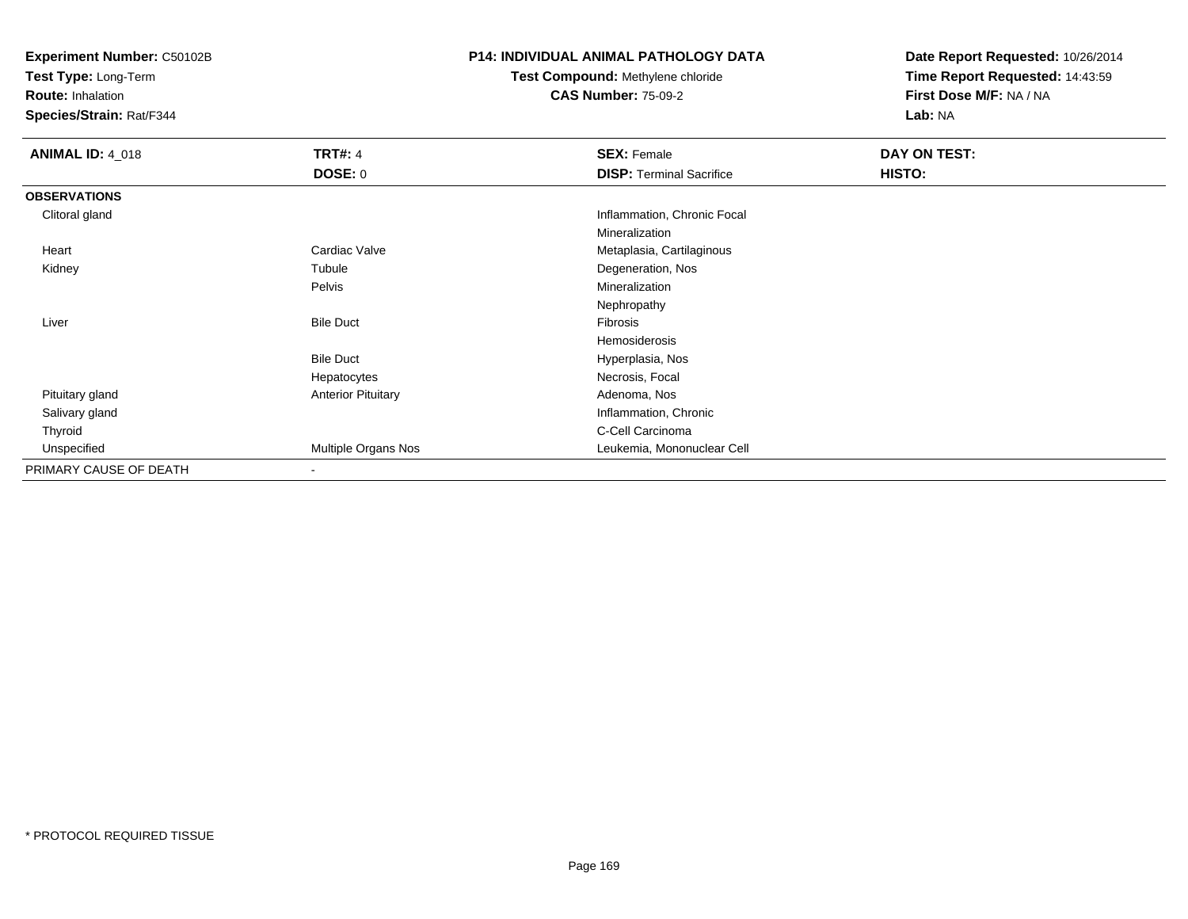**Experiment Number:** C50102B
**Test Type:** Long-Term
**Route:** Inhalation
**Species/Strain:** Rat/F344

**P14: INDIVIDUAL ANIMAL PATHOLOGY DATA**
**Test Compound:** Methylene chloride
**CAS Number:** 75-09-2

**Date Report Requested:** 10/26/2014
**Time Report Requested:** 14:43:59
**First Dose M/F:** NA / NA
**Lab:** NA

| **ANIMAL ID:** 4_018 | **TRT#:** 4 | **SEX:** Female | **DAY ON TEST:** |
|---|---|---|---|
| | **DOSE:** 0 | **DISP:** Terminal Sacrifice | **HISTO:** |
| **OBSERVATIONS** | | | |
| Clitoral gland | | Inflammation, Chronic Focal | |
| | | Mineralization | |
| Heart | Cardiac Valve | Metaplasia, Cartilaginous | |
| Kidney | Tubule | Degeneration, Nos | |
| | Pelvis | Mineralization | |
| | | Nephropathy | |
| Liver | Bile Duct | Fibrosis | |
| | | Hemosiderosis | |
| | Bile Duct | Hyperplasia, Nos | |
| | Hepatocytes | Necrosis, Focal | |
| Pituitary gland | Anterior Pituitary | Adenoma, Nos | |
| Salivary gland | | Inflammation, Chronic | |
| Thyroid | | C-Cell Carcinoma | |
| Unspecified | Multiple Organs Nos | Leukemia, Mononuclear Cell | |
| PRIMARY CAUSE OF DEATH | - | | |

* PROTOCOL REQUIRED TISSUE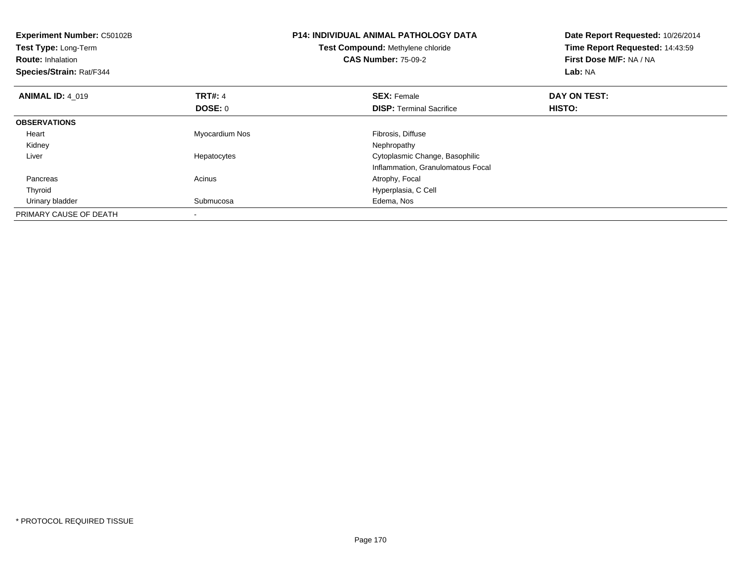**Experiment Number:** C50102B
**Test Type:** Long-Term
**Route:** Inhalation
**Species/Strain:** Rat/F344

**P14: INDIVIDUAL ANIMAL PATHOLOGY DATA**
**Test Compound:** Methylene chloride
**CAS Number:** 75-09-2

**Date Report Requested:** 10/26/2014
**Time Report Requested:** 14:43:59
**First Dose M/F:** NA / NA
**Lab:** NA

| **ANIMAL ID:** 4_019 | **TRT#:** 4 | **SEX:** Female | **DAY ON TEST:** |
|---|---|---|---|
| | **DOSE:** 0 | **DISP:** Terminal Sacrifice | **HISTO:** |
| **OBSERVATIONS** | | | |
| Heart | Myocardium Nos | Fibrosis, Diffuse | |
| Kidney | | Nephropathy | |
| Liver | Hepatocytes | Cytoplasmic Change, Basophilic | |
| | | Inflammation, Granulomatous Focal | |
| Pancreas | Acinus | Atrophy, Focal | |
| Thyroid | | Hyperplasia, C Cell | |
| Urinary bladder | Submucosa | Edema, Nos | |
| PRIMARY CAUSE OF DEATH | - | | |

* PROTOCOL REQUIRED TISSUE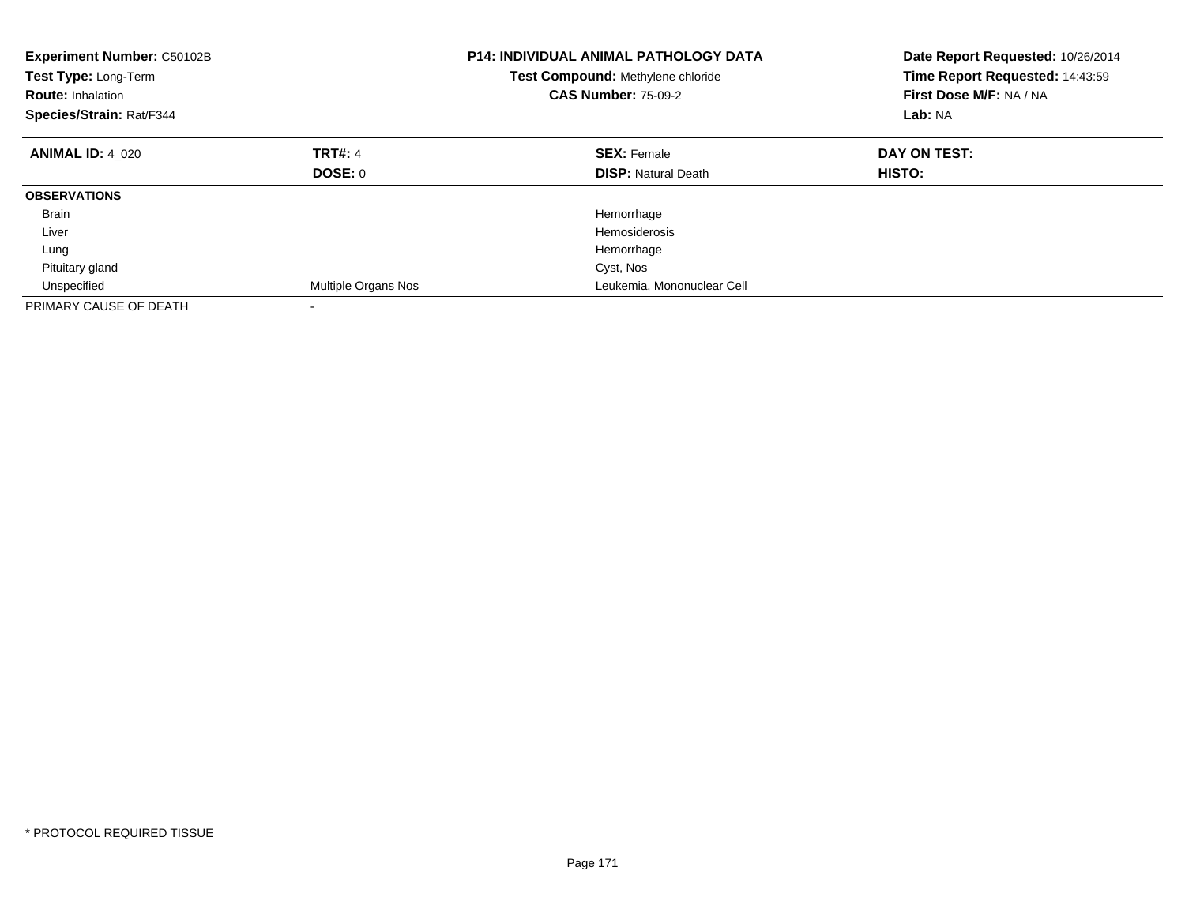**Experiment Number:** C50102B
**Test Type:** Long-Term
**Route:** Inhalation
**Species/Strain:** Rat/F344

**P14: INDIVIDUAL ANIMAL PATHOLOGY DATA**
**Test Compound:** Methylene chloride
**CAS Number:** 75-09-2

**Date Report Requested:** 10/26/2014
**Time Report Requested:** 14:43:59
**First Dose M/F:** NA / NA
**Lab:** NA

| **ANIMAL ID:** 4_020 | **TRT#:** 4 | **SEX:** Female | **DAY ON TEST:** |
|---|---|---|---|
| | **DOSE:** 0 | **DISP:** Natural Death | **HISTO:** |
| **OBSERVATIONS** | | | |
| Brain | | Hemorrhage | |
| Liver | | Hemosiderosis | |
| Lung | | Hemorrhage | |
| Pituitary gland | | Cyst, Nos | |
| Unspecified | Multiple Organs Nos | Leukemia, Mononuclear Cell | |
| PRIMARY CAUSE OF DEATH | - | | |

* PROTOCOL REQUIRED TISSUE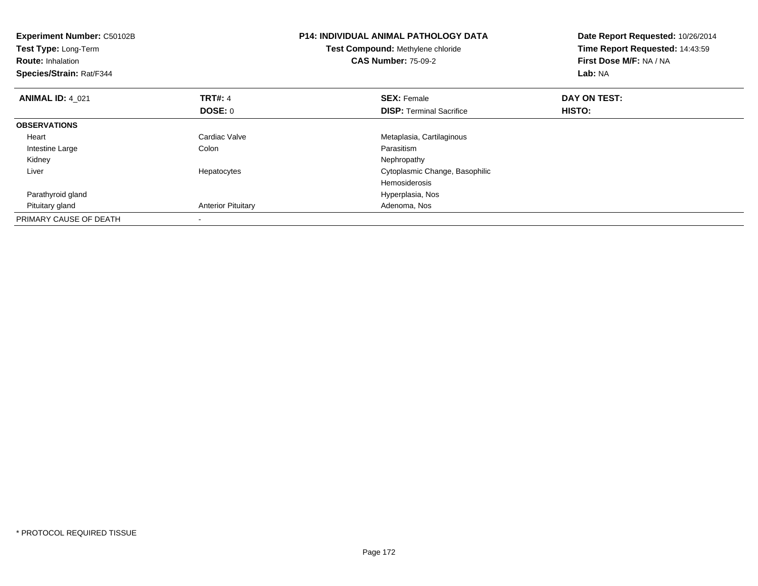**Experiment Number:** C50102B
**Test Type:** Long-Term
**Route:** Inhalation
**Species/Strain:** Rat/F344

**P14: INDIVIDUAL ANIMAL PATHOLOGY DATA**
**Test Compound:** Methylene chloride
**CAS Number:** 75-09-2

**Date Report Requested:** 10/26/2014
**Time Report Requested:** 14:43:59
**First Dose M/F:** NA / NA
**Lab:** NA

| **ANIMAL ID:** 4_021 | **TRT#:** 4 | **SEX:** Female | **DAY ON TEST:** |
|---|---|---|---|
| | **DOSE:** 0 | **DISP:** Terminal Sacrifice | **HISTO:** |
| **OBSERVATIONS** | | | |
| Heart | Cardiac Valve | Metaplasia, Cartilaginous | |
| Intestine Large | Colon | Parasitism | |
| Kidney | | Nephropathy | |
| Liver | Hepatocytes | Cytoplasmic Change, Basophilic | |
| | | Hemosiderosis | |
| Parathyroid gland | | Hyperplasia, Nos | |
| Pituitary gland | Anterior Pituitary | Adenoma, Nos | |
| PRIMARY CAUSE OF DEATH | - | | |

* PROTOCOL REQUIRED TISSUE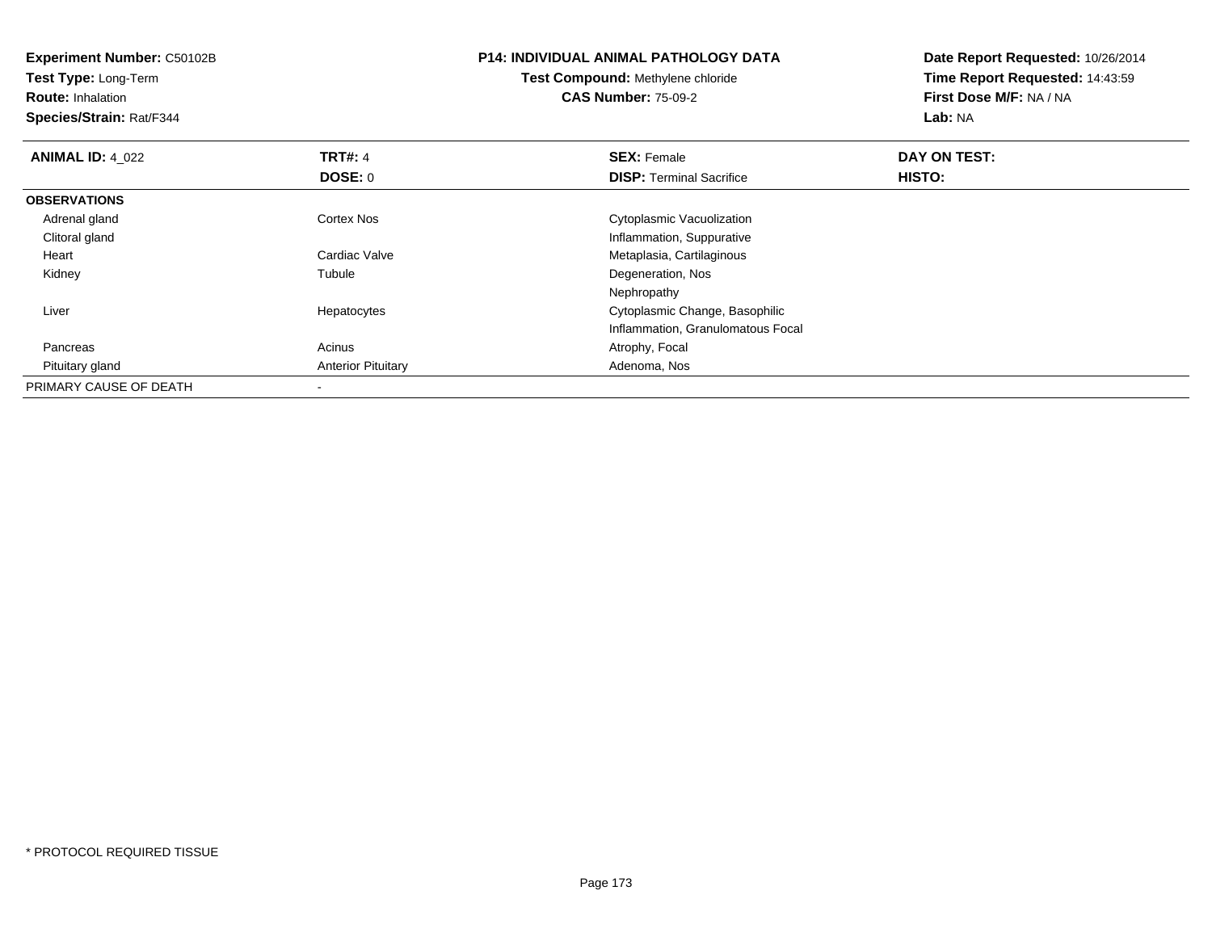**Experiment Number:** C50102B
**Test Type:** Long-Term
**Route:** Inhalation
**Species/Strain:** Rat/F344

**P14: INDIVIDUAL ANIMAL PATHOLOGY DATA**
**Test Compound:** Methylene chloride
**CAS Number:** 75-09-2

**Date Report Requested:** 10/26/2014
**Time Report Requested:** 14:43:59
**First Dose M/F:** NA / NA
**Lab:** NA

| **ANIMAL ID:** 4_022 | **TRT#:** 4 | **SEX:** Female | **DAY ON TEST:** |
|---|---|---|---|
| | **DOSE:** 0 | **DISP:** Terminal Sacrifice | **HISTO:** |
| **OBSERVATIONS** | | | |
| Adrenal gland | Cortex Nos | Cytoplasmic Vacuolization | |
| Clitoral gland | | Inflammation, Suppurative | |
| Heart | Cardiac Valve | Metaplasia, Cartilaginous | |
| Kidney | Tubule | Degeneration, Nos | |
| | | Nephropathy | |
| Liver | Hepatocytes | Cytoplasmic Change, Basophilic | |
| | | Inflammation, Granulomatous Focal | |
| Pancreas | Acinus | Atrophy, Focal | |
| Pituitary gland | Anterior Pituitary | Adenoma, Nos | |
| PRIMARY CAUSE OF DEATH | - | | |

* PROTOCOL REQUIRED TISSUE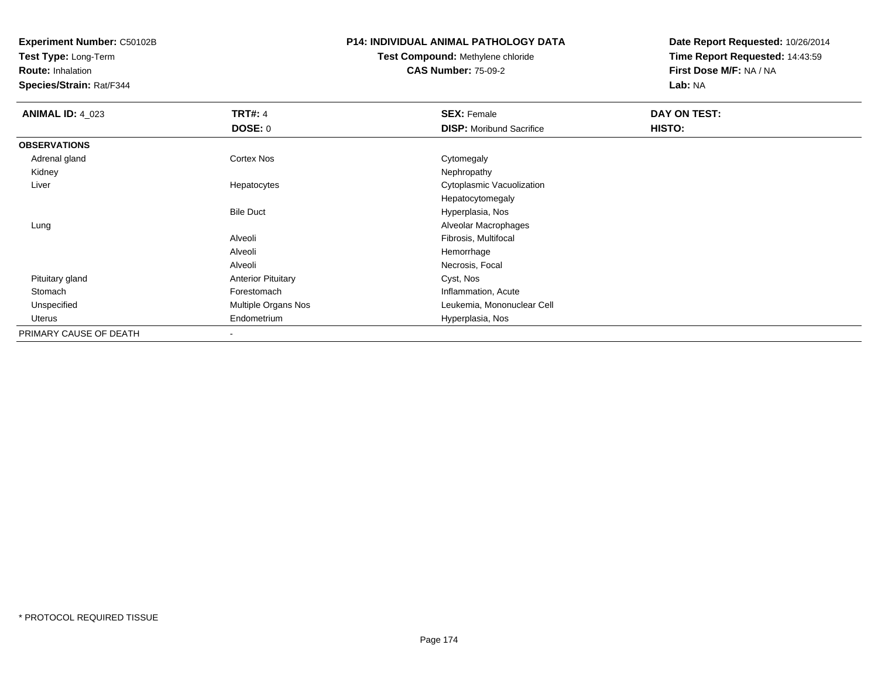**Experiment Number:** C50102B
**Test Type:** Long-Term
**Route:** Inhalation
**Species/Strain:** Rat/F344

**P14: INDIVIDUAL ANIMAL PATHOLOGY DATA**
**Test Compound:** Methylene chloride
**CAS Number:** 75-09-2

**Date Report Requested:** 10/26/2014
**Time Report Requested:** 14:43:59
**First Dose M/F:** NA / NA
**Lab:** NA

| **ANIMAL ID:** 4_023 | **TRT#:** 4 | **SEX:** Female | **DAY ON TEST:** |
|---|---|---|---|
| | **DOSE:** 0 | **DISP:** Moribund Sacrifice | **HISTO:** |
| **OBSERVATIONS** | | | |
| Adrenal gland | Cortex Nos | Cytomegaly | |
| Kidney | | Nephropathy | |
| Liver | Hepatocytes | Cytoplasmic Vacuolization | |
| | | Hepatocytomegaly | |
| | Bile Duct | Hyperplasia, Nos | |
| Lung | | Alveolar Macrophages | |
| | Alveoli | Fibrosis, Multifocal | |
| | Alveoli | Hemorrhage | |
| | Alveoli | Necrosis, Focal | |
| Pituitary gland | Anterior Pituitary | Cyst, Nos | |
| Stomach | Forestomach | Inflammation, Acute | |
| Unspecified | Multiple Organs Nos | Leukemia, Mononuclear Cell | |
| Uterus | Endometrium | Hyperplasia, Nos | |
| PRIMARY CAUSE OF DEATH | - | | |

* PROTOCOL REQUIRED TISSUE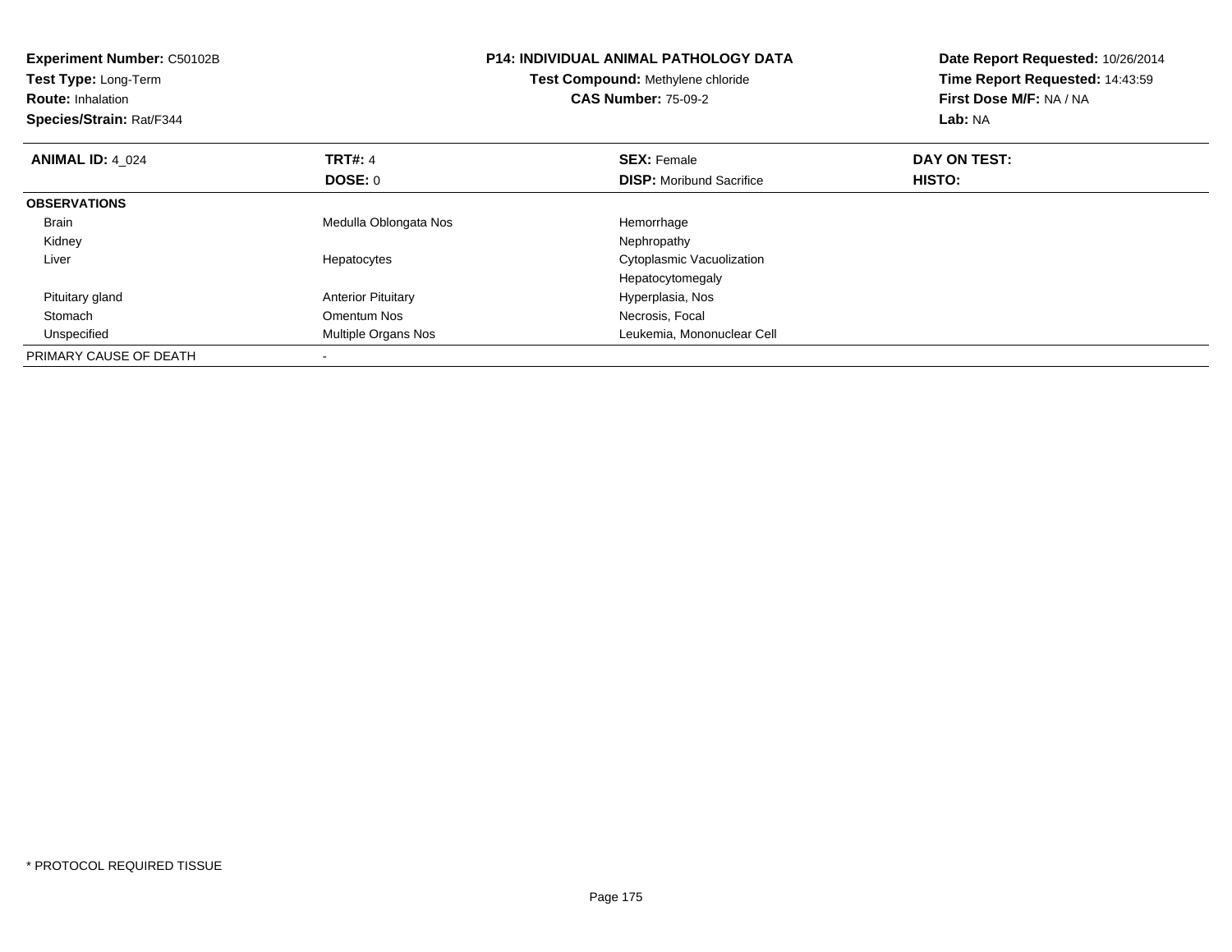**Experiment Number:** C50102B
**Test Type:** Long-Term
**Route:** Inhalation
**Species/Strain:** Rat/F344

**P14: INDIVIDUAL ANIMAL PATHOLOGY DATA**
**Test Compound:** Methylene chloride
**CAS Number:** 75-09-2

**Date Report Requested:** 10/26/2014
**Time Report Requested:** 14:43:59
**First Dose M/F:** NA / NA
**Lab:** NA

| **ANIMAL ID:** 4_024 | **TRT#:** 4 | **SEX:** Female | **DAY ON TEST:** |
|---|---|---|---|
| | **DOSE:** 0 | **DISP:** Moribund Sacrifice | **HISTO:** |
| **OBSERVATIONS** | | | |
| Brain | Medulla Oblongata Nos | Hemorrhage | |
| Kidney | | Nephropathy | |
| Liver | Hepatocytes | Cytoplasmic Vacuolization | |
| | | Hepatocytomegaly | |
| Pituitary gland | Anterior Pituitary | Hyperplasia, Nos | |
| Stomach | Omentum Nos | Necrosis, Focal | |
| Unspecified | Multiple Organs Nos | Leukemia, Mononuclear Cell | |
| PRIMARY CAUSE OF DEATH | - | | |

* PROTOCOL REQUIRED TISSUE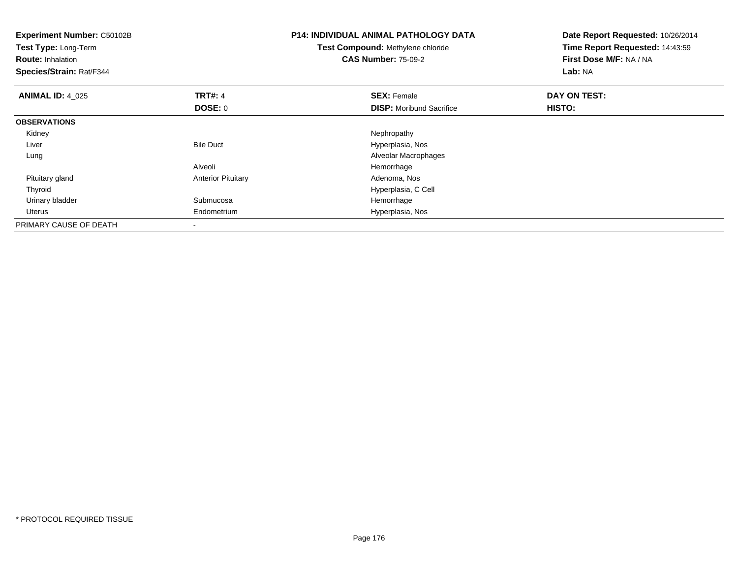**Experiment Number:** C50102B
**Test Type:** Long-Term
**Route:** Inhalation
**Species/Strain:** Rat/F344

**P14: INDIVIDUAL ANIMAL PATHOLOGY DATA**
**Test Compound:** Methylene chloride
**CAS Number:** 75-09-2

**Date Report Requested:** 10/26/2014
**Time Report Requested:** 14:43:59
**First Dose M/F:** NA / NA
**Lab:** NA

| **ANIMAL ID:** 4_025 | **TRT#:** 4 | **SEX:** Female | **DAY ON TEST:** |
|---|---|---|---|
| | **DOSE:** 0 | **DISP:** Moribund Sacrifice | **HISTO:** |
| **OBSERVATIONS** | | | |
| Kidney | | Nephropathy | |
| Liver | Bile Duct | Hyperplasia, Nos | |
| Lung | | Alveolar Macrophages | |
| | Alveoli | Hemorrhage | |
| Pituitary gland | Anterior Pituitary | Adenoma, Nos | |
| Thyroid | | Hyperplasia, C Cell | |
| Urinary bladder | Submucosa | Hemorrhage | |
| Uterus | Endometrium | Hyperplasia, Nos | |
| PRIMARY CAUSE OF DEATH | - | | |

* PROTOCOL REQUIRED TISSUE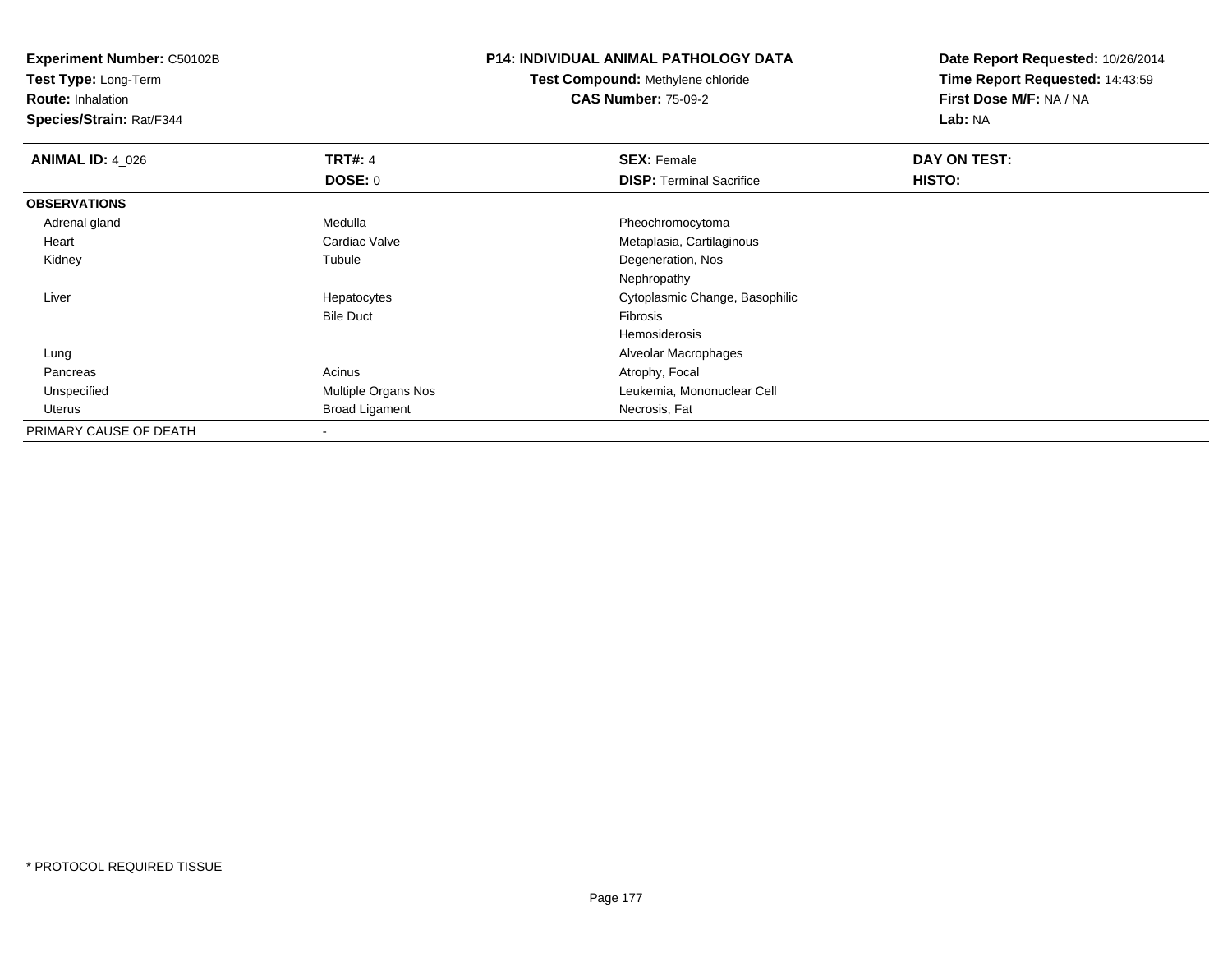**Experiment Number:** C50102B
**Test Type:** Long-Term
**Route:** Inhalation
**Species/Strain:** Rat/F344

**P14: INDIVIDUAL ANIMAL PATHOLOGY DATA**
**Test Compound:** Methylene chloride
**CAS Number:** 75-09-2

**Date Report Requested:** 10/26/2014
**Time Report Requested:** 14:43:59
**First Dose M/F:** NA / NA
**Lab:** NA

| **ANIMAL ID:** 4_026 | **TRT#:** 4 | **SEX:** Female | **DAY ON TEST:** |
|---|---|---|---|
| | **DOSE:** 0 | **DISP:** Terminal Sacrifice | **HISTO:** |
| **OBSERVATIONS** | | | |
| Adrenal gland | Medulla | Pheochromocytoma | |
| Heart | Cardiac Valve | Metaplasia, Cartilaginous | |
| Kidney | Tubule | Degeneration, Nos | |
| | | Nephropathy | |
| Liver | Hepatocytes | Cytoplasmic Change, Basophilic | |
| | Bile Duct | Fibrosis | |
| | | Hemosiderosis | |
| Lung | | Alveolar Macrophages | |
| Pancreas | Acinus | Atrophy, Focal | |
| Unspecified | Multiple Organs Nos | Leukemia, Mononuclear Cell | |
| Uterus | Broad Ligament | Necrosis, Fat | |
| PRIMARY CAUSE OF DEATH | - | | |

* PROTOCOL REQUIRED TISSUE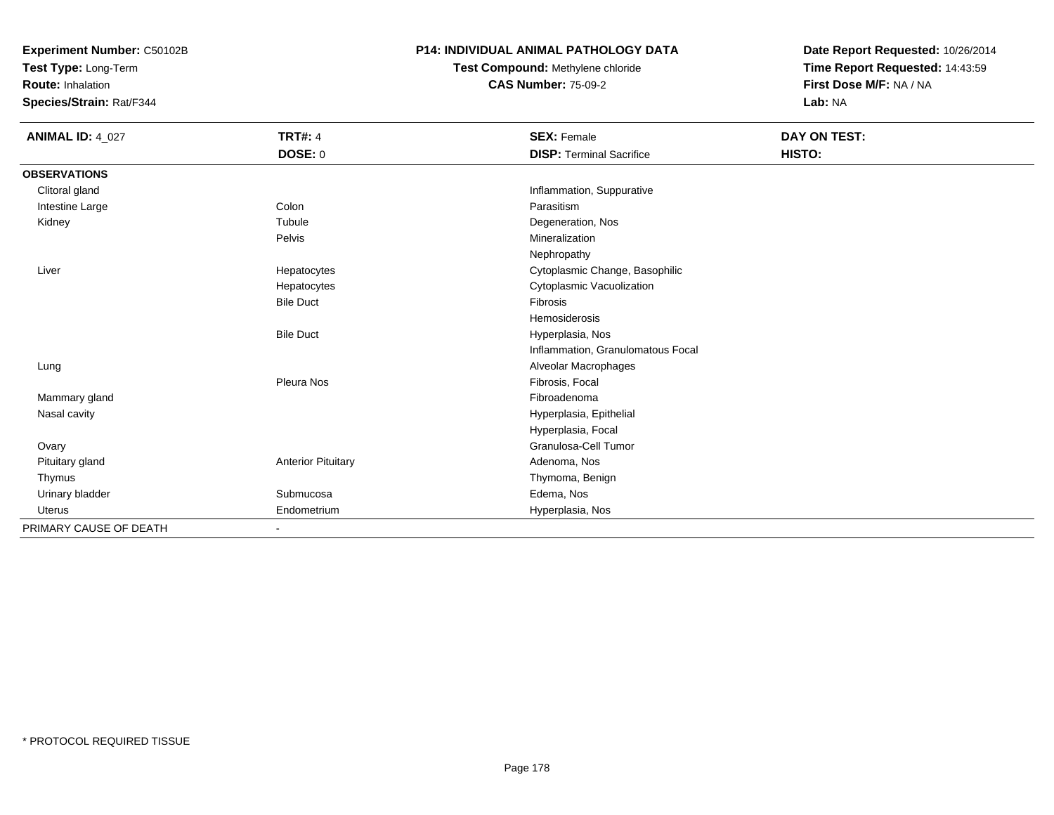**Experiment Number:** C50102B
**Test Type:** Long-Term
**Route:** Inhalation
**Species/Strain:** Rat/F344

**P14: INDIVIDUAL ANIMAL PATHOLOGY DATA**
**Test Compound:** Methylene chloride
**CAS Number:** 75-09-2

**Date Report Requested:** 10/26/2014
**Time Report Requested:** 14:43:59
**First Dose M/F:** NA / NA
**Lab:** NA

| **ANIMAL ID:** 4_027 | **TRT#:** 4 | **SEX:** Female | **DAY ON TEST:** |
|---|---|---|---|
| | **DOSE:** 0 | **DISP:** Terminal Sacrifice | **HISTO:** |
| **OBSERVATIONS** | | | |
| Clitoral gland | | Inflammation, Suppurative | |
| Intestine Large | Colon | Parasitism | |
| Kidney | Tubule | Degeneration, Nos | |
| | Pelvis | Mineralization | |
| | | Nephropathy | |
| Liver | Hepatocytes | Cytoplasmic Change, Basophilic | |
| | Hepatocytes | Cytoplasmic Vacuolization | |
| | Bile Duct | Fibrosis | |
| | | Hemosiderosis | |
| | Bile Duct | Hyperplasia, Nos | |
| | | Inflammation, Granulomatous Focal | |
| Lung | | Alveolar Macrophages | |
| | Pleura Nos | Fibrosis, Focal | |
| Mammary gland | | Fibroadenoma | |
| Nasal cavity | | Hyperplasia, Epithelial | |
| | | Hyperplasia, Focal | |
| Ovary | | Granulosa-Cell Tumor | |
| Pituitary gland | Anterior Pituitary | Adenoma, Nos | |
| Thymus | | Thymoma, Benign | |
| Urinary bladder | Submucosa | Edema, Nos | |
| Uterus | Endometrium | Hyperplasia, Nos | |
| PRIMARY CAUSE OF DEATH | - | | |

* PROTOCOL REQUIRED TISSUE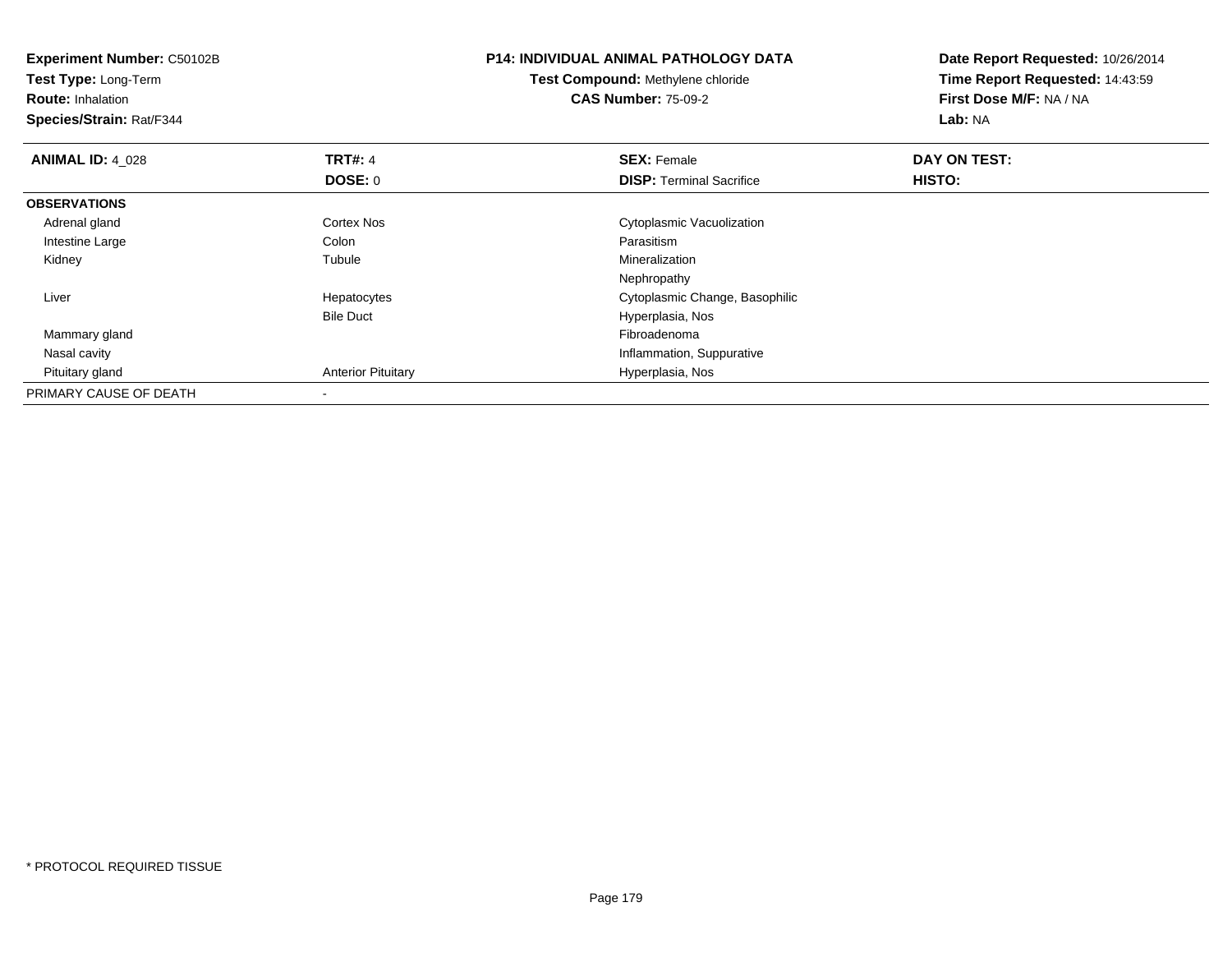**Experiment Number:** C50102B
**Test Type:** Long-Term
**Route:** Inhalation
**Species/Strain:** Rat/F344

**P14: INDIVIDUAL ANIMAL PATHOLOGY DATA**
**Test Compound:** Methylene chloride
**CAS Number:** 75-09-2

**Date Report Requested:** 10/26/2014
**Time Report Requested:** 14:43:59
**First Dose M/F:** NA / NA
**Lab:** NA

| **ANIMAL ID:** 4_028 | **TRT#:** 4 | **SEX:** Female | **DAY ON TEST:** |
|---|---|---|---|
| | **DOSE:** 0 | **DISP:** Terminal Sacrifice | **HISTO:** |
| **OBSERVATIONS** | | | |
| Adrenal gland | Cortex Nos | Cytoplasmic Vacuolization | |
| Intestine Large | Colon | Parasitism | |
| Kidney | Tubule | Mineralization | |
| | | Nephropathy | |
| Liver | Hepatocytes | Cytoplasmic Change, Basophilic | |
| | Bile Duct | Hyperplasia, Nos | |
| Mammary gland | | Fibroadenoma | |
| Nasal cavity | | Inflammation, Suppurative | |
| Pituitary gland | Anterior Pituitary | Hyperplasia, Nos | |
| PRIMARY CAUSE OF DEATH | - | | |

* PROTOCOL REQUIRED TISSUE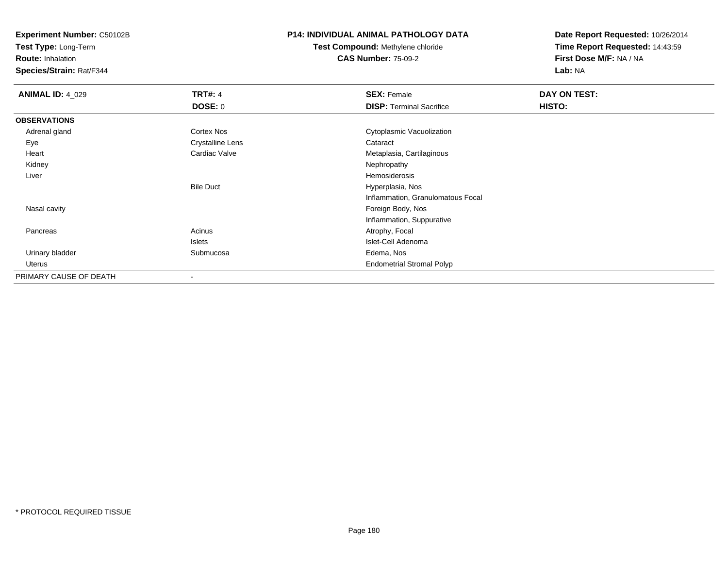**Experiment Number:** C50102B
**Test Type:** Long-Term
**Route:** Inhalation
**Species/Strain:** Rat/F344

**P14: INDIVIDUAL ANIMAL PATHOLOGY DATA**
**Test Compound:** Methylene chloride
**CAS Number:** 75-09-2

**Date Report Requested:** 10/26/2014
**Time Report Requested:** 14:43:59
**First Dose M/F:** NA / NA
**Lab:** NA

| **ANIMAL ID:** 4_029 | **TRT#:** 4 | **SEX:** Female | **DAY ON TEST:** |
|---|---|---|---|
| | **DOSE:** 0 | **DISP:** Terminal Sacrifice | **HISTO:** |
| **OBSERVATIONS** | | | |
| Adrenal gland | Cortex Nos | Cytoplasmic Vacuolization | |
| Eye | Crystalline Lens | Cataract | |
| Heart | Cardiac Valve | Metaplasia, Cartilaginous | |
| Kidney | | Nephropathy | |
| Liver | | Hemosiderosis | |
| | Bile Duct | Hyperplasia, Nos | |
| | | Inflammation, Granulomatous Focal | |
| Nasal cavity | | Foreign Body, Nos | |
| | | Inflammation, Suppurative | |
| Pancreas | Acinus | Atrophy, Focal | |
| | Islets | Islet-Cell Adenoma | |
| Urinary bladder | Submucosa | Edema, Nos | |
| Uterus | | Endometrial Stromal Polyp | |
| PRIMARY CAUSE OF DEATH | - | | |

* PROTOCOL REQUIRED TISSUE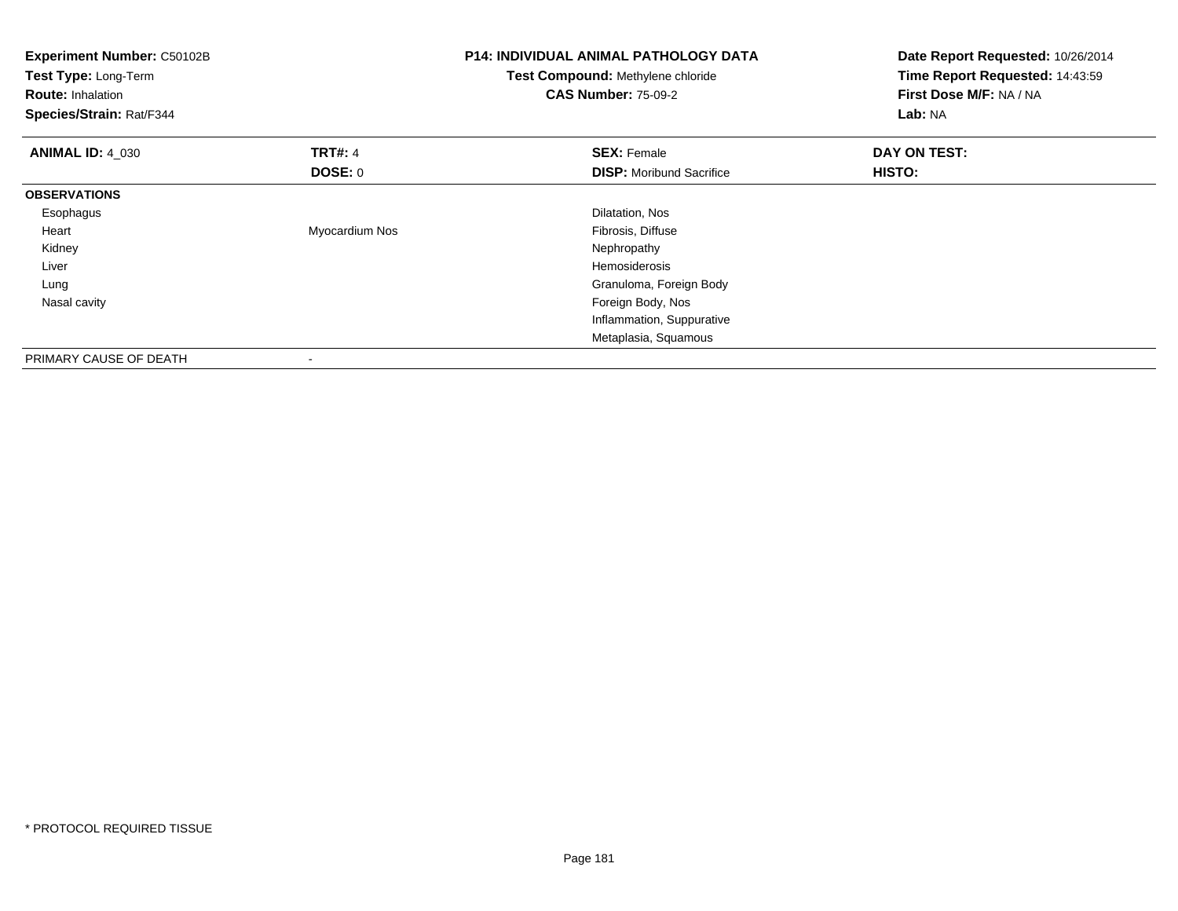**Experiment Number:** C50102B
**Test Type:** Long-Term
**Route:** Inhalation
**Species/Strain:** Rat/F344

**P14: INDIVIDUAL ANIMAL PATHOLOGY DATA**
**Test Compound:** Methylene chloride
**CAS Number:** 75-09-2

**Date Report Requested:** 10/26/2014
**Time Report Requested:** 14:43:59
**First Dose M/F:** NA / NA
**Lab:** NA

| **ANIMAL ID:** 4_030 | **TRT#:** 4 | **SEX:** Female | **DAY ON TEST:** |
|---|---|---|---|
| | **DOSE:** 0 | **DISP:** Moribund Sacrifice | **HISTO:** |
| **OBSERVATIONS** | | | |
| Esophagus | | Dilatation, Nos | |
| Heart | Myocardium Nos | Fibrosis, Diffuse | |
| Kidney | | Nephropathy | |
| Liver | | Hemosiderosis | |
| Lung | | Granuloma, Foreign Body | |
| Nasal cavity | | Foreign Body, Nos | |
| | | Inflammation, Suppurative | |
| | | Metaplasia, Squamous | |
| PRIMARY CAUSE OF DEATH | - | | |

* PROTOCOL REQUIRED TISSUE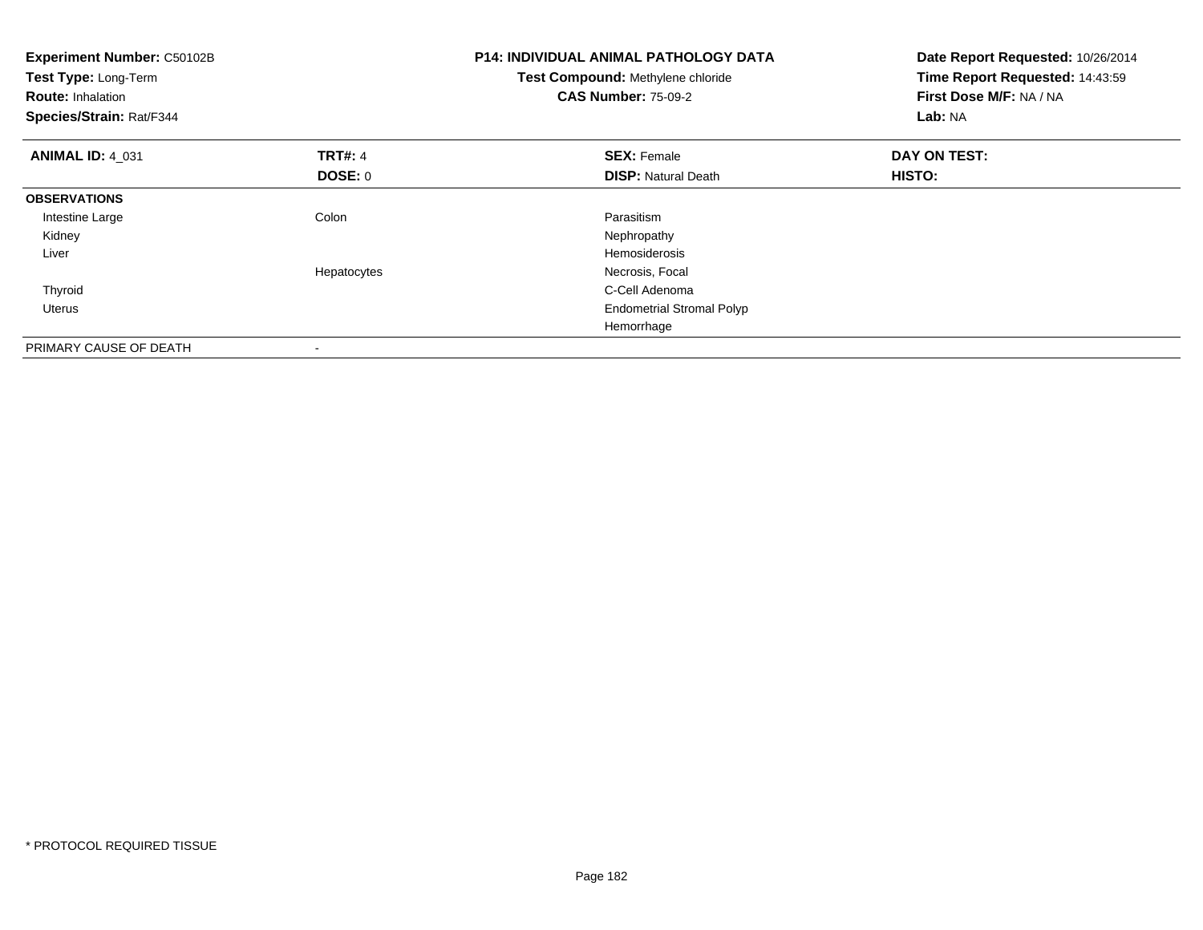**Experiment Number:** C50102B
**Test Type:** Long-Term
**Route:** Inhalation
**Species/Strain:** Rat/F344

**P14: INDIVIDUAL ANIMAL PATHOLOGY DATA**
**Test Compound:** Methylene chloride
**CAS Number:** 75-09-2

**Date Report Requested:** 10/26/2014
**Time Report Requested:** 14:43:59
**First Dose M/F:** NA / NA
**Lab:** NA

| **ANIMAL ID:** 4_031 | **TRT#:** 4 | **SEX:** Female | **DAY ON TEST:** |
|---|---|---|---|
| | **DOSE:** 0 | **DISP:** Natural Death | **HISTO:** |
| **OBSERVATIONS** | | | |
| Intestine Large | Colon | Parasitism | |
| Kidney | | Nephropathy | |
| Liver | | Hemosiderosis | |
| | Hepatocytes | Necrosis, Focal | |
| Thyroid | | C-Cell Adenoma | |
| Uterus | | Endometrial Stromal Polyp | |
| | | Hemorrhage | |
| PRIMARY CAUSE OF DEATH | - | | |

* PROTOCOL REQUIRED TISSUE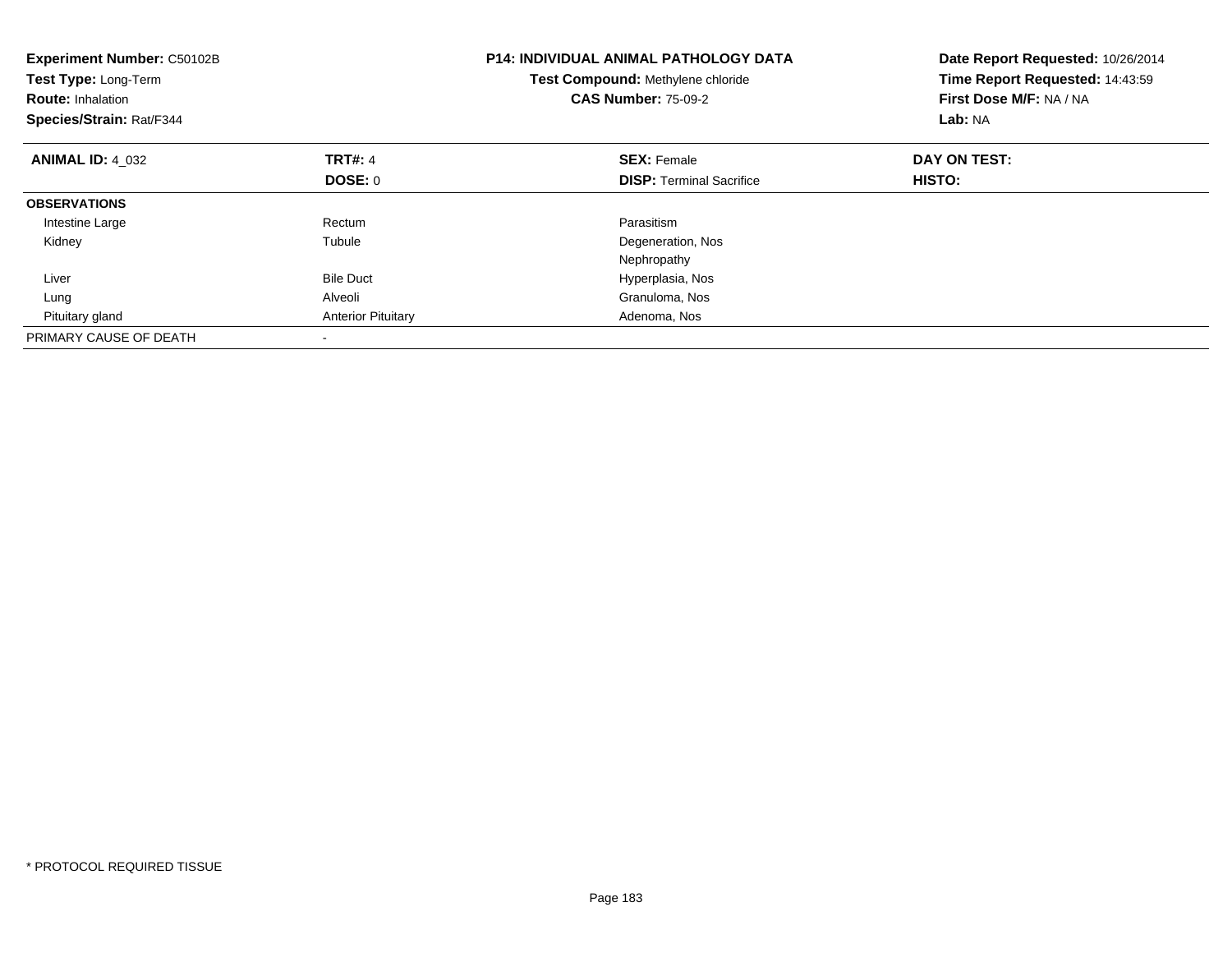**Experiment Number:** C50102B
**Test Type:** Long-Term
**Route:** Inhalation
**Species/Strain:** Rat/F344

**P14: INDIVIDUAL ANIMAL PATHOLOGY DATA**
**Test Compound:** Methylene chloride
**CAS Number:** 75-09-2

**Date Report Requested:** 10/26/2014
**Time Report Requested:** 14:43:59
**First Dose M/F:** NA / NA
**Lab:** NA

| **ANIMAL ID:** 4_032 | **TRT#:** 4 | **SEX:** Female | **DAY ON TEST:** |
|---|---|---|---|
| | **DOSE:** 0 | **DISP:** Terminal Sacrifice | **HISTO:** |
| **OBSERVATIONS** | | | |
| Intestine Large | Rectum | Parasitism | |
| Kidney | Tubule | Degeneration, Nos | |
| | | Nephropathy | |
| Liver | Bile Duct | Hyperplasia, Nos | |
| Lung | Alveoli | Granuloma, Nos | |
| Pituitary gland | Anterior Pituitary | Adenoma, Nos | |
| PRIMARY CAUSE OF DEATH | - | | |

* PROTOCOL REQUIRED TISSUE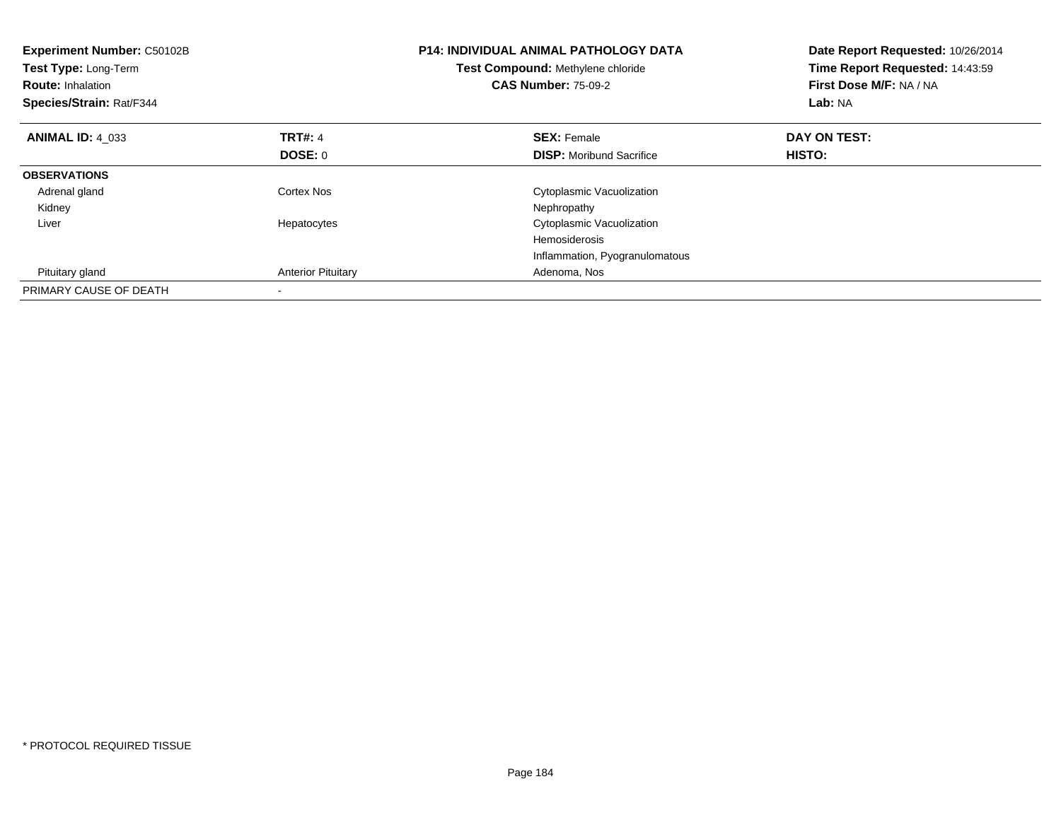**Experiment Number:** C50102B
**Test Type:** Long-Term
**Route:** Inhalation
**Species/Strain:** Rat/F344

**P14: INDIVIDUAL ANIMAL PATHOLOGY DATA**
**Test Compound:** Methylene chloride
**CAS Number:** 75-09-2

**Date Report Requested:** 10/26/2014
**Time Report Requested:** 14:43:59
**First Dose M/F:** NA / NA
**Lab:** NA

| **ANIMAL ID:** 4_033 | **TRT#:** 4 | **SEX:** Female | **DAY ON TEST:** |
|---|---|---|---|
| | **DOSE:** 0 | **DISP:** Moribund Sacrifice | **HISTO:** |
| **OBSERVATIONS** | | | |
| Adrenal gland | Cortex Nos | Cytoplasmic Vacuolization | |
| Kidney | | Nephropathy | |
| Liver | Hepatocytes | Cytoplasmic Vacuolization | |
| | | Hemosiderosis | |
| | | Inflammation, Pyogranulomatous | |
| Pituitary gland | Anterior Pituitary | Adenoma, Nos | |
| PRIMARY CAUSE OF DEATH | - | | |

* PROTOCOL REQUIRED TISSUE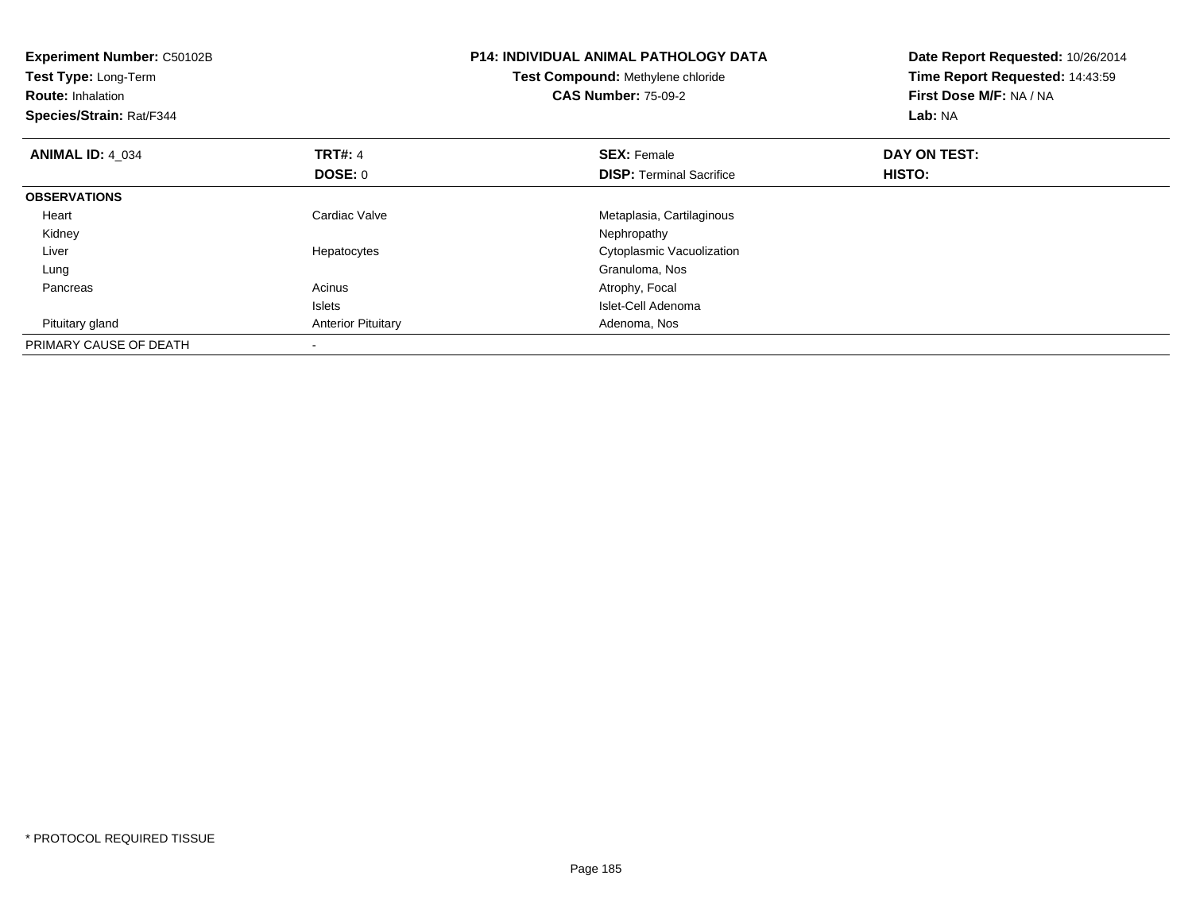**Experiment Number:** C50102B
**Test Type:** Long-Term
**Route:** Inhalation
**Species/Strain:** Rat/F344

## P14: INDIVIDUAL ANIMAL PATHOLOGY DATA

**Test Compound:** Methylene chloride
**CAS Number:** 75-09-2

**Date Report Requested:** 10/26/2014
**Time Report Requested:** 14:43:59
**First Dose M/F:** NA / NA
**Lab:** NA

| **ANIMAL ID:** 4_034 | **TRT#:** 4 | **SEX:** Female | **DAY ON TEST:** |
|---|---|---|---|
| | **DOSE:** 0 | **DISP:** Terminal Sacrifice | **HISTO:** |
| **OBSERVATIONS** | | | |
| Heart | Cardiac Valve | Metaplasia, Cartilaginous | |
| Kidney | | Nephropathy | |
| Liver | Hepatocytes | Cytoplasmic Vacuolization | |
| Lung | | Granuloma, Nos | |
| Pancreas | Acinus | Atrophy, Focal | |
| | Islets | Islet-Cell Adenoma | |
| Pituitary gland | Anterior Pituitary | Adenoma, Nos | |
| PRIMARY CAUSE OF DEATH | - | | |

* PROTOCOL REQUIRED TISSUE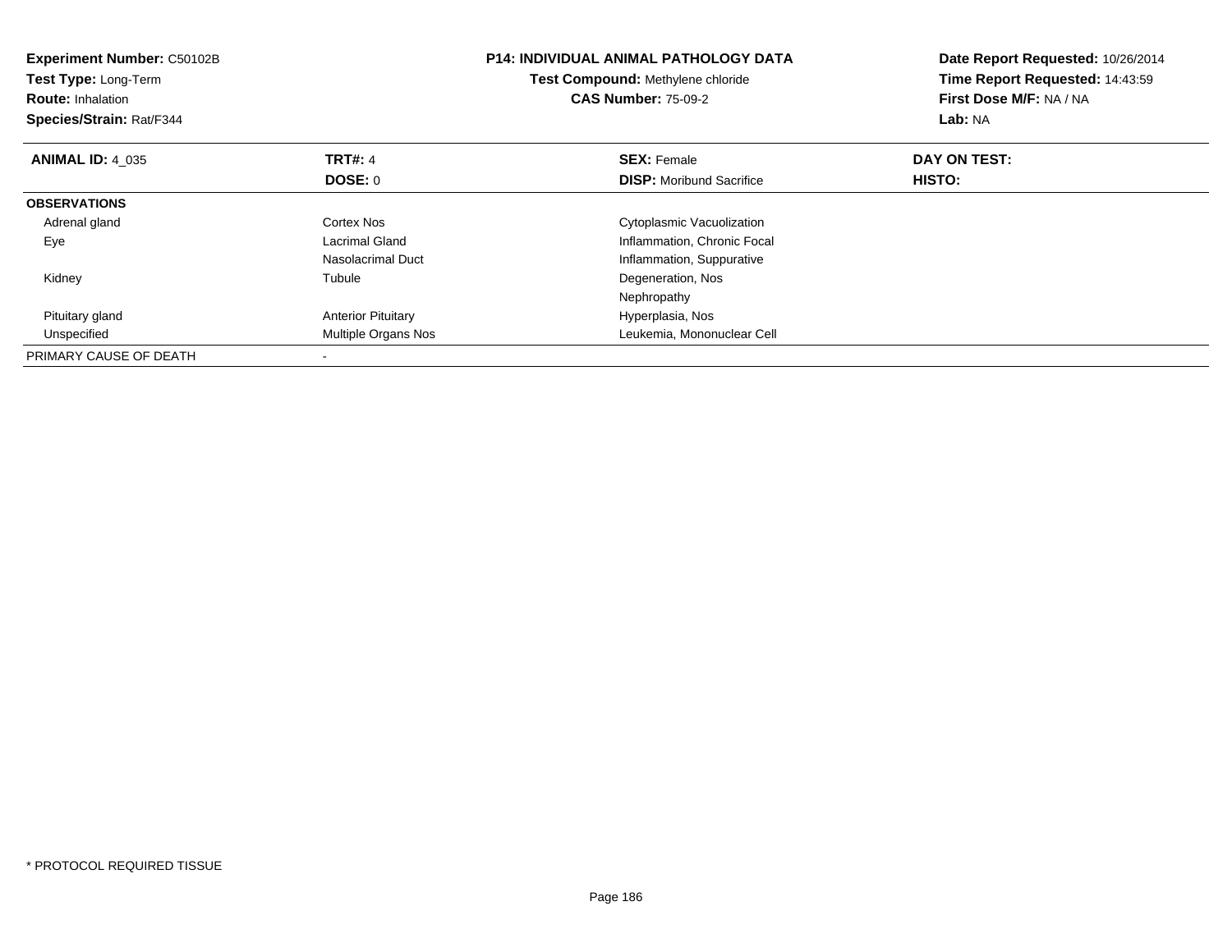**Experiment Number:** C50102B
**Test Type:** Long-Term
**Route:** Inhalation
**Species/Strain:** Rat/F344

**P14: INDIVIDUAL ANIMAL PATHOLOGY DATA**
**Test Compound:** Methylene chloride
**CAS Number:** 75-09-2

**Date Report Requested:** 10/26/2014
**Time Report Requested:** 14:43:59
**First Dose M/F:** NA / NA
**Lab:** NA

| **ANIMAL ID:** 4_035 | **TRT#:** 4 | **SEX:** Female | **DAY ON TEST:** |
|---|---|---|---|
| | **DOSE:** 0 | **DISP:** Moribund Sacrifice | **HISTO:** |
| **OBSERVATIONS** | | | |
| Adrenal gland | Cortex Nos | Cytoplasmic Vacuolization | |
| Eye | Lacrimal Gland | Inflammation, Chronic Focal | |
| | Nasolacrimal Duct | Inflammation, Suppurative | |
| Kidney | Tubule | Degeneration, Nos | |
| | | Nephropathy | |
| Pituitary gland | Anterior Pituitary | Hyperplasia, Nos | |
| Unspecified | Multiple Organs Nos | Leukemia, Mononuclear Cell | |
| PRIMARY CAUSE OF DEATH | - | | |

* PROTOCOL REQUIRED TISSUE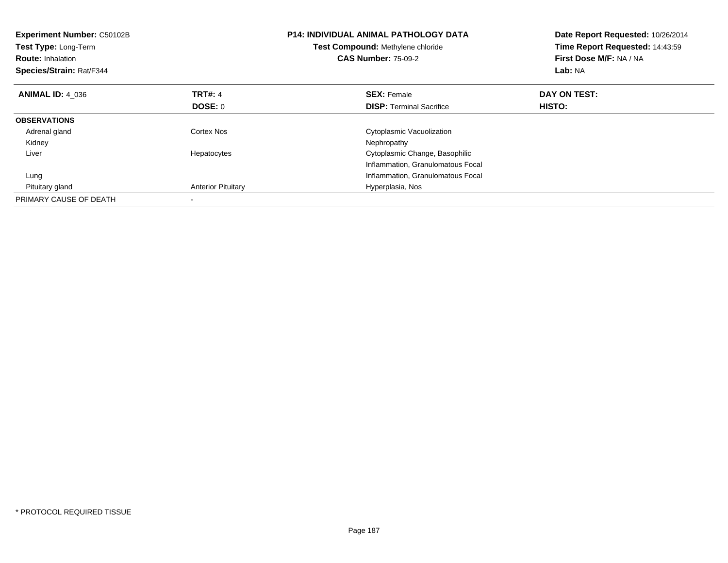**Experiment Number:** C50102B
**Test Type:** Long-Term
**Route:** Inhalation
**Species/Strain:** Rat/F344

**P14: INDIVIDUAL ANIMAL PATHOLOGY DATA**
**Test Compound:** Methylene chloride
**CAS Number:** 75-09-2

**Date Report Requested:** 10/26/2014
**Time Report Requested:** 14:43:59
**First Dose M/F:** NA / NA
**Lab:** NA

| **ANIMAL ID:** 4_036 | **TRT#:** 4 | **SEX:** Female | **DAY ON TEST:** |
|---|---|---|---|
| | **DOSE:** 0 | **DISP:** Terminal Sacrifice | **HISTO:** |
| **OBSERVATIONS** | | | |
| Adrenal gland | Cortex Nos | Cytoplasmic Vacuolization | |
| Kidney | | Nephropathy | |
| Liver | Hepatocytes | Cytoplasmic Change, Basophilic | |
| | | Inflammation, Granulomatous Focal | |
| Lung | | Inflammation, Granulomatous Focal | |
| Pituitary gland | Anterior Pituitary | Hyperplasia, Nos | |
| PRIMARY CAUSE OF DEATH | - | | |

* PROTOCOL REQUIRED TISSUE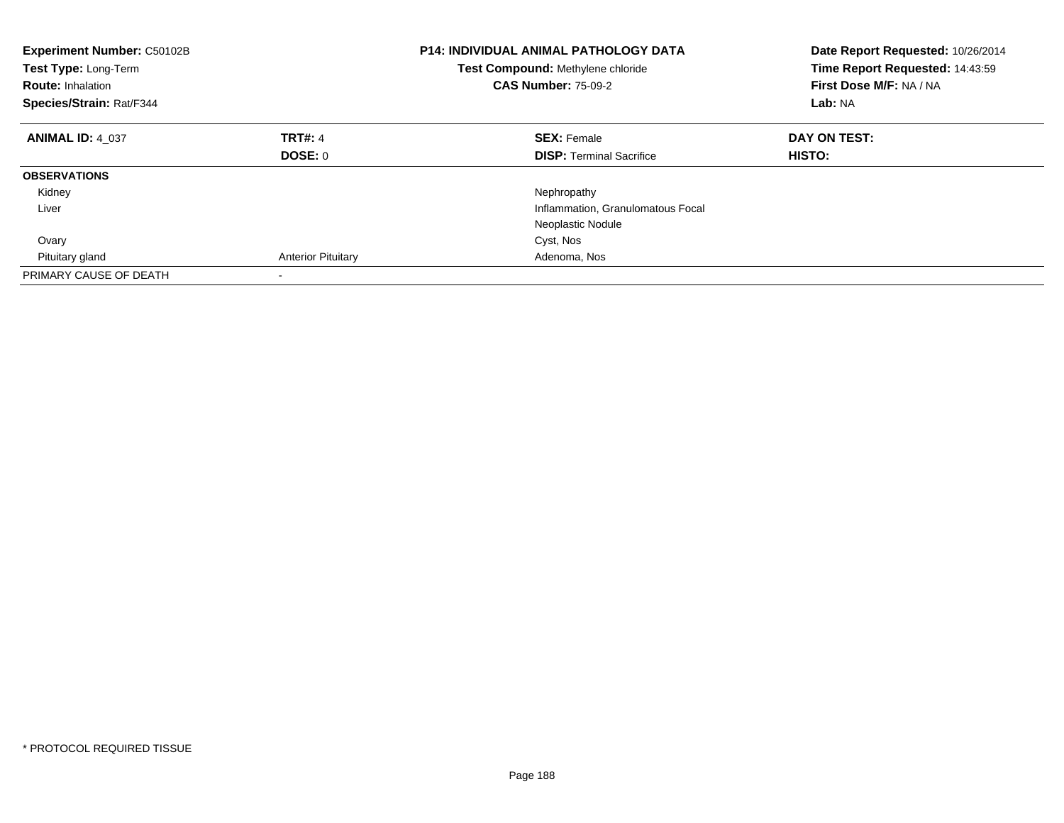**Experiment Number:** C50102B
**Test Type:** Long-Term
**Route:** Inhalation
**Species/Strain:** Rat/F344

**P14: INDIVIDUAL ANIMAL PATHOLOGY DATA**
**Test Compound:** Methylene chloride
**CAS Number:** 75-09-2

**Date Report Requested:** 10/26/2014
**Time Report Requested:** 14:43:59
**First Dose M/F:** NA / NA
**Lab:** NA

| **ANIMAL ID:** 4_037 | **TRT#:** 4 | **SEX:** Female | **DAY ON TEST:** |
|---|---|---|---|
| | **DOSE:** 0 | **DISP:** Terminal Sacrifice | **HISTO:** |
| **OBSERVATIONS** | | | |
| Kidney | | Nephropathy | |
| Liver | | Inflammation, Granulomatous Focal | |
| | | Neoplastic Nodule | |
| Ovary | | Cyst, Nos | |
| Pituitary gland | Anterior Pituitary | Adenoma, Nos | |
| PRIMARY CAUSE OF DEATH | - | | |

* PROTOCOL REQUIRED TISSUE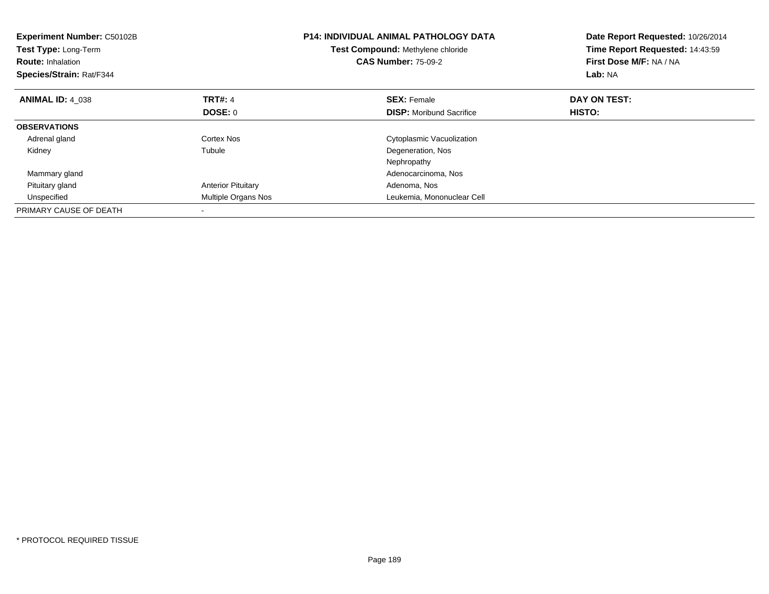**Experiment Number:** C50102B
**Test Type:** Long-Term
**Route:** Inhalation
**Species/Strain:** Rat/F344

**P14: INDIVIDUAL ANIMAL PATHOLOGY DATA**
**Test Compound:** Methylene chloride
**CAS Number:** 75-09-2

**Date Report Requested:** 10/26/2014
**Time Report Requested:** 14:43:59
**First Dose M/F:** NA / NA
**Lab:** NA

| **ANIMAL ID:** 4_038 | **TRT#:** 4 | **SEX:** Female | **DAY ON TEST:** |
|---|---|---|---|
| | **DOSE:** 0 | **DISP:** Moribund Sacrifice | **HISTO:** |
| **OBSERVATIONS** | | | |
| Adrenal gland | Cortex Nos | Cytoplasmic Vacuolization | |
| Kidney | Tubule | Degeneration, Nos | |
| | | Nephropathy | |
| Mammary gland | | Adenocarcinoma, Nos | |
| Pituitary gland | Anterior Pituitary | Adenoma, Nos | |
| Unspecified | Multiple Organs Nos | Leukemia, Mononuclear Cell | |
| PRIMARY CAUSE OF DEATH | - | | |

* PROTOCOL REQUIRED TISSUE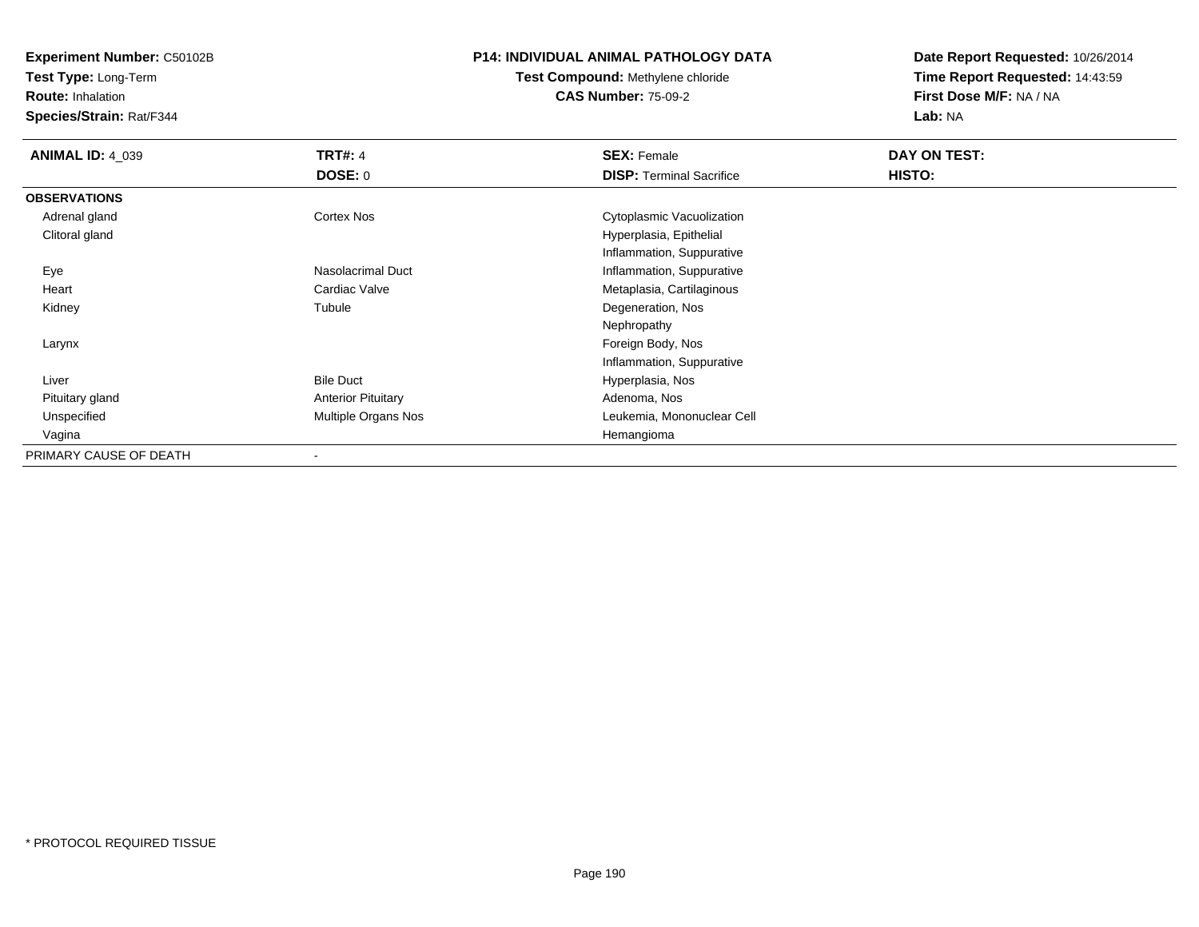**Experiment Number:** C50102B
**Test Type:** Long-Term
**Route:** Inhalation
**Species/Strain:** Rat/F344

**P14: INDIVIDUAL ANIMAL PATHOLOGY DATA**
**Test Compound:** Methylene chloride
**CAS Number:** 75-09-2

**Date Report Requested:** 10/26/2014
**Time Report Requested:** 14:43:59
**First Dose M/F:** NA / NA
**Lab:** NA

| **ANIMAL ID:** 4_039 | **TRT#:** 4 | **SEX:** Female | **DAY ON TEST:** |
|---|---|---|---|
| | **DOSE:** 0 | **DISP:** Terminal Sacrifice | **HISTO:** |
| **OBSERVATIONS** | | | |
| Adrenal gland | Cortex Nos | Cytoplasmic Vacuolization | |
| Clitoral gland | | Hyperplasia, Epithelial | |
| | | Inflammation, Suppurative | |
| Eye | Nasolacrimal Duct | Inflammation, Suppurative | |
| Heart | Cardiac Valve | Metaplasia, Cartilaginous | |
| Kidney | Tubule | Degeneration, Nos | |
| | | Nephropathy | |
| Larynx | | Foreign Body, Nos | |
| | | Inflammation, Suppurative | |
| Liver | Bile Duct | Hyperplasia, Nos | |
| Pituitary gland | Anterior Pituitary | Adenoma, Nos | |
| Unspecified | Multiple Organs Nos | Leukemia, Mononuclear Cell | |
| Vagina | | Hemangioma | |
| PRIMARY CAUSE OF DEATH | - | | |

* PROTOCOL REQUIRED TISSUE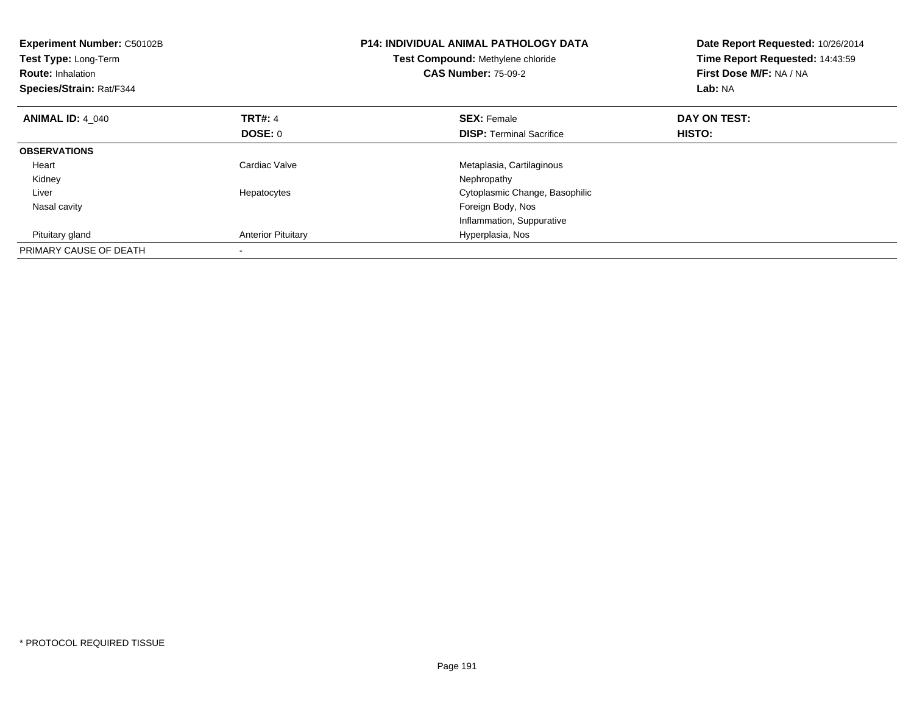**Experiment Number:** C50102B
**Test Type:** Long-Term
**Route:** Inhalation
**Species/Strain:** Rat/F344

**P14: INDIVIDUAL ANIMAL PATHOLOGY DATA**
**Test Compound:** Methylene chloride
**CAS Number:** 75-09-2

**Date Report Requested:** 10/26/2014
**Time Report Requested:** 14:43:59
**First Dose M/F:** NA / NA
**Lab:** NA

| **ANIMAL ID:** 4_040 | **TRT#:** 4 | **SEX:** Female | **DAY ON TEST:** |
|---|---|---|---|
| | **DOSE:** 0 | **DISP:** Terminal Sacrifice | **HISTO:** |
| **OBSERVATIONS** | | | |
| Heart | Cardiac Valve | Metaplasia, Cartilaginous | |
| Kidney | | Nephropathy | |
| Liver | Hepatocytes | Cytoplasmic Change, Basophilic | |
| Nasal cavity | | Foreign Body, Nos | |
| | | Inflammation, Suppurative | |
| Pituitary gland | Anterior Pituitary | Hyperplasia, Nos | |
| PRIMARY CAUSE OF DEATH | - | | |

* PROTOCOL REQUIRED TISSUE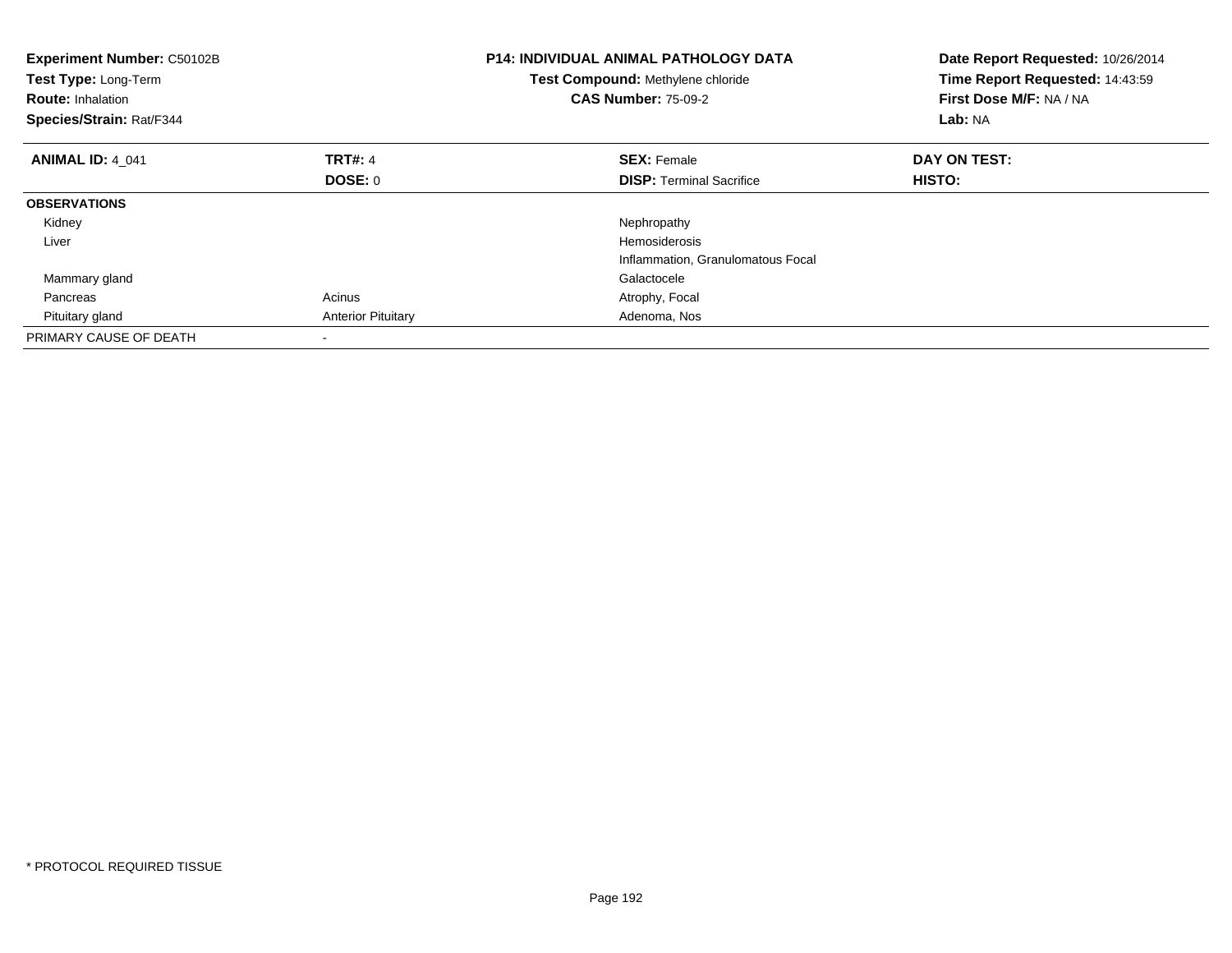**Experiment Number:** C50102B
**Test Type:** Long-Term
**Route:** Inhalation
**Species/Strain:** Rat/F344

**P14: INDIVIDUAL ANIMAL PATHOLOGY DATA**
**Test Compound:** Methylene chloride
**CAS Number:** 75-09-2

**Date Report Requested:** 10/26/2014
**Time Report Requested:** 14:43:59
**First Dose M/F:** NA / NA
**Lab:** NA

| **ANIMAL ID:** 4_041 | **TRT#:** 4 | **SEX:** Female | **DAY ON TEST:** |
|---|---|---|---|
| | **DOSE:** 0 | **DISP:** Terminal Sacrifice | **HISTO:** |
| **OBSERVATIONS** | | | |
| Kidney | | Nephropathy | |
| Liver | | Hemosiderosis | |
| | | Inflammation, Granulomatous Focal | |
| Mammary gland | | Galactocele | |
| Pancreas | Acinus | Atrophy, Focal | |
| Pituitary gland | Anterior Pituitary | Adenoma, Nos | |
| PRIMARY CAUSE OF DEATH | - | | |

* PROTOCOL REQUIRED TISSUE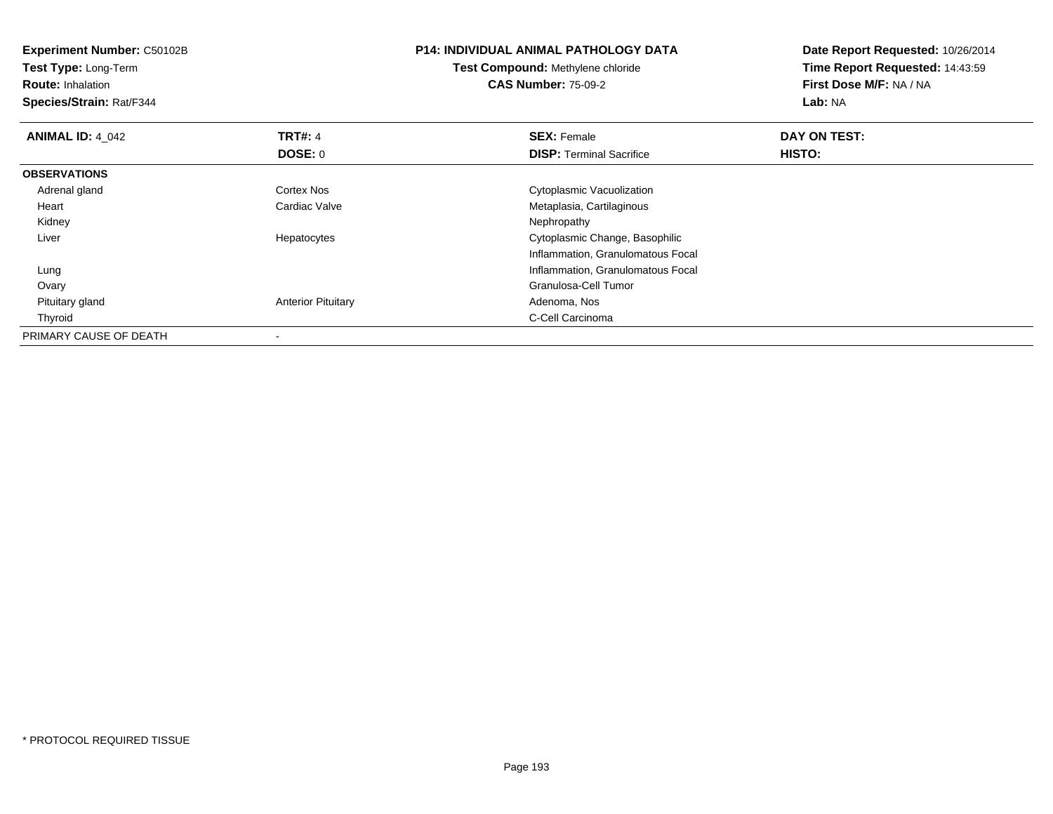**Experiment Number:** C50102B
**Test Type:** Long-Term
**Route:** Inhalation
**Species/Strain:** Rat/F344

**P14: INDIVIDUAL ANIMAL PATHOLOGY DATA**
**Test Compound:** Methylene chloride
**CAS Number:** 75-09-2

**Date Report Requested:** 10/26/2014
**Time Report Requested:** 14:43:59
**First Dose M/F:** NA / NA
**Lab:** NA

| **ANIMAL ID:** 4_042 | **TRT#:** 4 | **SEX:** Female | **DAY ON TEST:** |
|---|---|---|---|
| | **DOSE:** 0 | **DISP:** Terminal Sacrifice | **HISTO:** |
| **OBSERVATIONS** | | | |
| Adrenal gland | Cortex Nos | Cytoplasmic Vacuolization | |
| Heart | Cardiac Valve | Metaplasia, Cartilaginous | |
| Kidney | | Nephropathy | |
| Liver | Hepatocytes | Cytoplasmic Change, Basophilic | |
| | | Inflammation, Granulomatous Focal | |
| Lung | | Inflammation, Granulomatous Focal | |
| Ovary | | Granulosa-Cell Tumor | |
| Pituitary gland | Anterior Pituitary | Adenoma, Nos | |
| Thyroid | | C-Cell Carcinoma | |
| PRIMARY CAUSE OF DEATH | - | | |

* PROTOCOL REQUIRED TISSUE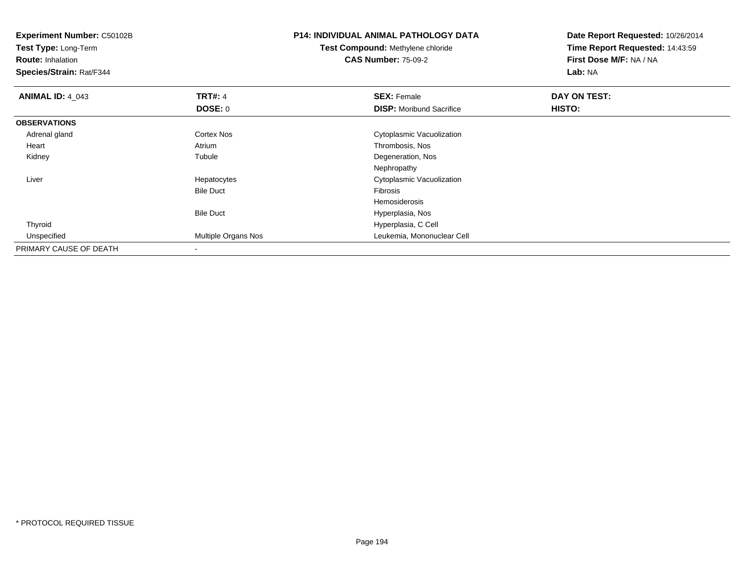**Experiment Number:** C50102B
**Test Type:** Long-Term
**Route:** Inhalation
**Species/Strain:** Rat/F344

**P14: INDIVIDUAL ANIMAL PATHOLOGY DATA**
**Test Compound:** Methylene chloride
**CAS Number:** 75-09-2

**Date Report Requested:** 10/26/2014
**Time Report Requested:** 14:43:59
**First Dose M/F:** NA / NA
**Lab:** NA

| **ANIMAL ID:** 4_043 | **TRT#:** 4 | **SEX:** Female | **DAY ON TEST:** |
|---|---|---|---|
| | **DOSE:** 0 | **DISP:** Moribund Sacrifice | **HISTO:** |
| **OBSERVATIONS** | | | |
| Adrenal gland | Cortex Nos | Cytoplasmic Vacuolization | |
| Heart | Atrium | Thrombosis, Nos | |
| Kidney | Tubule | Degeneration, Nos | |
| | | Nephropathy | |
| Liver | Hepatocytes | Cytoplasmic Vacuolization | |
| | Bile Duct | Fibrosis | |
| | | Hemosiderosis | |
| | Bile Duct | Hyperplasia, Nos | |
| Thyroid | | Hyperplasia, C Cell | |
| Unspecified | Multiple Organs Nos | Leukemia, Mononuclear Cell | |
| PRIMARY CAUSE OF DEATH | - | | |

\* PROTOCOL REQUIRED TISSUE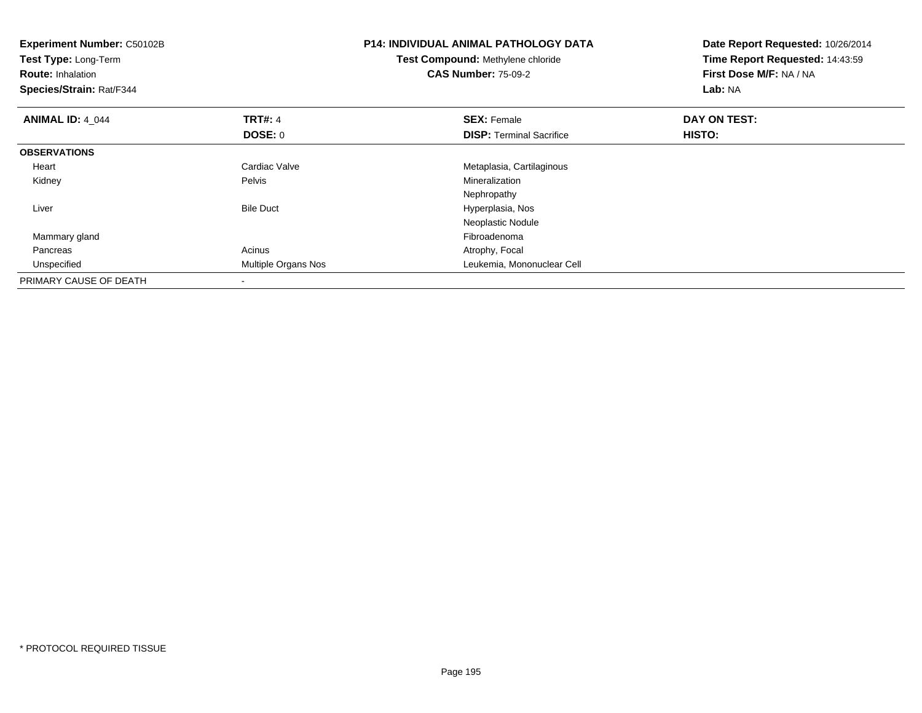**Experiment Number:** C50102B
**Test Type:** Long-Term
**Route:** Inhalation
**Species/Strain:** Rat/F344

**P14: INDIVIDUAL ANIMAL PATHOLOGY DATA**
**Test Compound:** Methylene chloride
**CAS Number:** 75-09-2

**Date Report Requested:** 10/26/2014
**Time Report Requested:** 14:43:59
**First Dose M/F:** NA / NA
**Lab:** NA

| **ANIMAL ID:** 4_044 | **TRT#:** 4 | **SEX:** Female | **DAY ON TEST:** |
|---|---|---|---|
| | **DOSE:** 0 | **DISP:** Terminal Sacrifice | **HISTO:** |
| **OBSERVATIONS** | | | |
| Heart | Cardiac Valve | Metaplasia, Cartilaginous | |
| Kidney | Pelvis | Mineralization | |
| | | Nephropathy | |
| Liver | Bile Duct | Hyperplasia, Nos | |
| | | Neoplastic Nodule | |
| Mammary gland | | Fibroadenoma | |
| Pancreas | Acinus | Atrophy, Focal | |
| Unspecified | Multiple Organs Nos | Leukemia, Mononuclear Cell | |
| PRIMARY CAUSE OF DEATH | - | | |

* PROTOCOL REQUIRED TISSUE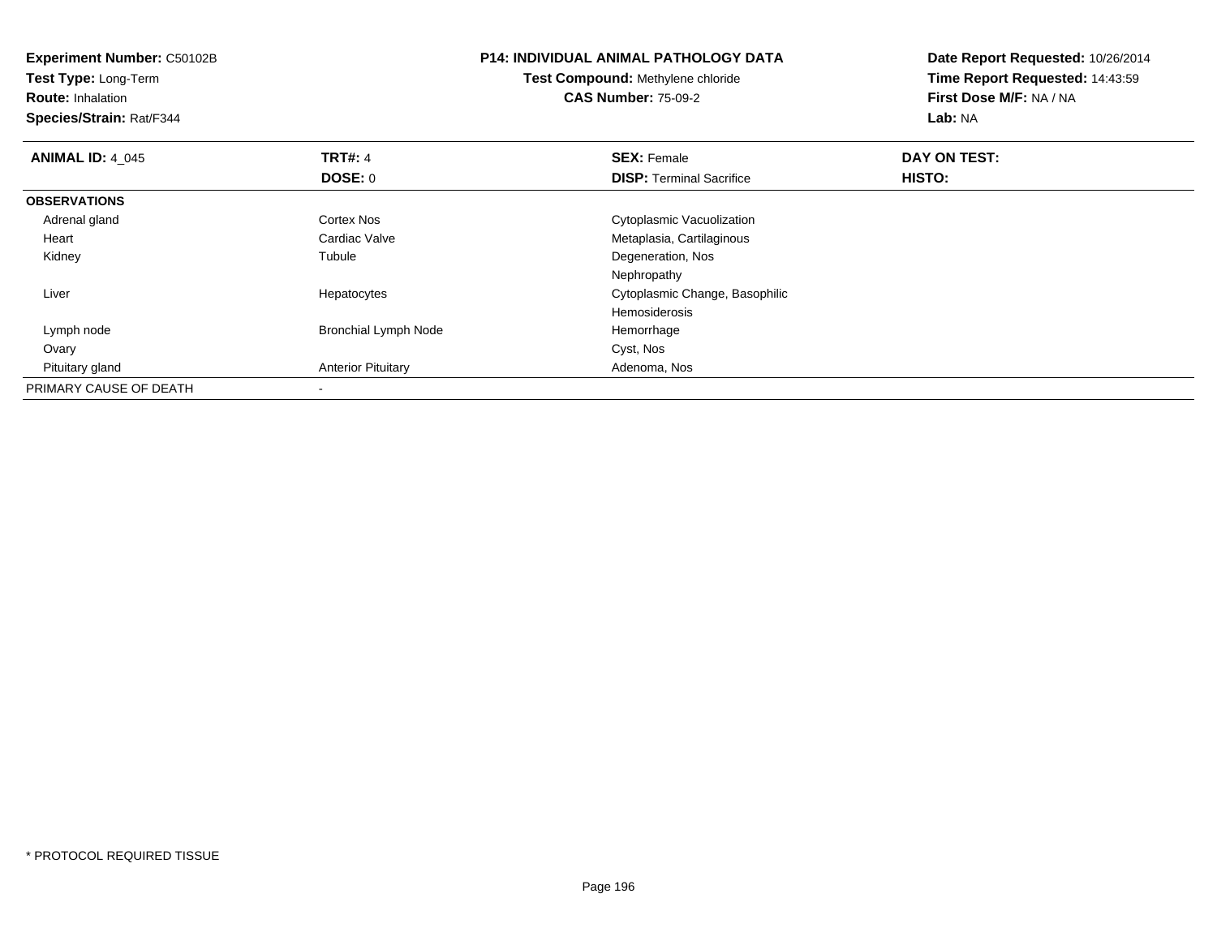**Experiment Number:** C50102B
**Test Type:** Long-Term
**Route:** Inhalation
**Species/Strain:** Rat/F344

**P14: INDIVIDUAL ANIMAL PATHOLOGY DATA**
**Test Compound:** Methylene chloride
**CAS Number:** 75-09-2

**Date Report Requested:** 10/26/2014
**Time Report Requested:** 14:43:59
**First Dose M/F:** NA / NA
**Lab:** NA

| **ANIMAL ID:** 4_045 | **TRT#:** 4 | **SEX:** Female | **DAY ON TEST:** |
|---|---|---|---|
| | **DOSE:** 0 | **DISP:** Terminal Sacrifice | **HISTO:** |
| **OBSERVATIONS** | | | |
| Adrenal gland | Cortex Nos | Cytoplasmic Vacuolization | |
| Heart | Cardiac Valve | Metaplasia, Cartilaginous | |
| Kidney | Tubule | Degeneration, Nos | |
| | | Nephropathy | |
| Liver | Hepatocytes | Cytoplasmic Change, Basophilic | |
| | | Hemosiderosis | |
| Lymph node | Bronchial Lymph Node | Hemorrhage | |
| Ovary | | Cyst, Nos | |
| Pituitary gland | Anterior Pituitary | Adenoma, Nos | |
| PRIMARY CAUSE OF DEATH | - | | |

* PROTOCOL REQUIRED TISSUE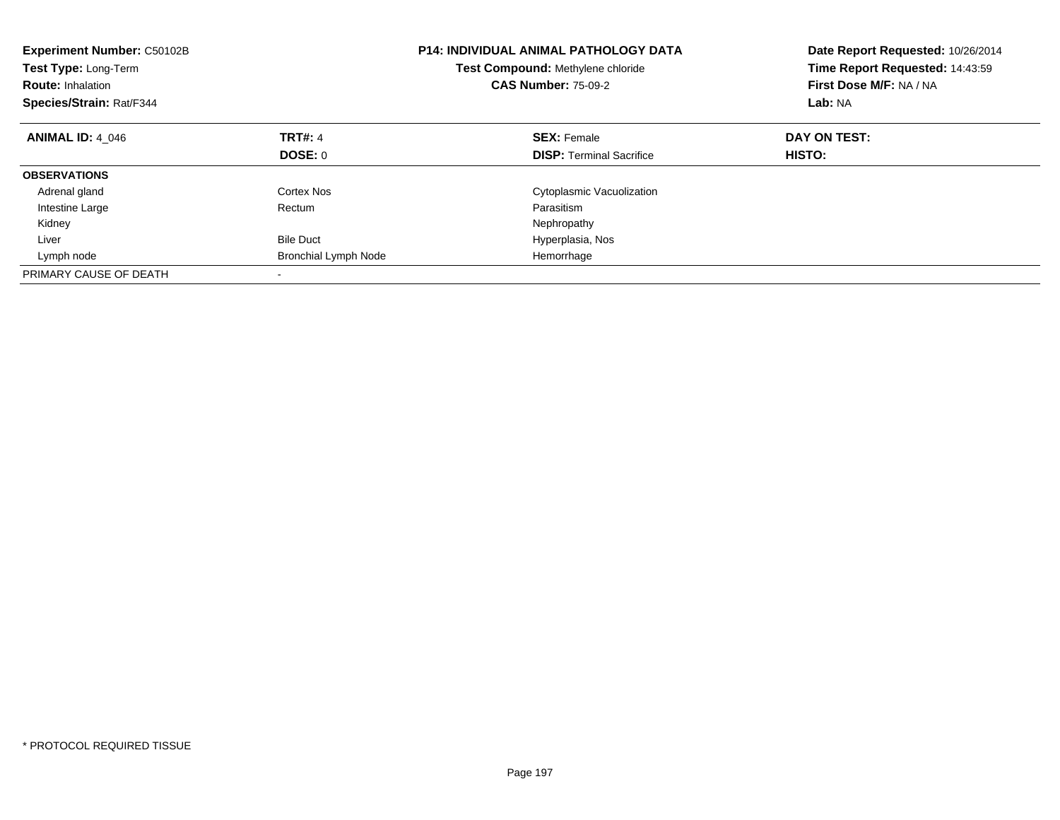**Experiment Number:** C50102B
**Test Type:** Long-Term
**Route:** Inhalation
**Species/Strain:** Rat/F344

**P14: INDIVIDUAL ANIMAL PATHOLOGY DATA**
**Test Compound:** Methylene chloride
**CAS Number:** 75-09-2

**Date Report Requested:** 10/26/2014
**Time Report Requested:** 14:43:59
**First Dose M/F:** NA / NA
**Lab:** NA

| **ANIMAL ID:** 4_046 | **TRT#:** 4 | **SEX:** Female | **DAY ON TEST:** |
|---|---|---|---|
| | **DOSE:** 0 | **DISP:** Terminal Sacrifice | **HISTO:** |
| **OBSERVATIONS** | | | |
| Adrenal gland | Cortex Nos | Cytoplasmic Vacuolization | |
| Intestine Large | Rectum | Parasitism | |
| Kidney | | Nephropathy | |
| Liver | Bile Duct | Hyperplasia, Nos | |
| Lymph node | Bronchial Lymph Node | Hemorrhage | |
| PRIMARY CAUSE OF DEATH | - | | |

* PROTOCOL REQUIRED TISSUE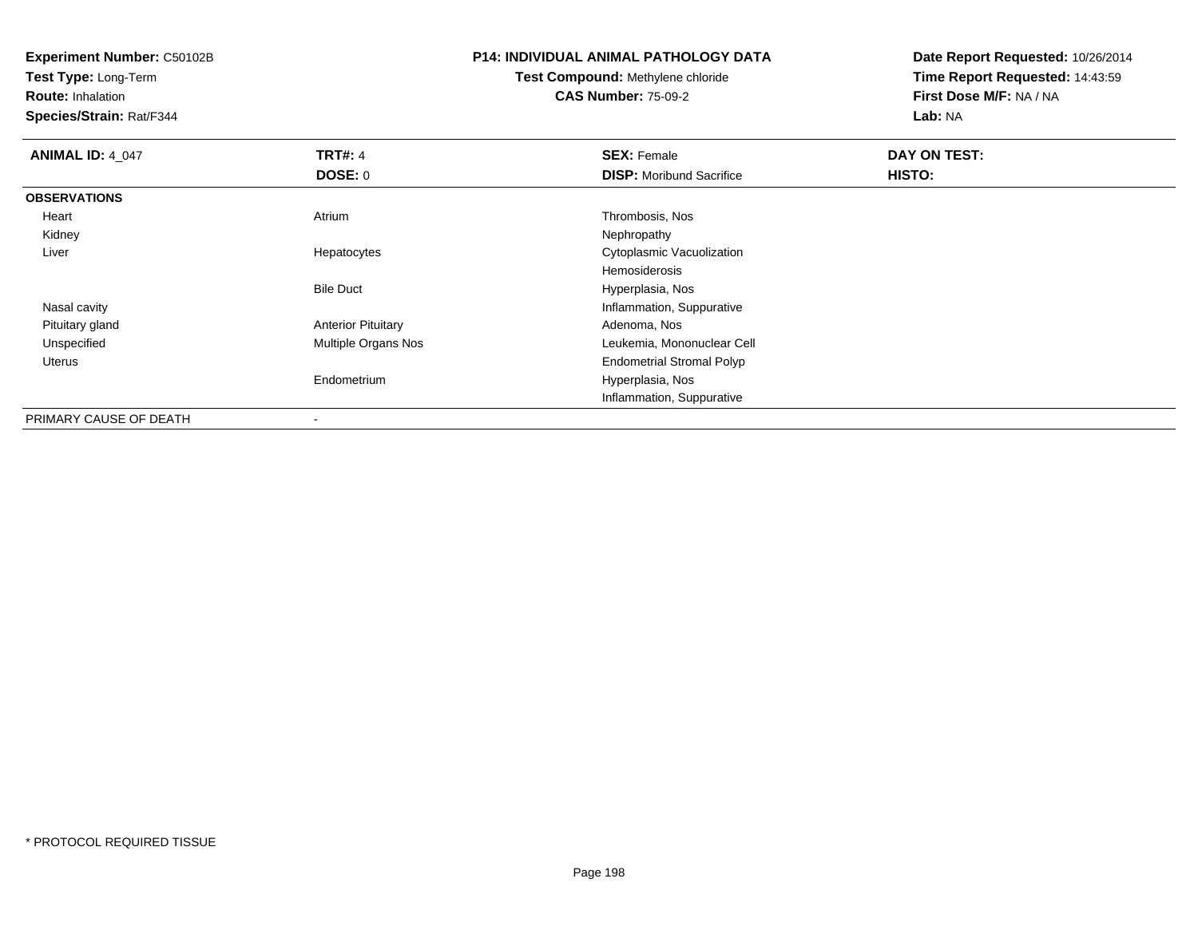**Experiment Number:** C50102B
**Test Type:** Long-Term
**Route:** Inhalation
**Species/Strain:** Rat/F344

**P14: INDIVIDUAL ANIMAL PATHOLOGY DATA**
**Test Compound:** Methylene chloride
**CAS Number:** 75-09-2

**Date Report Requested:** 10/26/2014
**Time Report Requested:** 14:43:59
**First Dose M/F:** NA / NA
**Lab:** NA

| **ANIMAL ID:** 4_047 | **TRT#:** 4 | **SEX:** Female | **DAY ON TEST:** |
|---|---|---|---|
| | **DOSE:** 0 | **DISP:** Moribund Sacrifice | **HISTO:** |
| **OBSERVATIONS** | | | |
| Heart | Atrium | Thrombosis, Nos | |
| Kidney | | Nephropathy | |
| Liver | Hepatocytes | Cytoplasmic Vacuolization | |
| | | Hemosiderosis | |
| | Bile Duct | Hyperplasia, Nos | |
| Nasal cavity | | Inflammation, Suppurative | |
| Pituitary gland | Anterior Pituitary | Adenoma, Nos | |
| Unspecified | Multiple Organs Nos | Leukemia, Mononuclear Cell | |
| Uterus | | Endometrial Stromal Polyp | |
| | Endometrium | Hyperplasia, Nos | |
| | | Inflammation, Suppurative | |
| PRIMARY CAUSE OF DEATH | - | | |

* PROTOCOL REQUIRED TISSUE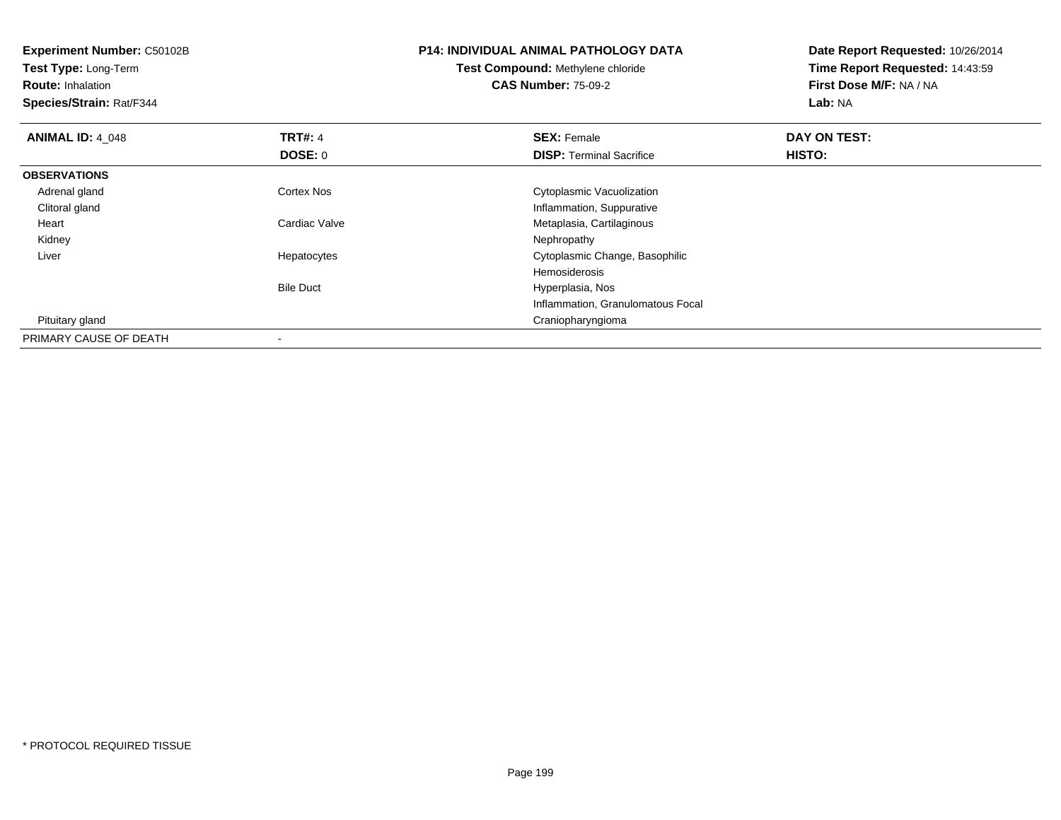**Experiment Number:** C50102B
**Test Type:** Long-Term
**Route:** Inhalation
**Species/Strain:** Rat/F344

**P14: INDIVIDUAL ANIMAL PATHOLOGY DATA**
**Test Compound:** Methylene chloride
**CAS Number:** 75-09-2

**Date Report Requested:** 10/26/2014
**Time Report Requested:** 14:43:59
**First Dose M/F:** NA / NA
**Lab:** NA

| **ANIMAL ID:** 4_048 | **TRT#:** 4 | **SEX:** Female | **DAY ON TEST:** |
|---|---|---|---|
| | **DOSE:** 0 | **DISP:** Terminal Sacrifice | **HISTO:** |
| **OBSERVATIONS** | | | |
| Adrenal gland | Cortex Nos | Cytoplasmic Vacuolization | |
| Clitoral gland | | Inflammation, Suppurative | |
| Heart | Cardiac Valve | Metaplasia, Cartilaginous | |
| Kidney | | Nephropathy | |
| Liver | Hepatocytes | Cytoplasmic Change, Basophilic | |
| | | Hemosiderosis | |
| | Bile Duct | Hyperplasia, Nos | |
| | | Inflammation, Granulomatous Focal | |
| Pituitary gland | | Craniopharyngioma | |
| PRIMARY CAUSE OF DEATH | - | | |

* PROTOCOL REQUIRED TISSUE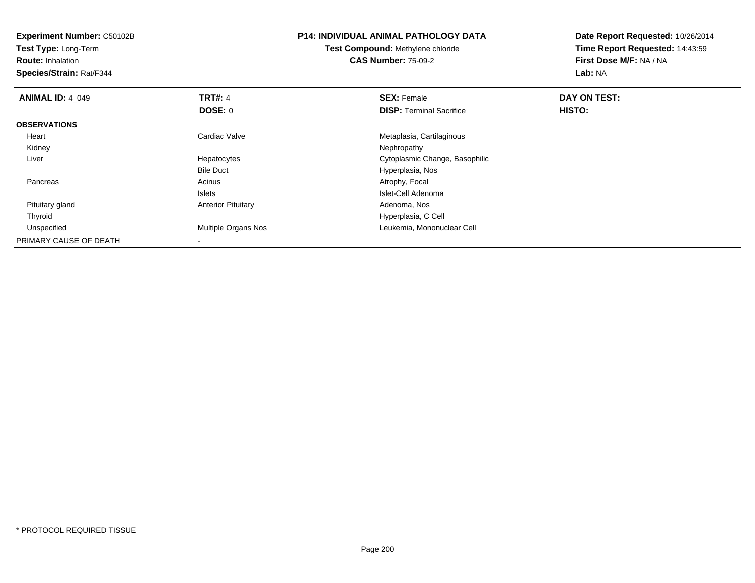**Experiment Number:** C50102B
**Test Type:** Long-Term
**Route:** Inhalation
**Species/Strain:** Rat/F344

**P14: INDIVIDUAL ANIMAL PATHOLOGY DATA**
**Test Compound:** Methylene chloride
**CAS Number:** 75-09-2

**Date Report Requested:** 10/26/2014
**Time Report Requested:** 14:43:59
**First Dose M/F:** NA / NA
**Lab:** NA

| **ANIMAL ID:** 4_049 | **TRT#:** 4 | **SEX:** Female | **DAY ON TEST:** |
|---|---|---|---|
| | **DOSE:** 0 | **DISP:** Terminal Sacrifice | **HISTO:** |
| **OBSERVATIONS** | | | |
| Heart | Cardiac Valve | Metaplasia, Cartilaginous | |
| Kidney | | Nephropathy | |
| Liver | Hepatocytes | Cytoplasmic Change, Basophilic | |
| | Bile Duct | Hyperplasia, Nos | |
| Pancreas | Acinus | Atrophy, Focal | |
| | Islets | Islet-Cell Adenoma | |
| Pituitary gland | Anterior Pituitary | Adenoma, Nos | |
| Thyroid | | Hyperplasia, C Cell | |
| Unspecified | Multiple Organs Nos | Leukemia, Mononuclear Cell | |
| PRIMARY CAUSE OF DEATH | - | | |

* PROTOCOL REQUIRED TISSUE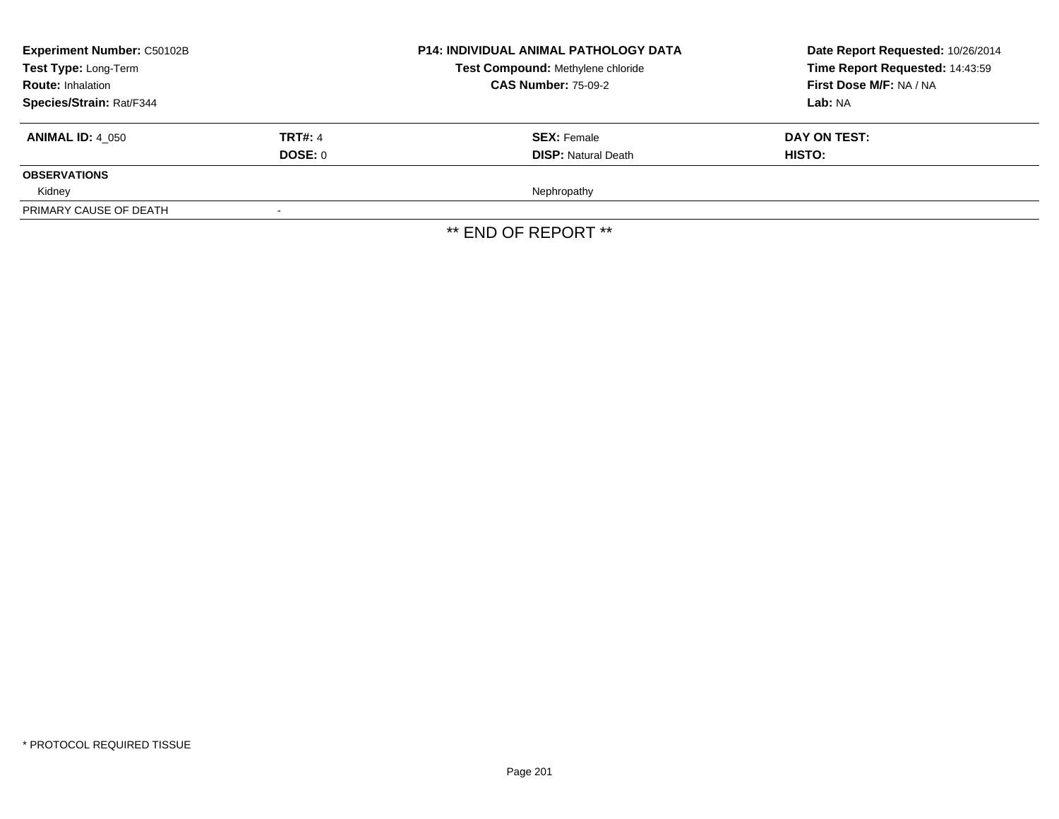**Experiment Number:** C50102B
**Test Type:** Long-Term
**Route:** Inhalation
**Species/Strain:** Rat/F344

**P14: INDIVIDUAL ANIMAL PATHOLOGY DATA**
**Test Compound:** Methylene chloride
**CAS Number:** 75-09-2

**Date Report Requested:** 10/26/2014
**Time Report Requested:** 14:43:59
**First Dose M/F:** NA / NA
**Lab:** NA

| | | | |
|---|---|---|---|
| **ANIMAL ID:** 4_050 | **TRT#:** 4 | **SEX:** Female | **DAY ON TEST:** |
| | **DOSE:** 0 | **DISP:** Natural Death | **HISTO:** |
| **OBSERVATIONS** | | | |
| Kidney | | Nephropathy | |
| PRIMARY CAUSE OF DEATH | - | | |

** END OF REPORT **

* PROTOCOL REQUIRED TISSUE